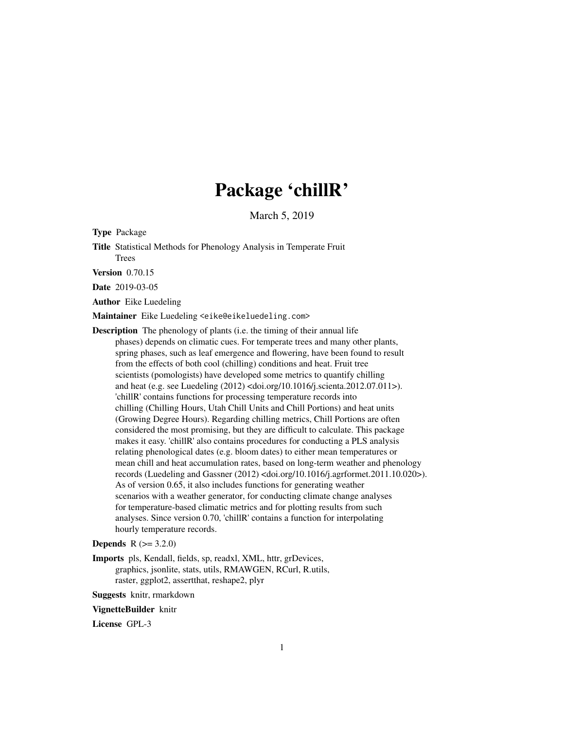# Package 'chillR'

March 5, 2019

**Type** Package

**Title** Statistical Methods for Phenology Analysis in Temperate Fruit Trees

**Version** 0.70.15

**Date** 2019-03-05

**Author** Eike Luedeling

**Maintainer** Eike Luedeling <eike@eikeluedeling.com>

**Description** The phenology of plants (i.e. the timing of their annual life phases) depends on climatic cues. For temperate trees and many other plants, spring phases, such as leaf emergence and flowering, have been found to result from the effects of both cool (chilling) conditions and heat. Fruit tree scientists (pomologists) have developed some metrics to quantify chilling and heat (e.g. see Luedeling (2012) <doi.org/10.1016/j.scienta.2012.07.011>). 'chillR' contains functions for processing temperature records into chilling (Chilling Hours, Utah Chill Units and Chill Portions) and heat units (Growing Degree Hours). Regarding chilling metrics, Chill Portions are often considered the most promising, but they are difficult to calculate. This package makes it easy. 'chillR' also contains procedures for conducting a PLS analysis relating phenological dates (e.g. bloom dates) to either mean temperatures or mean chill and heat accumulation rates, based on long-term weather and phenology records (Luedeling and Gassner (2012) <doi.org/10.1016/j.agrformet.2011.10.020>). As of version 0.65, it also includes functions for generating weather scenarios with a weather generator, for conducting climate change analyses for temperature-based climatic metrics and for plotting results from such analyses. Since version 0.70, 'chillR' contains a function for interpolating hourly temperature records.

**Depends** R (>= 3.2.0)

**Imports** pls, Kendall, fields, sp, readxl, XML, httr, grDevices, graphics, jsonlite, stats, utils, RMAWGEN, RCurl, R.utils, raster, ggplot2, assertthat, reshape2, plyr

**Suggests** knitr, rmarkdown

**VignetteBuilder** knitr

**License** GPL-3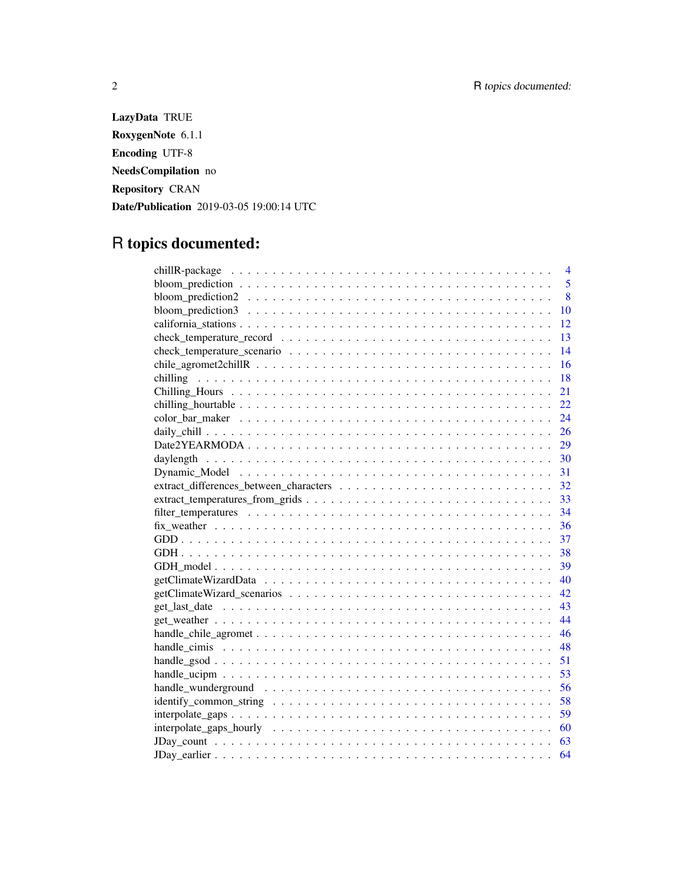**LazyData** TRUE

**RoxygenNote** 6.1.1

**Encoding** UTF-8

**NeedsCompilation** no

**Repository** CRAN

**Date/Publication** 2019-03-05 19:00:14 UTC

# R topics documented:

| | |
|---|---|
| chillR-package | 4 |
| bloom_prediction | 5 |
| bloom_prediction2 | 8 |
| bloom_prediction3 | 10 |
| california_stations | 12 |
| check_temperature_record | 13 |
| check_temperature_scenario | 14 |
| chile_agromet2chillR | 16 |
| chilling | 18 |
| Chilling_Hours | 21 |
| chilling_hourtable | 22 |
| color_bar_maker | 24 |
| daily_chill | 26 |
| Date2YEARMODA | 29 |
| daylength | 30 |
| Dynamic_Model | 31 |
| extract_differences_between_characters | 32 |
| extract_temperatures_from_grids | 33 |
| filter_temperatures | 34 |
| fix_weather | 36 |
| GDD | 37 |
| GDH | 38 |
| GDH_model | 39 |
| getClimateWizardData | 40 |
| getClimateWizard_scenarios | 42 |
| get_last_date | 43 |
| get_weather | 44 |
| handle_chile_agromet | 46 |
| handle_cimis | 48 |
| handle_gsod | 51 |
| handle_ucipm | 53 |
| handle_wunderground | 56 |
| identify_common_string | 58 |
| interpolate_gaps | 59 |
| interpolate_gaps_hourly | 60 |
| JDay_count | 63 |
| JDay_earlier | 64 |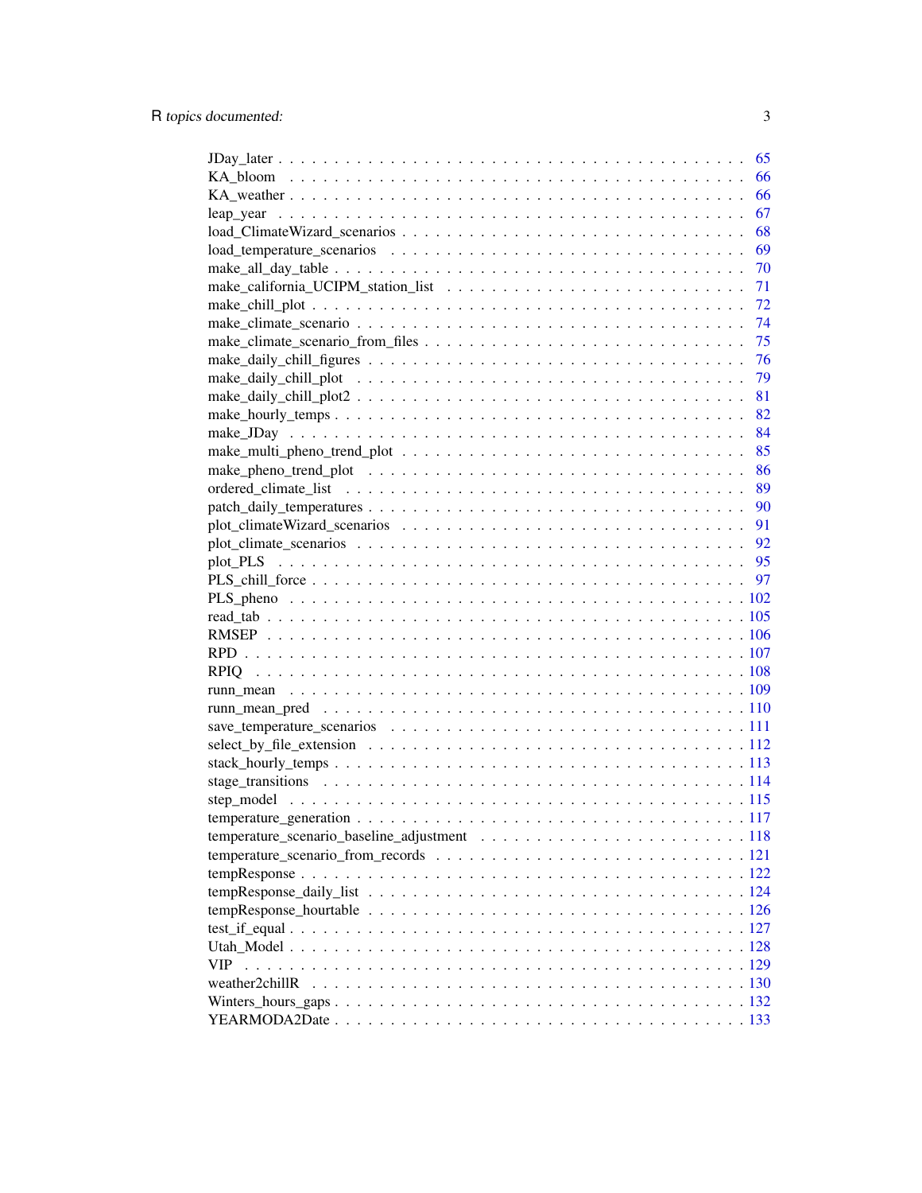JDay_later . . . . . . . . . . . . . . . . . . . . . . . . . . . . . . . . . . . . . . . . 65
KA_bloom . . . . . . . . . . . . . . . . . . . . . . . . . . . . . . . . . . . . . . . . 66
KA_weather . . . . . . . . . . . . . . . . . . . . . . . . . . . . . . . . . . . . . . . . 66
leap_year . . . . . . . . . . . . . . . . . . . . . . . . . . . . . . . . . . . . . . . . 67
load_ClimateWizard_scenarios . . . . . . . . . . . . . . . . . . . . . . . . . . . . . . 68
load_temperature_scenarios . . . . . . . . . . . . . . . . . . . . . . . . . . . . . . . 69
make_all_day_table . . . . . . . . . . . . . . . . . . . . . . . . . . . . . . . . . . . 70
make_california_UCIPM_station_list . . . . . . . . . . . . . . . . . . . . . . . . . . . 71
make_chill_plot . . . . . . . . . . . . . . . . . . . . . . . . . . . . . . . . . . . . . 72
make_climate_scenario . . . . . . . . . . . . . . . . . . . . . . . . . . . . . . . . . . 74
make_climate_scenario_from_files . . . . . . . . . . . . . . . . . . . . . . . . . . . . 75
make_daily_chill_figures . . . . . . . . . . . . . . . . . . . . . . . . . . . . . . . . 76
make_daily_chill_plot . . . . . . . . . . . . . . . . . . . . . . . . . . . . . . . . . . 79
make_daily_chill_plot2 . . . . . . . . . . . . . . . . . . . . . . . . . . . . . . . . . 81
make_hourly_temps . . . . . . . . . . . . . . . . . . . . . . . . . . . . . . . . . . . 82
make_JDay . . . . . . . . . . . . . . . . . . . . . . . . . . . . . . . . . . . . . . . . 84
make_multi_pheno_trend_plot . . . . . . . . . . . . . . . . . . . . . . . . . . . . . . 85
make_pheno_trend_plot . . . . . . . . . . . . . . . . . . . . . . . . . . . . . . . . . 86
ordered_climate_list . . . . . . . . . . . . . . . . . . . . . . . . . . . . . . . . . . . 89
patch_daily_temperatures . . . . . . . . . . . . . . . . . . . . . . . . . . . . . . . . 90
plot_climateWizard_scenarios . . . . . . . . . . . . . . . . . . . . . . . . . . . . . . 91
plot_climate_scenarios . . . . . . . . . . . . . . . . . . . . . . . . . . . . . . . . . . 92
plot_PLS . . . . . . . . . . . . . . . . . . . . . . . . . . . . . . . . . . . . . . . . . 95
PLS_chill_force . . . . . . . . . . . . . . . . . . . . . . . . . . . . . . . . . . . . . 97
PLS_pheno . . . . . . . . . . . . . . . . . . . . . . . . . . . . . . . . . . . . . . . . 102
read_tab . . . . . . . . . . . . . . . . . . . . . . . . . . . . . . . . . . . . . . . . . 105
RMSEP . . . . . . . . . . . . . . . . . . . . . . . . . . . . . . . . . . . . . . . . . . 106
RPD . . . . . . . . . . . . . . . . . . . . . . . . . . . . . . . . . . . . . . . . . . . 107
RPIQ . . . . . . . . . . . . . . . . . . . . . . . . . . . . . . . . . . . . . . . . . . . 108
runn_mean . . . . . . . . . . . . . . . . . . . . . . . . . . . . . . . . . . . . . . . . 109
runn_mean_pred . . . . . . . . . . . . . . . . . . . . . . . . . . . . . . . . . . . . . 110
save_temperature_scenarios . . . . . . . . . . . . . . . . . . . . . . . . . . . . . . . 111
select_by_file_extension . . . . . . . . . . . . . . . . . . . . . . . . . . . . . . . . . 112
stack_hourly_temps . . . . . . . . . . . . . . . . . . . . . . . . . . . . . . . . . . . 113
stage_transitions . . . . . . . . . . . . . . . . . . . . . . . . . . . . . . . . . . . . . 114
step_model . . . . . . . . . . . . . . . . . . . . . . . . . . . . . . . . . . . . . . . . 115
temperature_generation . . . . . . . . . . . . . . . . . . . . . . . . . . . . . . . . . 117
temperature_scenario_baseline_adjustment . . . . . . . . . . . . . . . . . . . . . . . . 118
temperature_scenario_from_records . . . . . . . . . . . . . . . . . . . . . . . . . . . 121
tempResponse . . . . . . . . . . . . . . . . . . . . . . . . . . . . . . . . . . . . . . 122
tempResponse_daily_list . . . . . . . . . . . . . . . . . . . . . . . . . . . . . . . . . 124
tempResponse_hourtable . . . . . . . . . . . . . . . . . . . . . . . . . . . . . . . . . 126
test_if_equal . . . . . . . . . . . . . . . . . . . . . . . . . . . . . . . . . . . . . . . 127
Utah_Model . . . . . . . . . . . . . . . . . . . . . . . . . . . . . . . . . . . . . . . 128
VIP . . . . . . . . . . . . . . . . . . . . . . . . . . . . . . . . . . . . . . . . . . . 129
weather2chillR . . . . . . . . . . . . . . . . . . . . . . . . . . . . . . . . . . . . . . 130
Winters_hours_gaps . . . . . . . . . . . . . . . . . . . . . . . . . . . . . . . . . . . 132
YEARMODA2Date . . . . . . . . . . . . . . . . . . . . . . . . . . . . . . . . . . . . 133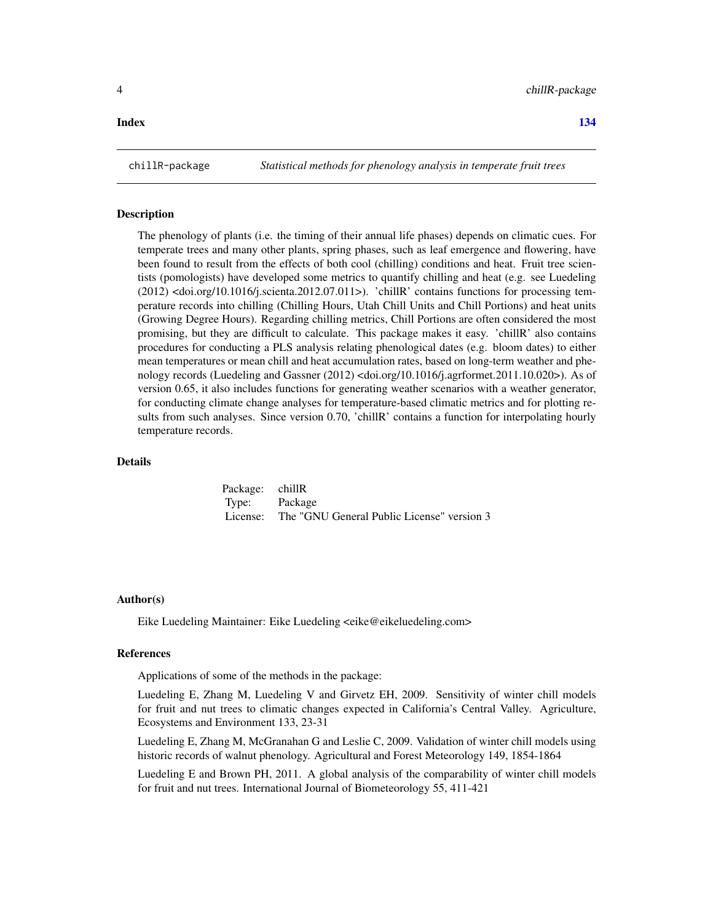**Index** **134**

---

chillR-package *Statistical methods for phenology analysis in temperate fruit trees*

---

### Description

The phenology of plants (i.e. the timing of their annual life phases) depends on climatic cues. For temperate trees and many other plants, spring phases, such as leaf emergence and flowering, have been found to result from the effects of both cool (chilling) conditions and heat. Fruit tree scientists (pomologists) have developed some metrics to quantify chilling and heat (e.g. see Luedeling (2012) <doi.org/10.1016/j.scienta.2012.07.011>). 'chillR' contains functions for processing temperature records into chilling (Chilling Hours, Utah Chill Units and Chill Portions) and heat units (Growing Degree Hours). Regarding chilling metrics, Chill Portions are often considered the most promising, but they are difficult to calculate. This package makes it easy. 'chillR' also contains procedures for conducting a PLS analysis relating phenological dates (e.g. bloom dates) to either mean temperatures or mean chill and heat accumulation rates, based on long-term weather and phenology records (Luedeling and Gassner (2012) <doi.org/10.1016/j.agrformet.2011.10.020>). As of version 0.65, it also includes functions for generating weather scenarios with a weather generator, for conducting climate change analyses for temperature-based climatic metrics and for plotting results from such analyses. Since version 0.70, 'chillR' contains a function for interpolating hourly temperature records.

### Details

| | |
|---|---|
| Package: | chillR |
| Type: | Package |
| License: | The "GNU General Public License" version 3 |

### Author(s)

Eike Luedeling Maintainer: Eike Luedeling <eike@eikeluedeling.com>

### References

Applications of some of the methods in the package:

Luedeling E, Zhang M, Luedeling V and Girvetz EH, 2009. Sensitivity of winter chill models for fruit and nut trees to climatic changes expected in California's Central Valley. Agriculture, Ecosystems and Environment 133, 23-31

Luedeling E, Zhang M, McGranahan G and Leslie C, 2009. Validation of winter chill models using historic records of walnut phenology. Agricultural and Forest Meteorology 149, 1854-1864

Luedeling E and Brown PH, 2011. A global analysis of the comparability of winter chill models for fruit and nut trees. International Journal of Biometeorology 55, 411-421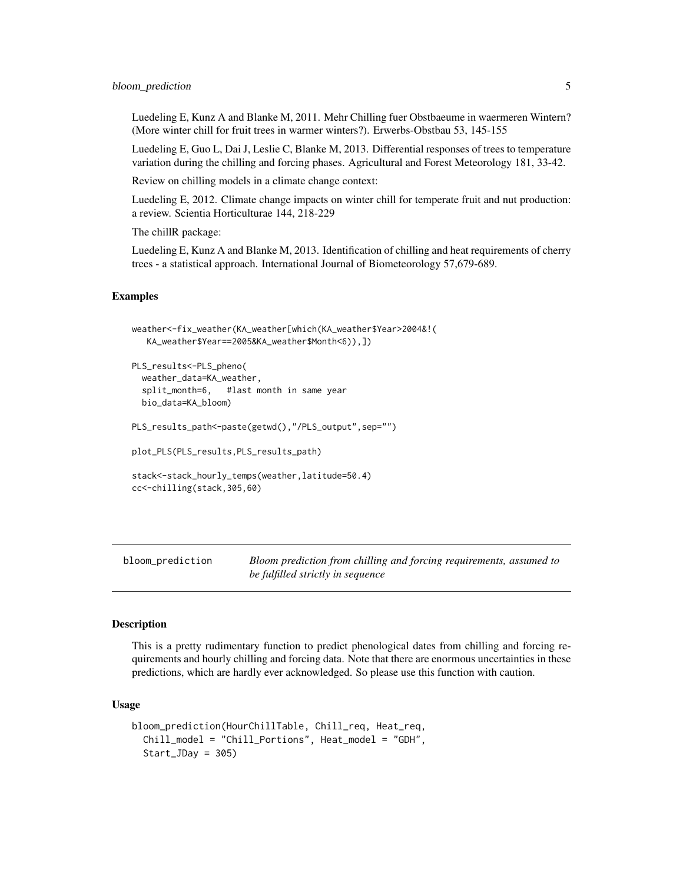Luedeling E, Kunz A and Blanke M, 2011. Mehr Chilling fuer Obstbaeume in waermeren Wintern? (More winter chill for fruit trees in warmer winters?). Erwerbs-Obstbau 53, 145-155

Luedeling E, Guo L, Dai J, Leslie C, Blanke M, 2013. Differential responses of trees to temperature variation during the chilling and forcing phases. Agricultural and Forest Meteorology 181, 33-42.

Review on chilling models in a climate change context:

Luedeling E, 2012. Climate change impacts on winter chill for temperate fruit and nut production: a review. Scientia Horticulturae 144, 218-229

The chillR package:

Luedeling E, Kunz A and Blanke M, 2013. Identification of chilling and heat requirements of cherry trees - a statistical approach. International Journal of Biometeorology 57,679-689.

### Examples

```
weather<-fix_weather(KA_weather[which(KA_weather$Year>2004&!(
   KA_weather$Year==2005&KA_weather$Month<6)),])

PLS_results<-PLS_pheno(
  weather_data=KA_weather,
  split_month=6,   #last month in same year
  bio_data=KA_bloom)

PLS_results_path<-paste(getwd(),"/PLS_output",sep="")

plot_PLS(PLS_results,PLS_results_path)

stack<-stack_hourly_temps(weather,latitude=50.4)
cc<-chilling(stack,305,60)
```

---

## bloom_prediction — *Bloom prediction from chilling and forcing requirements, assumed to be fulfilled strictly in sequence*

### Description

This is a pretty rudimentary function to predict phenological dates from chilling and forcing requirements and hourly chilling and forcing data. Note that there are enormous uncertainties in these predictions, which are hardly ever acknowledged. So please use this function with caution.

### Usage

```
bloom_prediction(HourChillTable, Chill_req, Heat_req,
  Chill_model = "Chill_Portions", Heat_model = "GDH",
  Start_JDay = 305)
```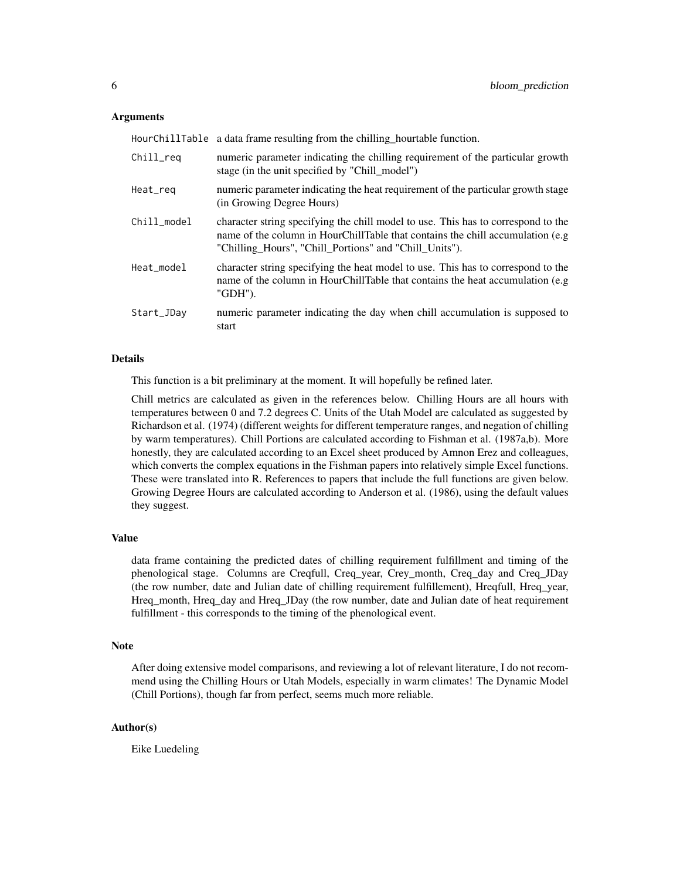### Arguments

| | |
|---|---|
| HourChillTable | a data frame resulting from the chilling_hourtable function. |
| Chill_req | numeric parameter indicating the chilling requirement of the particular growth stage (in the unit specified by "Chill_model") |
| Heat_req | numeric parameter indicating the heat requirement of the particular growth stage (in Growing Degree Hours) |
| Chill_model | character string specifying the chill model to use. This has to correspond to the name of the column in HourChillTable that contains the chill accumulation (e.g "Chilling_Hours", "Chill_Portions" and "Chill_Units"). |
| Heat_model | character string specifying the heat model to use. This has to correspond to the name of the column in HourChillTable that contains the heat accumulation (e.g "GDH"). |
| Start_JDay | numeric parameter indicating the day when chill accumulation is supposed to start |

### Details

This function is a bit preliminary at the moment. It will hopefully be refined later.

Chill metrics are calculated as given in the references below. Chilling Hours are all hours with temperatures between 0 and 7.2 degrees C. Units of the Utah Model are calculated as suggested by Richardson et al. (1974) (different weights for different temperature ranges, and negation of chilling by warm temperatures). Chill Portions are calculated according to Fishman et al. (1987a,b). More honestly, they are calculated according to an Excel sheet produced by Amnon Erez and colleagues, which converts the complex equations in the Fishman papers into relatively simple Excel functions. These were translated into R. References to papers that include the full functions are given below. Growing Degree Hours are calculated according to Anderson et al. (1986), using the default values they suggest.

### Value

data frame containing the predicted dates of chilling requirement fulfillment and timing of the phenological stage. Columns are Creqfull, Creq_year, Crey_month, Creq_day and Creq_JDay (the row number, date and Julian date of chilling requirement fulfillement), Hreqfull, Hreq_year, Hreq_month, Hreq_day and Hreq_JDay (the row number, date and Julian date of heat requirement fulfillment - this corresponds to the timing of the phenological event.

### Note

After doing extensive model comparisons, and reviewing a lot of relevant literature, I do not recommend using the Chilling Hours or Utah Models, especially in warm climates! The Dynamic Model (Chill Portions), though far from perfect, seems much more reliable.

### Author(s)

Eike Luedeling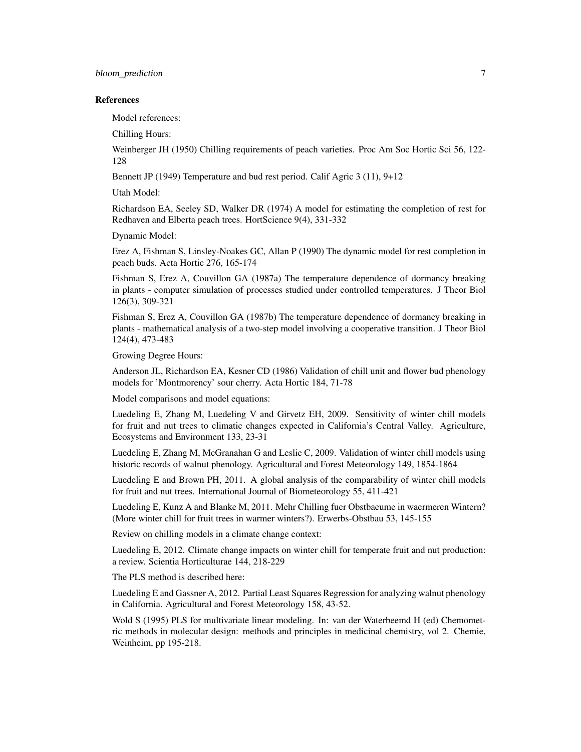### References

Model references:

Chilling Hours:

Weinberger JH (1950) Chilling requirements of peach varieties. Proc Am Soc Hortic Sci 56, 122-128

Bennett JP (1949) Temperature and bud rest period. Calif Agric 3 (11), 9+12

Utah Model:

Richardson EA, Seeley SD, Walker DR (1974) A model for estimating the completion of rest for Redhaven and Elberta peach trees. HortScience 9(4), 331-332

Dynamic Model:

Erez A, Fishman S, Linsley-Noakes GC, Allan P (1990) The dynamic model for rest completion in peach buds. Acta Hortic 276, 165-174

Fishman S, Erez A, Couvillon GA (1987a) The temperature dependence of dormancy breaking in plants - computer simulation of processes studied under controlled temperatures. J Theor Biol 126(3), 309-321

Fishman S, Erez A, Couvillon GA (1987b) The temperature dependence of dormancy breaking in plants - mathematical analysis of a two-step model involving a cooperative transition. J Theor Biol 124(4), 473-483

Growing Degree Hours:

Anderson JL, Richardson EA, Kesner CD (1986) Validation of chill unit and flower bud phenology models for 'Montmorency' sour cherry. Acta Hortic 184, 71-78

Model comparisons and model equations:

Luedeling E, Zhang M, Luedeling V and Girvetz EH, 2009. Sensitivity of winter chill models for fruit and nut trees to climatic changes expected in California's Central Valley. Agriculture, Ecosystems and Environment 133, 23-31

Luedeling E, Zhang M, McGranahan G and Leslie C, 2009. Validation of winter chill models using historic records of walnut phenology. Agricultural and Forest Meteorology 149, 1854-1864

Luedeling E and Brown PH, 2011. A global analysis of the comparability of winter chill models for fruit and nut trees. International Journal of Biometeorology 55, 411-421

Luedeling E, Kunz A and Blanke M, 2011. Mehr Chilling fuer Obstbaeume in waermeren Wintern? (More winter chill for fruit trees in warmer winters?). Erwerbs-Obstbau 53, 145-155

Review on chilling models in a climate change context:

Luedeling E, 2012. Climate change impacts on winter chill for temperate fruit and nut production: a review. Scientia Horticulturae 144, 218-229

The PLS method is described here:

Luedeling E and Gassner A, 2012. Partial Least Squares Regression for analyzing walnut phenology in California. Agricultural and Forest Meteorology 158, 43-52.

Wold S (1995) PLS for multivariate linear modeling. In: van der Waterbeemd H (ed) Chemometric methods in molecular design: methods and principles in medicinal chemistry, vol 2. Chemie, Weinheim, pp 195-218.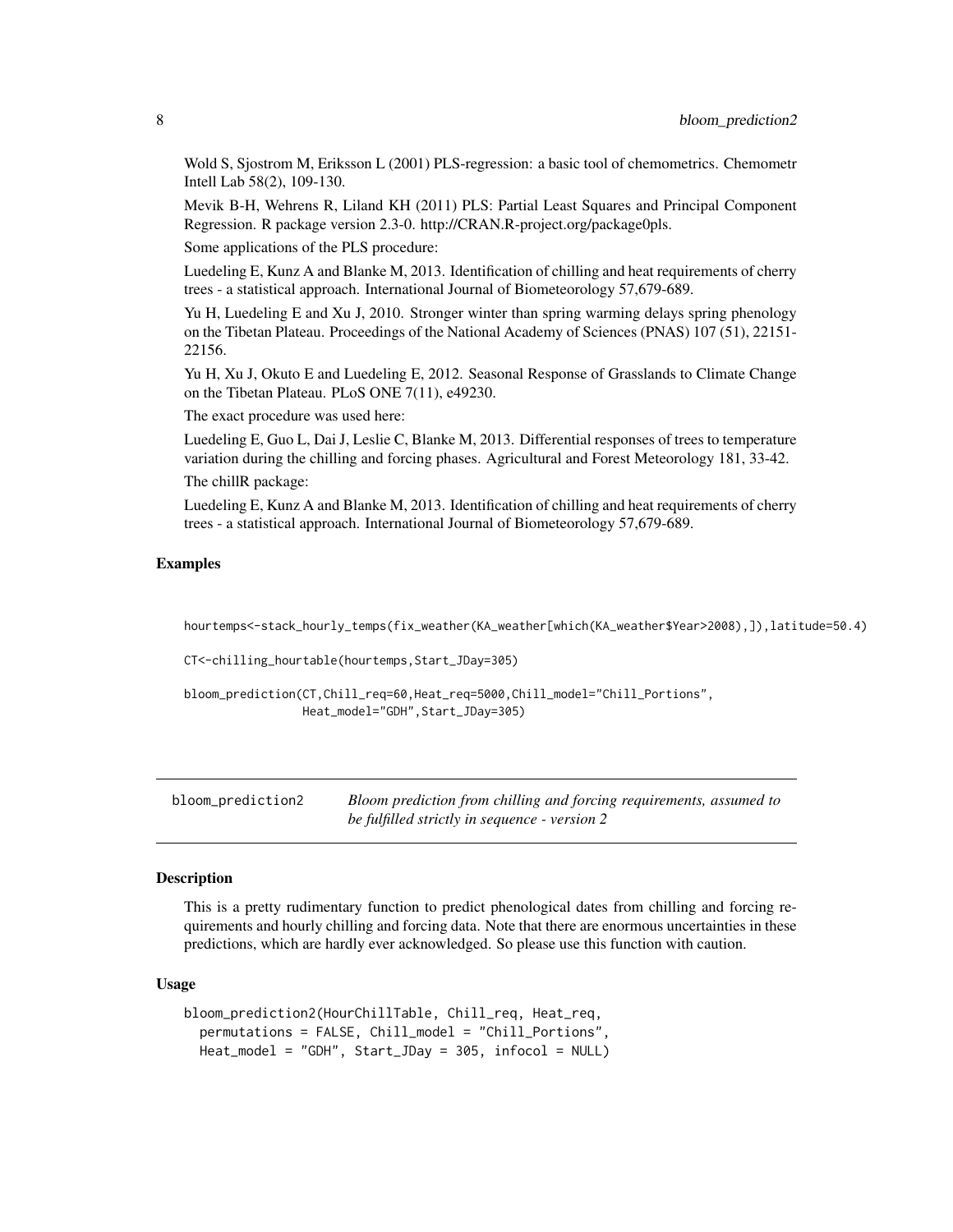Wold S, Sjostrom M, Eriksson L (2001) PLS-regression: a basic tool of chemometrics. Chemometr Intell Lab 58(2), 109-130.

Mevik B-H, Wehrens R, Liland KH (2011) PLS: Partial Least Squares and Principal Component Regression. R package version 2.3-0. http://CRAN.R-project.org/package0pls.

Some applications of the PLS procedure:

Luedeling E, Kunz A and Blanke M, 2013. Identification of chilling and heat requirements of cherry trees - a statistical approach. International Journal of Biometeorology 57,679-689.

Yu H, Luedeling E and Xu J, 2010. Stronger winter than spring warming delays spring phenology on the Tibetan Plateau. Proceedings of the National Academy of Sciences (PNAS) 107 (51), 22151-22156.

Yu H, Xu J, Okuto E and Luedeling E, 2012. Seasonal Response of Grasslands to Climate Change on the Tibetan Plateau. PLoS ONE 7(11), e49230.

The exact procedure was used here:

Luedeling E, Guo L, Dai J, Leslie C, Blanke M, 2013. Differential responses of trees to temperature variation during the chilling and forcing phases. Agricultural and Forest Meteorology 181, 33-42.

The chillR package:

Luedeling E, Kunz A and Blanke M, 2013. Identification of chilling and heat requirements of cherry trees - a statistical approach. International Journal of Biometeorology 57,679-689.

### Examples

```
hourtemps<-stack_hourly_temps(fix_weather(KA_weather[which(KA_weather$Year>2008),]),latitude=50.4)

CT<-chilling_hourtable(hourtemps,Start_JDay=305)

bloom_prediction(CT,Chill_req=60,Heat_req=5000,Chill_model="Chill_Portions",
                 Heat_model="GDH",Start_JDay=305)
```

## bloom_prediction2 — *Bloom prediction from chilling and forcing requirements, assumed to be fulfilled strictly in sequence - version 2*

### Description

This is a pretty rudimentary function to predict phenological dates from chilling and forcing requirements and hourly chilling and forcing data. Note that there are enormous uncertainties in these predictions, which are hardly ever acknowledged. So please use this function with caution.

### Usage

```
bloom_prediction2(HourChillTable, Chill_req, Heat_req,
  permutations = FALSE, Chill_model = "Chill_Portions",
  Heat_model = "GDH", Start_JDay = 305, infocol = NULL)
```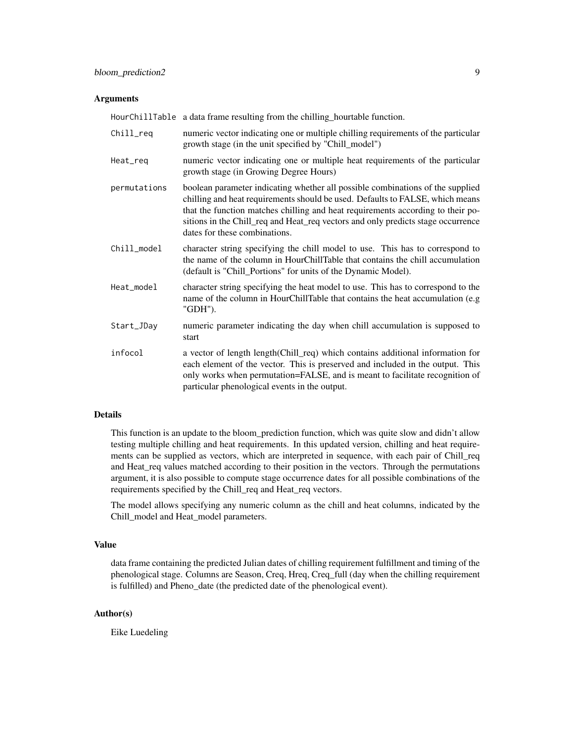### Arguments

| | |
|---|---|
| HourChillTable | a data frame resulting from the chilling_hourtable function. |
| Chill_req | numeric vector indicating one or multiple chilling requirements of the particular growth stage (in the unit specified by "Chill_model") |
| Heat_req | numeric vector indicating one or multiple heat requirements of the particular growth stage (in Growing Degree Hours) |
| permutations | boolean parameter indicating whether all possible combinations of the supplied chilling and heat requirements should be used. Defaults to FALSE, which means that the function matches chilling and heat requirements according to their positions in the Chill_req and Heat_req vectors and only predicts stage occurrence dates for these combinations. |
| Chill_model | character string specifying the chill model to use. This has to correspond to the name of the column in HourChillTable that contains the chill accumulation (default is "Chill_Portions" for units of the Dynamic Model). |
| Heat_model | character string specifying the heat model to use. This has to correspond to the name of the column in HourChillTable that contains the heat accumulation (e.g "GDH"). |
| Start_JDay | numeric parameter indicating the day when chill accumulation is supposed to start |
| infocol | a vector of length length(Chill_req) which contains additional information for each element of the vector. This is preserved and included in the output. This only works when permutation=FALSE, and is meant to facilitate recognition of particular phenological events in the output. |

### Details

This function is an update to the bloom_prediction function, which was quite slow and didn't allow testing multiple chilling and heat requirements. In this updated version, chilling and heat requirements can be supplied as vectors, which are interpreted in sequence, with each pair of Chill_req and Heat_req values matched according to their position in the vectors. Through the permutations argument, it is also possible to compute stage occurrence dates for all possible combinations of the requirements specified by the Chill_req and Heat_req vectors.

The model allows specifying any numeric column as the chill and heat columns, indicated by the Chill_model and Heat_model parameters.

### Value

data frame containing the predicted Julian dates of chilling requirement fulfillment and timing of the phenological stage. Columns are Season, Creq, Hreq, Creq_full (day when the chilling requirement is fulfilled) and Pheno_date (the predicted date of the phenological event).

### Author(s)

Eike Luedeling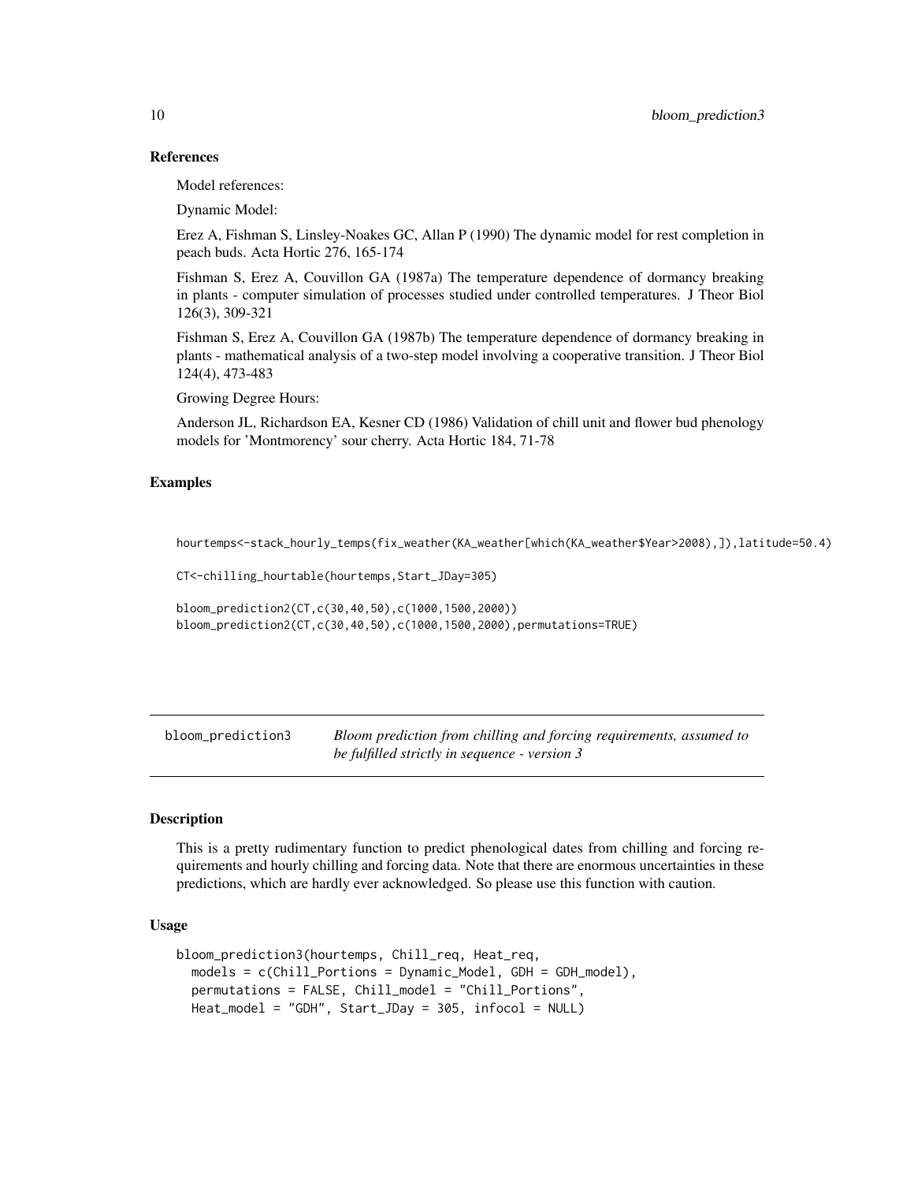### References

Model references:

Dynamic Model:

Erez A, Fishman S, Linsley-Noakes GC, Allan P (1990) The dynamic model for rest completion in peach buds. Acta Hortic 276, 165-174

Fishman S, Erez A, Couvillon GA (1987a) The temperature dependence of dormancy breaking in plants - computer simulation of processes studied under controlled temperatures. J Theor Biol 126(3), 309-321

Fishman S, Erez A, Couvillon GA (1987b) The temperature dependence of dormancy breaking in plants - mathematical analysis of a two-step model involving a cooperative transition. J Theor Biol 124(4), 473-483

Growing Degree Hours:

Anderson JL, Richardson EA, Kesner CD (1986) Validation of chill unit and flower bud phenology models for 'Montmorency' sour cherry. Acta Hortic 184, 71-78

### Examples

```
hourtemps<-stack_hourly_temps(fix_weather(KA_weather[which(KA_weather$Year>2008),]),latitude=50.4)

CT<-chilling_hourtable(hourtemps,Start_JDay=305)

bloom_prediction2(CT,c(30,40,50),c(1000,1500,2000))
bloom_prediction2(CT,c(30,40,50),c(1000,1500,2000),permutations=TRUE)
```

---

## bloom_prediction3 — *Bloom prediction from chilling and forcing requirements, assumed to be fulfilled strictly in sequence - version 3*

### Description

This is a pretty rudimentary function to predict phenological dates from chilling and forcing requirements and hourly chilling and forcing data. Note that there are enormous uncertainties in these predictions, which are hardly ever acknowledged. So please use this function with caution.

### Usage

```
bloom_prediction3(hourtemps, Chill_req, Heat_req,
  models = c(Chill_Portions = Dynamic_Model, GDH = GDH_model),
  permutations = FALSE, Chill_model = "Chill_Portions",
  Heat_model = "GDH", Start_JDay = 305, infocol = NULL)
```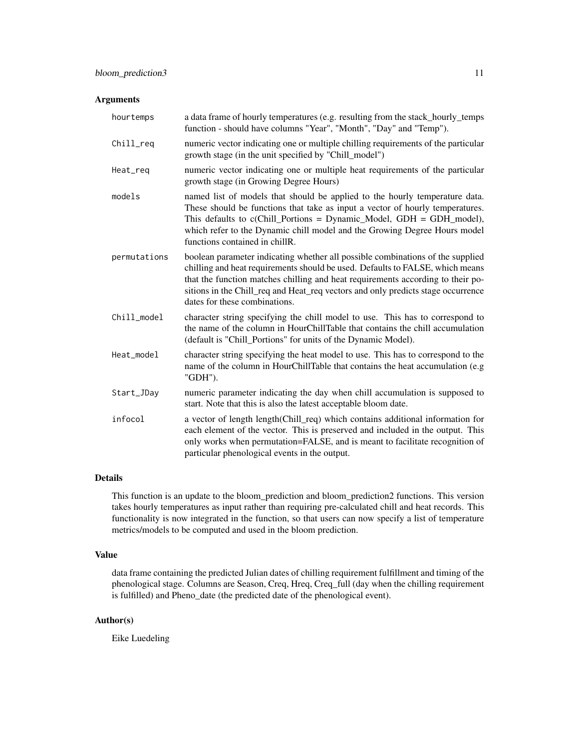## Arguments

| | |
|---|---|
| `hourtemps` | a data frame of hourly temperatures (e.g. resulting from the stack_hourly_temps function - should have columns "Year", "Month", "Day" and "Temp"). |
| `Chill_req` | numeric vector indicating one or multiple chilling requirements of the particular growth stage (in the unit specified by "Chill_model") |
| `Heat_req` | numeric vector indicating one or multiple heat requirements of the particular growth stage (in Growing Degree Hours) |
| `models` | named list of models that should be applied to the hourly temperature data. These should be functions that take as input a vector of hourly temperatures. This defaults to c(Chill_Portions = Dynamic_Model, GDH = GDH_model), which refer to the Dynamic chill model and the Growing Degree Hours model functions contained in chillR. |
| `permutations` | boolean parameter indicating whether all possible combinations of the supplied chilling and heat requirements should be used. Defaults to FALSE, which means that the function matches chilling and heat requirements according to their positions in the Chill_req and Heat_req vectors and only predicts stage occurrence dates for these combinations. |
| `Chill_model` | character string specifying the chill model to use. This has to correspond to the name of the column in HourChillTable that contains the chill accumulation (default is "Chill_Portions" for units of the Dynamic Model). |
| `Heat_model` | character string specifying the heat model to use. This has to correspond to the name of the column in HourChillTable that contains the heat accumulation (e.g "GDH"). |
| `Start_JDay` | numeric parameter indicating the day when chill accumulation is supposed to start. Note that this is also the latest acceptable bloom date. |
| `infocol` | a vector of length length(Chill_req) which contains additional information for each element of the vector. This is preserved and included in the output. This only works when permutation=FALSE, and is meant to facilitate recognition of particular phenological events in the output. |

## Details

This function is an update to the bloom_prediction and bloom_prediction2 functions. This version takes hourly temperatures as input rather than requiring pre-calculated chill and heat records. This functionality is now integrated in the function, so that users can now specify a list of temperature metrics/models to be computed and used in the bloom prediction.

## Value

data frame containing the predicted Julian dates of chilling requirement fulfillment and timing of the phenological stage. Columns are Season, Creq, Hreq, Creq_full (day when the chilling requirement is fulfilled) and Pheno_date (the predicted date of the phenological event).

## Author(s)

Eike Luedeling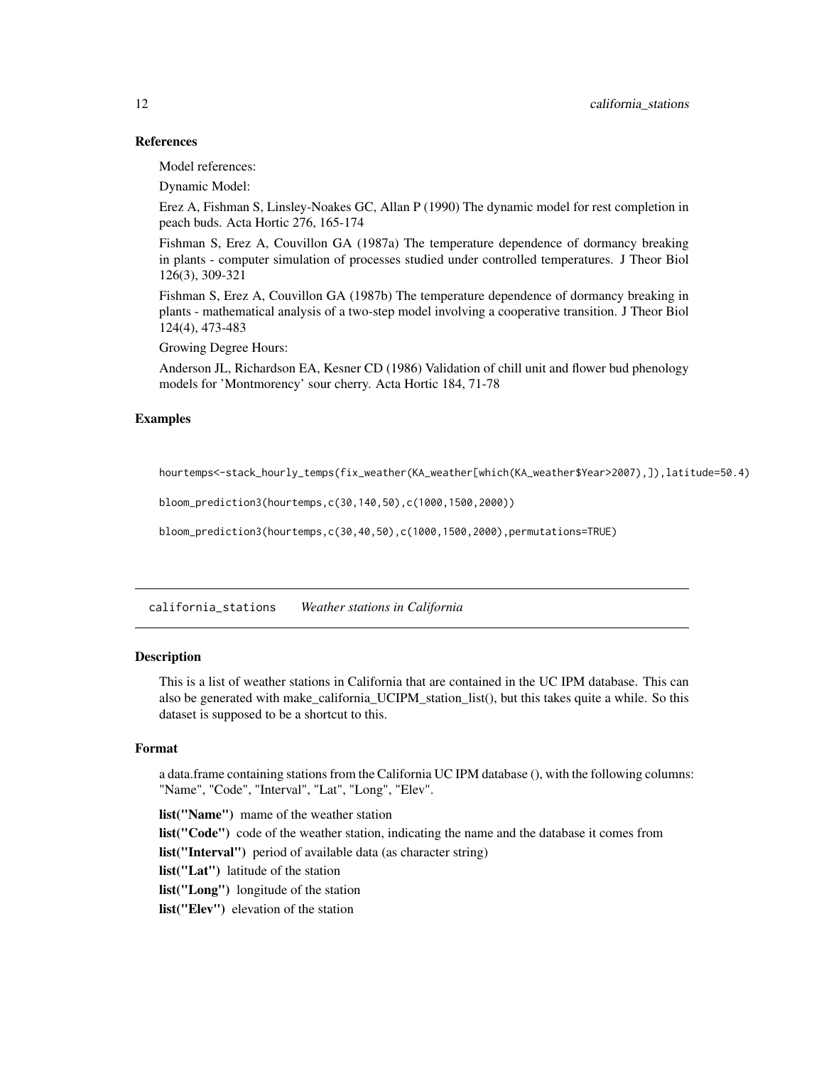### References

Model references:

Dynamic Model:

Erez A, Fishman S, Linsley-Noakes GC, Allan P (1990) The dynamic model for rest completion in peach buds. Acta Hortic 276, 165-174

Fishman S, Erez A, Couvillon GA (1987a) The temperature dependence of dormancy breaking in plants - computer simulation of processes studied under controlled temperatures. J Theor Biol 126(3), 309-321

Fishman S, Erez A, Couvillon GA (1987b) The temperature dependence of dormancy breaking in plants - mathematical analysis of a two-step model involving a cooperative transition. J Theor Biol 124(4), 473-483

Growing Degree Hours:

Anderson JL, Richardson EA, Kesner CD (1986) Validation of chill unit and flower bud phenology models for 'Montmorency' sour cherry. Acta Hortic 184, 71-78

### Examples

```
hourtemps<-stack_hourly_temps(fix_weather(KA_weather[which(KA_weather$Year>2007),]),latitude=50.4)

bloom_prediction3(hourtemps,c(30,140,50),c(1000,1500,2000))

bloom_prediction3(hourtemps,c(30,40,50),c(1000,1500,2000),permutations=TRUE)
```

---

## california_stations *Weather stations in California*

### Description

This is a list of weather stations in California that are contained in the UC IPM database. This can also be generated with make_california_UCIPM_station_list(), but this takes quite a while. So this dataset is supposed to be a shortcut to this.

### Format

a data.frame containing stations from the California UC IPM database (), with the following columns: "Name", "Code", "Interval", "Lat", "Long", "Elev".

**list("Name")** mame of the weather station

**list("Code")** code of the weather station, indicating the name and the database it comes from

**list("Interval")** period of available data (as character string)

**list("Lat")** latitude of the station

**list("Long")** longitude of the station

**list("Elev")** elevation of the station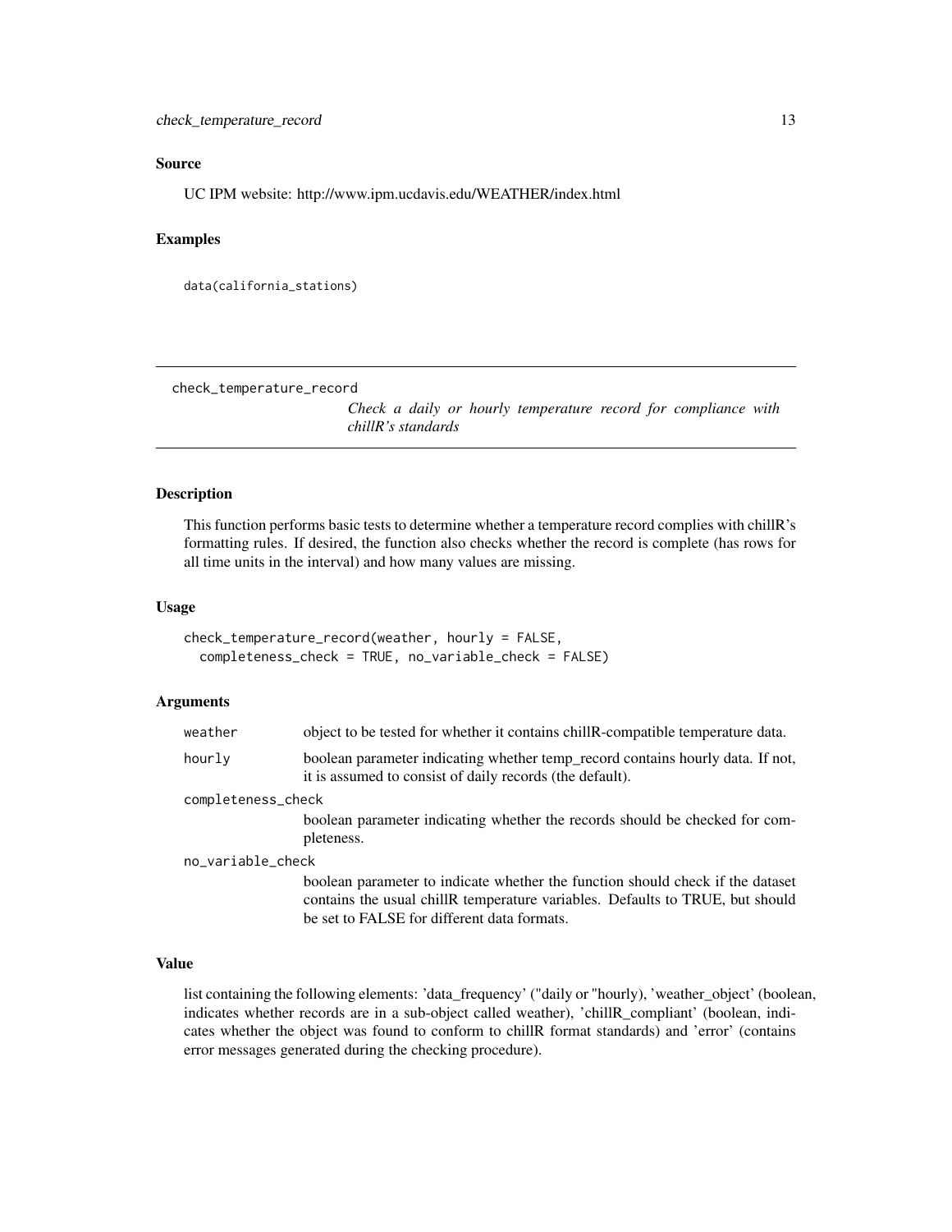## Source

UC IPM website: http://www.ipm.ucdavis.edu/WEATHER/index.html

## Examples

```
data(california_stations)
```

---

# check_temperature_record

*Check a daily or hourly temperature record for compliance with chillR's standards*

---

## Description

This function performs basic tests to determine whether a temperature record complies with chillR's formatting rules. If desired, the function also checks whether the record is complete (has rows for all time units in the interval) and how many values are missing.

## Usage

```
check_temperature_record(weather, hourly = FALSE,
  completeness_check = TRUE, no_variable_check = FALSE)
```

## Arguments

| | |
|---|---|
| `weather` | object to be tested for whether it contains chillR-compatible temperature data. |
| `hourly` | boolean parameter indicating whether temp_record contains hourly data. If not, it is assumed to consist of daily records (the default). |
| `completeness_check` | boolean parameter indicating whether the records should be checked for completeness. |
| `no_variable_check` | boolean parameter to indicate whether the function should check if the dataset contains the usual chillR temperature variables. Defaults to TRUE, but should be set to FALSE for different data formats. |

## Value

list containing the following elements: 'data_frequency' ("daily or "hourly), 'weather_object' (boolean, indicates whether records are in a sub-object called weather), 'chillR_compliant' (boolean, indicates whether the object was found to conform to chillR format standards) and 'error' (contains error messages generated during the checking procedure).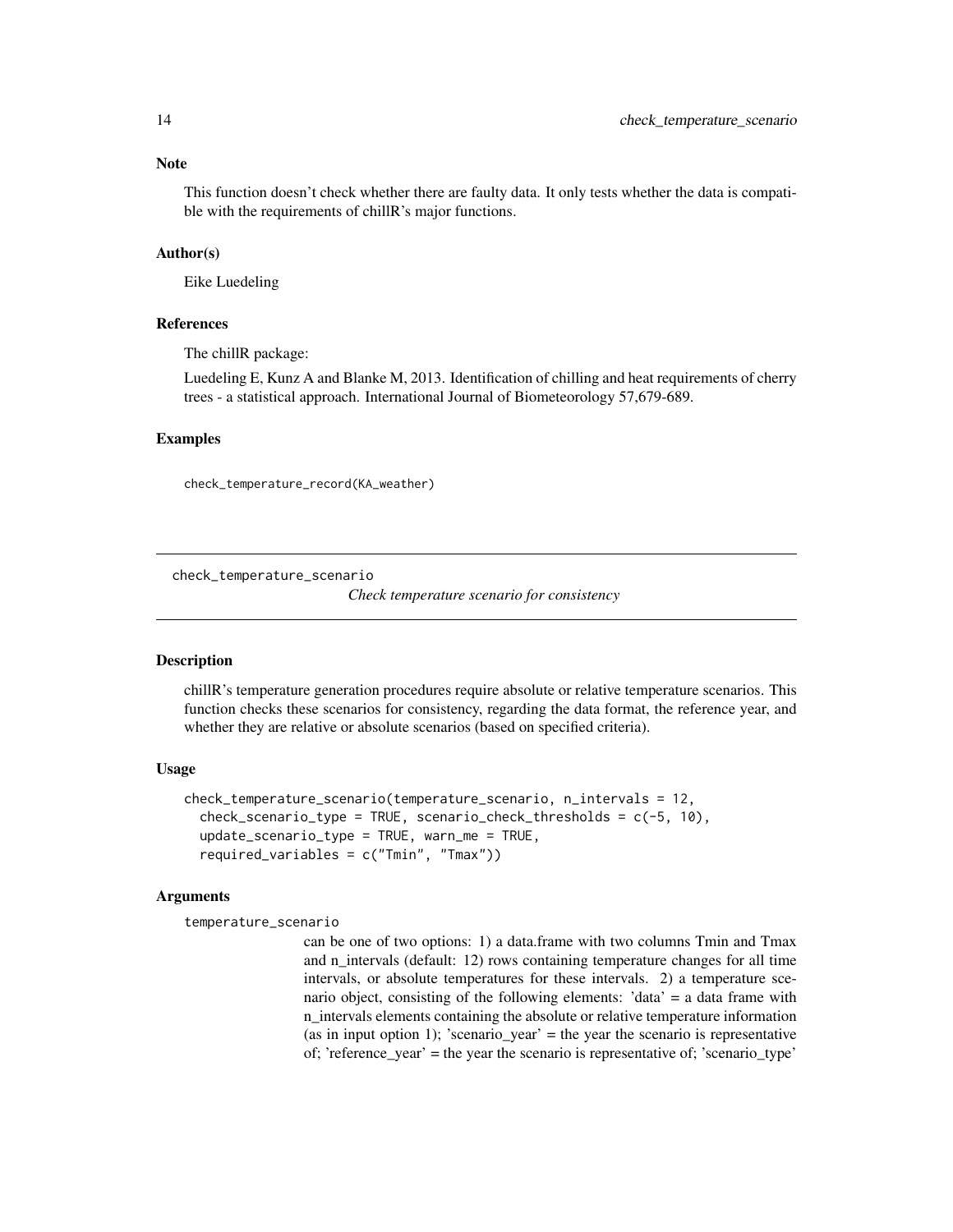### Note

This function doesn't check whether there are faulty data. It only tests whether the data is compatible with the requirements of chillR's major functions.

### Author(s)

Eike Luedeling

### References

The chillR package:

Luedeling E, Kunz A and Blanke M, 2013. Identification of chilling and heat requirements of cherry trees - a statistical approach. International Journal of Biometeorology 57,679-689.

### Examples

```
check_temperature_record(KA_weather)
```

---

## check_temperature_scenario

*Check temperature scenario for consistency*

---

### Description

chillR's temperature generation procedures require absolute or relative temperature scenarios. This function checks these scenarios for consistency, regarding the data format, the reference year, and whether they are relative or absolute scenarios (based on specified criteria).

### Usage

```
check_temperature_scenario(temperature_scenario, n_intervals = 12,
  check_scenario_type = TRUE, scenario_check_thresholds = c(-5, 10),
  update_scenario_type = TRUE, warn_me = TRUE,
  required_variables = c("Tmin", "Tmax"))
```

### Arguments

temperature_scenario
: can be one of two options: 1) a data.frame with two columns Tmin and Tmax and n_intervals (default: 12) rows containing temperature changes for all time intervals, or absolute temperatures for these intervals. 2) a temperature scenario object, consisting of the following elements: 'data' = a data frame with n_intervals elements containing the absolute or relative temperature information (as in input option 1); 'scenario_year' = the year the scenario is representative of; 'reference_year' = the year the scenario is representative of; 'scenario_type'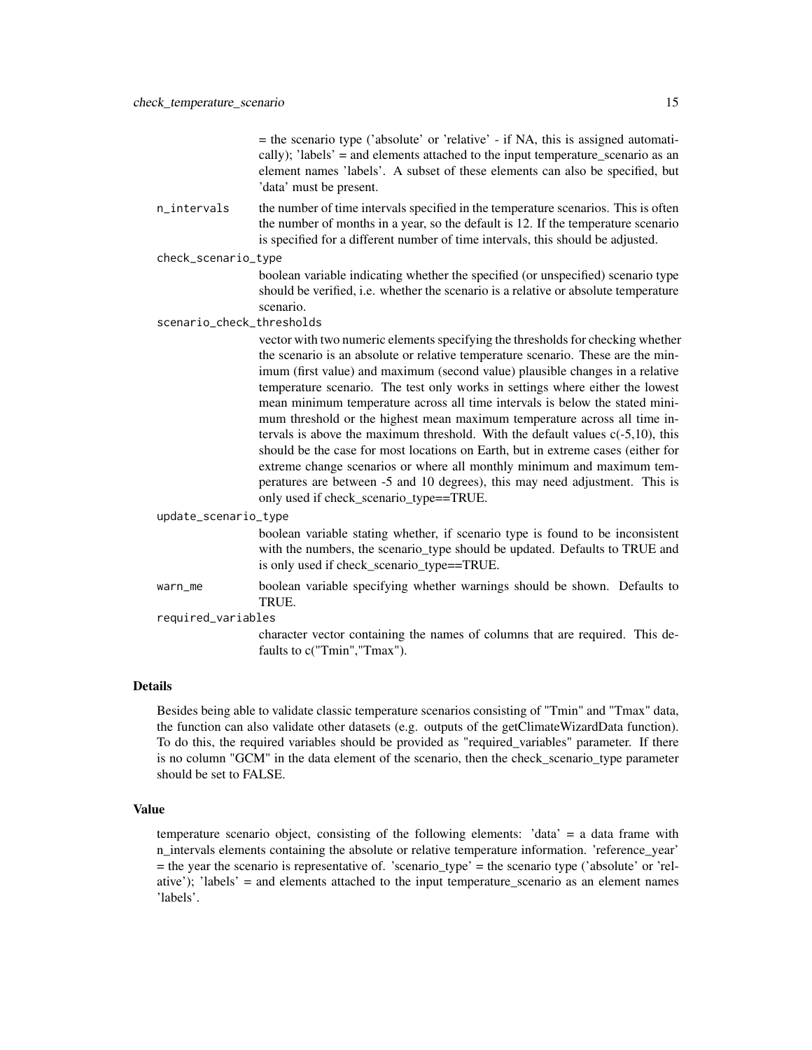= the scenario type ('absolute' or 'relative' - if NA, this is assigned automatically); 'labels' = and elements attached to the input temperature_scenario as an element names 'labels'. A subset of these elements can also be specified, but 'data' must be present.

`n_intervals`
: the number of time intervals specified in the temperature scenarios. This is often the number of months in a year, so the default is 12. If the temperature scenario is specified for a different number of time intervals, this should be adjusted.

`check_scenario_type`
: boolean variable indicating whether the specified (or unspecified) scenario type should be verified, i.e. whether the scenario is a relative or absolute temperature scenario.

`scenario_check_thresholds`
: vector with two numeric elements specifying the thresholds for checking whether the scenario is an absolute or relative temperature scenario. These are the minimum (first value) and maximum (second value) plausible changes in a relative temperature scenario. The test only works in settings where either the lowest mean minimum temperature across all time intervals is below the stated minimum threshold or the highest mean maximum temperature across all time intervals is above the maximum threshold. With the default values c(-5,10), this should be the case for most locations on Earth, but in extreme cases (either for extreme change scenarios or where all monthly minimum and maximum temperatures are between -5 and 10 degrees), this may need adjustment. This is only used if check_scenario_type==TRUE.

`update_scenario_type`
: boolean variable stating whether, if scenario type is found to be inconsistent with the numbers, the scenario_type should be updated. Defaults to TRUE and is only used if check_scenario_type==TRUE.

`warn_me`
: boolean variable specifying whether warnings should be shown. Defaults to TRUE.

`required_variables`
: character vector containing the names of columns that are required. This defaults to c("Tmin","Tmax").

## Details

Besides being able to validate classic temperature scenarios consisting of "Tmin" and "Tmax" data, the function can also validate other datasets (e.g. outputs of the getClimateWizardData function). To do this, the required variables should be provided as "required_variables" parameter. If there is no column "GCM" in the data element of the scenario, then the check_scenario_type parameter should be set to FALSE.

## Value

temperature scenario object, consisting of the following elements: 'data' = a data frame with n_intervals elements containing the absolute or relative temperature information. 'reference_year' = the year the scenario is representative of. 'scenario_type' = the scenario type ('absolute' or 'relative'); 'labels' = and elements attached to the input temperature_scenario as an element names 'labels'.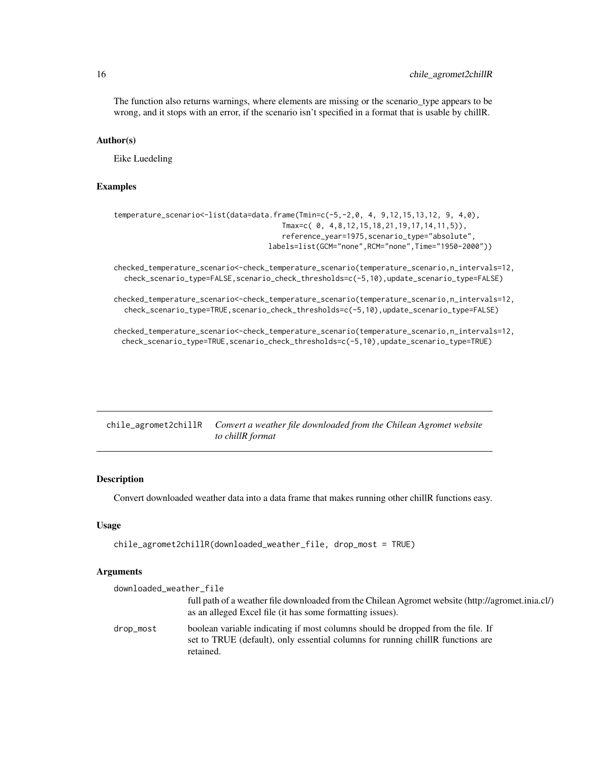The function also returns warnings, where elements are missing or the scenario_type appears to be wrong, and it stops with an error, if the scenario isn't specified in a format that is usable by chillR.

### Author(s)

Eike Luedeling

### Examples

```
temperature_scenario<-list(data=data.frame(Tmin=c(-5,-2,0, 4, 9,12,15,13,12, 9, 4,0),
                                           Tmax=c( 0, 4,8,12,15,18,21,19,17,14,11,5)),
                                           reference_year=1975,scenario_type="absolute",
                                         labels=list(GCM="none",RCM="none",Time="1950-2000"))

checked_temperature_scenario<-check_temperature_scenario(temperature_scenario,n_intervals=12,
   check_scenario_type=FALSE,scenario_check_thresholds=c(-5,10),update_scenario_type=FALSE)

checked_temperature_scenario<-check_temperature_scenario(temperature_scenario,n_intervals=12,
   check_scenario_type=TRUE,scenario_check_thresholds=c(-5,10),update_scenario_type=FALSE)

checked_temperature_scenario<-check_temperature_scenario(temperature_scenario,n_intervals=12,
  check_scenario_type=TRUE,scenario_check_thresholds=c(-5,10),update_scenario_type=TRUE)
```

---

## chile_agromet2chillR — *Convert a weather file downloaded from the Chilean Agromet website to chillR format*

---

### Description

Convert downloaded weather data into a data frame that makes running other chillR functions easy.

### Usage

```
chile_agromet2chillR(downloaded_weather_file, drop_most = TRUE)
```

### Arguments

`downloaded_weather_file`
: full path of a weather file downloaded from the Chilean Agromet website (http://agromet.inia.cl/) as an alleged Excel file (it has some formatting issues).

`drop_most`
: boolean variable indicating if most columns should be dropped from the file. If set to TRUE (default), only essential columns for running chillR functions are retained.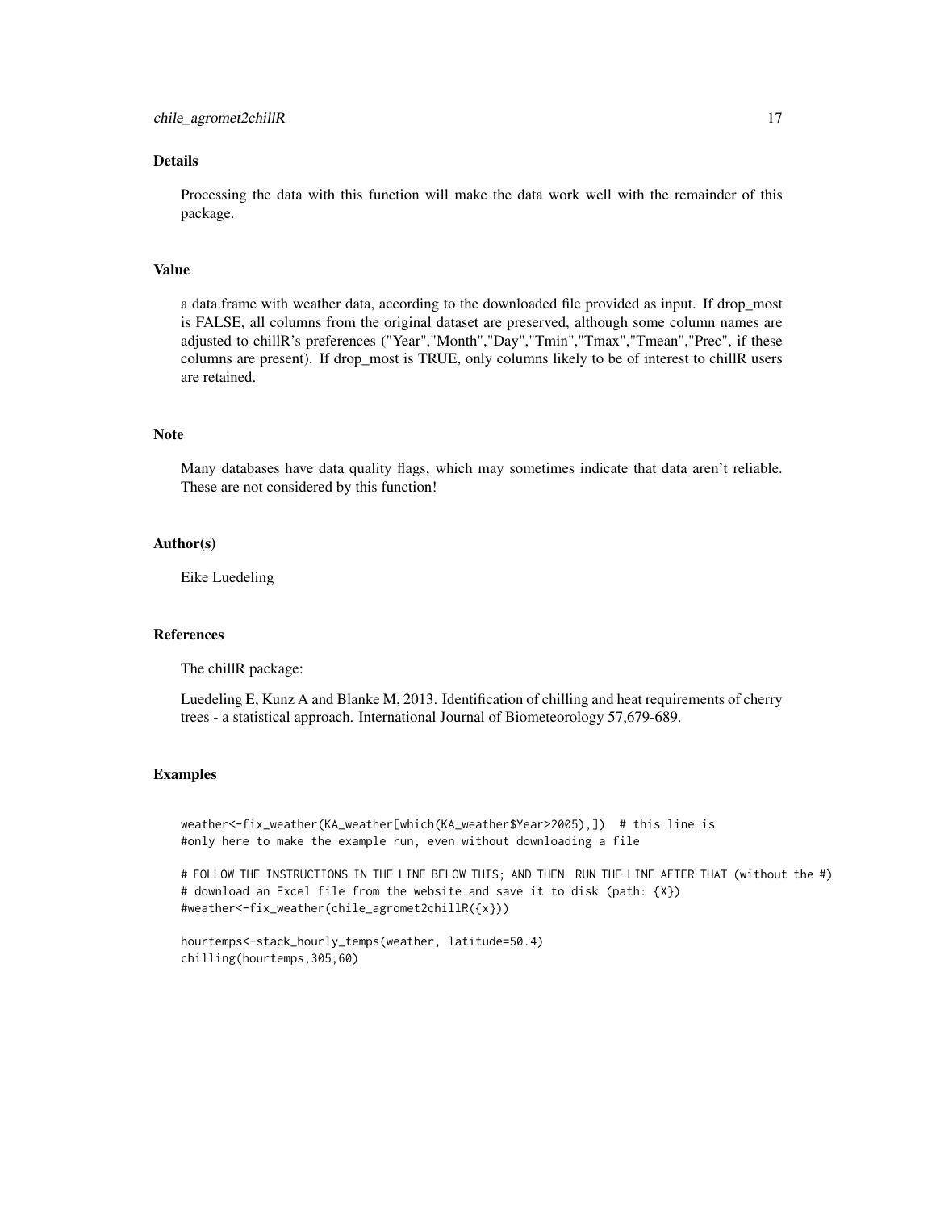## Details

Processing the data with this function will make the data work well with the remainder of this package.

## Value

a data.frame with weather data, according to the downloaded file provided as input. If drop_most is FALSE, all columns from the original dataset are preserved, although some column names are adjusted to chillR's preferences ("Year","Month","Day","Tmin","Tmax","Tmean","Prec", if these columns are present). If drop_most is TRUE, only columns likely to be of interest to chillR users are retained.

## Note

Many databases have data quality flags, which may sometimes indicate that data aren't reliable. These are not considered by this function!

## Author(s)

Eike Luedeling

## References

The chillR package:

Luedeling E, Kunz A and Blanke M, 2013. Identification of chilling and heat requirements of cherry trees - a statistical approach. International Journal of Biometeorology 57,679-689.

## Examples

```
weather<-fix_weather(KA_weather[which(KA_weather$Year>2005),])  # this line is
#only here to make the example run, even without downloading a file

# FOLLOW THE INSTRUCTIONS IN THE LINE BELOW THIS; AND THEN  RUN THE LINE AFTER THAT (without the #)
# download an Excel file from the website and save it to disk (path: {X})
#weather<-fix_weather(chile_agromet2chillR({x}))

hourtemps<-stack_hourly_temps(weather, latitude=50.4)
chilling(hourtemps,305,60)
```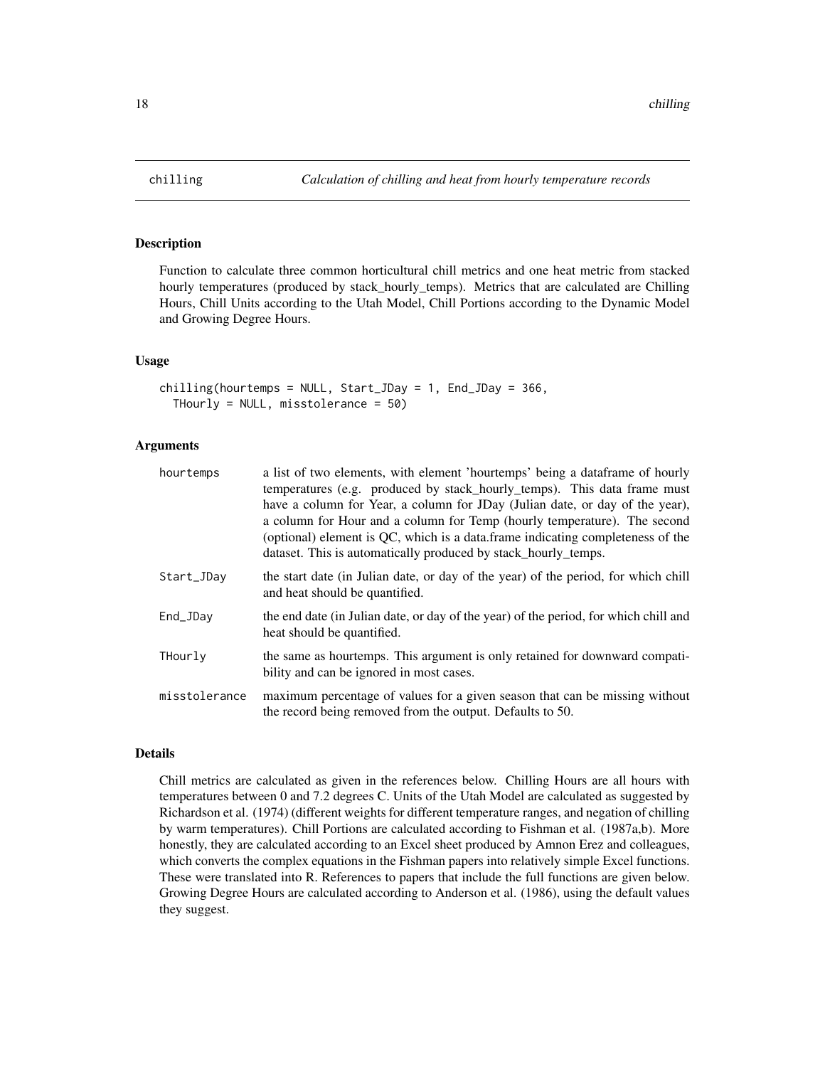# chilling

*Calculation of chilling and heat from hourly temperature records*

## Description

Function to calculate three common horticultural chill metrics and one heat metric from stacked hourly temperatures (produced by stack_hourly_temps). Metrics that are calculated are Chilling Hours, Chill Units according to the Utah Model, Chill Portions according to the Dynamic Model and Growing Degree Hours.

## Usage

```
chilling(hourtemps = NULL, Start_JDay = 1, End_JDay = 366,
  THourly = NULL, misstolerance = 50)
```

## Arguments

| | |
|---|---|
| hourtemps | a list of two elements, with element 'hourtemps' being a dataframe of hourly temperatures (e.g. produced by stack_hourly_temps). This data frame must have a column for Year, a column for JDay (Julian date, or day of the year), a column for Hour and a column for Temp (hourly temperature). The second (optional) element is QC, which is a data.frame indicating completeness of the dataset. This is automatically produced by stack_hourly_temps. |
| Start_JDay | the start date (in Julian date, or day of the year) of the period, for which chill and heat should be quantified. |
| End_JDay | the end date (in Julian date, or day of the year) of the period, for which chill and heat should be quantified. |
| THourly | the same as hourtemps. This argument is only retained for downward compatibility and can be ignored in most cases. |
| misstolerance | maximum percentage of values for a given season that can be missing without the record being removed from the output. Defaults to 50. |

## Details

Chill metrics are calculated as given in the references below. Chilling Hours are all hours with temperatures between 0 and 7.2 degrees C. Units of the Utah Model are calculated as suggested by Richardson et al. (1974) (different weights for different temperature ranges, and negation of chilling by warm temperatures). Chill Portions are calculated according to Fishman et al. (1987a,b). More honestly, they are calculated according to an Excel sheet produced by Amnon Erez and colleagues, which converts the complex equations in the Fishman papers into relatively simple Excel functions. These were translated into R. References to papers that include the full functions are given below. Growing Degree Hours are calculated according to Anderson et al. (1986), using the default values they suggest.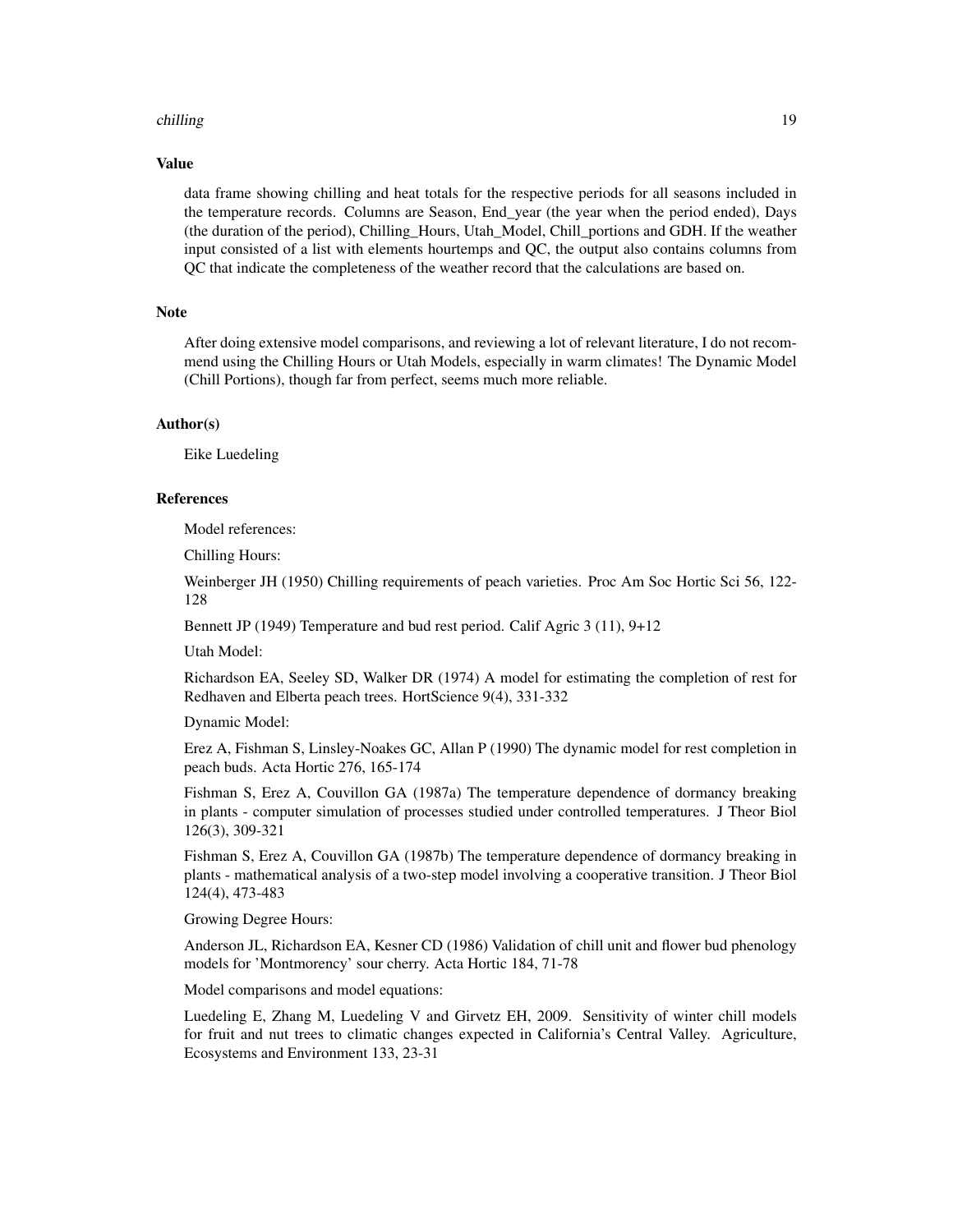### Value

data frame showing chilling and heat totals for the respective periods for all seasons included in the temperature records. Columns are Season, End_year (the year when the period ended), Days (the duration of the period), Chilling_Hours, Utah_Model, Chill_portions and GDH. If the weather input consisted of a list with elements hourtemps and QC, the output also contains columns from QC that indicate the completeness of the weather record that the calculations are based on.

### Note

After doing extensive model comparisons, and reviewing a lot of relevant literature, I do not recommend using the Chilling Hours or Utah Models, especially in warm climates! The Dynamic Model (Chill Portions), though far from perfect, seems much more reliable.

### Author(s)

Eike Luedeling

### References

Model references:

Chilling Hours:

Weinberger JH (1950) Chilling requirements of peach varieties. Proc Am Soc Hortic Sci 56, 122-128

Bennett JP (1949) Temperature and bud rest period. Calif Agric 3 (11), 9+12

Utah Model:

Richardson EA, Seeley SD, Walker DR (1974) A model for estimating the completion of rest for Redhaven and Elberta peach trees. HortScience 9(4), 331-332

Dynamic Model:

Erez A, Fishman S, Linsley-Noakes GC, Allan P (1990) The dynamic model for rest completion in peach buds. Acta Hortic 276, 165-174

Fishman S, Erez A, Couvillon GA (1987a) The temperature dependence of dormancy breaking in plants - computer simulation of processes studied under controlled temperatures. J Theor Biol 126(3), 309-321

Fishman S, Erez A, Couvillon GA (1987b) The temperature dependence of dormancy breaking in plants - mathematical analysis of a two-step model involving a cooperative transition. J Theor Biol 124(4), 473-483

Growing Degree Hours:

Anderson JL, Richardson EA, Kesner CD (1986) Validation of chill unit and flower bud phenology models for 'Montmorency' sour cherry. Acta Hortic 184, 71-78

Model comparisons and model equations:

Luedeling E, Zhang M, Luedeling V and Girvetz EH, 2009. Sensitivity of winter chill models for fruit and nut trees to climatic changes expected in California's Central Valley. Agriculture, Ecosystems and Environment 133, 23-31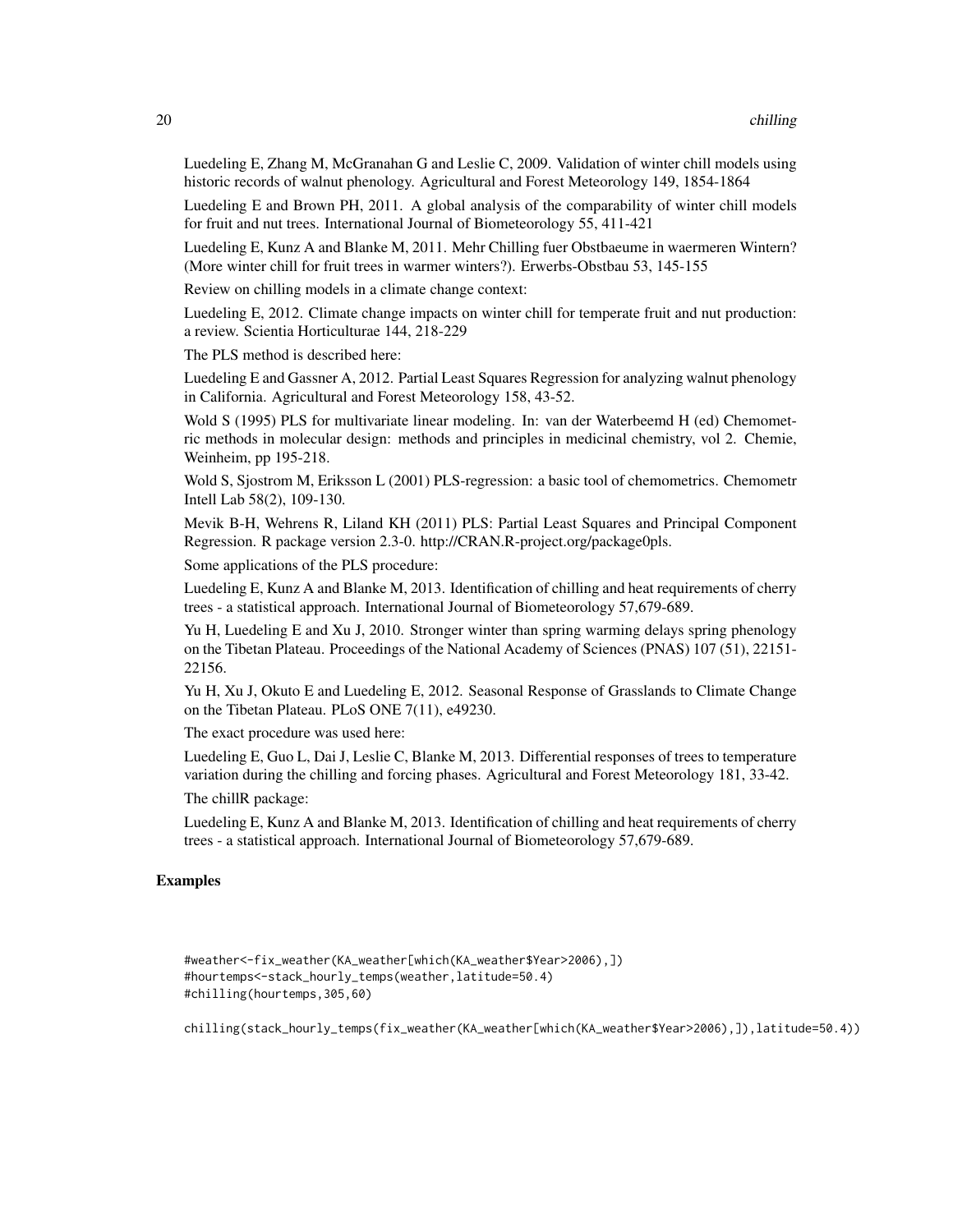Luedeling E, Zhang M, McGranahan G and Leslie C, 2009. Validation of winter chill models using historic records of walnut phenology. Agricultural and Forest Meteorology 149, 1854-1864

Luedeling E and Brown PH, 2011. A global analysis of the comparability of winter chill models for fruit and nut trees. International Journal of Biometeorology 55, 411-421

Luedeling E, Kunz A and Blanke M, 2011. Mehr Chilling fuer Obstbaeume in waermeren Wintern? (More winter chill for fruit trees in warmer winters?). Erwerbs-Obstbau 53, 145-155

Review on chilling models in a climate change context:

Luedeling E, 2012. Climate change impacts on winter chill for temperate fruit and nut production: a review. Scientia Horticulturae 144, 218-229

The PLS method is described here:

Luedeling E and Gassner A, 2012. Partial Least Squares Regression for analyzing walnut phenology in California. Agricultural and Forest Meteorology 158, 43-52.

Wold S (1995) PLS for multivariate linear modeling. In: van der Waterbeemd H (ed) Chemometric methods in molecular design: methods and principles in medicinal chemistry, vol 2. Chemie, Weinheim, pp 195-218.

Wold S, Sjostrom M, Eriksson L (2001) PLS-regression: a basic tool of chemometrics. Chemometr Intell Lab 58(2), 109-130.

Mevik B-H, Wehrens R, Liland KH (2011) PLS: Partial Least Squares and Principal Component Regression. R package version 2.3-0. http://CRAN.R-project.org/package0pls.

Some applications of the PLS procedure:

Luedeling E, Kunz A and Blanke M, 2013. Identification of chilling and heat requirements of cherry trees - a statistical approach. International Journal of Biometeorology 57,679-689.

Yu H, Luedeling E and Xu J, 2010. Stronger winter than spring warming delays spring phenology on the Tibetan Plateau. Proceedings of the National Academy of Sciences (PNAS) 107 (51), 22151-22156.

Yu H, Xu J, Okuto E and Luedeling E, 2012. Seasonal Response of Grasslands to Climate Change on the Tibetan Plateau. PLoS ONE 7(11), e49230.

The exact procedure was used here:

Luedeling E, Guo L, Dai J, Leslie C, Blanke M, 2013. Differential responses of trees to temperature variation during the chilling and forcing phases. Agricultural and Forest Meteorology 181, 33-42.

The chillR package:

Luedeling E, Kunz A and Blanke M, 2013. Identification of chilling and heat requirements of cherry trees - a statistical approach. International Journal of Biometeorology 57,679-689.

## Examples

```
#weather<-fix_weather(KA_weather[which(KA_weather$Year>2006),])
#hourtemps<-stack_hourly_temps(weather,latitude=50.4)
#chilling(hourtemps,305,60)

chilling(stack_hourly_temps(fix_weather(KA_weather[which(KA_weather$Year>2006),]),latitude=50.4))
```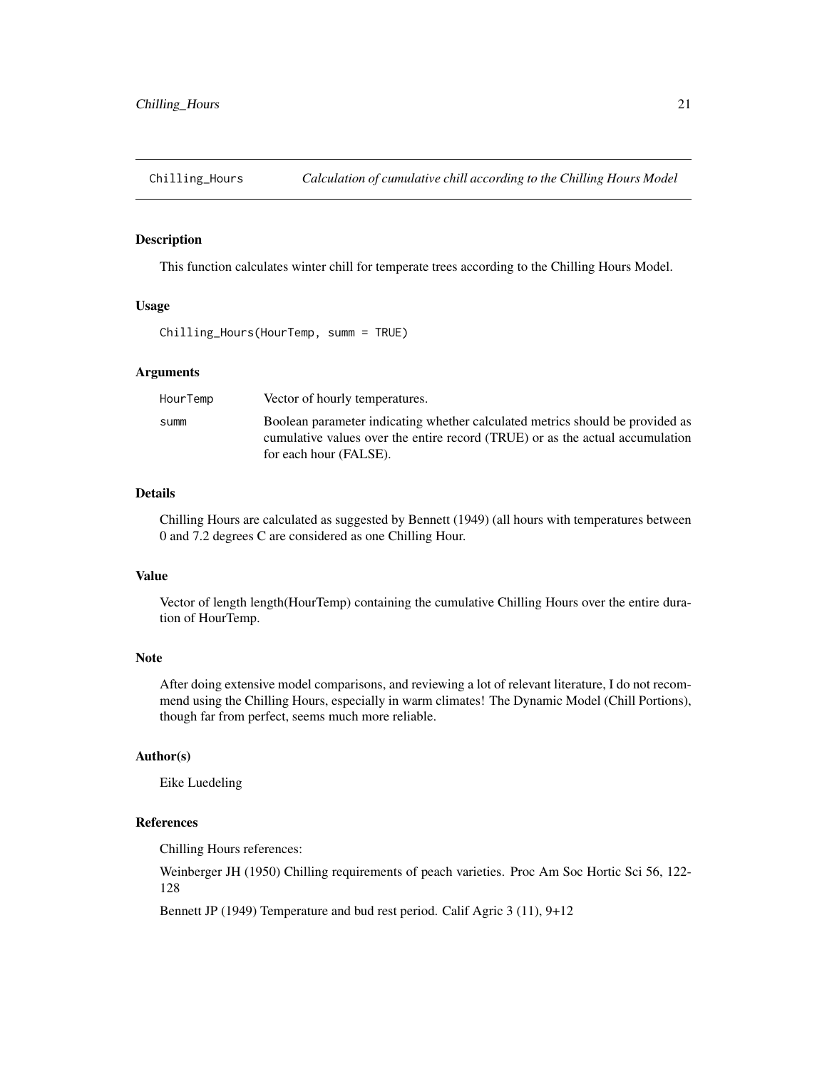# Chilling_Hours — *Calculation of cumulative chill according to the Chilling Hours Model*

## Description

This function calculates winter chill for temperate trees according to the Chilling Hours Model.

## Usage

```
Chilling_Hours(HourTemp, summ = TRUE)
```

## Arguments

| | |
|---|---|
| HourTemp | Vector of hourly temperatures. |
| summ | Boolean parameter indicating whether calculated metrics should be provided as cumulative values over the entire record (TRUE) or as the actual accumulation for each hour (FALSE). |

## Details

Chilling Hours are calculated as suggested by Bennett (1949) (all hours with temperatures between 0 and 7.2 degrees C are considered as one Chilling Hour.

## Value

Vector of length length(HourTemp) containing the cumulative Chilling Hours over the entire duration of HourTemp.

## Note

After doing extensive model comparisons, and reviewing a lot of relevant literature, I do not recommend using the Chilling Hours, especially in warm climates! The Dynamic Model (Chill Portions), though far from perfect, seems much more reliable.

## Author(s)

Eike Luedeling

## References

Chilling Hours references:

Weinberger JH (1950) Chilling requirements of peach varieties. Proc Am Soc Hortic Sci 56, 122-128

Bennett JP (1949) Temperature and bud rest period. Calif Agric 3 (11), 9+12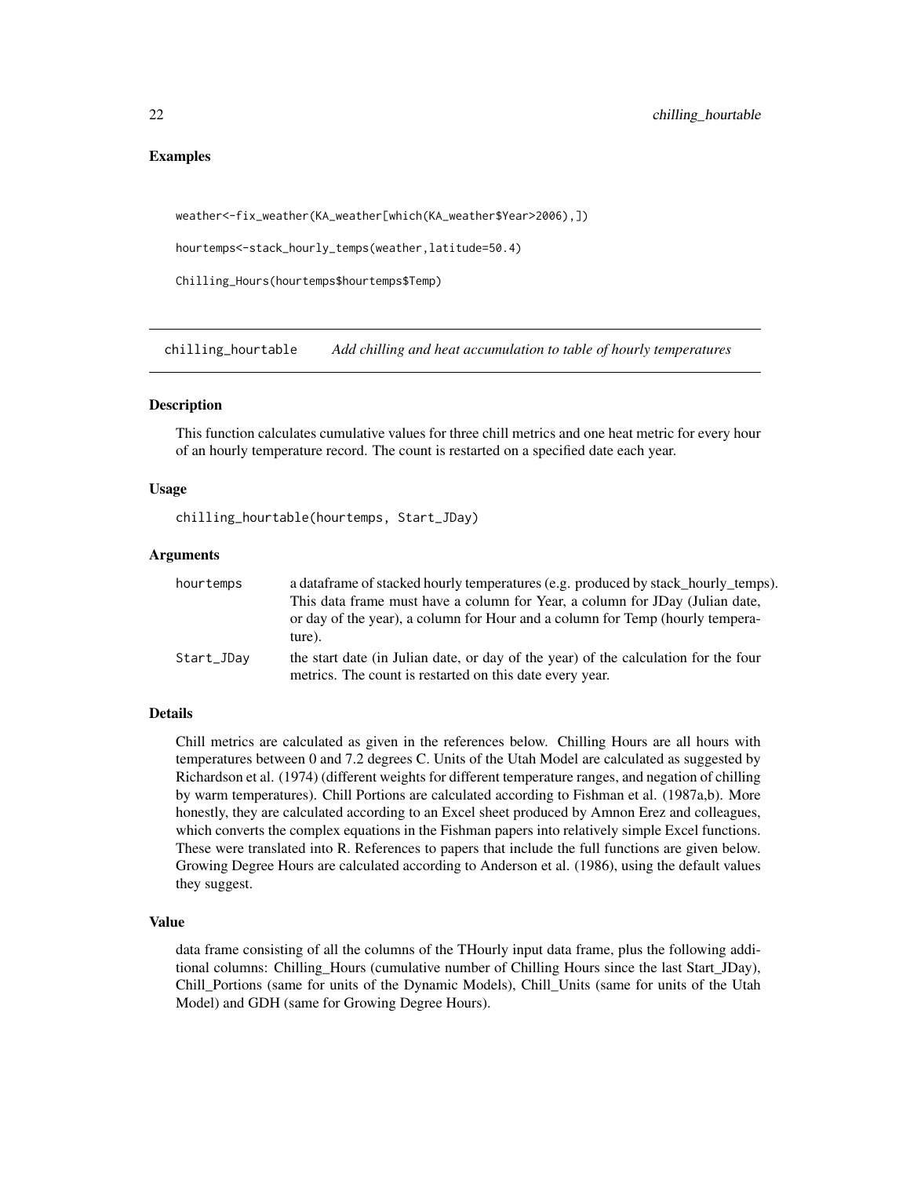### Examples

```
weather<-fix_weather(KA_weather[which(KA_weather$Year>2006),])

hourtemps<-stack_hourly_temps(weather,latitude=50.4)

Chilling_Hours(hourtemps$hourtemps$Temp)
```

## chilling_hourtable *Add chilling and heat accumulation to table of hourly temperatures*

### Description

This function calculates cumulative values for three chill metrics and one heat metric for every hour of an hourly temperature record. The count is restarted on a specified date each year.

### Usage

```
chilling_hourtable(hourtemps, Start_JDay)
```

### Arguments

| | |
|---|---|
| hourtemps | a dataframe of stacked hourly temperatures (e.g. produced by stack_hourly_temps). This data frame must have a column for Year, a column for JDay (Julian date, or day of the year), a column for Hour and a column for Temp (hourly temperature). |
| Start_JDay | the start date (in Julian date, or day of the year) of the calculation for the four metrics. The count is restarted on this date every year. |

### Details

Chill metrics are calculated as given in the references below. Chilling Hours are all hours with temperatures between 0 and 7.2 degrees C. Units of the Utah Model are calculated as suggested by Richardson et al. (1974) (different weights for different temperature ranges, and negation of chilling by warm temperatures). Chill Portions are calculated according to Fishman et al. (1987a,b). More honestly, they are calculated according to an Excel sheet produced by Amnon Erez and colleagues, which converts the complex equations in the Fishman papers into relatively simple Excel functions. These were translated into R. References to papers that include the full functions are given below. Growing Degree Hours are calculated according to Anderson et al. (1986), using the default values they suggest.

### Value

data frame consisting of all the columns of the THourly input data frame, plus the following additional columns: Chilling_Hours (cumulative number of Chilling Hours since the last Start_JDay), Chill_Portions (same for units of the Dynamic Models), Chill_Units (same for units of the Utah Model) and GDH (same for Growing Degree Hours).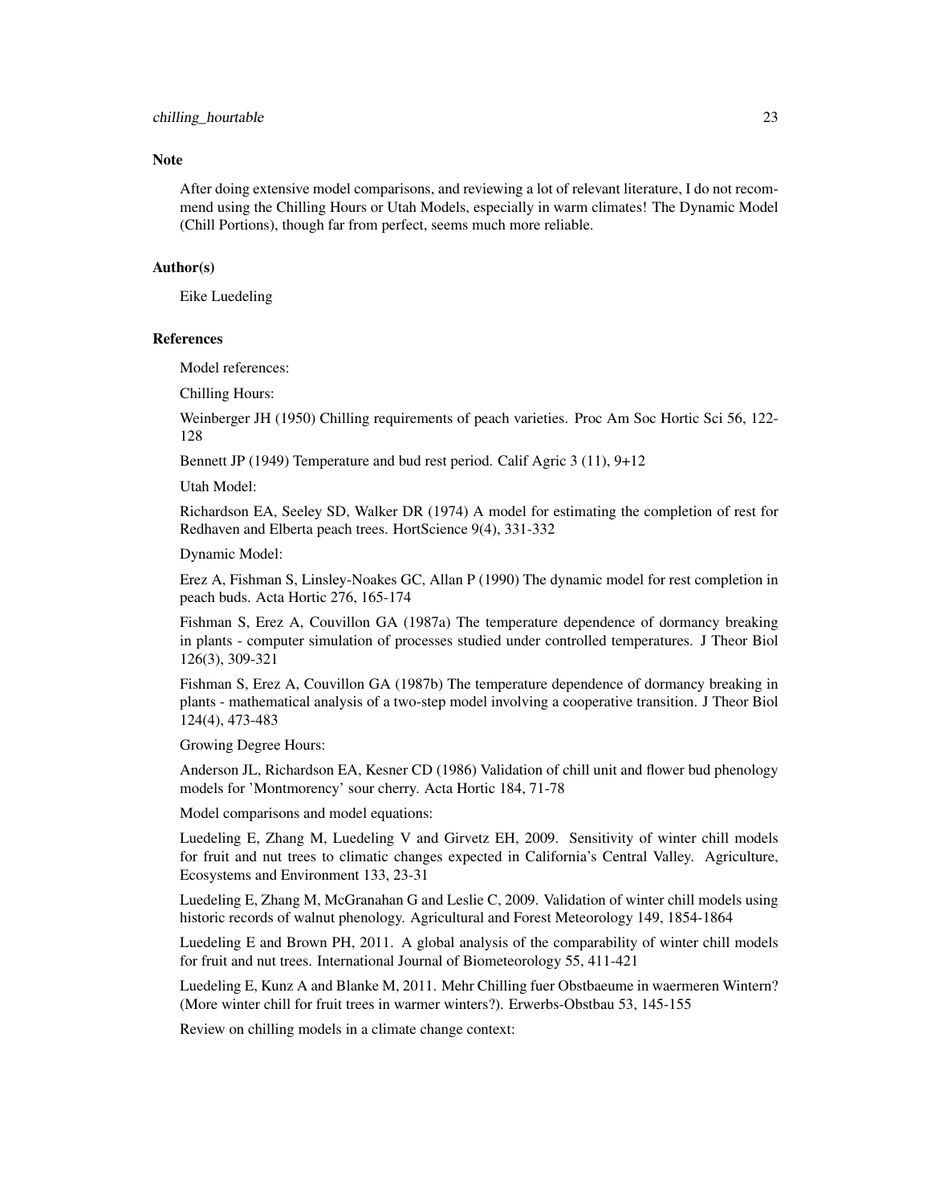### Note

After doing extensive model comparisons, and reviewing a lot of relevant literature, I do not recommend using the Chilling Hours or Utah Models, especially in warm climates! The Dynamic Model (Chill Portions), though far from perfect, seems much more reliable.

### Author(s)

Eike Luedeling

### References

Model references:

Chilling Hours:

Weinberger JH (1950) Chilling requirements of peach varieties. Proc Am Soc Hortic Sci 56, 122-128

Bennett JP (1949) Temperature and bud rest period. Calif Agric 3 (11), 9+12

Utah Model:

Richardson EA, Seeley SD, Walker DR (1974) A model for estimating the completion of rest for Redhaven and Elberta peach trees. HortScience 9(4), 331-332

Dynamic Model:

Erez A, Fishman S, Linsley-Noakes GC, Allan P (1990) The dynamic model for rest completion in peach buds. Acta Hortic 276, 165-174

Fishman S, Erez A, Couvillon GA (1987a) The temperature dependence of dormancy breaking in plants - computer simulation of processes studied under controlled temperatures. J Theor Biol 126(3), 309-321

Fishman S, Erez A, Couvillon GA (1987b) The temperature dependence of dormancy breaking in plants - mathematical analysis of a two-step model involving a cooperative transition. J Theor Biol 124(4), 473-483

Growing Degree Hours:

Anderson JL, Richardson EA, Kesner CD (1986) Validation of chill unit and flower bud phenology models for 'Montmorency' sour cherry. Acta Hortic 184, 71-78

Model comparisons and model equations:

Luedeling E, Zhang M, Luedeling V and Girvetz EH, 2009. Sensitivity of winter chill models for fruit and nut trees to climatic changes expected in California's Central Valley. Agriculture, Ecosystems and Environment 133, 23-31

Luedeling E, Zhang M, McGranahan G and Leslie C, 2009. Validation of winter chill models using historic records of walnut phenology. Agricultural and Forest Meteorology 149, 1854-1864

Luedeling E and Brown PH, 2011. A global analysis of the comparability of winter chill models for fruit and nut trees. International Journal of Biometeorology 55, 411-421

Luedeling E, Kunz A and Blanke M, 2011. Mehr Chilling fuer Obstbaeume in waermeren Wintern? (More winter chill for fruit trees in warmer winters?). Erwerbs-Obstbau 53, 145-155

Review on chilling models in a climate change context: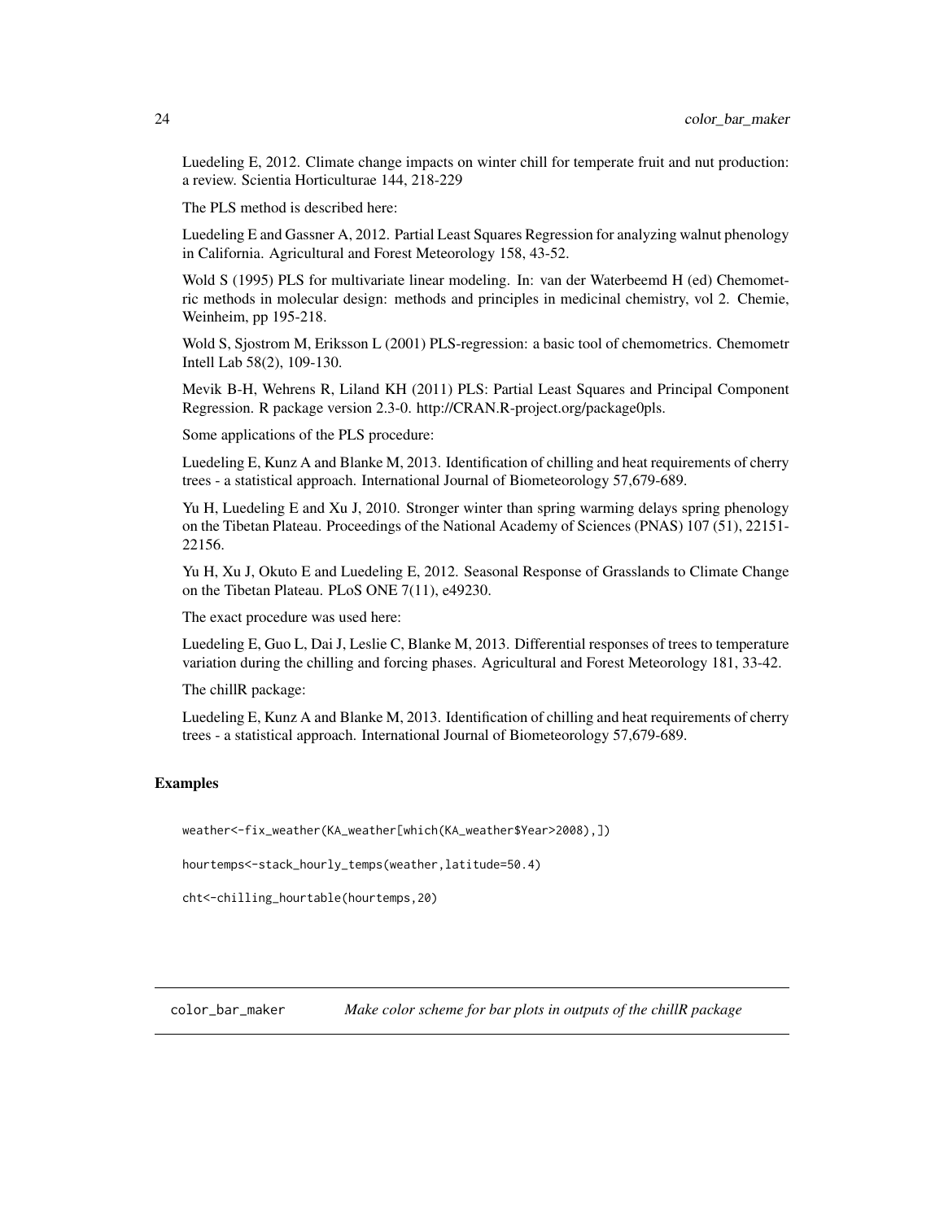Luedeling E, 2012. Climate change impacts on winter chill for temperate fruit and nut production: a review. Scientia Horticulturae 144, 218-229

The PLS method is described here:

Luedeling E and Gassner A, 2012. Partial Least Squares Regression for analyzing walnut phenology in California. Agricultural and Forest Meteorology 158, 43-52.

Wold S (1995) PLS for multivariate linear modeling. In: van der Waterbeemd H (ed) Chemometric methods in molecular design: methods and principles in medicinal chemistry, vol 2. Chemie, Weinheim, pp 195-218.

Wold S, Sjostrom M, Eriksson L (2001) PLS-regression: a basic tool of chemometrics. Chemometr Intell Lab 58(2), 109-130.

Mevik B-H, Wehrens R, Liland KH (2011) PLS: Partial Least Squares and Principal Component Regression. R package version 2.3-0. http://CRAN.R-project.org/package0pls.

Some applications of the PLS procedure:

Luedeling E, Kunz A and Blanke M, 2013. Identification of chilling and heat requirements of cherry trees - a statistical approach. International Journal of Biometeorology 57,679-689.

Yu H, Luedeling E and Xu J, 2010. Stronger winter than spring warming delays spring phenology on the Tibetan Plateau. Proceedings of the National Academy of Sciences (PNAS) 107 (51), 22151-22156.

Yu H, Xu J, Okuto E and Luedeling E, 2012. Seasonal Response of Grasslands to Climate Change on the Tibetan Plateau. PLoS ONE 7(11), e49230.

The exact procedure was used here:

Luedeling E, Guo L, Dai J, Leslie C, Blanke M, 2013. Differential responses of trees to temperature variation during the chilling and forcing phases. Agricultural and Forest Meteorology 181, 33-42.

The chillR package:

Luedeling E, Kunz A and Blanke M, 2013. Identification of chilling and heat requirements of cherry trees - a statistical approach. International Journal of Biometeorology 57,679-689.

### Examples

```
weather<-fix_weather(KA_weather[which(KA_weather$Year>2008),])

hourtemps<-stack_hourly_temps(weather,latitude=50.4)

cht<-chilling_hourtable(hourtemps,20)
```

## color_bar_maker    *Make color scheme for bar plots in outputs of the chillR package*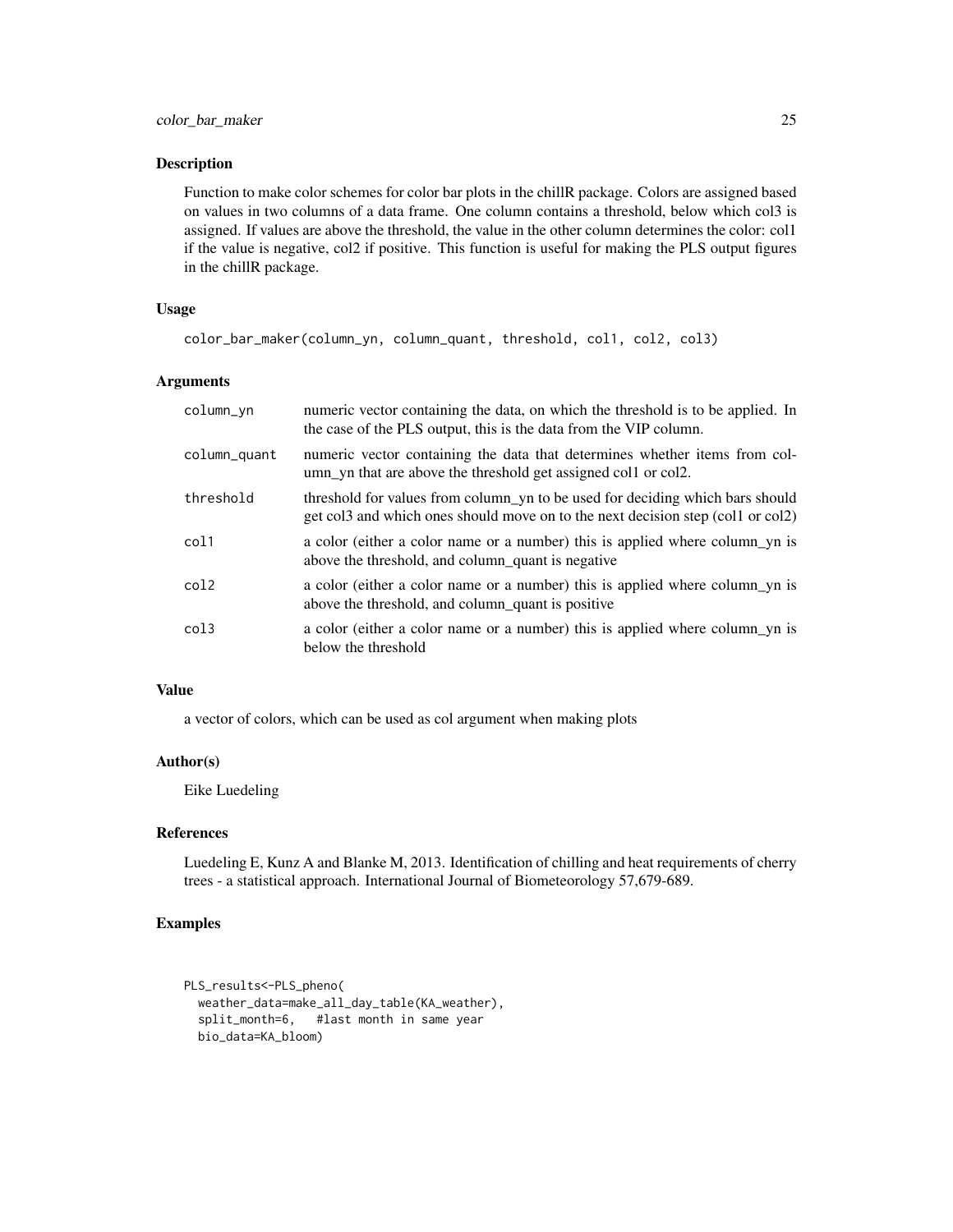## Description

Function to make color schemes for color bar plots in the chillR package. Colors are assigned based on values in two columns of a data frame. One column contains a threshold, below which col3 is assigned. If values are above the threshold, the value in the other column determines the color: col1 if the value is negative, col2 if positive. This function is useful for making the PLS output figures in the chillR package.

## Usage

```
color_bar_maker(column_yn, column_quant, threshold, col1, col2, col3)
```

## Arguments

| Argument | Description |
| --- | --- |
| column_yn | numeric vector containing the data, on which the threshold is to be applied. In the case of the PLS output, this is the data from the VIP column. |
| column_quant | numeric vector containing the data that determines whether items from column_yn that are above the threshold get assigned col1 or col2. |
| threshold | threshold for values from column_yn to be used for deciding which bars should get col3 and which ones should move on to the next decision step (col1 or col2) |
| col1 | a color (either a color name or a number) this is applied where column_yn is above the threshold, and column_quant is negative |
| col2 | a color (either a color name or a number) this is applied where column_yn is above the threshold, and column_quant is positive |
| col3 | a color (either a color name or a number) this is applied where column_yn is below the threshold |

## Value

a vector of colors, which can be used as col argument when making plots

## Author(s)

Eike Luedeling

## References

Luedeling E, Kunz A and Blanke M, 2013. Identification of chilling and heat requirements of cherry trees - a statistical approach. International Journal of Biometeorology 57,679-689.

## Examples

```
PLS_results<-PLS_pheno(
  weather_data=make_all_day_table(KA_weather),
  split_month=6,   #last month in same year
  bio_data=KA_bloom)
```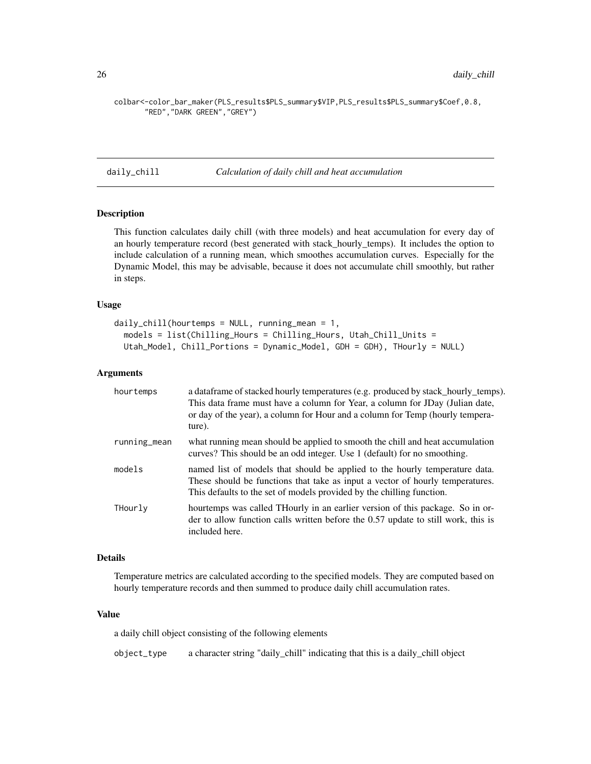```
colbar<-color_bar_maker(PLS_results$PLS_summary$VIP,PLS_results$PLS_summary$Coef,0.8,
       "RED","DARK GREEN","GREY")
```

## daily_chill — *Calculation of daily chill and heat accumulation*

### Description

This function calculates daily chill (with three models) and heat accumulation for every day of an hourly temperature record (best generated with stack_hourly_temps). It includes the option to include calculation of a running mean, which smoothes accumulation curves. Especially for the Dynamic Model, this may be advisable, because it does not accumulate chill smoothly, but rather in steps.

### Usage

```
daily_chill(hourtemps = NULL, running_mean = 1,
  models = list(Chilling_Hours = Chilling_Hours, Utah_Chill_Units =
  Utah_Model, Chill_Portions = Dynamic_Model, GDH = GDH), THourly = NULL)
```

### Arguments

| | |
|---|---|
| `hourtemps` | a dataframe of stacked hourly temperatures (e.g. produced by stack_hourly_temps). This data frame must have a column for Year, a column for JDay (Julian date, or day of the year), a column for Hour and a column for Temp (hourly temperature). |
| `running_mean` | what running mean should be applied to smooth the chill and heat accumulation curves? This should be an odd integer. Use 1 (default) for no smoothing. |
| `models` | named list of models that should be applied to the hourly temperature data. These should be functions that take as input a vector of hourly temperatures. This defaults to the set of models provided by the chilling function. |
| `THourly` | hourtemps was called THourly in an earlier version of this package. So in order to allow function calls written before the 0.57 update to still work, this is included here. |

### Details

Temperature metrics are calculated according to the specified models. They are computed based on hourly temperature records and then summed to produce daily chill accumulation rates.

### Value

a daily chill object consisting of the following elements

| | |
|---|---|
| `object_type` | a character string "daily_chill" indicating that this is a daily_chill object |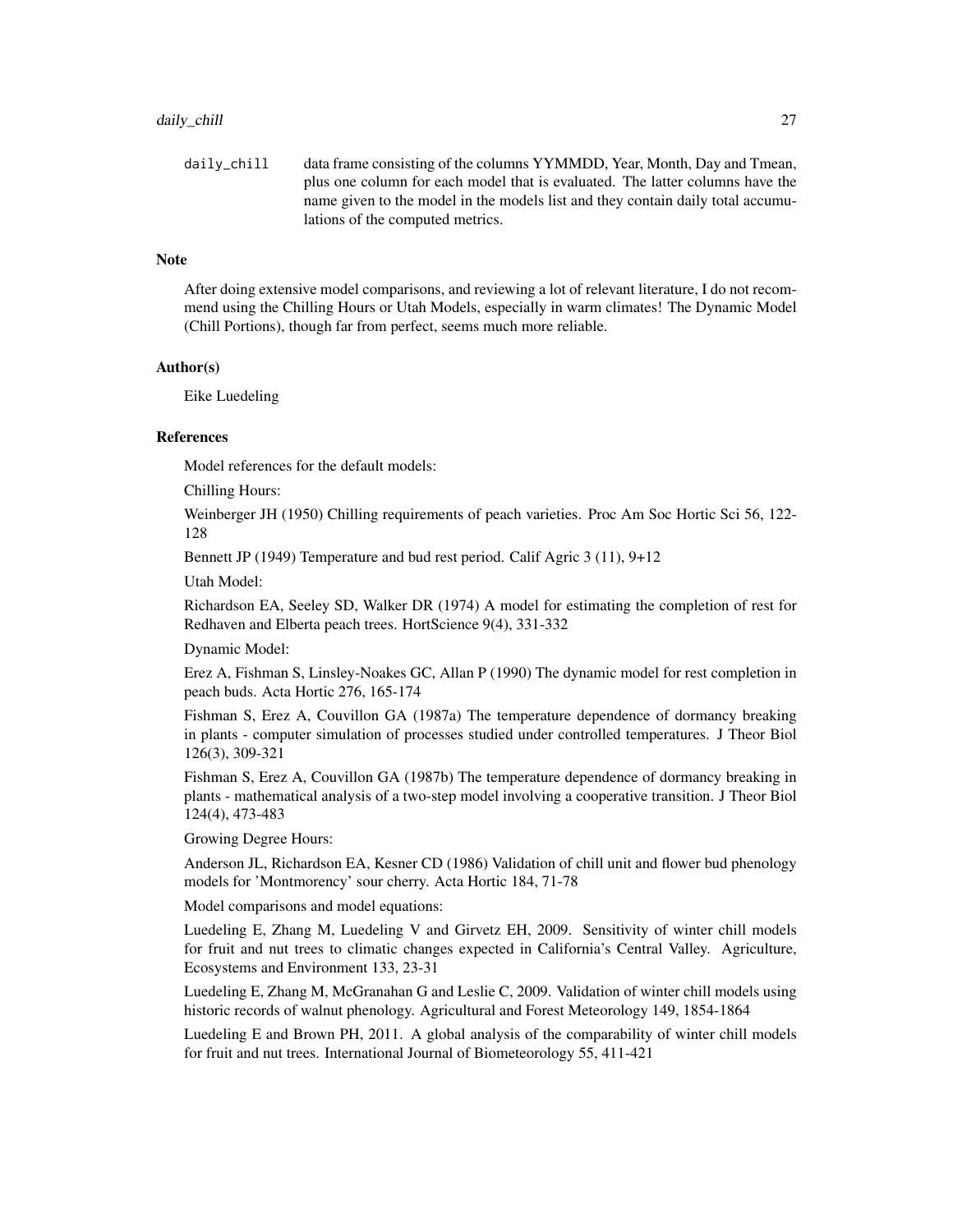daily_chill data frame consisting of the columns YYMMDD, Year, Month, Day and Tmean, plus one column for each model that is evaluated. The latter columns have the name given to the model in the models list and they contain daily total accumulations of the computed metrics.

### Note

After doing extensive model comparisons, and reviewing a lot of relevant literature, I do not recommend using the Chilling Hours or Utah Models, especially in warm climates! The Dynamic Model (Chill Portions), though far from perfect, seems much more reliable.

### Author(s)

Eike Luedeling

### References

Model references for the default models:

Chilling Hours:

Weinberger JH (1950) Chilling requirements of peach varieties. Proc Am Soc Hortic Sci 56, 122-128

Bennett JP (1949) Temperature and bud rest period. Calif Agric 3 (11), 9+12

Utah Model:

Richardson EA, Seeley SD, Walker DR (1974) A model for estimating the completion of rest for Redhaven and Elberta peach trees. HortScience 9(4), 331-332

Dynamic Model:

Erez A, Fishman S, Linsley-Noakes GC, Allan P (1990) The dynamic model for rest completion in peach buds. Acta Hortic 276, 165-174

Fishman S, Erez A, Couvillon GA (1987a) The temperature dependence of dormancy breaking in plants - computer simulation of processes studied under controlled temperatures. J Theor Biol 126(3), 309-321

Fishman S, Erez A, Couvillon GA (1987b) The temperature dependence of dormancy breaking in plants - mathematical analysis of a two-step model involving a cooperative transition. J Theor Biol 124(4), 473-483

Growing Degree Hours:

Anderson JL, Richardson EA, Kesner CD (1986) Validation of chill unit and flower bud phenology models for 'Montmorency' sour cherry. Acta Hortic 184, 71-78

Model comparisons and model equations:

Luedeling E, Zhang M, Luedeling V and Girvetz EH, 2009. Sensitivity of winter chill models for fruit and nut trees to climatic changes expected in California's Central Valley. Agriculture, Ecosystems and Environment 133, 23-31

Luedeling E, Zhang M, McGranahan G and Leslie C, 2009. Validation of winter chill models using historic records of walnut phenology. Agricultural and Forest Meteorology 149, 1854-1864

Luedeling E and Brown PH, 2011. A global analysis of the comparability of winter chill models for fruit and nut trees. International Journal of Biometeorology 55, 411-421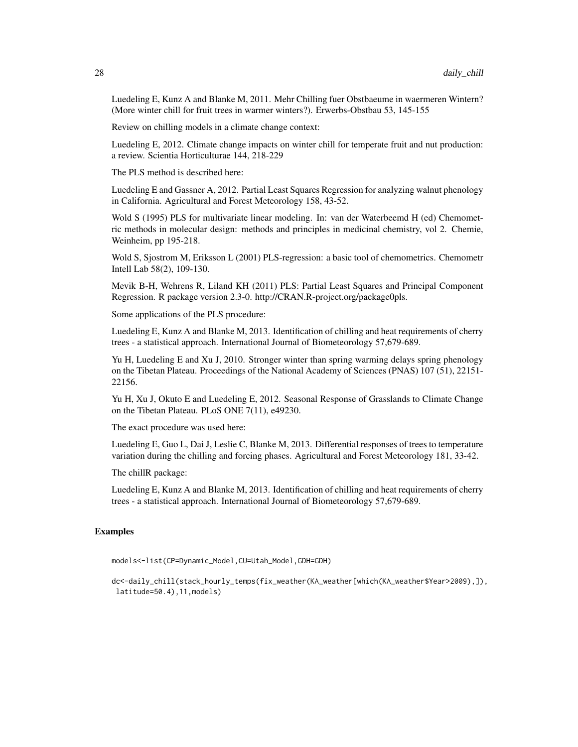Luedeling E, Kunz A and Blanke M, 2011. Mehr Chilling fuer Obstbaeume in waermeren Wintern? (More winter chill for fruit trees in warmer winters?). Erwerbs-Obstbau 53, 145-155

Review on chilling models in a climate change context:

Luedeling E, 2012. Climate change impacts on winter chill for temperate fruit and nut production: a review. Scientia Horticulturae 144, 218-229

The PLS method is described here:

Luedeling E and Gassner A, 2012. Partial Least Squares Regression for analyzing walnut phenology in California. Agricultural and Forest Meteorology 158, 43-52.

Wold S (1995) PLS for multivariate linear modeling. In: van der Waterbeemd H (ed) Chemometric methods in molecular design: methods and principles in medicinal chemistry, vol 2. Chemie, Weinheim, pp 195-218.

Wold S, Sjostrom M, Eriksson L (2001) PLS-regression: a basic tool of chemometrics. Chemometr Intell Lab 58(2), 109-130.

Mevik B-H, Wehrens R, Liland KH (2011) PLS: Partial Least Squares and Principal Component Regression. R package version 2.3-0. http://CRAN.R-project.org/package0pls.

Some applications of the PLS procedure:

Luedeling E, Kunz A and Blanke M, 2013. Identification of chilling and heat requirements of cherry trees - a statistical approach. International Journal of Biometeorology 57,679-689.

Yu H, Luedeling E and Xu J, 2010. Stronger winter than spring warming delays spring phenology on the Tibetan Plateau. Proceedings of the National Academy of Sciences (PNAS) 107 (51), 22151-22156.

Yu H, Xu J, Okuto E and Luedeling E, 2012. Seasonal Response of Grasslands to Climate Change on the Tibetan Plateau. PLoS ONE 7(11), e49230.

The exact procedure was used here:

Luedeling E, Guo L, Dai J, Leslie C, Blanke M, 2013. Differential responses of trees to temperature variation during the chilling and forcing phases. Agricultural and Forest Meteorology 181, 33-42.

The chillR package:

Luedeling E, Kunz A and Blanke M, 2013. Identification of chilling and heat requirements of cherry trees - a statistical approach. International Journal of Biometeorology 57,679-689.

## Examples

```
models<-list(CP=Dynamic_Model,CU=Utah_Model,GDH=GDH)

dc<-daily_chill(stack_hourly_temps(fix_weather(KA_weather[which(KA_weather$Year>2009),]),
 latitude=50.4),11,models)
```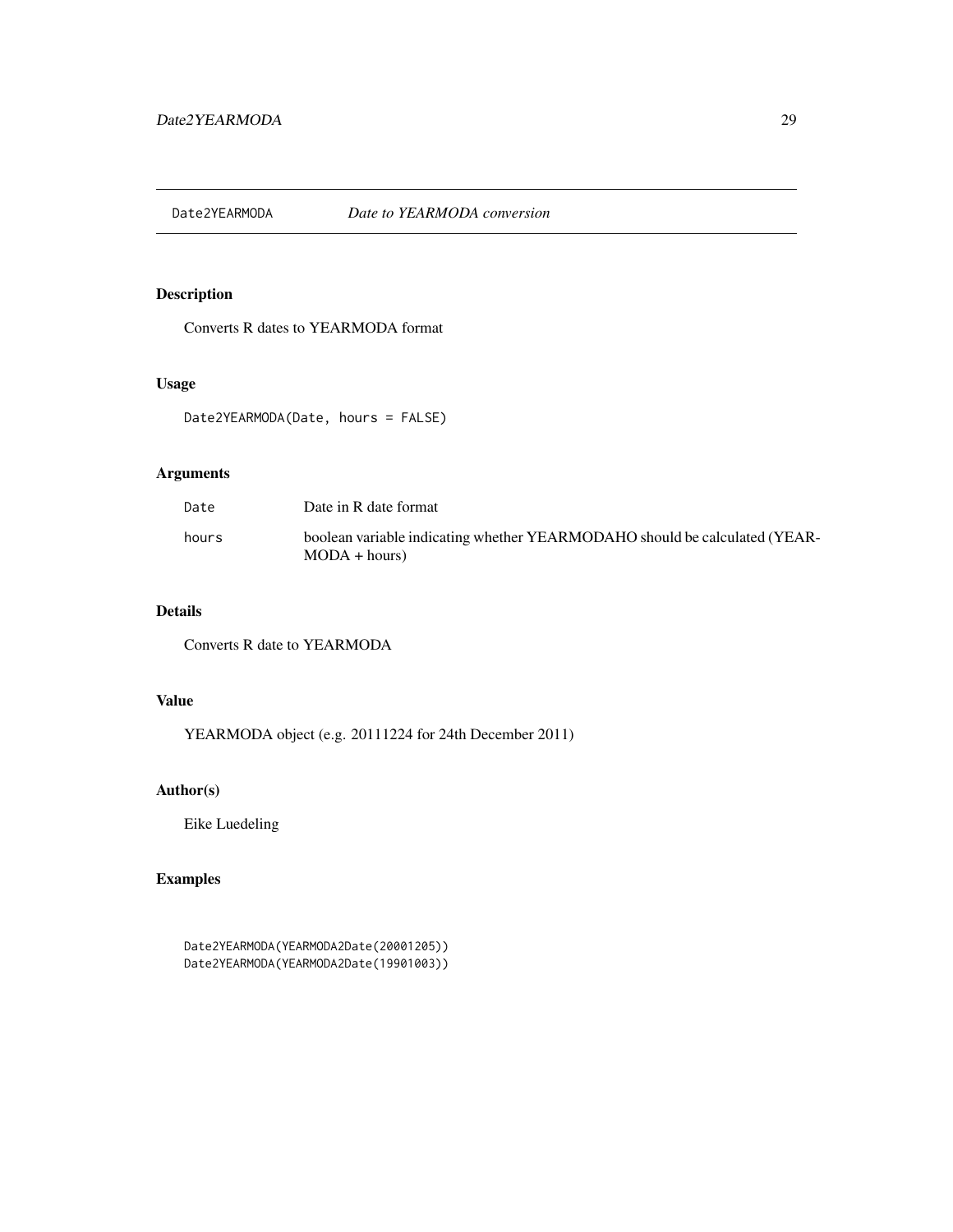## Date2YEARMODA — *Date to YEARMODA conversion*

### Description

Converts R dates to YEARMODA format

### Usage

```
Date2YEARMODA(Date, hours = FALSE)
```

### Arguments

| | |
|---|---|
| `Date` | Date in R date format |
| `hours` | boolean variable indicating whether YEARMODAHO should be calculated (YEARMODA + hours) |

### Details

Converts R date to YEARMODA

### Value

YEARMODA object (e.g. 20111224 for 24th December 2011)

### Author(s)

Eike Luedeling

### Examples

```
Date2YEARMODA(YEARMODA2Date(20001205))
Date2YEARMODA(YEARMODA2Date(19901003))
```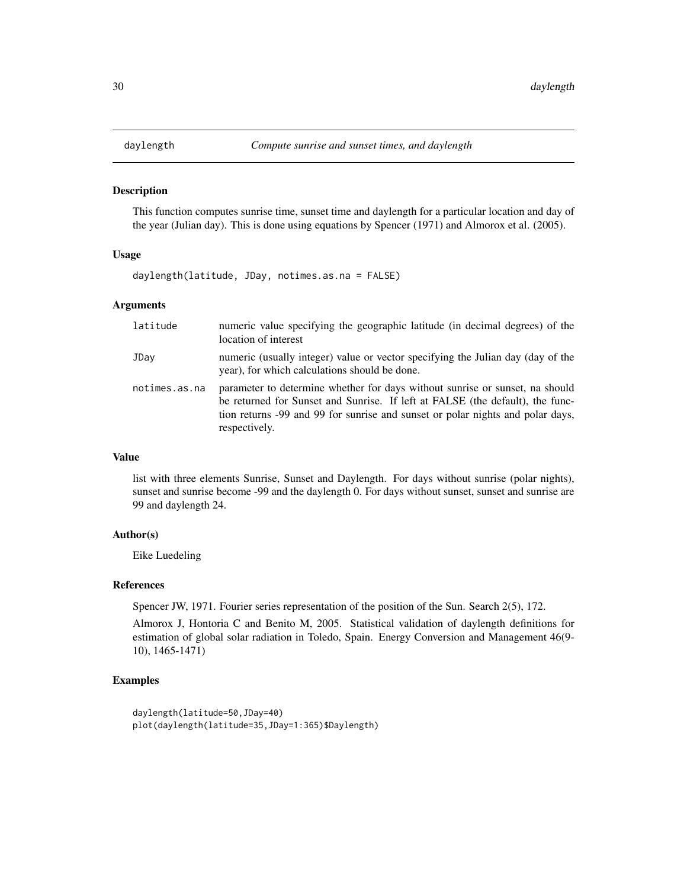# daylength — *Compute sunrise and sunset times, and daylength*

## Description

This function computes sunrise time, sunset time and daylength for a particular location and day of the year (Julian day). This is done using equations by Spencer (1971) and Almorox et al. (2005).

## Usage

```
daylength(latitude, JDay, notimes.as.na = FALSE)
```

## Arguments

| | |
|---|---|
| `latitude` | numeric value specifying the geographic latitude (in decimal degrees) of the location of interest |
| `JDay` | numeric (usually integer) value or vector specifying the Julian day (day of the year), for which calculations should be done. |
| `notimes.as.na` | parameter to determine whether for days without sunrise or sunset, na should be returned for Sunset and Sunrise. If left at FALSE (the default), the function returns -99 and 99 for sunrise and sunset or polar nights and polar days, respectively. |

## Value

list with three elements Sunrise, Sunset and Daylength. For days without sunrise (polar nights), sunset and sunrise become -99 and the daylength 0. For days without sunset, sunset and sunrise are 99 and daylength 24.

## Author(s)

Eike Luedeling

## References

Spencer JW, 1971. Fourier series representation of the position of the Sun. Search 2(5), 172.

Almorox J, Hontoria C and Benito M, 2005. Statistical validation of daylength definitions for estimation of global solar radiation in Toledo, Spain. Energy Conversion and Management 46(9-10), 1465-1471)

## Examples

```
daylength(latitude=50,JDay=40)
plot(daylength(latitude=35,JDay=1:365)$Daylength)
```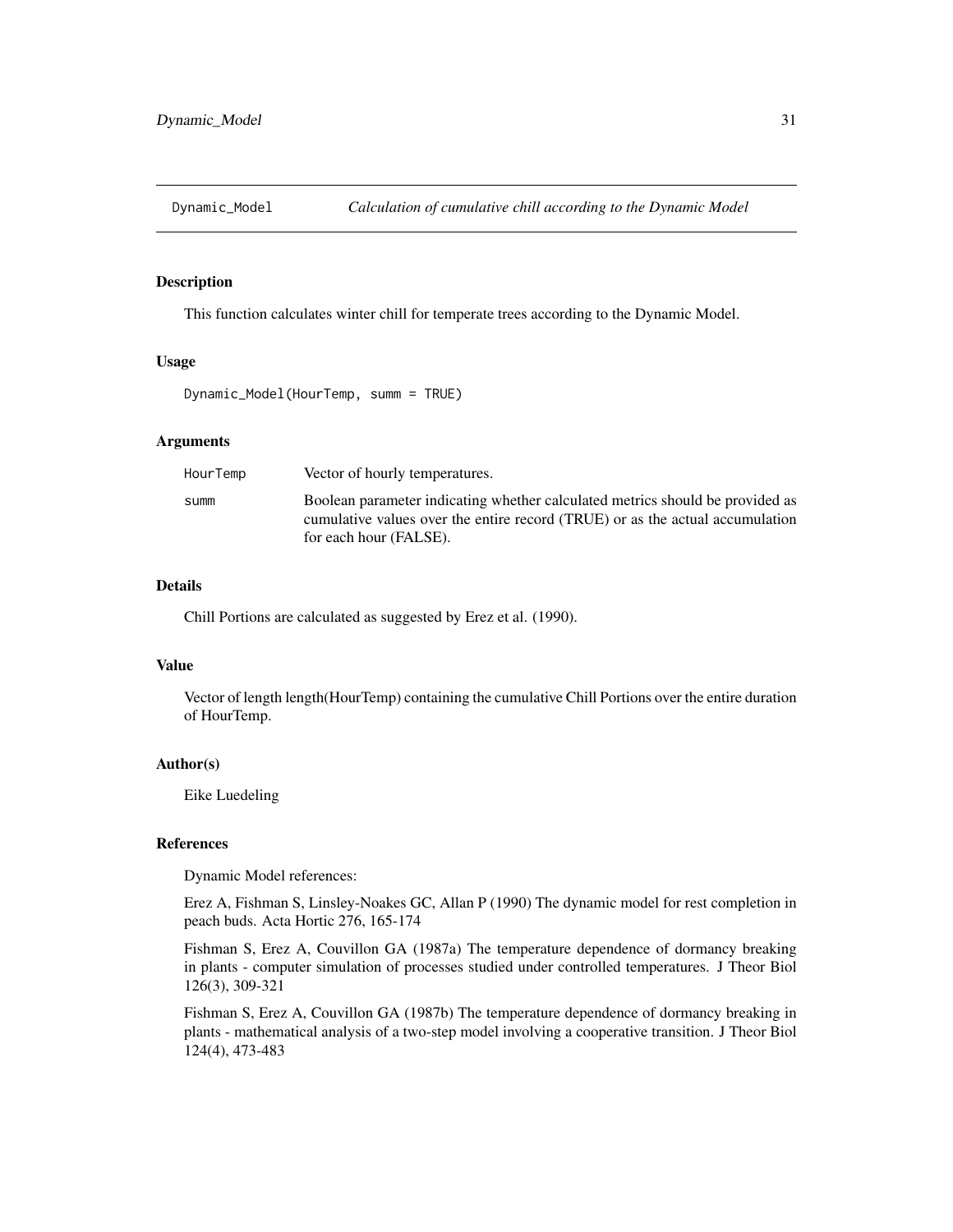## Dynamic_Model — *Calculation of cumulative chill according to the Dynamic Model*

### Description

This function calculates winter chill for temperate trees according to the Dynamic Model.

### Usage

```
Dynamic_Model(HourTemp, summ = TRUE)
```

### Arguments

| | |
|---|---|
| HourTemp | Vector of hourly temperatures. |
| summ | Boolean parameter indicating whether calculated metrics should be provided as cumulative values over the entire record (TRUE) or as the actual accumulation for each hour (FALSE). |

### Details

Chill Portions are calculated as suggested by Erez et al. (1990).

### Value

Vector of length length(HourTemp) containing the cumulative Chill Portions over the entire duration of HourTemp.

### Author(s)

Eike Luedeling

### References

Dynamic Model references:

Erez A, Fishman S, Linsley-Noakes GC, Allan P (1990) The dynamic model for rest completion in peach buds. Acta Hortic 276, 165-174

Fishman S, Erez A, Couvillon GA (1987a) The temperature dependence of dormancy breaking in plants - computer simulation of processes studied under controlled temperatures. J Theor Biol 126(3), 309-321

Fishman S, Erez A, Couvillon GA (1987b) The temperature dependence of dormancy breaking in plants - mathematical analysis of a two-step model involving a cooperative transition. J Theor Biol 124(4), 473-483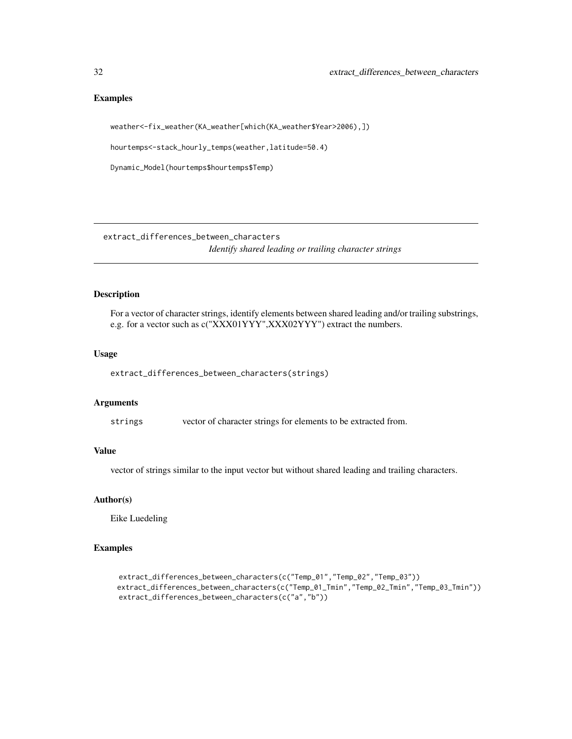## Examples

```
weather<-fix_weather(KA_weather[which(KA_weather$Year>2006),])

hourtemps<-stack_hourly_temps(weather,latitude=50.4)

Dynamic_Model(hourtemps$hourtemps$Temp)
```

---

# extract_differences_between_characters

*Identify shared leading or trailing character strings*

---

## Description

For a vector of character strings, identify elements between shared leading and/or trailing substrings, e.g. for a vector such as c("XXX01YYY",XXX02YYY") extract the numbers.

## Usage

```
extract_differences_between_characters(strings)
```

## Arguments

| | |
|---|---|
| `strings` | vector of character strings for elements to be extracted from. |

## Value

vector of strings similar to the input vector but without shared leading and trailing characters.

## Author(s)

Eike Luedeling

## Examples

```
extract_differences_between_characters(c("Temp_01","Temp_02","Temp_03"))
extract_differences_between_characters(c("Temp_01_Tmin","Temp_02_Tmin","Temp_03_Tmin"))
extract_differences_between_characters(c("a","b"))
```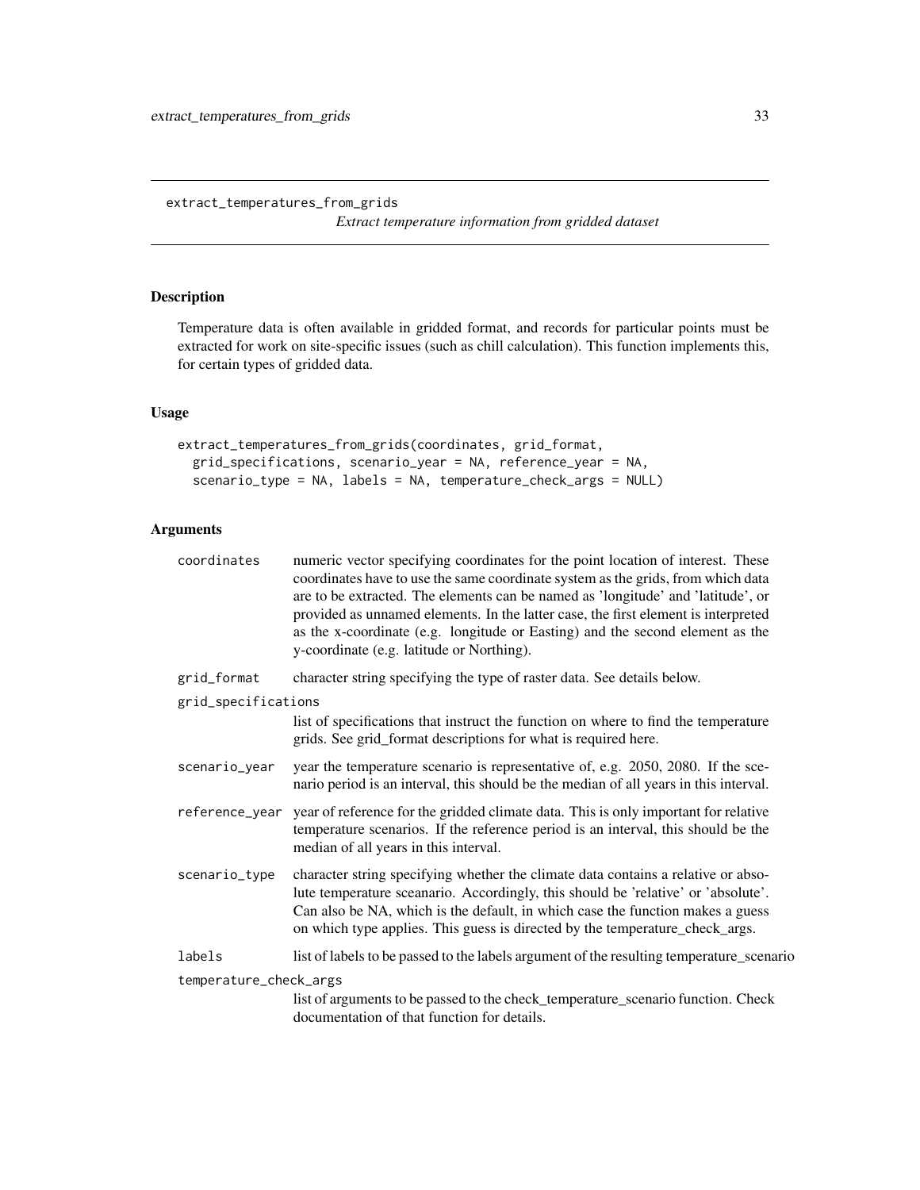# extract_temperatures_from_grids

*Extract temperature information from gridded dataset*

## Description

Temperature data is often available in gridded format, and records for particular points must be extracted for work on site-specific issues (such as chill calculation). This function implements this, for certain types of gridded data.

## Usage

```
extract_temperatures_from_grids(coordinates, grid_format,
  grid_specifications, scenario_year = NA, reference_year = NA,
  scenario_type = NA, labels = NA, temperature_check_args = NULL)
```

## Arguments

| Argument | Description |
|---|---|
| coordinates | numeric vector specifying coordinates for the point location of interest. These coordinates have to use the same coordinate system as the grids, from which data are to be extracted. The elements can be named as 'longitude' and 'latitude', or provided as unnamed elements. In the latter case, the first element is interpreted as the x-coordinate (e.g. longitude or Easting) and the second element as the y-coordinate (e.g. latitude or Northing). |
| grid_format | character string specifying the type of raster data. See details below. |
| grid_specifications | list of specifications that instruct the function on where to find the temperature grids. See grid_format descriptions for what is required here. |
| scenario_year | year the temperature scenario is representative of, e.g. 2050, 2080. If the scenario period is an interval, this should be the median of all years in this interval. |
| reference_year | year of reference for the gridded climate data. This is only important for relative temperature scenarios. If the reference period is an interval, this should be the median of all years in this interval. |
| scenario_type | character string specifying whether the climate data contains a relative or absolute temperature sceanario. Accordingly, this should be 'relative' or 'absolute'. Can also be NA, which is the default, in which case the function makes a guess on which type applies. This guess is directed by the temperature_check_args. |
| labels | list of labels to be passed to the labels argument of the resulting temperature_scenario |
| temperature_check_args | list of arguments to be passed to the check_temperature_scenario function. Check documentation of that function for details. |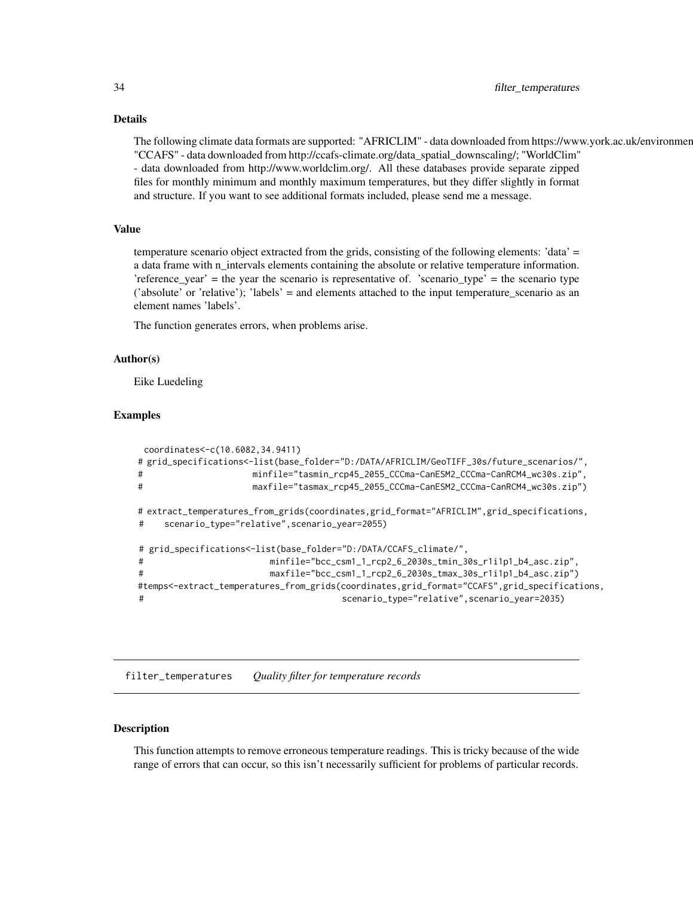### Details

The following climate data formats are supported: "AFRICLIM" - data downloaded from https://www.york.ac.uk/environmen "CCAFS" - data downloaded from http://ccafs-climate.org/data_spatial_downscaling/; "WorldClim" - data downloaded from http://www.worldclim.org/. All these databases provide separate zipped files for monthly minimum and monthly maximum temperatures, but they differ slightly in format and structure. If you want to see additional formats included, please send me a message.

### Value

temperature scenario object extracted from the grids, consisting of the following elements: 'data' = a data frame with n_intervals elements containing the absolute or relative temperature information. 'reference_year' = the year the scenario is representative of. 'scenario_type' = the scenario type ('absolute' or 'relative'); 'labels' = and elements attached to the input temperature_scenario as an element names 'labels'.

The function generates errors, when problems arise.

### Author(s)

Eike Luedeling

### Examples

```
 coordinates<-c(10.6082,34.9411)
# grid_specifications<-list(base_folder="D:/DATA/AFRICLIM/GeoTIFF_30s/future_scenarios/",
#                      minfile="tasmin_rcp45_2055_CCCma-CanESM2_CCCma-CanRCM4_wc30s.zip",
#                      maxfile="tasmax_rcp45_2055_CCCma-CanESM2_CCCma-CanRCM4_wc30s.zip")

# extract_temperatures_from_grids(coordinates,grid_format="AFRICLIM",grid_specifications,
#    scenario_type="relative",scenario_year=2055)

# grid_specifications<-list(base_folder="D:/DATA/CCAFS_climate/",
#                         minfile="bcc_csm1_1_rcp2_6_2030s_tmin_30s_r1i1p1_b4_asc.zip",
#                         maxfile="bcc_csm1_1_rcp2_6_2030s_tmax_30s_r1i1p1_b4_asc.zip")
#temps<-extract_temperatures_from_grids(coordinates,grid_format="CCAFS",grid_specifications,
#                                       scenario_type="relative",scenario_year=2035)
```

## filter_temperatures    *Quality filter for temperature records*

### Description

This function attempts to remove erroneous temperature readings. This is tricky because of the wide range of errors that can occur, so this isn't necessarily sufficient for problems of particular records.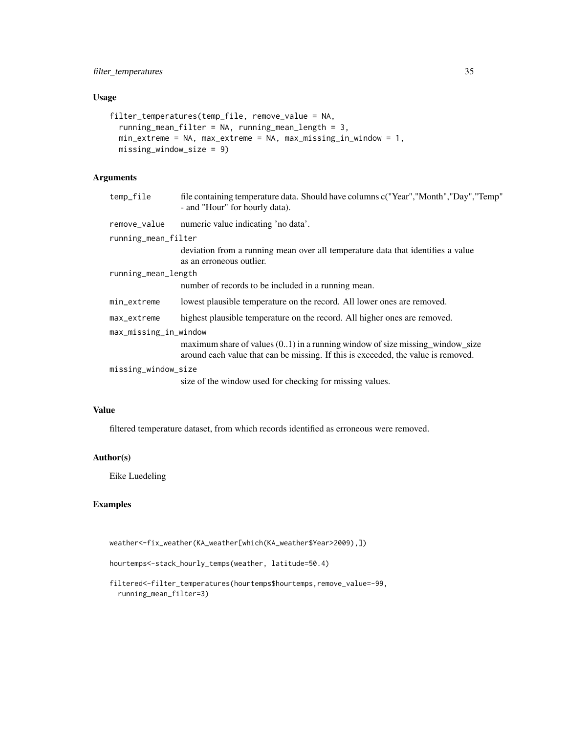## Usage

```
filter_temperatures(temp_file, remove_value = NA,
  running_mean_filter = NA, running_mean_length = 3,
  min_extreme = NA, max_extreme = NA, max_missing_in_window = 1,
  missing_window_size = 9)
```

## Arguments

| | |
|---|---|
| temp_file | file containing temperature data. Should have columns c("Year","Month","Day","Temp" - and "Hour" for hourly data). |
| remove_value | numeric value indicating 'no data'. |
| running_mean_filter | deviation from a running mean over all temperature data that identifies a value as an erroneous outlier. |
| running_mean_length | number of records to be included in a running mean. |
| min_extreme | lowest plausible temperature on the record. All lower ones are removed. |
| max_extreme | highest plausible temperature on the record. All higher ones are removed. |
| max_missing_in_window | maximum share of values (0..1) in a running window of size missing_window_size around each value that can be missing. If this is exceeded, the value is removed. |
| missing_window_size | size of the window used for checking for missing values. |

## Value

filtered temperature dataset, from which records identified as erroneous were removed.

## Author(s)

Eike Luedeling

## Examples

```
weather<-fix_weather(KA_weather[which(KA_weather$Year>2009),])

hourtemps<-stack_hourly_temps(weather, latitude=50.4)

filtered<-filter_temperatures(hourtemps$hourtemps,remove_value=-99,
  running_mean_filter=3)
```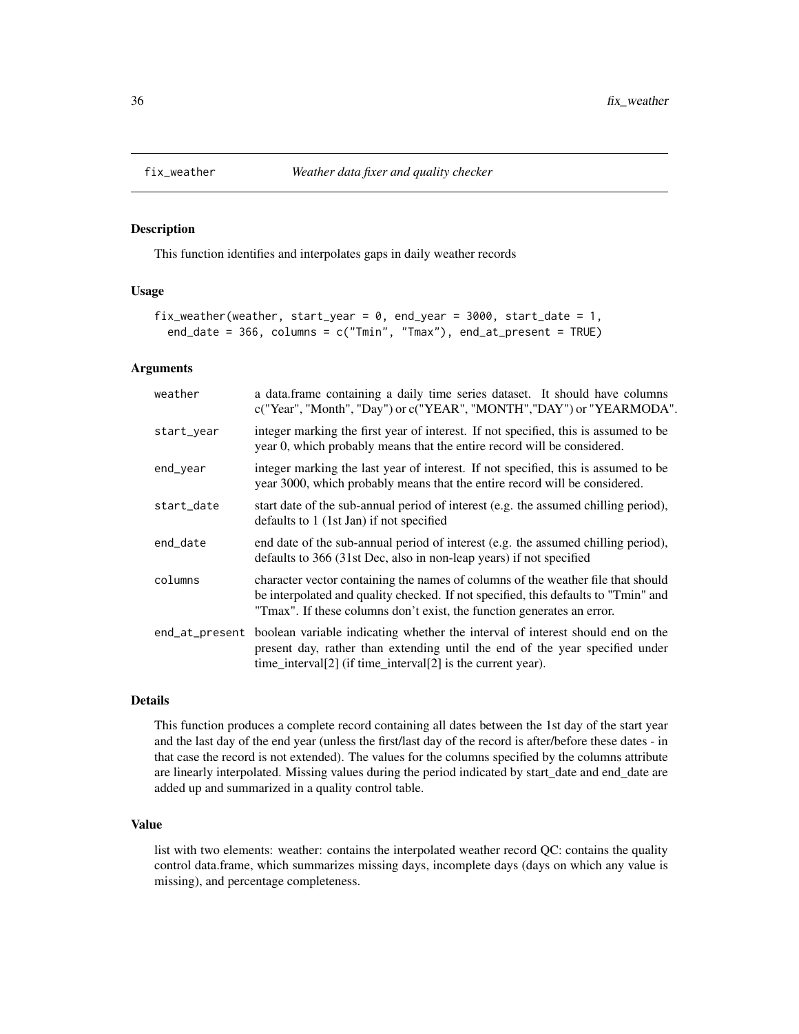# fix_weather    *Weather data fixer and quality checker*

## Description

This function identifies and interpolates gaps in daily weather records

## Usage

```
fix_weather(weather, start_year = 0, end_year = 3000, start_date = 1,
  end_date = 366, columns = c("Tmin", "Tmax"), end_at_present = TRUE)
```

## Arguments

| | |
|---|---|
| weather | a data.frame containing a daily time series dataset. It should have columns c("Year", "Month", "Day") or c("YEAR", "MONTH","DAY") or "YEARMODA". |
| start_year | integer marking the first year of interest. If not specified, this is assumed to be year 0, which probably means that the entire record will be considered. |
| end_year | integer marking the last year of interest. If not specified, this is assumed to be year 3000, which probably means that the entire record will be considered. |
| start_date | start date of the sub-annual period of interest (e.g. the assumed chilling period), defaults to 1 (1st Jan) if not specified |
| end_date | end date of the sub-annual period of interest (e.g. the assumed chilling period), defaults to 366 (31st Dec, also in non-leap years) if not specified |
| columns | character vector containing the names of columns of the weather file that should be interpolated and quality checked. If not specified, this defaults to "Tmin" and "Tmax". If these columns don't exist, the function generates an error. |
| end_at_present | boolean variable indicating whether the interval of interest should end on the present day, rather than extending until the end of the year specified under time_interval[2] (if time_interval[2] is the current year). |

## Details

This function produces a complete record containing all dates between the 1st day of the start year and the last day of the end year (unless the first/last day of the record is after/before these dates - in that case the record is not extended). The values for the columns specified by the columns attribute are linearly interpolated. Missing values during the period indicated by start_date and end_date are added up and summarized in a quality control table.

## Value

list with two elements: weather: contains the interpolated weather record QC: contains the quality control data.frame, which summarizes missing days, incomplete days (days on which any value is missing), and percentage completeness.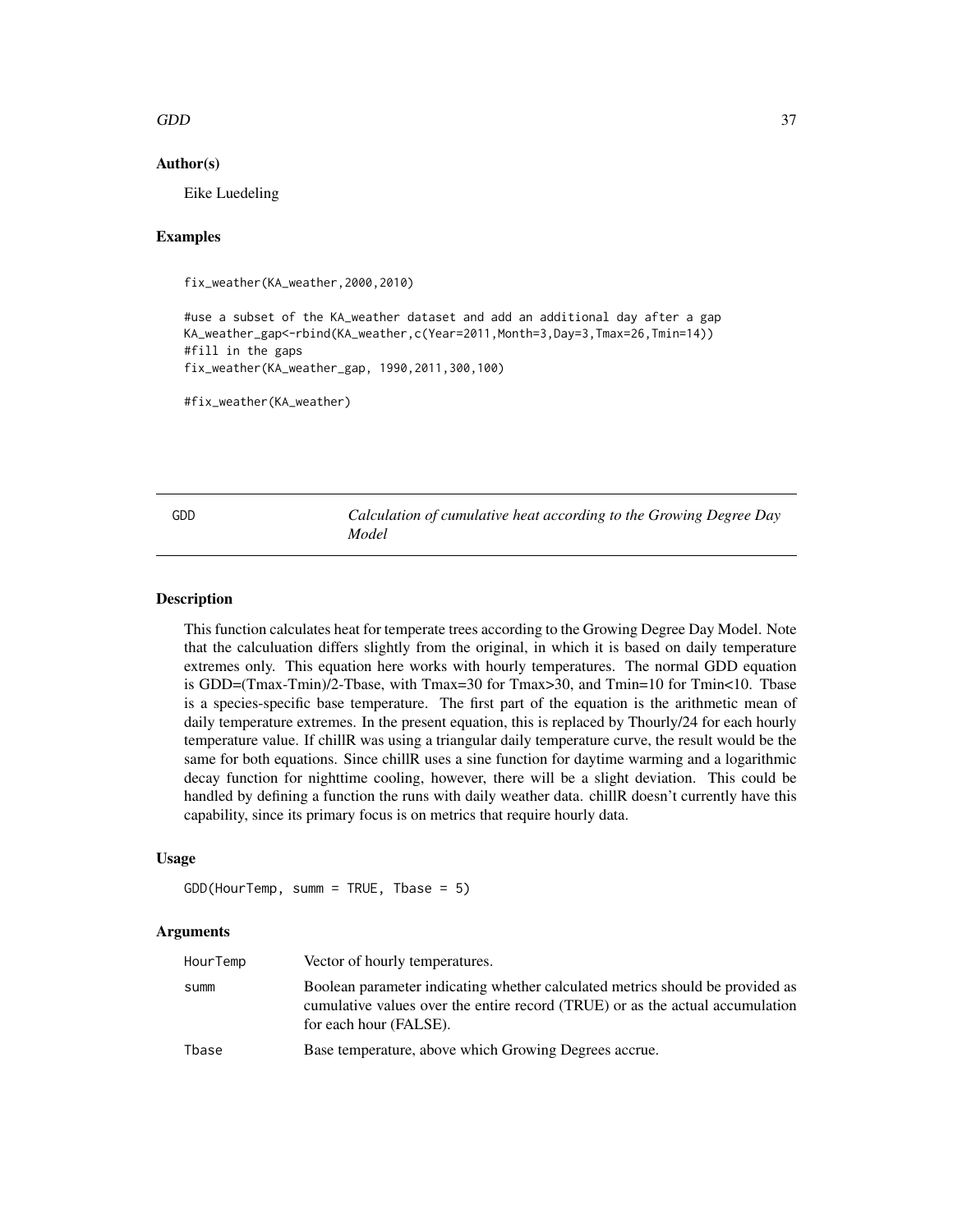### Author(s)

Eike Luedeling

### Examples

```
fix_weather(KA_weather,2000,2010)

#use a subset of the KA_weather dataset and add an additional day after a gap
KA_weather_gap<-rbind(KA_weather,c(Year=2011,Month=3,Day=3,Tmax=26,Tmin=14))
#fill in the gaps
fix_weather(KA_weather_gap, 1990,2011,300,100)

#fix_weather(KA_weather)
```

---

## GDD — *Calculation of cumulative heat according to the Growing Degree Day Model*

### Description

This function calculates heat for temperate trees according to the Growing Degree Day Model. Note that the calculuation differs slightly from the original, in which it is based on daily temperature extremes only. This equation here works with hourly temperatures. The normal GDD equation is GDD=(Tmax-Tmin)/2-Tbase, with Tmax=30 for Tmax>30, and Tmin=10 for Tmin<10. Tbase is a species-specific base temperature. The first part of the equation is the arithmetic mean of daily temperature extremes. In the present equation, this is replaced by Thourly/24 for each hourly temperature value. If chillR was using a triangular daily temperature curve, the result would be the same for both equations. Since chillR uses a sine function for daytime warming and a logarithmic decay function for nighttime cooling, however, there will be a slight deviation. This could be handled by defining a function the runs with daily weather data. chillR doesn't currently have this capability, since its primary focus is on metrics that require hourly data.

### Usage

```
GDD(HourTemp, summ = TRUE, Tbase = 5)
```

### Arguments

| | |
|---|---|
| HourTemp | Vector of hourly temperatures. |
| summ | Boolean parameter indicating whether calculated metrics should be provided as cumulative values over the entire record (TRUE) or as the actual accumulation for each hour (FALSE). |
| Tbase | Base temperature, above which Growing Degrees accrue. |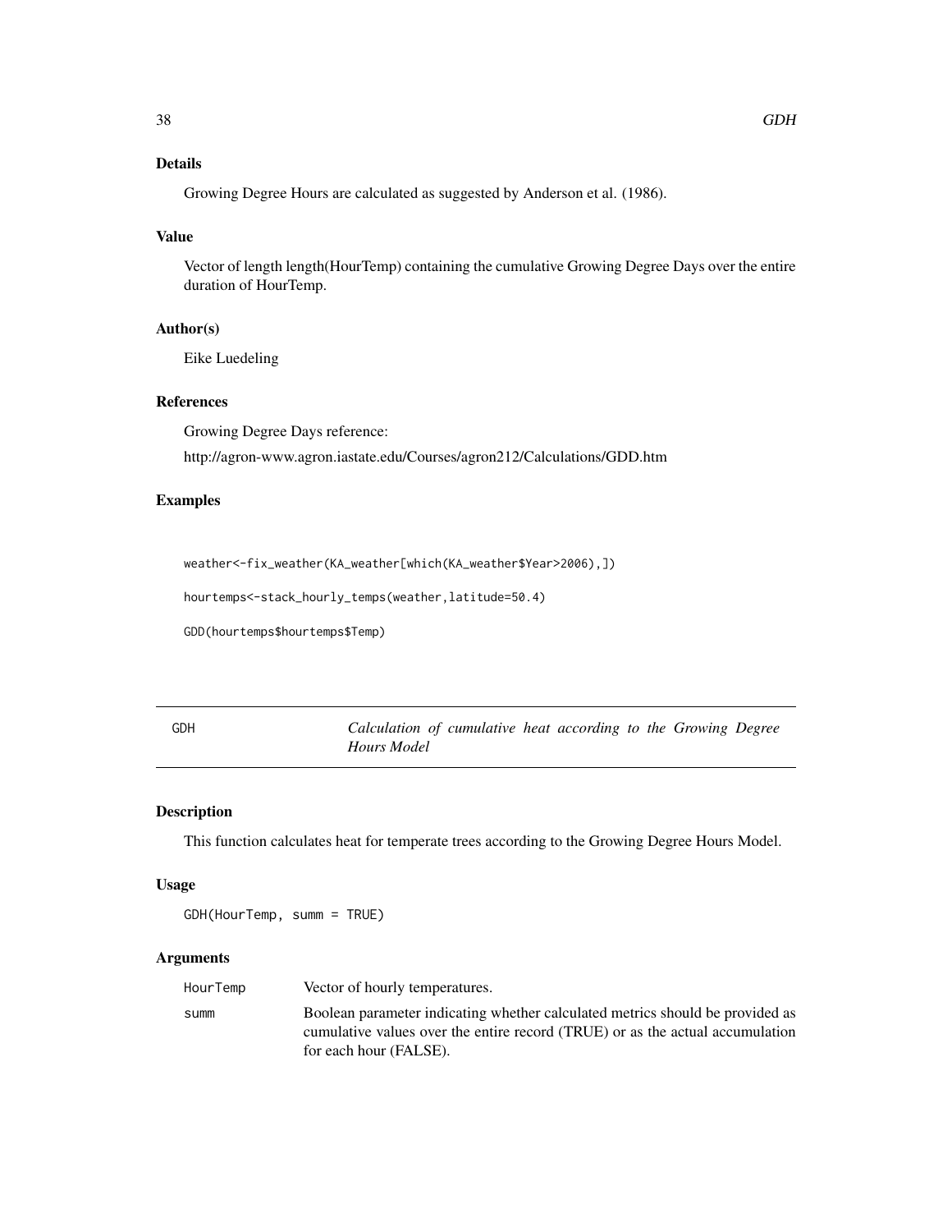## Details

Growing Degree Hours are calculated as suggested by Anderson et al. (1986).

## Value

Vector of length length(HourTemp) containing the cumulative Growing Degree Days over the entire duration of HourTemp.

## Author(s)

Eike Luedeling

## References

Growing Degree Days reference:

http://agron-www.agron.iastate.edu/Courses/agron212/Calculations/GDD.htm

## Examples

```
weather<-fix_weather(KA_weather[which(KA_weather$Year>2006),])

hourtemps<-stack_hourly_temps(weather,latitude=50.4)

GDD(hourtemps$hourtemps$Temp)
```

---

# GDH — *Calculation of cumulative heat according to the Growing Degree Hours Model*

---

## Description

This function calculates heat for temperate trees according to the Growing Degree Hours Model.

## Usage

```
GDH(HourTemp, summ = TRUE)
```

## Arguments

| | |
|---|---|
| HourTemp | Vector of hourly temperatures. |
| summ | Boolean parameter indicating whether calculated metrics should be provided as cumulative values over the entire record (TRUE) or as the actual accumulation for each hour (FALSE). |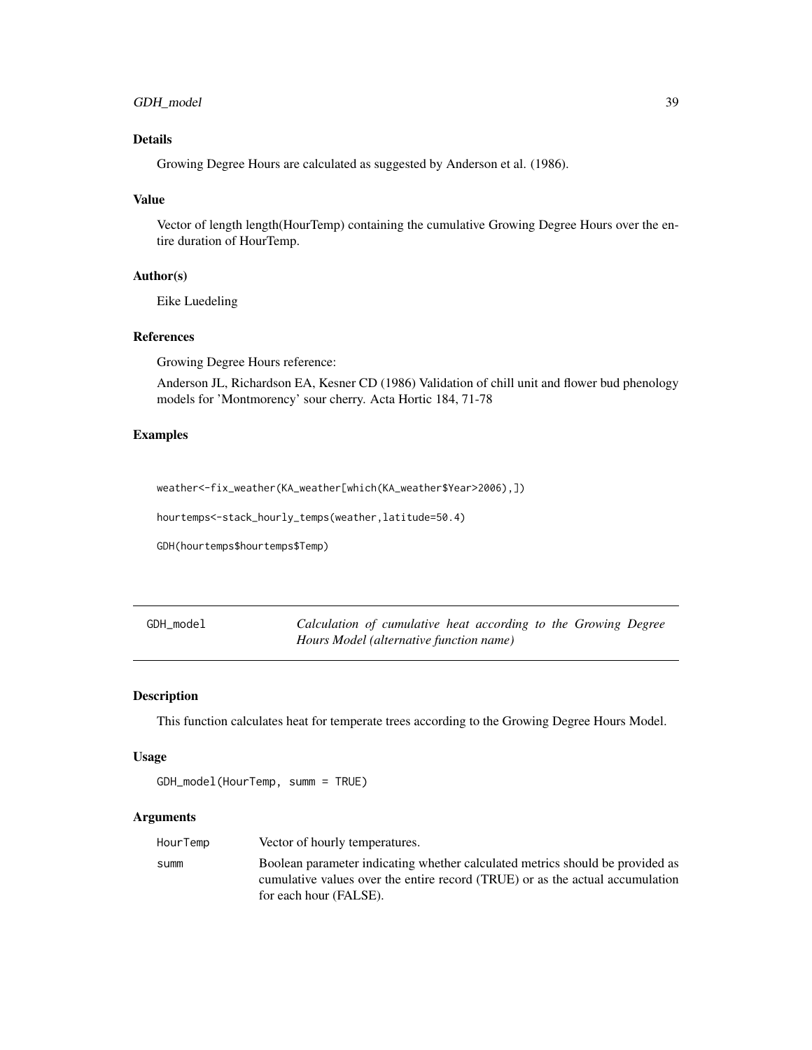### Details

Growing Degree Hours are calculated as suggested by Anderson et al. (1986).

### Value

Vector of length length(HourTemp) containing the cumulative Growing Degree Hours over the entire duration of HourTemp.

### Author(s)

Eike Luedeling

### References

Growing Degree Hours reference:

Anderson JL, Richardson EA, Kesner CD (1986) Validation of chill unit and flower bud phenology models for 'Montmorency' sour cherry. Acta Hortic 184, 71-78

### Examples

```
weather<-fix_weather(KA_weather[which(KA_weather$Year>2006),])

hourtemps<-stack_hourly_temps(weather,latitude=50.4)

GDH(hourtemps$hourtemps$Temp)
```

---

## GDH_model — *Calculation of cumulative heat according to the Growing Degree Hours Model (alternative function name)*

---

### Description

This function calculates heat for temperate trees according to the Growing Degree Hours Model.

### Usage

```
GDH_model(HourTemp, summ = TRUE)
```

### Arguments

| | |
|---|---|
| HourTemp | Vector of hourly temperatures. |
| summ | Boolean parameter indicating whether calculated metrics should be provided as cumulative values over the entire record (TRUE) or as the actual accumulation for each hour (FALSE). |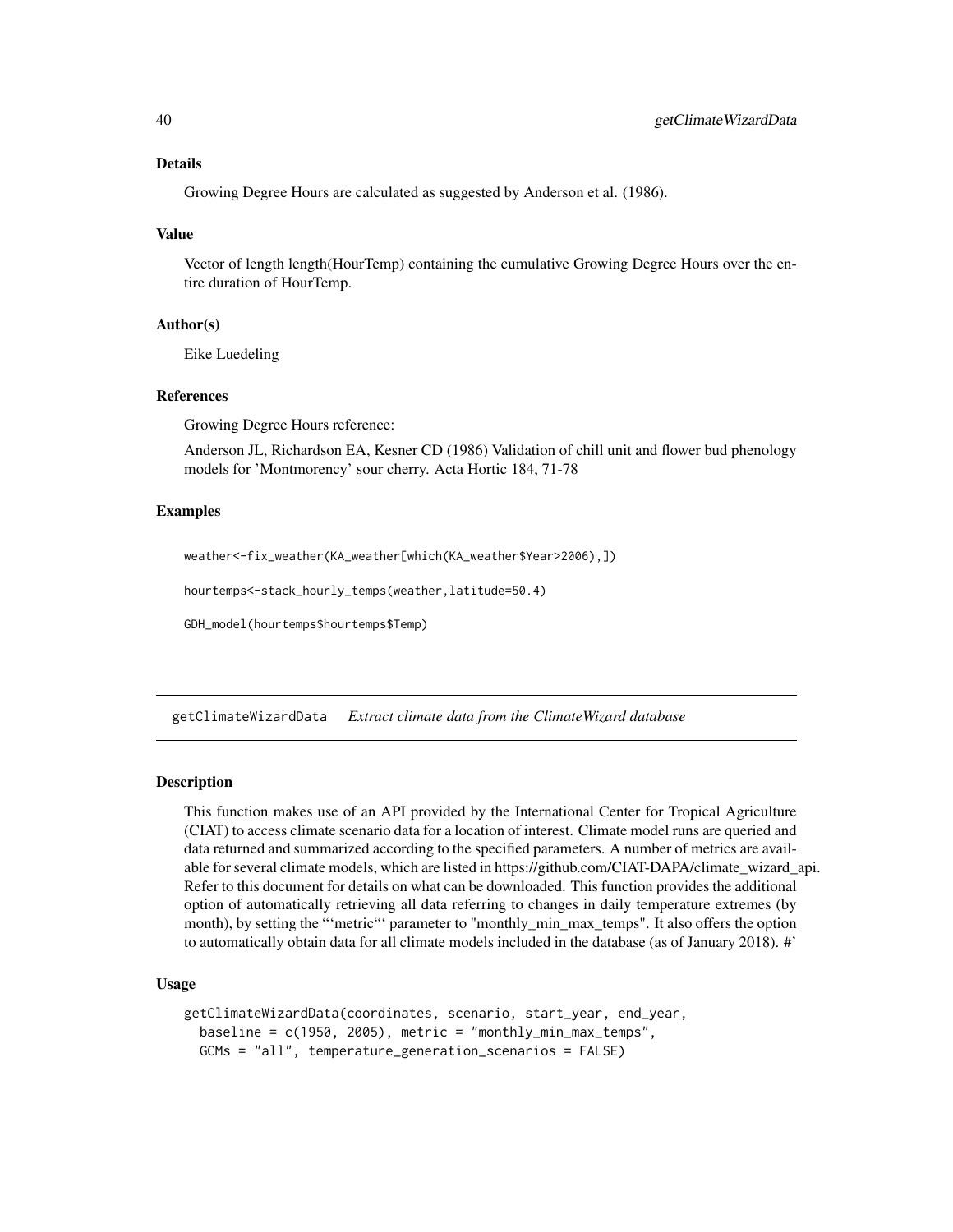### Details

Growing Degree Hours are calculated as suggested by Anderson et al. (1986).

### Value

Vector of length length(HourTemp) containing the cumulative Growing Degree Hours over the entire duration of HourTemp.

### Author(s)

Eike Luedeling

### References

Growing Degree Hours reference:

Anderson JL, Richardson EA, Kesner CD (1986) Validation of chill unit and flower bud phenology models for 'Montmorency' sour cherry. Acta Hortic 184, 71-78

### Examples

```
weather<-fix_weather(KA_weather[which(KA_weather$Year>2006),])

hourtemps<-stack_hourly_temps(weather,latitude=50.4)

GDH_model(hourtemps$hourtemps$Temp)
```

---

## getClimateWizardData *Extract climate data from the ClimateWizard database*

### Description

This function makes use of an API provided by the International Center for Tropical Agriculture (CIAT) to access climate scenario data for a location of interest. Climate model runs are queried and data returned and summarized according to the specified parameters. A number of metrics are available for several climate models, which are listed in https://github.com/CIAT-DAPA/climate_wizard_api. Refer to this document for details on what can be downloaded. This function provides the additional option of automatically retrieving all data referring to changes in daily temperature extremes (by month), by setting the "'metric"' parameter to "monthly_min_max_temps". It also offers the option to automatically obtain data for all climate models included in the database (as of January 2018). #'

### Usage

```
getClimateWizardData(coordinates, scenario, start_year, end_year,
  baseline = c(1950, 2005), metric = "monthly_min_max_temps",
  GCMs = "all", temperature_generation_scenarios = FALSE)
```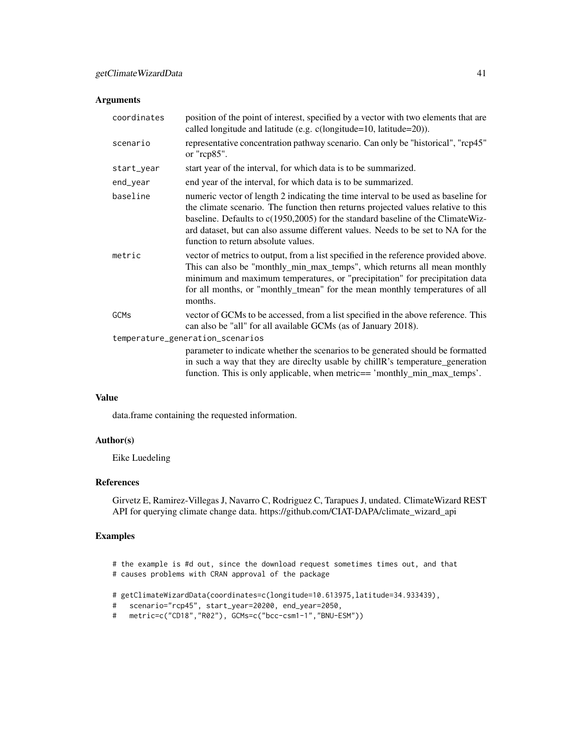### Arguments

- `coordinates` position of the point of interest, specified by a vector with two elements that are called longitude and latitude (e.g. c(longitude=10, latitude=20)).
- `scenario` representative concentration pathway scenario. Can only be "historical", "rcp45" or "rcp85".
- `start_year` start year of the interval, for which data is to be summarized.
- `end_year` end year of the interval, for which data is to be summarized.
- `baseline` numeric vector of length 2 indicating the time interval to be used as baseline for the climate scenario. The function then returns projected values relative to this baseline. Defaults to c(1950,2005) for the standard baseline of the ClimateWizard dataset, but can also assume different values. Needs to be set to NA for the function to return absolute values.
- `metric` vector of metrics to output, from a list specified in the reference provided above. This can also be "monthly_min_max_temps", which returns all mean monthly minimum and maximum temperatures, or "precipitation" for precipitation data for all months, or "monthly_tmean" for the mean monthly temperatures of all months.
- `GCMs` vector of GCMs to be accessed, from a list specified in the above reference. This can also be "all" for all available GCMs (as of January 2018).
- `temperature_generation_scenarios` parameter to indicate whether the scenarios to be generated should be formatted in such a way that they are direclty usable by chillR's temperature_generation function. This is only applicable, when metric== 'monthly_min_max_temps'.

### Value

data.frame containing the requested information.

### Author(s)

Eike Luedeling

### References

Girvetz E, Ramirez-Villegas J, Navarro C, Rodriguez C, Tarapues J, undated. ClimateWizard REST API for querying climate change data. https://github.com/CIAT-DAPA/climate_wizard_api

### Examples

```
# the example is #d out, since the download request sometimes times out, and that
# causes problems with CRAN approval of the package

# getClimateWizardData(coordinates=c(longitude=10.613975,latitude=34.933439),
#   scenario="rcp45", start_year=20200, end_year=2050,
#   metric=c("CD18","R02"), GCMs=c("bcc-csm1-1","BNU-ESM"))
```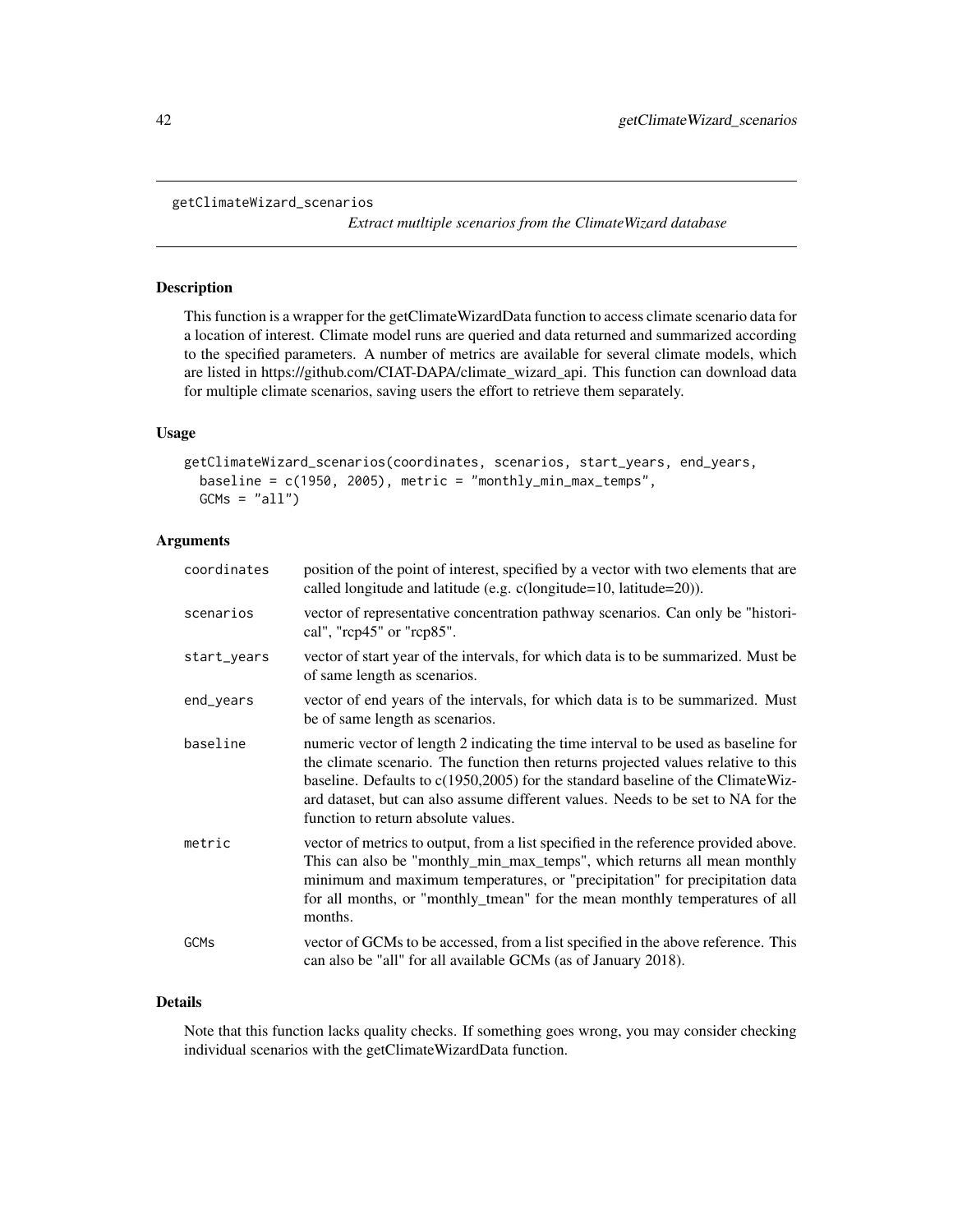getClimateWizard_scenarios

*Extract mutltiple scenarios from the ClimateWizard database*

## Description

This function is a wrapper for the getClimateWizardData function to access climate scenario data for a location of interest. Climate model runs are queried and data returned and summarized according to the specified parameters. A number of metrics are available for several climate models, which are listed in https://github.com/CIAT-DAPA/climate_wizard_api. This function can download data for multiple climate scenarios, saving users the effort to retrieve them separately.

## Usage

```
getClimateWizard_scenarios(coordinates, scenarios, start_years, end_years,
  baseline = c(1950, 2005), metric = "monthly_min_max_temps",
  GCMs = "all")
```

## Arguments

| | |
|---|---|
| coordinates | position of the point of interest, specified by a vector with two elements that are called longitude and latitude (e.g. c(longitude=10, latitude=20)). |
| scenarios | vector of representative concentration pathway scenarios. Can only be "historical", "rcp45" or "rcp85". |
| start_years | vector of start year of the intervals, for which data is to be summarized. Must be of same length as scenarios. |
| end_years | vector of end years of the intervals, for which data is to be summarized. Must be of same length as scenarios. |
| baseline | numeric vector of length 2 indicating the time interval to be used as baseline for the climate scenario. The function then returns projected values relative to this baseline. Defaults to c(1950,2005) for the standard baseline of the ClimateWizard dataset, but can also assume different values. Needs to be set to NA for the function to return absolute values. |
| metric | vector of metrics to output, from a list specified in the reference provided above. This can also be "monthly_min_max_temps", which returns all mean monthly minimum and maximum temperatures, or "precipitation" for precipitation data for all months, or "monthly_tmean" for the mean monthly temperatures of all months. |
| GCMs | vector of GCMs to be accessed, from a list specified in the above reference. This can also be "all" for all available GCMs (as of January 2018). |

## Details

Note that this function lacks quality checks. If something goes wrong, you may consider checking individual scenarios with the getClimateWizardData function.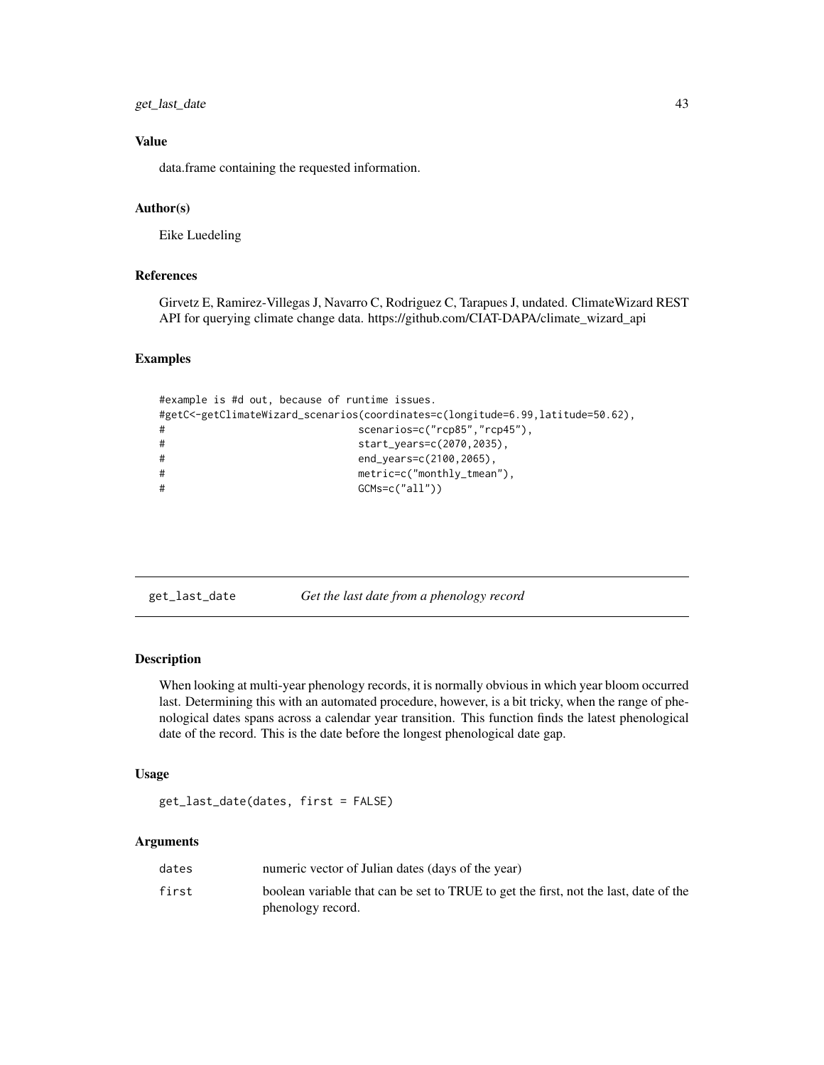### Value

data.frame containing the requested information.

### Author(s)

Eike Luedeling

### References

Girvetz E, Ramirez-Villegas J, Navarro C, Rodriguez C, Tarapues J, undated. ClimateWizard REST API for querying climate change data. https://github.com/CIAT-DAPA/climate_wizard_api

### Examples

```
#example is #d out, because of runtime issues.
#getC<-getClimateWizard_scenarios(coordinates=c(longitude=6.99,latitude=50.62),
#                                scenarios=c("rcp85","rcp45"),
#                                start_years=c(2070,2035),
#                                end_years=c(2100,2065),
#                                metric=c("monthly_tmean"),
#                                GCMs=c("all"))
```

---

## get_last_date — *Get the last date from a phenology record*

### Description

When looking at multi-year phenology records, it is normally obvious in which year bloom occurred last. Determining this with an automated procedure, however, is a bit tricky, when the range of phenological dates spans across a calendar year transition. This function finds the latest phenological date of the record. This is the date before the longest phenological date gap.

### Usage

```
get_last_date(dates, first = FALSE)
```

### Arguments

| | |
|---|---|
| dates | numeric vector of Julian dates (days of the year) |
| first | boolean variable that can be set to TRUE to get the first, not the last, date of the phenology record. |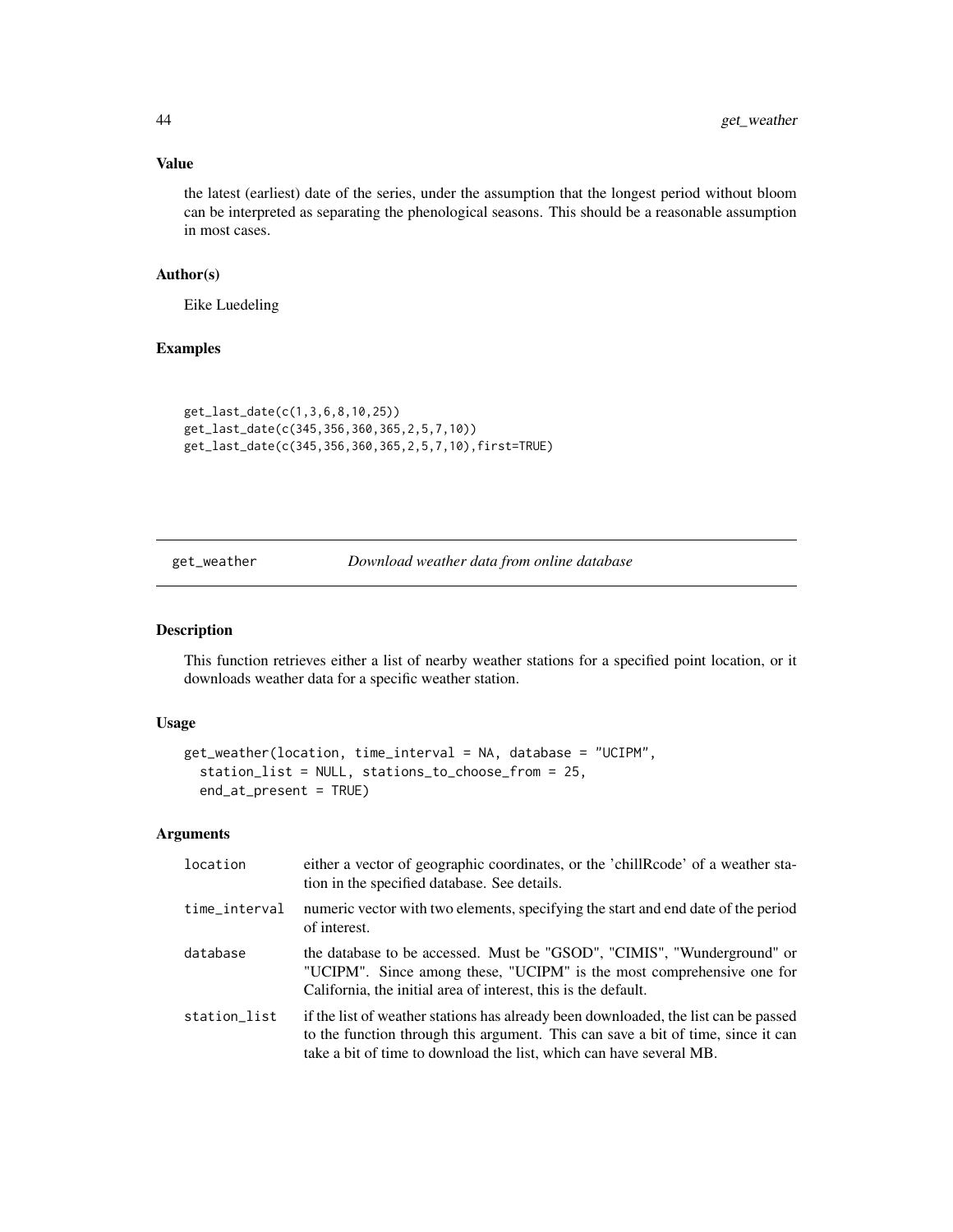### Value

the latest (earliest) date of the series, under the assumption that the longest period without bloom can be interpreted as separating the phenological seasons. This should be a reasonable assumption in most cases.

### Author(s)

Eike Luedeling

### Examples

```
get_last_date(c(1,3,6,8,10,25))
get_last_date(c(345,356,360,365,2,5,7,10))
get_last_date(c(345,356,360,365,2,5,7,10),first=TRUE)
```

## get_weather *Download weather data from online database*

### Description

This function retrieves either a list of nearby weather stations for a specified point location, or it downloads weather data for a specific weather station.

### Usage

```
get_weather(location, time_interval = NA, database = "UCIPM",
  station_list = NULL, stations_to_choose_from = 25,
  end_at_present = TRUE)
```

### Arguments

| | |
|---|---|
| location | either a vector of geographic coordinates, or the 'chillRcode' of a weather station in the specified database. See details. |
| time_interval | numeric vector with two elements, specifying the start and end date of the period of interest. |
| database | the database to be accessed. Must be "GSOD", "CIMIS", "Wunderground" or "UCIPM". Since among these, "UCIPM" is the most comprehensive one for California, the initial area of interest, this is the default. |
| station_list | if the list of weather stations has already been downloaded, the list can be passed to the function through this argument. This can save a bit of time, since it can take a bit of time to download the list, which can have several MB. |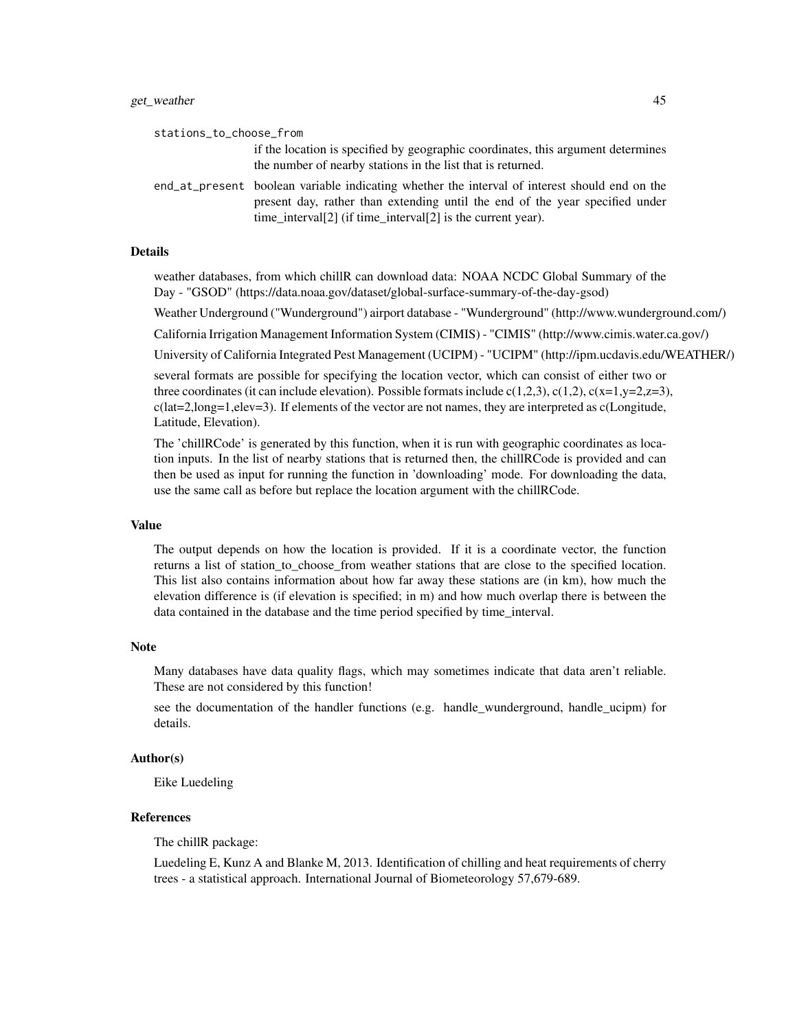stations_to_choose_from
: if the location is specified by geographic coordinates, this argument determines the number of nearby stations in the list that is returned.

end_at_present
: boolean variable indicating whether the interval of interest should end on the present day, rather than extending until the end of the year specified under time_interval[2] (if time_interval[2] is the current year).

### Details

weather databases, from which chillR can download data: NOAA NCDC Global Summary of the Day - "GSOD" (https://data.noaa.gov/dataset/global-surface-summary-of-the-day-gsod)

Weather Underground ("Wunderground") airport database - "Wunderground" (http://www.wunderground.com/)

California Irrigation Management Information System (CIMIS) - "CIMIS" (http://www.cimis.water.ca.gov/)

University of California Integrated Pest Management (UCIPM) - "UCIPM" (http://ipm.ucdavis.edu/WEATHER/)

several formats are possible for specifying the location vector, which can consist of either two or three coordinates (it can include elevation). Possible formats include c(1,2,3), c(1,2), c(x=1,y=2,z=3), c(lat=2,long=1,elev=3). If elements of the vector are not names, they are interpreted as c(Longitude, Latitude, Elevation).

The 'chillRCode' is generated by this function, when it is run with geographic coordinates as location inputs. In the list of nearby stations that is returned then, the chillRCode is provided and can then be used as input for running the function in 'downloading' mode. For downloading the data, use the same call as before but replace the location argument with the chillRCode.

### Value

The output depends on how the location is provided. If it is a coordinate vector, the function returns a list of station_to_choose_from weather stations that are close to the specified location. This list also contains information about how far away these stations are (in km), how much the elevation difference is (if elevation is specified; in m) and how much overlap there is between the data contained in the database and the time period specified by time_interval.

### Note

Many databases have data quality flags, which may sometimes indicate that data aren't reliable. These are not considered by this function!

see the documentation of the handler functions (e.g. handle_wunderground, handle_ucipm) for details.

### Author(s)

Eike Luedeling

### References

The chillR package:

Luedeling E, Kunz A and Blanke M, 2013. Identification of chilling and heat requirements of cherry trees - a statistical approach. International Journal of Biometeorology 57,679-689.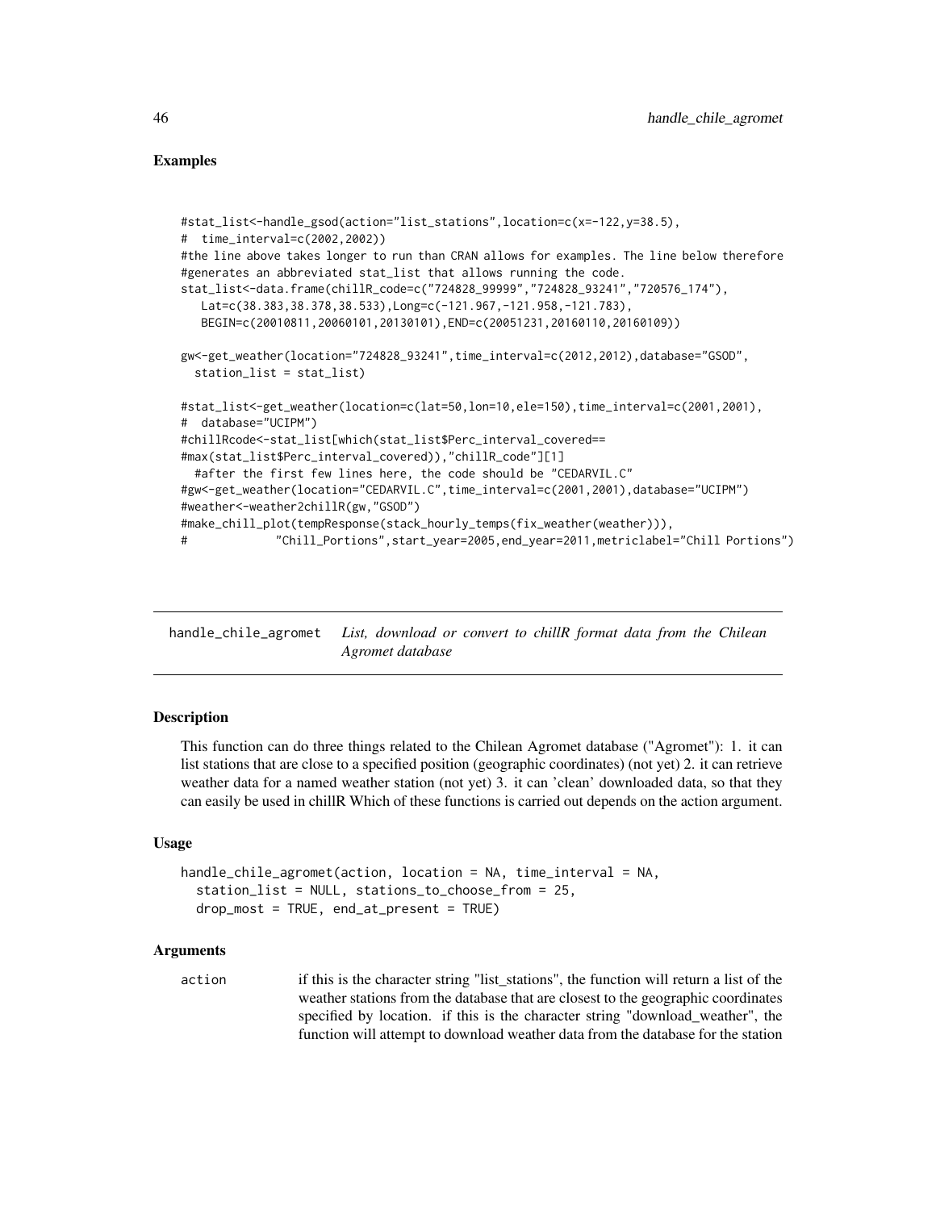## Examples

```
#stat_list<-handle_gsod(action="list_stations",location=c(x=-122,y=38.5),
#  time_interval=c(2002,2002))
#the line above takes longer to run than CRAN allows for examples. The line below therefore
#generates an abbreviated stat_list that allows running the code.
stat_list<-data.frame(chillR_code=c("724828_99999","724828_93241","720576_174"),
   Lat=c(38.383,38.378,38.533),Long=c(-121.967,-121.958,-121.783),
   BEGIN=c(20010811,20060101,20130101),END=c(20051231,20160110,20160109))

gw<-get_weather(location="724828_93241",time_interval=c(2012,2012),database="GSOD",
  station_list = stat_list)

#stat_list<-get_weather(location=c(lat=50,lon=10,ele=150),time_interval=c(2001,2001),
#  database="UCIPM")
#chillRcode<-stat_list[which(stat_list$Perc_interval_covered==
#max(stat_list$Perc_interval_covered)),"chillR_code"][1]
  #after the first few lines here, the code should be "CEDARVIL.C"
#gw<-get_weather(location="CEDARVIL.C",time_interval=c(2001,2001),database="UCIPM")
#weather<-weather2chillR(gw,"GSOD")
#make_chill_plot(tempResponse(stack_hourly_temps(fix_weather(weather))),
#             "Chill_Portions",start_year=2005,end_year=2011,metriclabel="Chill Portions")
```

---

# handle_chile_agromet — *List, download or convert to chillR format data from the Chilean Agromet database*

## Description

This function can do three things related to the Chilean Agromet database ("Agromet"): 1. it can list stations that are close to a specified position (geographic coordinates) (not yet) 2. it can retrieve weather data for a named weather station (not yet) 3. it can 'clean' downloaded data, so that they can easily be used in chillR Which of these functions is carried out depends on the action argument.

## Usage

```
handle_chile_agromet(action, location = NA, time_interval = NA,
  station_list = NULL, stations_to_choose_from = 25,
  drop_most = TRUE, end_at_present = TRUE)
```

## Arguments

action — if this is the character string "list_stations", the function will return a list of the weather stations from the database that are closest to the geographic coordinates specified by location. if this is the character string "download_weather", the function will attempt to download weather data from the database for the station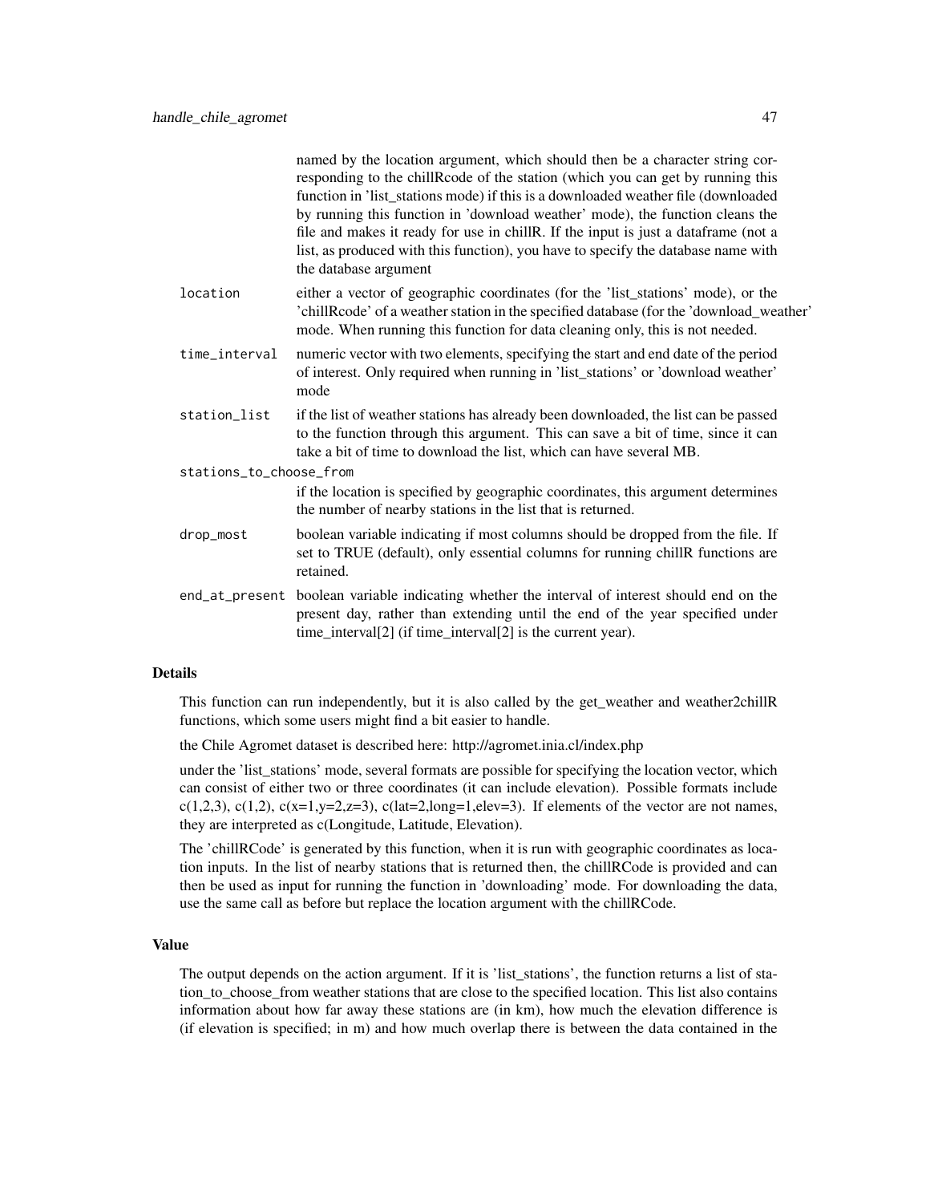named by the location argument, which should then be a character string corresponding to the chillRcode of the station (which you can get by running this function in 'list_stations mode) if this is a downloaded weather file (downloaded by running this function in 'download weather' mode), the function cleans the file and makes it ready for use in chillR. If the input is just a dataframe (not a list, as produced with this function), you have to specify the database name with the database argument

`location`
: either a vector of geographic coordinates (for the 'list_stations' mode), or the 'chillRcode' of a weather station in the specified database (for the 'download_weather' mode. When running this function for data cleaning only, this is not needed.

`time_interval`
: numeric vector with two elements, specifying the start and end date of the period of interest. Only required when running in 'list_stations' or 'download weather' mode

`station_list`
: if the list of weather stations has already been downloaded, the list can be passed to the function through this argument. This can save a bit of time, since it can take a bit of time to download the list, which can have several MB.

`stations_to_choose_from`
: if the location is specified by geographic coordinates, this argument determines the number of nearby stations in the list that is returned.

`drop_most`
: boolean variable indicating if most columns should be dropped from the file. If set to TRUE (default), only essential columns for running chillR functions are retained.

`end_at_present`
: boolean variable indicating whether the interval of interest should end on the present day, rather than extending until the end of the year specified under time_interval[2] (if time_interval[2] is the current year).

## Details

This function can run independently, but it is also called by the get_weather and weather2chillR functions, which some users might find a bit easier to handle.

the Chile Agromet dataset is described here: http://agromet.inia.cl/index.php

under the 'list_stations' mode, several formats are possible for specifying the location vector, which can consist of either two or three coordinates (it can include elevation). Possible formats include c(1,2,3), c(1,2), c(x=1,y=2,z=3), c(lat=2,long=1,elev=3). If elements of the vector are not names, they are interpreted as c(Longitude, Latitude, Elevation).

The 'chillRCode' is generated by this function, when it is run with geographic coordinates as location inputs. In the list of nearby stations that is returned then, the chillRCode is provided and can then be used as input for running the function in 'downloading' mode. For downloading the data, use the same call as before but replace the location argument with the chillRCode.

## Value

The output depends on the action argument. If it is 'list_stations', the function returns a list of station_to_choose_from weather stations that are close to the specified location. This list also contains information about how far away these stations are (in km), how much the elevation difference is (if elevation is specified; in m) and how much overlap there is between the data contained in the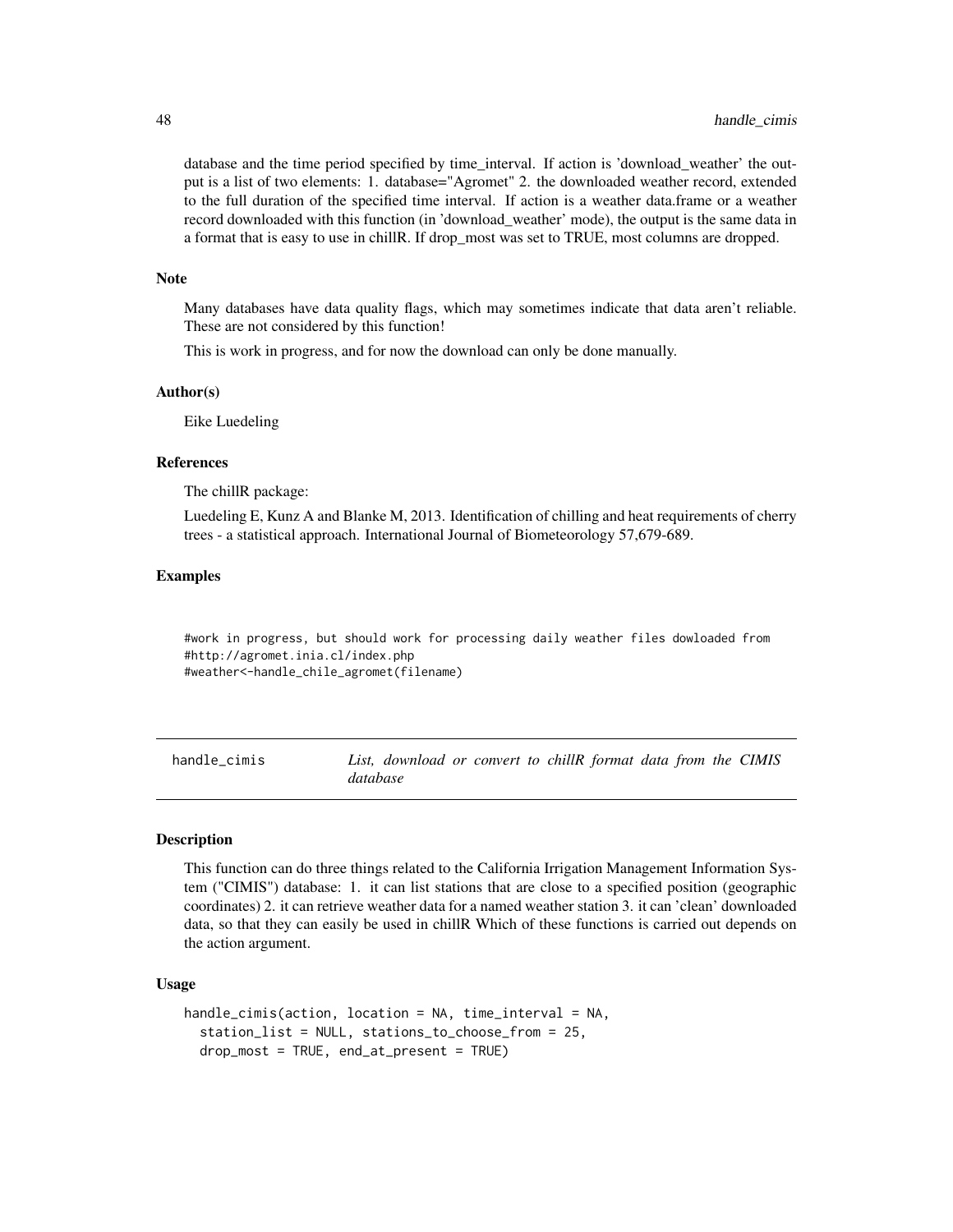database and the time period specified by time_interval. If action is 'download_weather' the output is a list of two elements: 1. database="Agromet" 2. the downloaded weather record, extended to the full duration of the specified time interval. If action is a weather data.frame or a weather record downloaded with this function (in 'download_weather' mode), the output is the same data in a format that is easy to use in chillR. If drop_most was set to TRUE, most columns are dropped.

### Note

Many databases have data quality flags, which may sometimes indicate that data aren't reliable. These are not considered by this function!

This is work in progress, and for now the download can only be done manually.

### Author(s)

Eike Luedeling

### References

The chillR package:

Luedeling E, Kunz A and Blanke M, 2013. Identification of chilling and heat requirements of cherry trees - a statistical approach. International Journal of Biometeorology 57,679-689.

### Examples

```
#work in progress, but should work for processing daily weather files dowloaded from
#http://agromet.inia.cl/index.php
#weather<-handle_chile_agromet(filename)
```

---

## handle_cimis — *List, download or convert to chillR format data from the CIMIS database*

### Description

This function can do three things related to the California Irrigation Management Information System ("CIMIS") database: 1. it can list stations that are close to a specified position (geographic coordinates) 2. it can retrieve weather data for a named weather station 3. it can 'clean' downloaded data, so that they can easily be used in chillR Which of these functions is carried out depends on the action argument.

### Usage

```
handle_cimis(action, location = NA, time_interval = NA,
  station_list = NULL, stations_to_choose_from = 25,
  drop_most = TRUE, end_at_present = TRUE)
```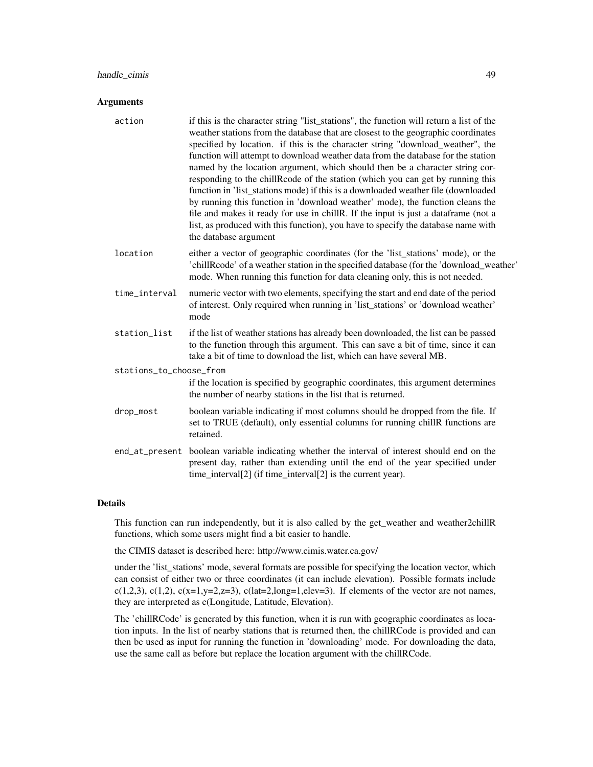## Arguments

**action** if this is the character string "list_stations", the function will return a list of the weather stations from the database that are closest to the geographic coordinates specified by location. if this is the character string "download_weather", the function will attempt to download weather data from the database for the station named by the location argument, which should then be a character string corresponding to the chillRcode of the station (which you can get by running this function in 'list_stations mode) if this is a downloaded weather file (downloaded by running this function in 'download weather' mode), the function cleans the file and makes it ready for use in chillR. If the input is just a dataframe (not a list, as produced with this function), you have to specify the database name with the database argument

**location** either a vector of geographic coordinates (for the 'list_stations' mode), or the 'chillRcode' of a weather station in the specified database (for the 'download_weather' mode. When running this function for data cleaning only, this is not needed.

**time_interval** numeric vector with two elements, specifying the start and end date of the period of interest. Only required when running in 'list_stations' or 'download weather' mode

**station_list** if the list of weather stations has already been downloaded, the list can be passed to the function through this argument. This can save a bit of time, since it can take a bit of time to download the list, which can have several MB.

**stations_to_choose_from** if the location is specified by geographic coordinates, this argument determines the number of nearby stations in the list that is returned.

**drop_most** boolean variable indicating if most columns should be dropped from the file. If set to TRUE (default), only essential columns for running chillR functions are retained.

**end_at_present** boolean variable indicating whether the interval of interest should end on the present day, rather than extending until the end of the year specified under time_interval[2] (if time_interval[2] is the current year).

## Details

This function can run independently, but it is also called by the get_weather and weather2chillR functions, which some users might find a bit easier to handle.

the CIMIS dataset is described here: http://www.cimis.water.ca.gov/

under the 'list_stations' mode, several formats are possible for specifying the location vector, which can consist of either two or three coordinates (it can include elevation). Possible formats include c(1,2,3), c(1,2), c(x=1,y=2,z=3), c(lat=2,long=1,elev=3). If elements of the vector are not names, they are interpreted as c(Longitude, Latitude, Elevation).

The 'chillRCode' is generated by this function, when it is run with geographic coordinates as location inputs. In the list of nearby stations that is returned then, the chillRCode is provided and can then be used as input for running the function in 'downloading' mode. For downloading the data, use the same call as before but replace the location argument with the chillRCode.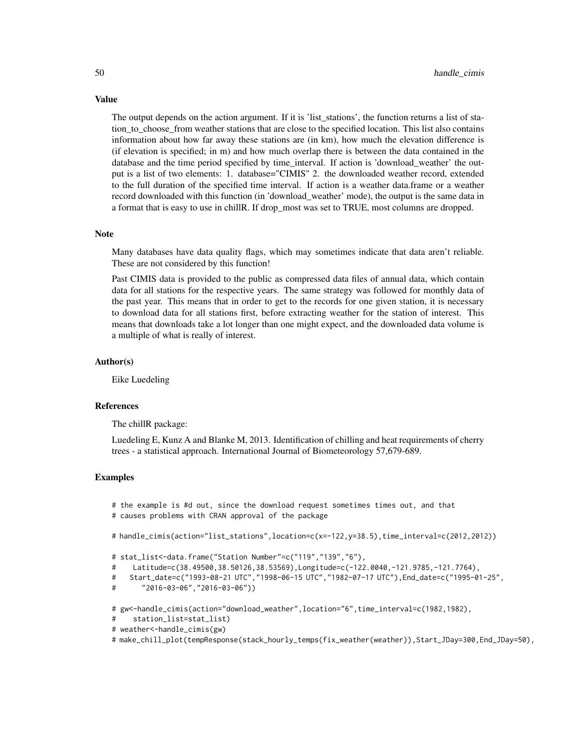### Value

The output depends on the action argument. If it is 'list_stations', the function returns a list of station_to_choose_from weather stations that are close to the specified location. This list also contains information about how far away these stations are (in km), how much the elevation difference is (if elevation is specified; in m) and how much overlap there is between the data contained in the database and the time period specified by time_interval. If action is 'download_weather' the output is a list of two elements: 1. database="CIMIS" 2. the downloaded weather record, extended to the full duration of the specified time interval. If action is a weather data.frame or a weather record downloaded with this function (in 'download_weather' mode), the output is the same data in a format that is easy to use in chillR. If drop_most was set to TRUE, most columns are dropped.

### Note

Many databases have data quality flags, which may sometimes indicate that data aren't reliable. These are not considered by this function!

Past CIMIS data is provided to the public as compressed data files of annual data, which contain data for all stations for the respective years. The same strategy was followed for monthly data of the past year. This means that in order to get to the records for one given station, it is necessary to download data for all stations first, before extracting weather for the station of interest. This means that downloads take a lot longer than one might expect, and the downloaded data volume is a multiple of what is really of interest.

### Author(s)

Eike Luedeling

### References

The chillR package:

Luedeling E, Kunz A and Blanke M, 2013. Identification of chilling and heat requirements of cherry trees - a statistical approach. International Journal of Biometeorology 57,679-689.

### Examples

```
# the example is #d out, since the download request sometimes times out, and that
# causes problems with CRAN approval of the package

# handle_cimis(action="list_stations",location=c(x=-122,y=38.5),time_interval=c(2012,2012))

# stat_list<-data.frame("Station Number"=c("119","139","6"),
#    Latitude=c(38.49500,38.50126,38.53569),Longitude=c(-122.0040,-121.9785,-121.7764),
#   Start_date=c("1993-08-21 UTC","1998-06-15 UTC","1982-07-17 UTC"),End_date=c("1995-01-25",
#      "2016-03-06","2016-03-06"))

# gw<-handle_cimis(action="download_weather",location="6",time_interval=c(1982,1982),
#    station_list=stat_list)
# weather<-handle_cimis(gw)
# make_chill_plot(tempResponse(stack_hourly_temps(fix_weather(weather)),Start_JDay=300,End_JDay=50),
```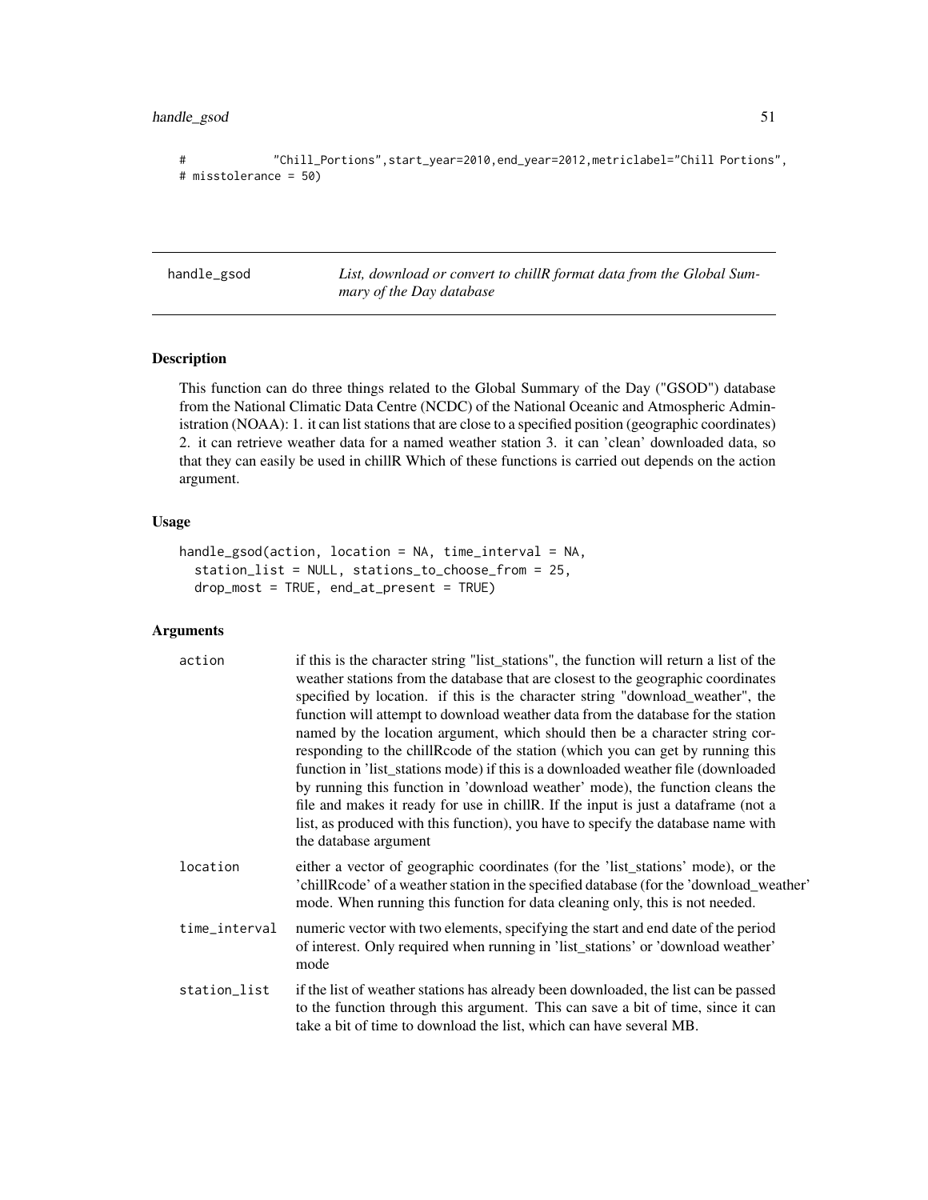```
#            "Chill_Portions",start_year=2010,end_year=2012,metriclabel="Chill Portions",
# misstolerance = 50)
```

## handle_gsod

*List, download or convert to chillR format data from the Global Summary of the Day database*

### Description

This function can do three things related to the Global Summary of the Day ("GSOD") database from the National Climatic Data Centre (NCDC) of the National Oceanic and Atmospheric Administration (NOAA): 1. it can list stations that are close to a specified position (geographic coordinates) 2. it can retrieve weather data for a named weather station 3. it can 'clean' downloaded data, so that they can easily be used in chillR Which of these functions is carried out depends on the action argument.

### Usage

```
handle_gsod(action, location = NA, time_interval = NA,
  station_list = NULL, stations_to_choose_from = 25,
  drop_most = TRUE, end_at_present = TRUE)
```

### Arguments

| | |
|---|---|
| action | if this is the character string "list_stations", the function will return a list of the weather stations from the database that are closest to the geographic coordinates specified by location. if this is the character string "download_weather", the function will attempt to download weather data from the database for the station named by the location argument, which should then be a character string corresponding to the chillRcode of the station (which you can get by running this function in 'list_stations mode) if this is a downloaded weather file (downloaded by running this function in 'download weather' mode), the function cleans the file and makes it ready for use in chillR. If the input is just a dataframe (not a list, as produced with this function), you have to specify the database name with the database argument |
| location | either a vector of geographic coordinates (for the 'list_stations' mode), or the 'chillRcode' of a weather station in the specified database (for the 'download_weather' mode. When running this function for data cleaning only, this is not needed. |
| time_interval | numeric vector with two elements, specifying the start and end date of the period of interest. Only required when running in 'list_stations' or 'download weather' mode |
| station_list | if the list of weather stations has already been downloaded, the list can be passed to the function through this argument. This can save a bit of time, since it can take a bit of time to download the list, which can have several MB. |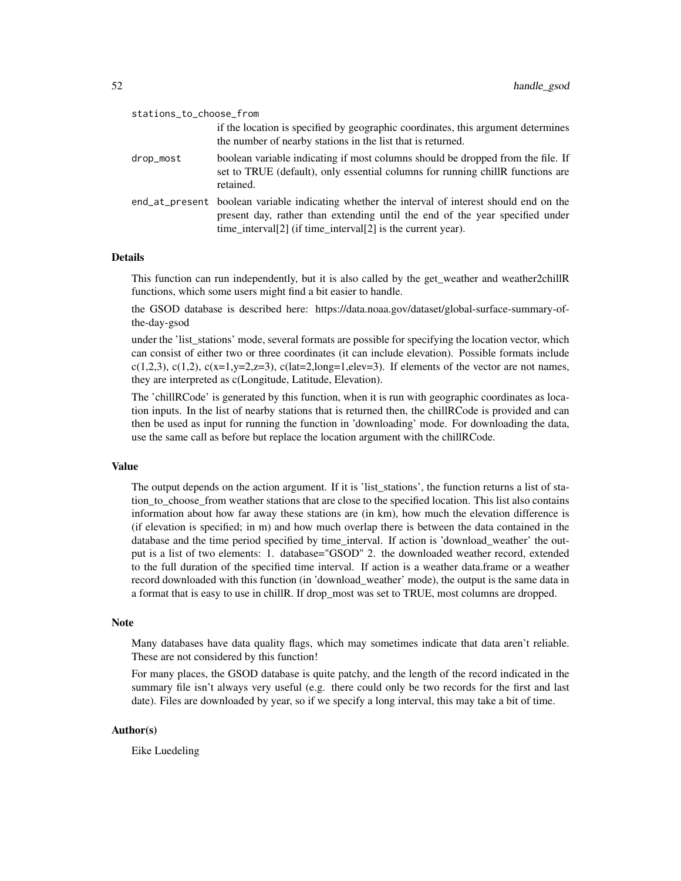`stations_to_choose_from`
: if the location is specified by geographic coordinates, this argument determines the number of nearby stations in the list that is returned.

`drop_most`
: boolean variable indicating if most columns should be dropped from the file. If set to TRUE (default), only essential columns for running chillR functions are retained.

`end_at_present`
: boolean variable indicating whether the interval of interest should end on the present day, rather than extending until the end of the year specified under time_interval[2] (if time_interval[2] is the current year).

### Details

This function can run independently, but it is also called by the get_weather and weather2chillR functions, which some users might find a bit easier to handle.

the GSOD database is described here: https://data.noaa.gov/dataset/global-surface-summary-of-the-day-gsod

under the 'list_stations' mode, several formats are possible for specifying the location vector, which can consist of either two or three coordinates (it can include elevation). Possible formats include c(1,2,3), c(1,2), c(x=1,y=2,z=3), c(lat=2,long=1,elev=3). If elements of the vector are not names, they are interpreted as c(Longitude, Latitude, Elevation).

The 'chillRCode' is generated by this function, when it is run with geographic coordinates as location inputs. In the list of nearby stations that is returned then, the chillRCode is provided and can then be used as input for running the function in 'downloading' mode. For downloading the data, use the same call as before but replace the location argument with the chillRCode.

### Value

The output depends on the action argument. If it is 'list_stations', the function returns a list of station_to_choose_from weather stations that are close to the specified location. This list also contains information about how far away these stations are (in km), how much the elevation difference is (if elevation is specified; in m) and how much overlap there is between the data contained in the database and the time period specified by time_interval. If action is 'download_weather' the output is a list of two elements: 1. database="GSOD" 2. the downloaded weather record, extended to the full duration of the specified time interval. If action is a weather data.frame or a weather record downloaded with this function (in 'download_weather' mode), the output is the same data in a format that is easy to use in chillR. If drop_most was set to TRUE, most columns are dropped.

### Note

Many databases have data quality flags, which may sometimes indicate that data aren't reliable. These are not considered by this function!

For many places, the GSOD database is quite patchy, and the length of the record indicated in the summary file isn't always very useful (e.g. there could only be two records for the first and last date). Files are downloaded by year, so if we specify a long interval, this may take a bit of time.

### Author(s)

Eike Luedeling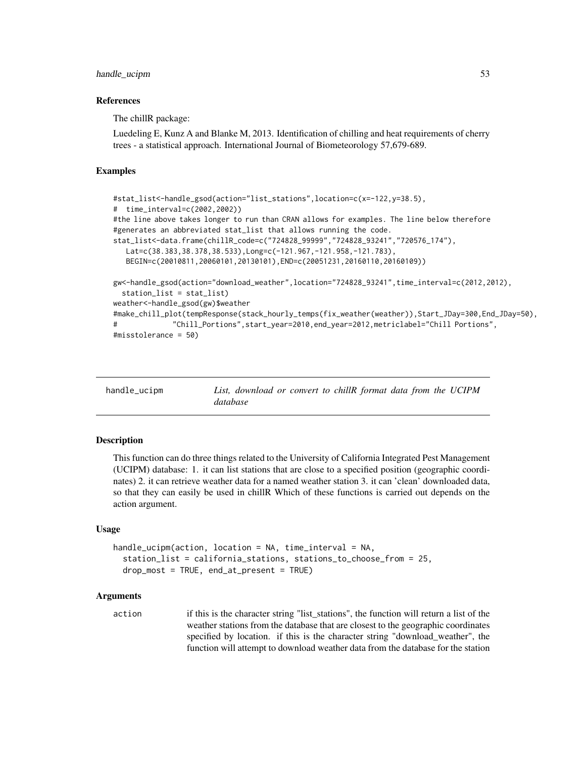### References

The chillR package:

Luedeling E, Kunz A and Blanke M, 2013. Identification of chilling and heat requirements of cherry trees - a statistical approach. International Journal of Biometeorology 57,679-689.

### Examples

```
#stat_list<-handle_gsod(action="list_stations",location=c(x=-122,y=38.5),
#  time_interval=c(2002,2002))
#the line above takes longer to run than CRAN allows for examples. The line below therefore
#generates an abbreviated stat_list that allows running the code.
stat_list<-data.frame(chillR_code=c("724828_99999","724828_93241","720576_174"),
   Lat=c(38.383,38.378,38.533),Long=c(-121.967,-121.958,-121.783),
   BEGIN=c(20010811,20060101,20130101),END=c(20051231,20160110,20160109))

gw<-handle_gsod(action="download_weather",location="724828_93241",time_interval=c(2012,2012),
  station_list = stat_list)
weather<-handle_gsod(gw)$weather
#make_chill_plot(tempResponse(stack_hourly_temps(fix_weather(weather)),Start_JDay=300,End_JDay=50),
#             "Chill_Portions",start_year=2010,end_year=2012,metriclabel="Chill Portions",
#misstolerance = 50)
```

## handle_ucipm

*List, download or convert to chillR format data from the UCIPM database*

### Description

This function can do three things related to the University of California Integrated Pest Management (UCIPM) database: 1. it can list stations that are close to a specified position (geographic coordinates) 2. it can retrieve weather data for a named weather station 3. it can 'clean' downloaded data, so that they can easily be used in chillR Which of these functions is carried out depends on the action argument.

### Usage

```
handle_ucipm(action, location = NA, time_interval = NA,
  station_list = california_stations, stations_to_choose_from = 25,
  drop_most = TRUE, end_at_present = TRUE)
```

### Arguments

`action` if this is the character string "list_stations", the function will return a list of the weather stations from the database that are closest to the geographic coordinates specified by location. if this is the character string "download_weather", the function will attempt to download weather data from the database for the station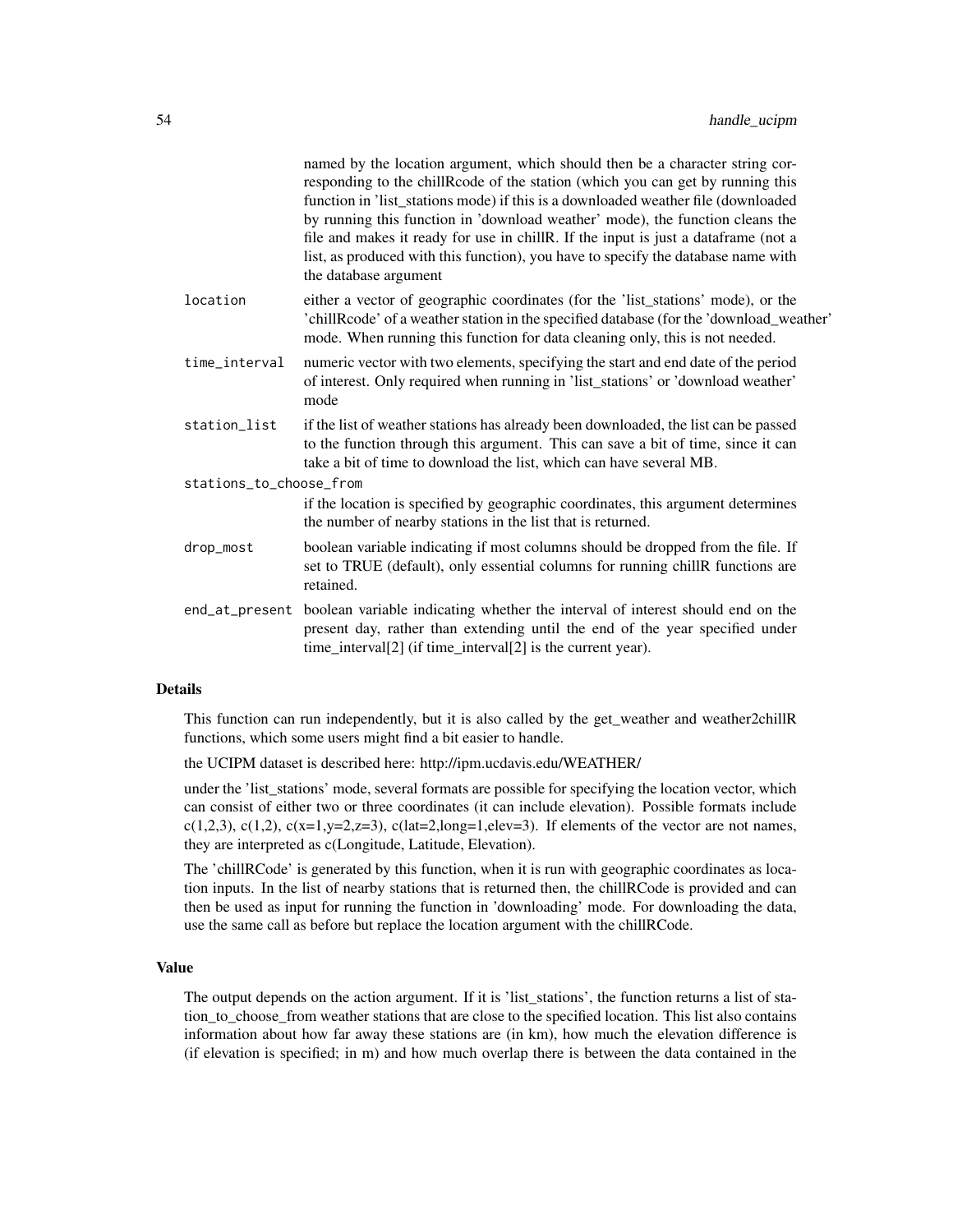named by the location argument, which should then be a character string corresponding to the chillRcode of the station (which you can get by running this function in 'list_stations mode) if this is a downloaded weather file (downloaded by running this function in 'download weather' mode), the function cleans the file and makes it ready for use in chillR. If the input is just a dataframe (not a list, as produced with this function), you have to specify the database name with the database argument

location
: either a vector of geographic coordinates (for the 'list_stations' mode), or the 'chillRcode' of a weather station in the specified database (for the 'download_weather' mode. When running this function for data cleaning only, this is not needed.

time_interval
: numeric vector with two elements, specifying the start and end date of the period of interest. Only required when running in 'list_stations' or 'download weather' mode

station_list
: if the list of weather stations has already been downloaded, the list can be passed to the function through this argument. This can save a bit of time, since it can take a bit of time to download the list, which can have several MB.

stations_to_choose_from
: if the location is specified by geographic coordinates, this argument determines the number of nearby stations in the list that is returned.

drop_most
: boolean variable indicating if most columns should be dropped from the file. If set to TRUE (default), only essential columns for running chillR functions are retained.

end_at_present
: boolean variable indicating whether the interval of interest should end on the present day, rather than extending until the end of the year specified under time_interval[2] (if time_interval[2] is the current year).

### Details

This function can run independently, but it is also called by the get_weather and weather2chillR functions, which some users might find a bit easier to handle.

the UCIPM dataset is described here: http://ipm.ucdavis.edu/WEATHER/

under the 'list_stations' mode, several formats are possible for specifying the location vector, which can consist of either two or three coordinates (it can include elevation). Possible formats include c(1,2,3), c(1,2), c(x=1,y=2,z=3), c(lat=2,long=1,elev=3). If elements of the vector are not names, they are interpreted as c(Longitude, Latitude, Elevation).

The 'chillRCode' is generated by this function, when it is run with geographic coordinates as location inputs. In the list of nearby stations that is returned then, the chillRCode is provided and can then be used as input for running the function in 'downloading' mode. For downloading the data, use the same call as before but replace the location argument with the chillRCode.

### Value

The output depends on the action argument. If it is 'list_stations', the function returns a list of station_to_choose_from weather stations that are close to the specified location. This list also contains information about how far away these stations are (in km), how much the elevation difference is (if elevation is specified; in m) and how much overlap there is between the data contained in the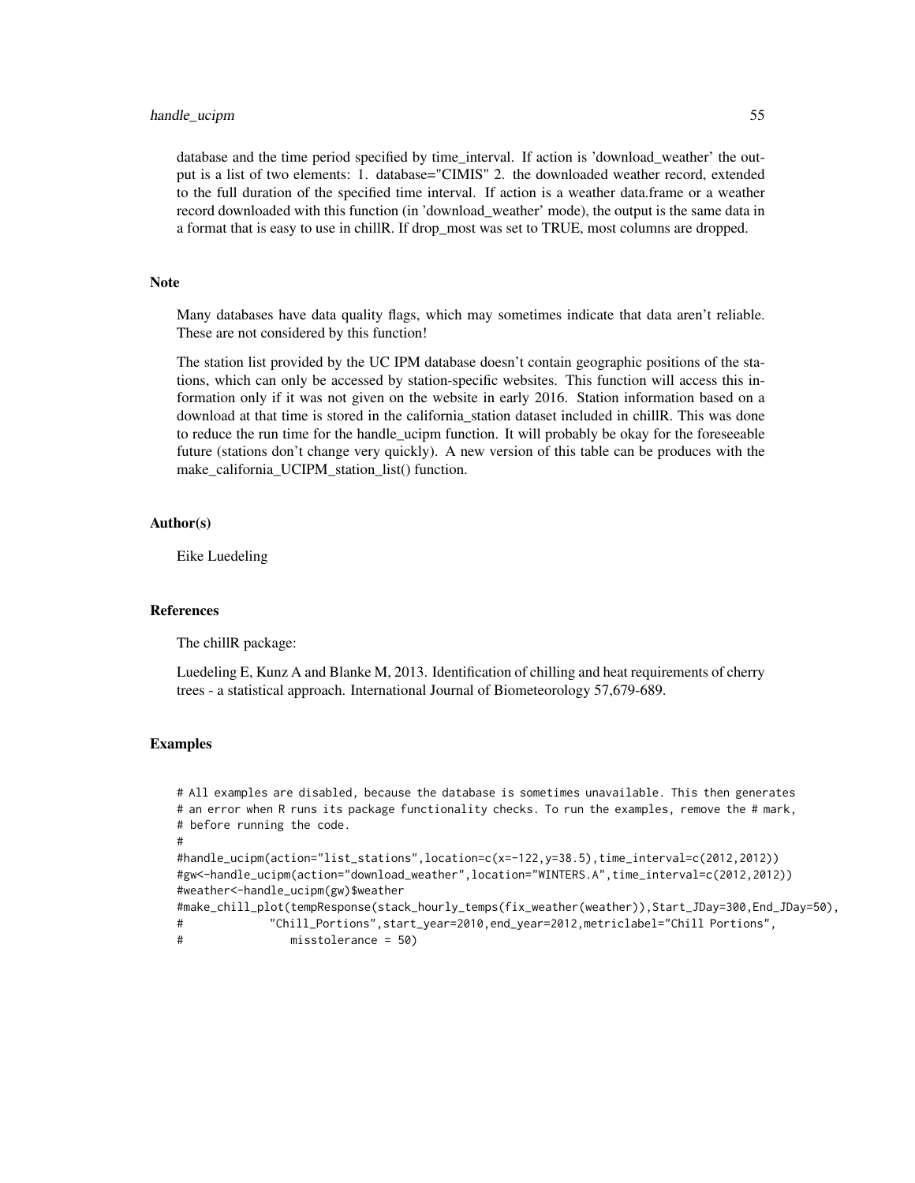database and the time period specified by time_interval. If action is 'download_weather' the output is a list of two elements: 1. database="CIMIS" 2. the downloaded weather record, extended to the full duration of the specified time interval. If action is a weather data.frame or a weather record downloaded with this function (in 'download_weather' mode), the output is the same data in a format that is easy to use in chillR. If drop_most was set to TRUE, most columns are dropped.

## Note

Many databases have data quality flags, which may sometimes indicate that data aren't reliable. These are not considered by this function!

The station list provided by the UC IPM database doesn't contain geographic positions of the stations, which can only be accessed by station-specific websites. This function will access this information only if it was not given on the website in early 2016. Station information based on a download at that time is stored in the california_station dataset included in chillR. This was done to reduce the run time for the handle_ucipm function. It will probably be okay for the foreseeable future (stations don't change very quickly). A new version of this table can be produces with the make_california_UCIPM_station_list() function.

## Author(s)

Eike Luedeling

## References

The chillR package:

Luedeling E, Kunz A and Blanke M, 2013. Identification of chilling and heat requirements of cherry trees - a statistical approach. International Journal of Biometeorology 57,679-689.

## Examples

```
# All examples are disabled, because the database is sometimes unavailable. This then generates
# an error when R runs its package functionality checks. To run the examples, remove the # mark,
# before running the code.
#
#handle_ucipm(action="list_stations",location=c(x=-122,y=38.5),time_interval=c(2012,2012))
#gw<-handle_ucipm(action="download_weather",location="WINTERS.A",time_interval=c(2012,2012))
#weather<-handle_ucipm(gw)$weather
#make_chill_plot(tempResponse(stack_hourly_temps(fix_weather(weather)),Start_JDay=300,End_JDay=50),
#             "Chill_Portions",start_year=2010,end_year=2012,metriclabel="Chill Portions",
#                misstolerance = 50)
```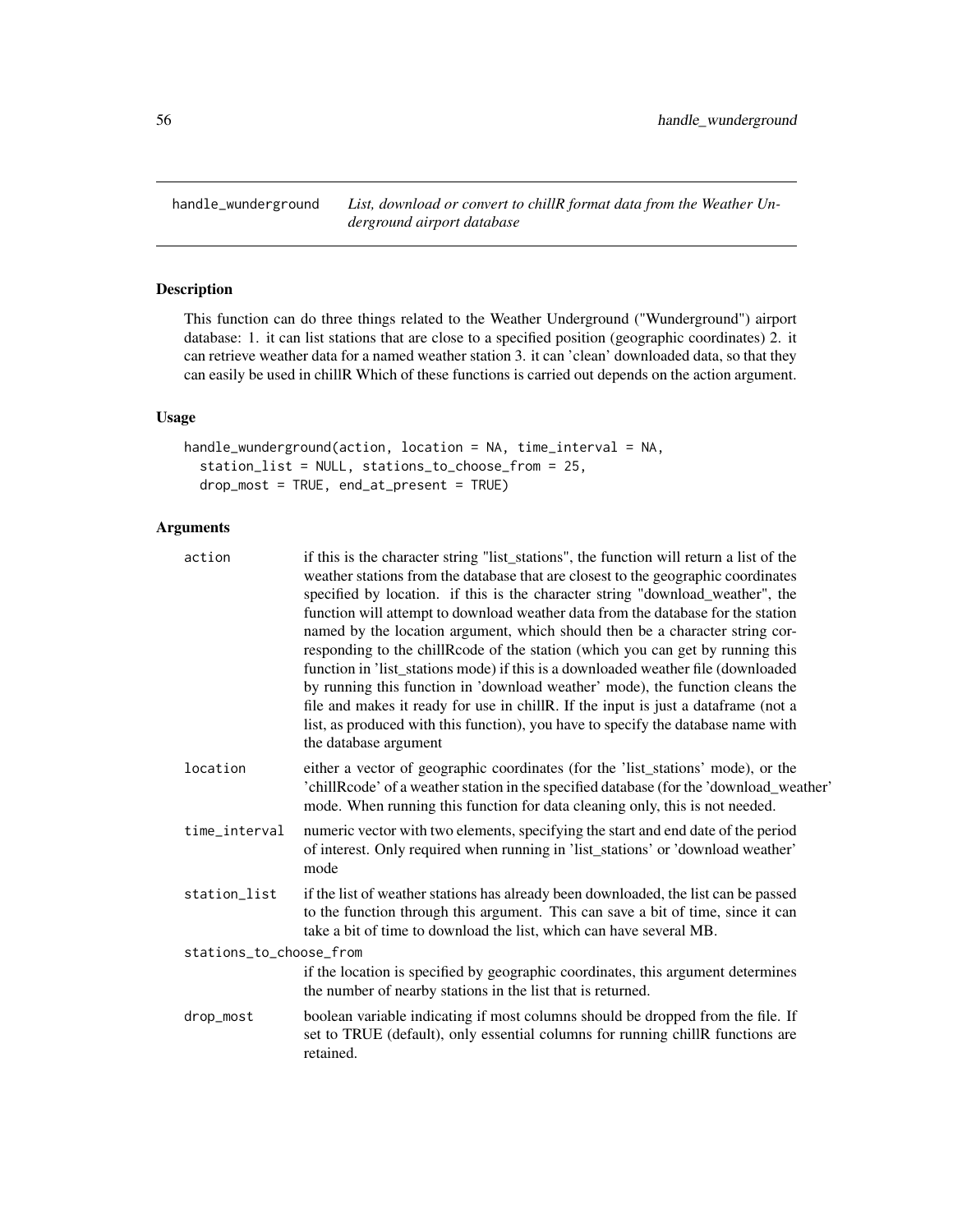## handle_wunderground

*List, download or convert to chillR format data from the Weather Underground airport database*

### Description

This function can do three things related to the Weather Underground ("Wunderground") airport database: 1. it can list stations that are close to a specified position (geographic coordinates) 2. it can retrieve weather data for a named weather station 3. it can 'clean' downloaded data, so that they can easily be used in chillR Which of these functions is carried out depends on the action argument.

### Usage

```
handle_wunderground(action, location = NA, time_interval = NA,
  station_list = NULL, stations_to_choose_from = 25,
  drop_most = TRUE, end_at_present = TRUE)
```

### Arguments

| | |
|---|---|
| action | if this is the character string "list_stations", the function will return a list of the weather stations from the database that are closest to the geographic coordinates specified by location. if this is the character string "download_weather", the function will attempt to download weather data from the database for the station named by the location argument, which should then be a character string corresponding to the chillRcode of the station (which you can get by running this function in 'list_stations mode) if this is a downloaded weather file (downloaded by running this function in 'download weather' mode), the function cleans the file and makes it ready for use in chillR. If the input is just a dataframe (not a list, as produced with this function), you have to specify the database name with the database argument |
| location | either a vector of geographic coordinates (for the 'list_stations' mode), or the 'chillRcode' of a weather station in the specified database (for the 'download_weather' mode. When running this function for data cleaning only, this is not needed. |
| time_interval | numeric vector with two elements, specifying the start and end date of the period of interest. Only required when running in 'list_stations' or 'download weather' mode |
| station_list | if the list of weather stations has already been downloaded, the list can be passed to the function through this argument. This can save a bit of time, since it can take a bit of time to download the list, which can have several MB. |
| stations_to_choose_from | if the location is specified by geographic coordinates, this argument determines the number of nearby stations in the list that is returned. |
| drop_most | boolean variable indicating if most columns should be dropped from the file. If set to TRUE (default), only essential columns for running chillR functions are retained. |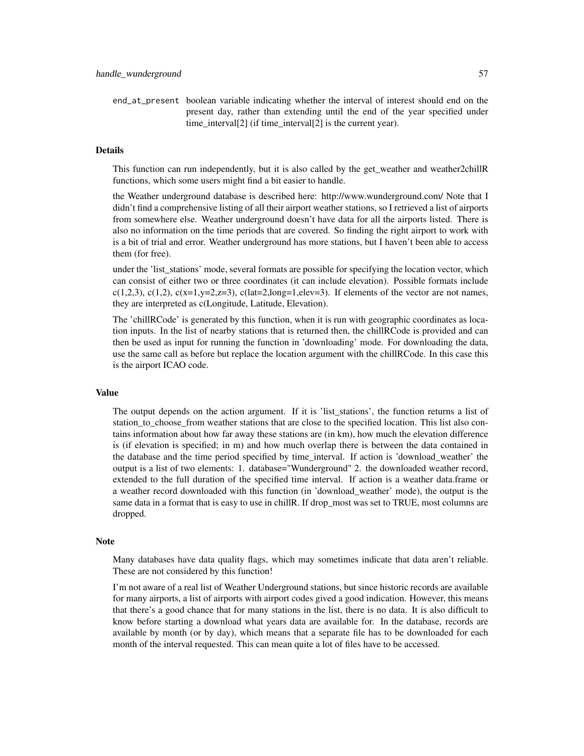end_at_present boolean variable indicating whether the interval of interest should end on the present day, rather than extending until the end of the year specified under time_interval[2] (if time_interval[2] is the current year).

### Details

This function can run independently, but it is also called by the get_weather and weather2chillR functions, which some users might find a bit easier to handle.

the Weather underground database is described here: http://www.wunderground.com/ Note that I didn't find a comprehensive listing of all their airport weather stations, so I retrieved a list of airports from somewhere else. Weather underground doesn't have data for all the airports listed. There is also no information on the time periods that are covered. So finding the right airport to work with is a bit of trial and error. Weather underground has more stations, but I haven't been able to access them (for free).

under the 'list_stations' mode, several formats are possible for specifying the location vector, which can consist of either two or three coordinates (it can include elevation). Possible formats include c(1,2,3), c(1,2), c(x=1,y=2,z=3), c(lat=2,long=1,elev=3). If elements of the vector are not names, they are interpreted as c(Longitude, Latitude, Elevation).

The 'chillRCode' is generated by this function, when it is run with geographic coordinates as location inputs. In the list of nearby stations that is returned then, the chillRCode is provided and can then be used as input for running the function in 'downloading' mode. For downloading the data, use the same call as before but replace the location argument with the chillRCode. In this case this is the airport ICAO code.

### Value

The output depends on the action argument. If it is 'list_stations', the function returns a list of station_to_choose_from weather stations that are close to the specified location. This list also contains information about how far away these stations are (in km), how much the elevation difference is (if elevation is specified; in m) and how much overlap there is between the data contained in the database and the time period specified by time_interval. If action is 'download_weather' the output is a list of two elements: 1. database="Wunderground" 2. the downloaded weather record, extended to the full duration of the specified time interval. If action is a weather data.frame or a weather record downloaded with this function (in 'download_weather' mode), the output is the same data in a format that is easy to use in chillR. If drop_most was set to TRUE, most columns are dropped.

### Note

Many databases have data quality flags, which may sometimes indicate that data aren't reliable. These are not considered by this function!

I'm not aware of a real list of Weather Underground stations, but since historic records are available for many airports, a list of airports with airport codes gived a good indication. However, this means that there's a good chance that for many stations in the list, there is no data. It is also difficult to know before starting a download what years data are available for. In the database, records are available by month (or by day), which means that a separate file has to be downloaded for each month of the interval requested. This can mean quite a lot of files have to be accessed.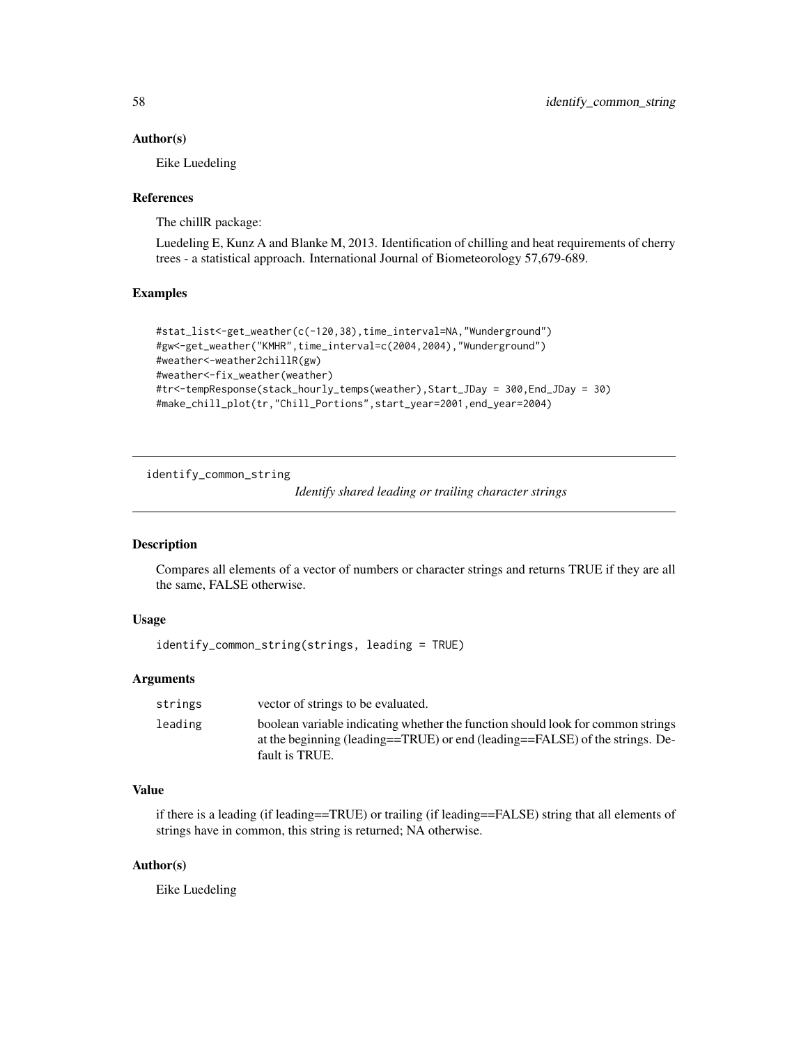### Author(s)

Eike Luedeling

### References

The chillR package:

Luedeling E, Kunz A and Blanke M, 2013. Identification of chilling and heat requirements of cherry trees - a statistical approach. International Journal of Biometeorology 57,679-689.

### Examples

```
#stat_list<-get_weather(c(-120,38),time_interval=NA,"Wunderground")
#gw<-get_weather("KMHR",time_interval=c(2004,2004),"Wunderground")
#weather<-weather2chillR(gw)
#weather<-fix_weather(weather)
#tr<-tempResponse(stack_hourly_temps(weather),Start_JDay = 300,End_JDay = 30)
#make_chill_plot(tr,"Chill_Portions",start_year=2001,end_year=2004)
```

---

## identify_common_string *Identify shared leading or trailing character strings*

### Description

Compares all elements of a vector of numbers or character strings and returns TRUE if they are all the same, FALSE otherwise.

### Usage

```
identify_common_string(strings, leading = TRUE)
```

### Arguments

| | |
|---|---|
| strings | vector of strings to be evaluated. |
| leading | boolean variable indicating whether the function should look for common strings at the beginning (leading==TRUE) or end (leading==FALSE) of the strings. Default is TRUE. |

### Value

if there is a leading (if leading==TRUE) or trailing (if leading==FALSE) string that all elements of strings have in common, this string is returned; NA otherwise.

### Author(s)

Eike Luedeling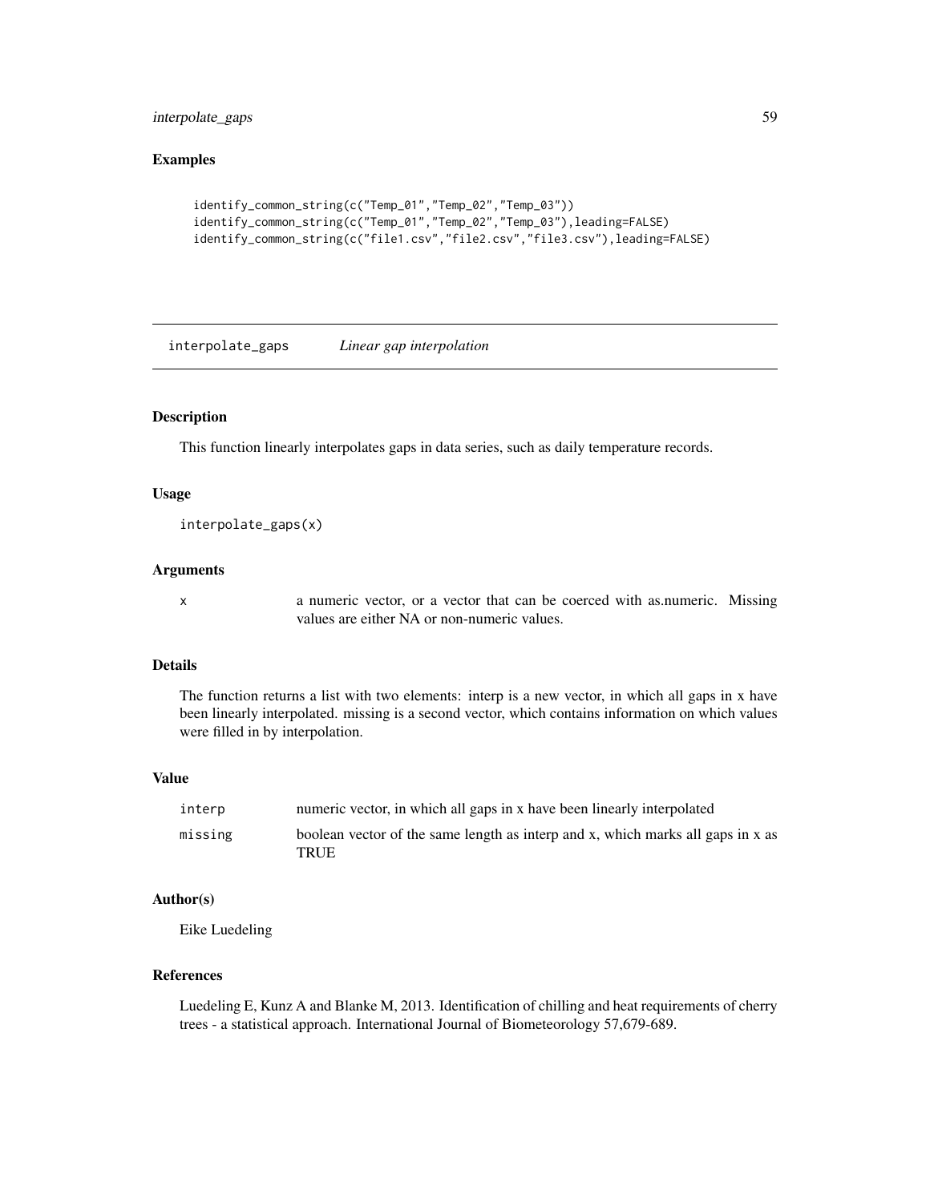## Examples

```
identify_common_string(c("Temp_01","Temp_02","Temp_03"))
identify_common_string(c("Temp_01","Temp_02","Temp_03"),leading=FALSE)
identify_common_string(c("file1.csv","file2.csv","file3.csv"),leading=FALSE)
```

---

# interpolate_gaps *Linear gap interpolation*

---

## Description

This function linearly interpolates gaps in data series, such as daily temperature records.

## Usage

```
interpolate_gaps(x)
```

## Arguments

| | |
|---|---|
| x | a numeric vector, or a vector that can be coerced with as.numeric. Missing values are either NA or non-numeric values. |

## Details

The function returns a list with two elements: interp is a new vector, in which all gaps in x have been linearly interpolated. missing is a second vector, which contains information on which values were filled in by interpolation.

## Value

| | |
|---|---|
| interp | numeric vector, in which all gaps in x have been linearly interpolated |
| missing | boolean vector of the same length as interp and x, which marks all gaps in x as TRUE |

## Author(s)

Eike Luedeling

## References

Luedeling E, Kunz A and Blanke M, 2013. Identification of chilling and heat requirements of cherry trees - a statistical approach. International Journal of Biometeorology 57,679-689.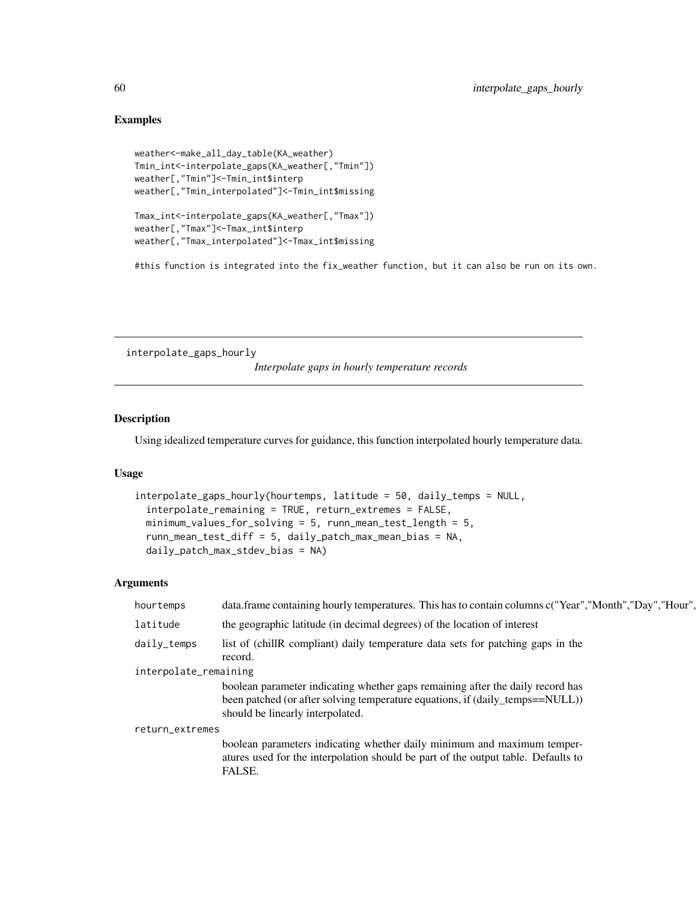## Examples

```
weather<-make_all_day_table(KA_weather)
Tmin_int<-interpolate_gaps(KA_weather[,"Tmin"])
weather[,"Tmin"]<-Tmin_int$interp
weather[,"Tmin_interpolated"]<-Tmin_int$missing

Tmax_int<-interpolate_gaps(KA_weather[,"Tmax"])
weather[,"Tmax"]<-Tmax_int$interp
weather[,"Tmax_interpolated"]<-Tmax_int$missing

#this function is integrated into the fix_weather function, but it can also be run on its own.
```

---

# interpolate_gaps_hourly

*Interpolate gaps in hourly temperature records*

---

## Description

Using idealized temperature curves for guidance, this function interpolated hourly temperature data.

## Usage

```
interpolate_gaps_hourly(hourtemps, latitude = 50, daily_temps = NULL,
  interpolate_remaining = TRUE, return_extremes = FALSE,
  minimum_values_for_solving = 5, runn_mean_test_length = 5,
  runn_mean_test_diff = 5, daily_patch_max_mean_bias = NA,
  daily_patch_max_stdev_bias = NA)
```

## Arguments

| | |
|---|---|
| `hourtemps` | data.frame containing hourly temperatures. This has to contain columns c("Year","Month","Day","Hour", |
| `latitude` | the geographic latitude (in decimal degrees) of the location of interest |
| `daily_temps` | list of (chillR compliant) daily temperature data sets for patching gaps in the record. |
| `interpolate_remaining` | boolean parameter indicating whether gaps remaining after the daily record has been patched (or after solving temperature equations, if (daily_temps==NULL)) should be linearly interpolated. |
| `return_extremes` | boolean parameters indicating whether daily minimum and maximum temperatures used for the interpolation should be part of the output table. Defaults to FALSE. |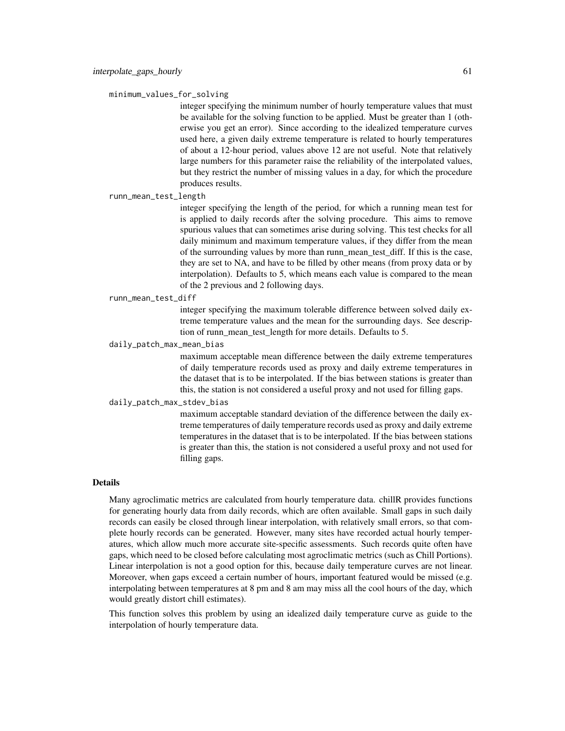minimum_values_for_solving
: integer specifying the minimum number of hourly temperature values that must be available for the solving function to be applied. Must be greater than 1 (otherwise you get an error). Since according to the idealized temperature curves used here, a given daily extreme temperature is related to hourly temperatures of about a 12-hour period, values above 12 are not useful. Note that relatively large numbers for this parameter raise the reliability of the interpolated values, but they restrict the number of missing values in a day, for which the procedure produces results.

runn_mean_test_length
: integer specifying the length of the period, for which a running mean test for is applied to daily records after the solving procedure. This aims to remove spurious values that can sometimes arise during solving. This test checks for all daily minimum and maximum temperature values, if they differ from the mean of the surrounding values by more than runn_mean_test_diff. If this is the case, they are set to NA, and have to be filled by other means (from proxy data or by interpolation). Defaults to 5, which means each value is compared to the mean of the 2 previous and 2 following days.

runn_mean_test_diff
: integer specifying the maximum tolerable difference between solved daily extreme temperature values and the mean for the surrounding days. See description of runn_mean_test_length for more details. Defaults to 5.

daily_patch_max_mean_bias
: maximum acceptable mean difference between the daily extreme temperatures of daily temperature records used as proxy and daily extreme temperatures in the dataset that is to be interpolated. If the bias between stations is greater than this, the station is not considered a useful proxy and not used for filling gaps.

daily_patch_max_stdev_bias
: maximum acceptable standard deviation of the difference between the daily extreme temperatures of daily temperature records used as proxy and daily extreme temperatures in the dataset that is to be interpolated. If the bias between stations is greater than this, the station is not considered a useful proxy and not used for filling gaps.

## Details

Many agroclimatic metrics are calculated from hourly temperature data. chillR provides functions for generating hourly data from daily records, which are often available. Small gaps in such daily records can easily be closed through linear interpolation, with relatively small errors, so that complete hourly records can be generated. However, many sites have recorded actual hourly temperatures, which allow much more accurate site-specific assessments. Such records quite often have gaps, which need to be closed before calculating most agroclimatic metrics (such as Chill Portions). Linear interpolation is not a good option for this, because daily temperature curves are not linear. Moreover, when gaps exceed a certain number of hours, important featured would be missed (e.g. interpolating between temperatures at 8 pm and 8 am may miss all the cool hours of the day, which would greatly distort chill estimates).

This function solves this problem by using an idealized daily temperature curve as guide to the interpolation of hourly temperature data.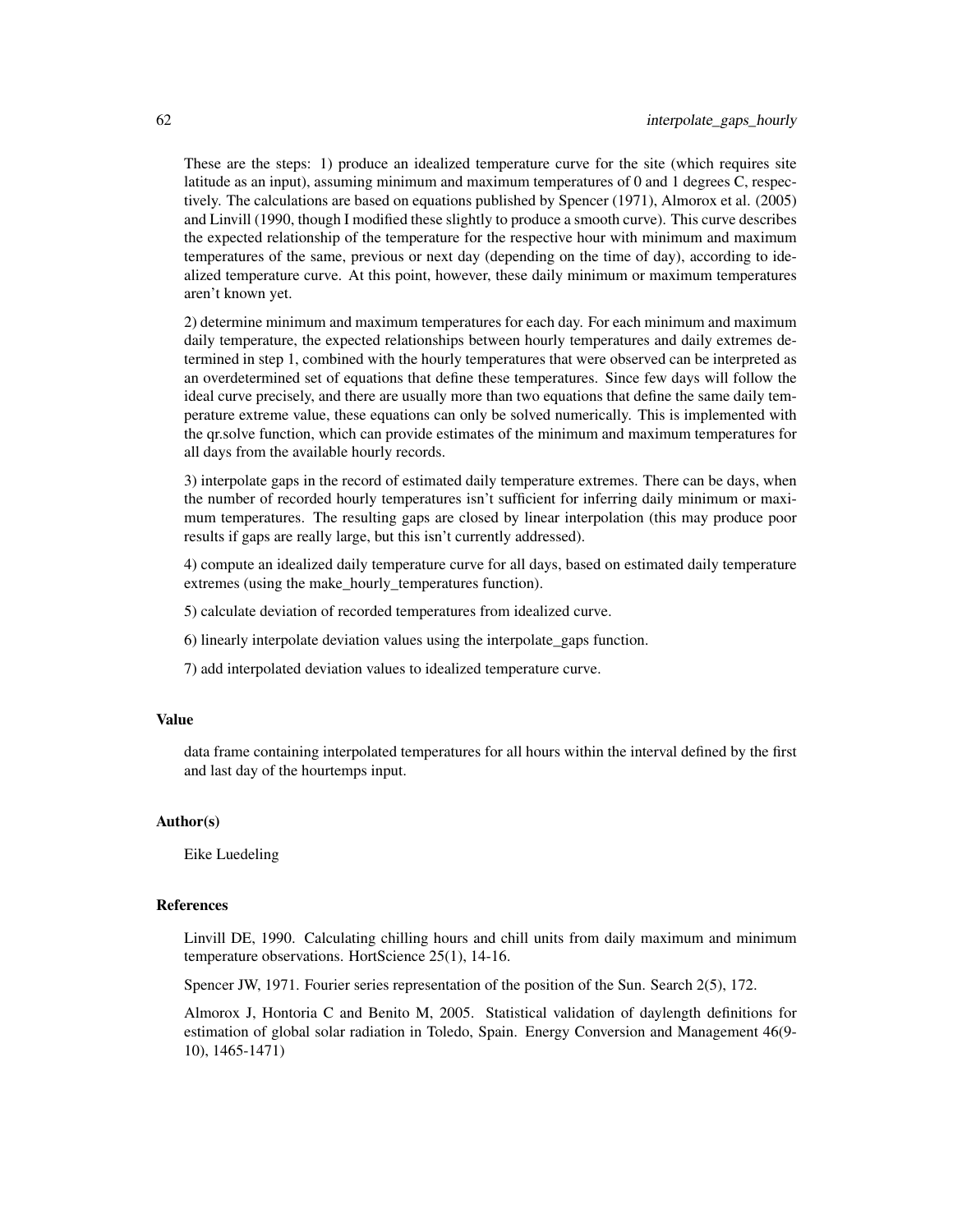These are the steps: 1) produce an idealized temperature curve for the site (which requires site latitude as an input), assuming minimum and maximum temperatures of 0 and 1 degrees C, respectively. The calculations are based on equations published by Spencer (1971), Almorox et al. (2005) and Linvill (1990, though I modified these slightly to produce a smooth curve). This curve describes the expected relationship of the temperature for the respective hour with minimum and maximum temperatures of the same, previous or next day (depending on the time of day), according to idealized temperature curve. At this point, however, these daily minimum or maximum temperatures aren't known yet.

2) determine minimum and maximum temperatures for each day. For each minimum and maximum daily temperature, the expected relationships between hourly temperatures and daily extremes determined in step 1, combined with the hourly temperatures that were observed can be interpreted as an overdetermined set of equations that define these temperatures. Since few days will follow the ideal curve precisely, and there are usually more than two equations that define the same daily temperature extreme value, these equations can only be solved numerically. This is implemented with the qr.solve function, which can provide estimates of the minimum and maximum temperatures for all days from the available hourly records.

3) interpolate gaps in the record of estimated daily temperature extremes. There can be days, when the number of recorded hourly temperatures isn't sufficient for inferring daily minimum or maximum temperatures. The resulting gaps are closed by linear interpolation (this may produce poor results if gaps are really large, but this isn't currently addressed).

4) compute an idealized daily temperature curve for all days, based on estimated daily temperature extremes (using the make_hourly_temperatures function).

5) calculate deviation of recorded temperatures from idealized curve.

6) linearly interpolate deviation values using the interpolate_gaps function.

7) add interpolated deviation values to idealized temperature curve.

### Value

data frame containing interpolated temperatures for all hours within the interval defined by the first and last day of the hourtemps input.

### Author(s)

Eike Luedeling

### References

Linvill DE, 1990. Calculating chilling hours and chill units from daily maximum and minimum temperature observations. HortScience 25(1), 14-16.

Spencer JW, 1971. Fourier series representation of the position of the Sun. Search 2(5), 172.

Almorox J, Hontoria C and Benito M, 2005. Statistical validation of daylength definitions for estimation of global solar radiation in Toledo, Spain. Energy Conversion and Management 46(9-10), 1465-1471)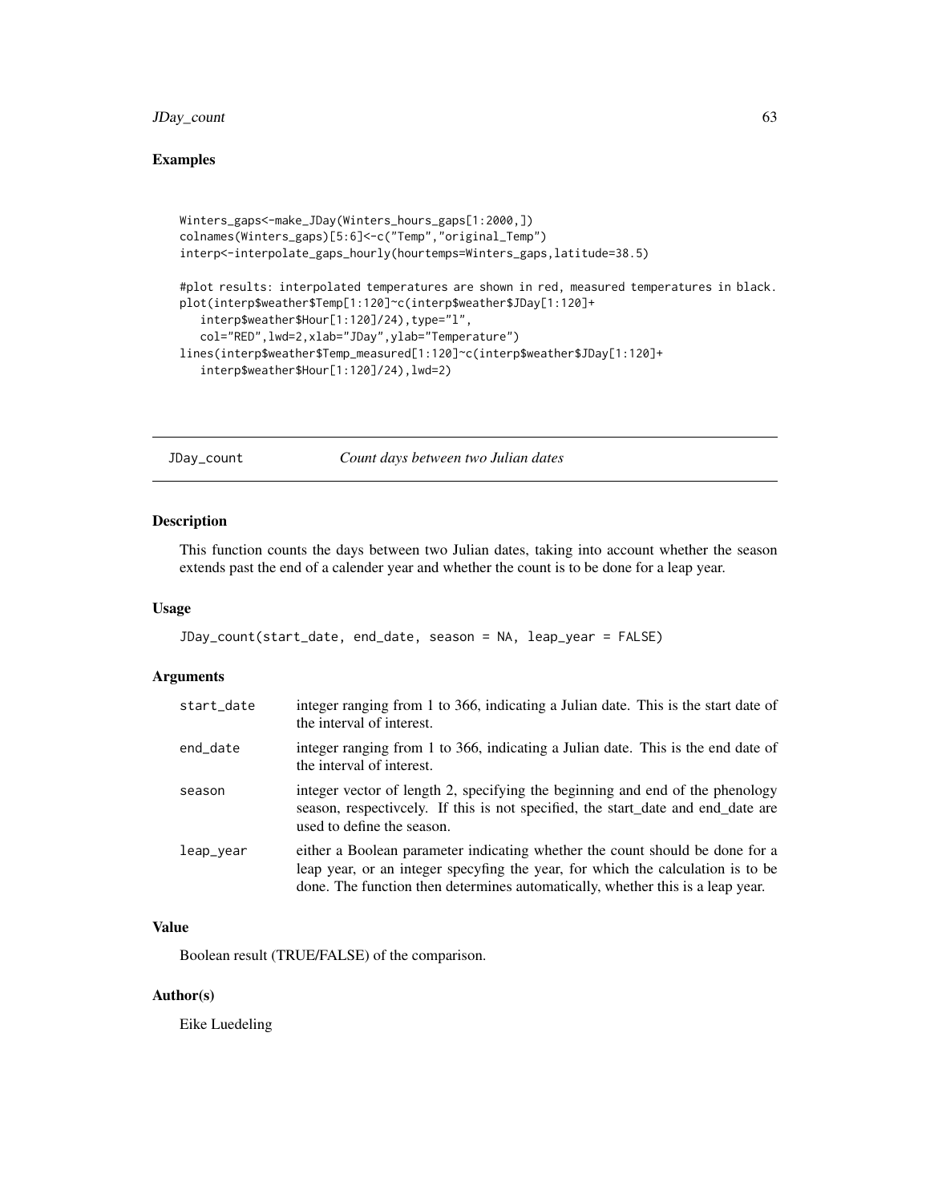### Examples

```
Winters_gaps<-make_JDay(Winters_hours_gaps[1:2000,])
colnames(Winters_gaps)[5:6]<-c("Temp","original_Temp")
interp<-interpolate_gaps_hourly(hourtemps=Winters_gaps,latitude=38.5)

#plot results: interpolated temperatures are shown in red, measured temperatures in black.
plot(interp$weather$Temp[1:120]~c(interp$weather$JDay[1:120]+
   interp$weather$Hour[1:120]/24),type="l",
   col="RED",lwd=2,xlab="JDay",ylab="Temperature")
lines(interp$weather$Temp_measured[1:120]~c(interp$weather$JDay[1:120]+
   interp$weather$Hour[1:120]/24),lwd=2)
```

---

## JDay_count *Count days between two Julian dates*

---

### Description

This function counts the days between two Julian dates, taking into account whether the season extends past the end of a calender year and whether the count is to be done for a leap year.

### Usage

```
JDay_count(start_date, end_date, season = NA, leap_year = FALSE)
```

### Arguments

| | |
|---|---|
| start_date | integer ranging from 1 to 366, indicating a Julian date. This is the start date of the interval of interest. |
| end_date | integer ranging from 1 to 366, indicating a Julian date. This is the end date of the interval of interest. |
| season | integer vector of length 2, specifying the beginning and end of the phenology season, respectivcely. If this is not specified, the start_date and end_date are used to define the season. |
| leap_year | either a Boolean parameter indicating whether the count should be done for a leap year, or an integer specyfing the year, for which the calculation is to be done. The function then determines automatically, whether this is a leap year. |

### Value

Boolean result (TRUE/FALSE) of the comparison.

### Author(s)

Eike Luedeling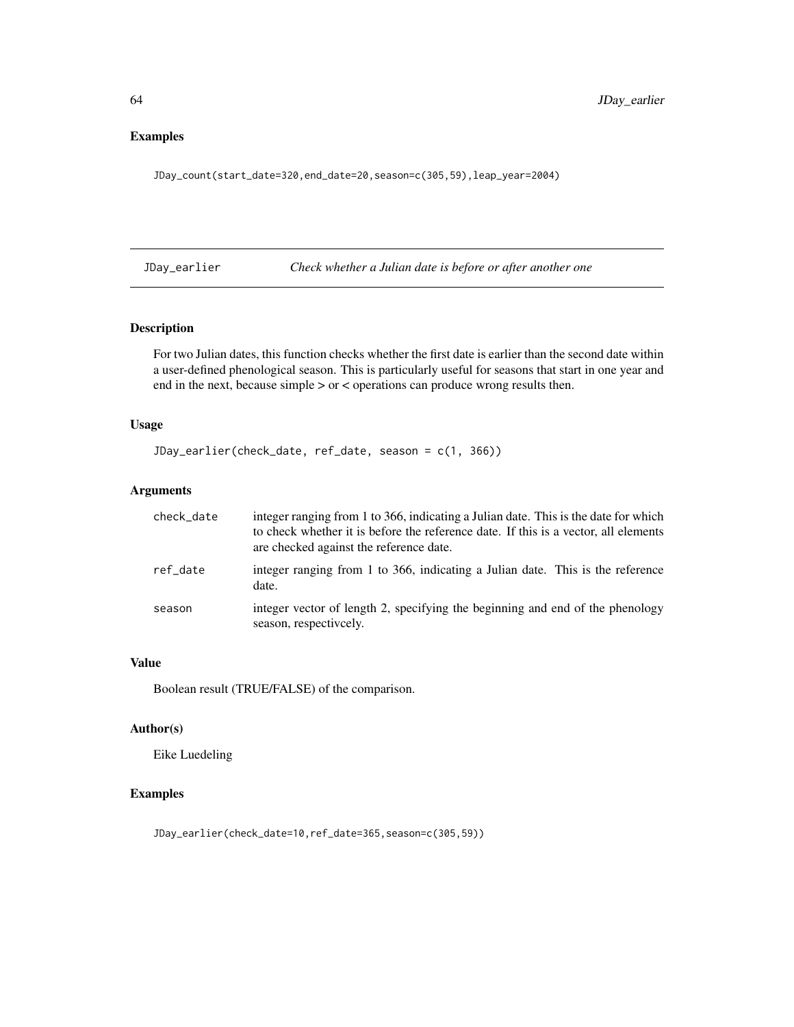## Examples

```
JDay_count(start_date=320,end_date=20,season=c(305,59),leap_year=2004)
```

---

## JDay_earlier — *Check whether a Julian date is before or after another one*

### Description

For two Julian dates, this function checks whether the first date is earlier than the second date within a user-defined phenological season. This is particularly useful for seasons that start in one year and end in the next, because simple > or < operations can produce wrong results then.

### Usage

```
JDay_earlier(check_date, ref_date, season = c(1, 366))
```

### Arguments

| | |
|---|---|
| check_date | integer ranging from 1 to 366, indicating a Julian date. This is the date for which to check whether it is before the reference date. If this is a vector, all elements are checked against the reference date. |
| ref_date | integer ranging from 1 to 366, indicating a Julian date. This is the reference date. |
| season | integer vector of length 2, specifying the beginning and end of the phenology season, respectivcely. |

### Value

Boolean result (TRUE/FALSE) of the comparison.

### Author(s)

Eike Luedeling

### Examples

```
JDay_earlier(check_date=10,ref_date=365,season=c(305,59))
```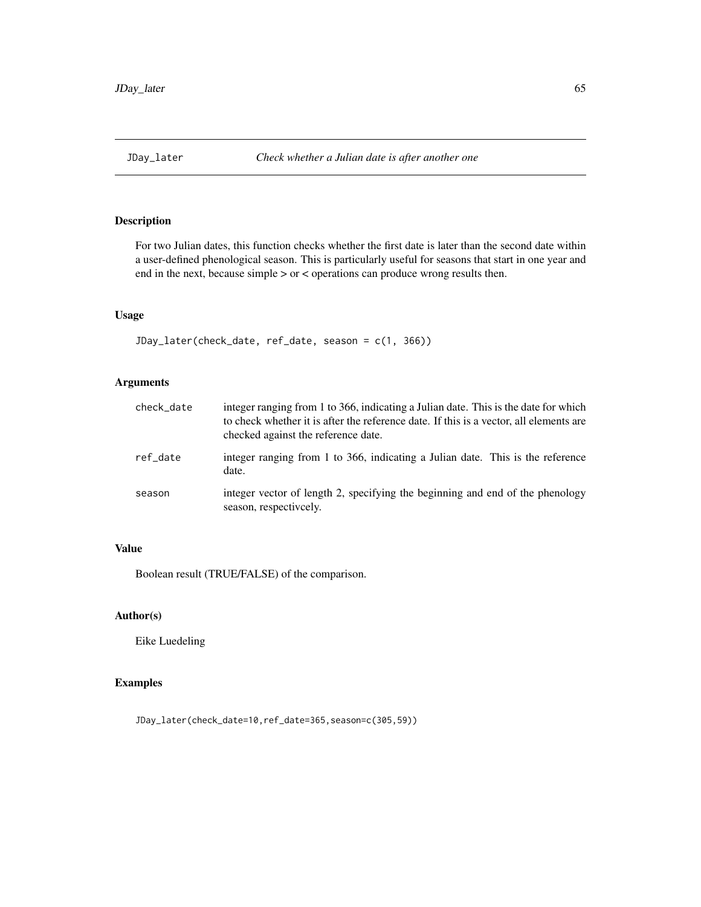# JDay_later — *Check whether a Julian date is after another one*

## Description

For two Julian dates, this function checks whether the first date is later than the second date within a user-defined phenological season. This is particularly useful for seasons that start in one year and end in the next, because simple > or < operations can produce wrong results then.

## Usage

```
JDay_later(check_date, ref_date, season = c(1, 366))
```

## Arguments

| | |
|---|---|
| `check_date` | integer ranging from 1 to 366, indicating a Julian date. This is the date for which to check whether it is after the reference date. If this is a vector, all elements are checked against the reference date. |
| `ref_date` | integer ranging from 1 to 366, indicating a Julian date. This is the reference date. |
| `season` | integer vector of length 2, specifying the beginning and end of the phenology season, respectivcely. |

## Value

Boolean result (TRUE/FALSE) of the comparison.

## Author(s)

Eike Luedeling

## Examples

```
JDay_later(check_date=10,ref_date=365,season=c(305,59))
```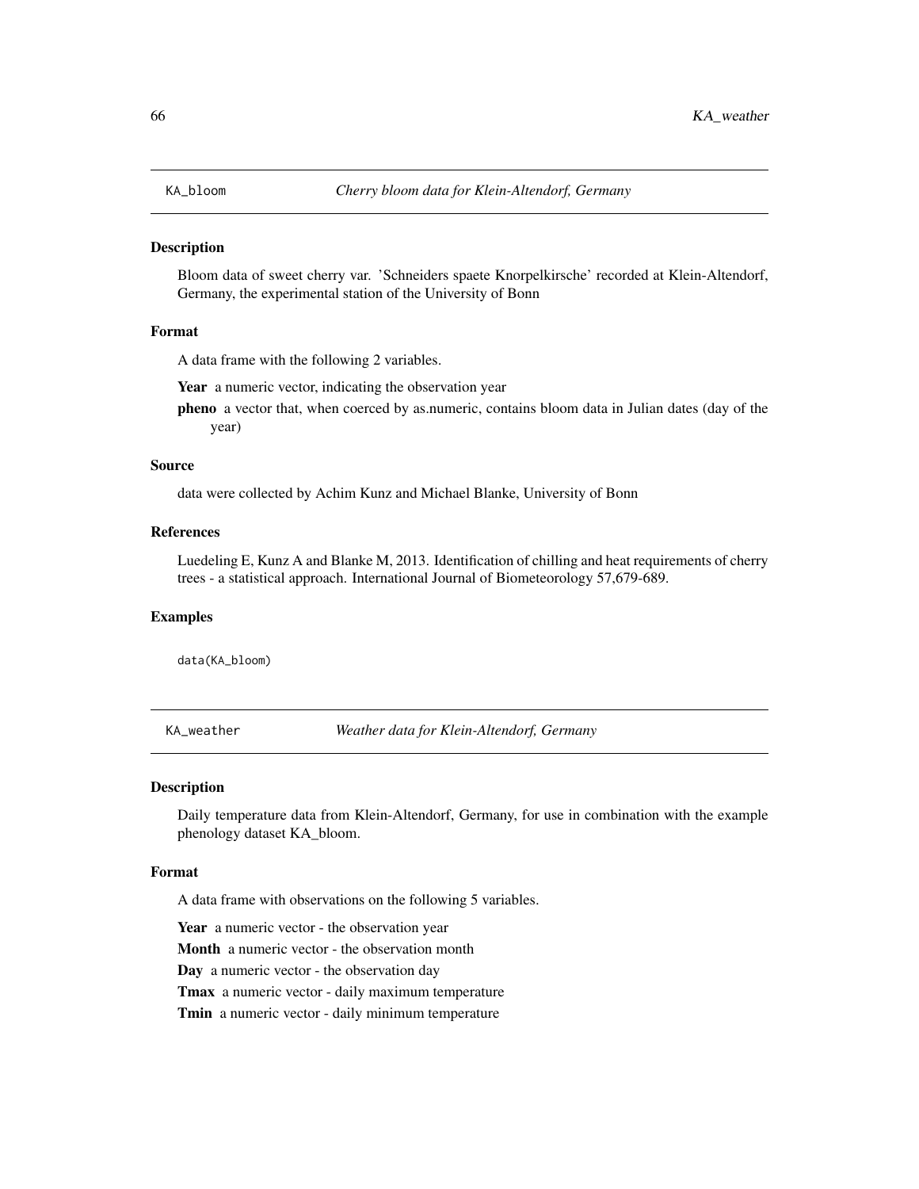## KA_bloom *Cherry bloom data for Klein-Altendorf, Germany*

### Description

Bloom data of sweet cherry var. 'Schneiders spaete Knorpelkirsche' recorded at Klein-Altendorf, Germany, the experimental station of the University of Bonn

### Format

A data frame with the following 2 variables.

**Year** a numeric vector, indicating the observation year

**pheno** a vector that, when coerced by as.numeric, contains bloom data in Julian dates (day of the year)

### Source

data were collected by Achim Kunz and Michael Blanke, University of Bonn

### References

Luedeling E, Kunz A and Blanke M, 2013. Identification of chilling and heat requirements of cherry trees - a statistical approach. International Journal of Biometeorology 57,679-689.

### Examples

```
data(KA_bloom)
```

## KA_weather *Weather data for Klein-Altendorf, Germany*

### Description

Daily temperature data from Klein-Altendorf, Germany, for use in combination with the example phenology dataset KA_bloom.

### Format

A data frame with observations on the following 5 variables.

**Year** a numeric vector - the observation year

**Month** a numeric vector - the observation month

**Day** a numeric vector - the observation day

**Tmax** a numeric vector - daily maximum temperature

**Tmin** a numeric vector - daily minimum temperature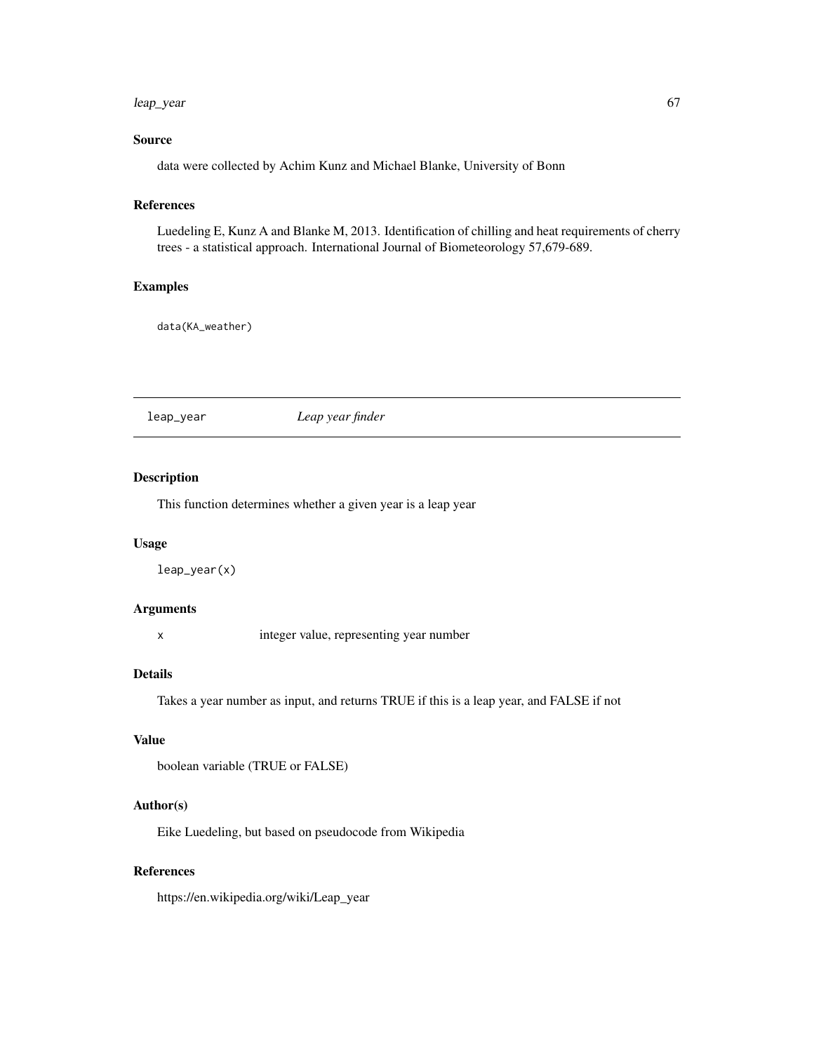### Source

data were collected by Achim Kunz and Michael Blanke, University of Bonn

### References

Luedeling E, Kunz A and Blanke M, 2013. Identification of chilling and heat requirements of cherry trees - a statistical approach. International Journal of Biometeorology 57,679-689.

### Examples

```
data(KA_weather)
```

---

## leap_year *Leap year finder*

---

### Description

This function determines whether a given year is a leap year

### Usage

```
leap_year(x)
```

### Arguments

| | |
|---|---|
| x | integer value, representing year number |

### Details

Takes a year number as input, and returns TRUE if this is a leap year, and FALSE if not

### Value

boolean variable (TRUE or FALSE)

### Author(s)

Eike Luedeling, but based on pseudocode from Wikipedia

### References

https://en.wikipedia.org/wiki/Leap_year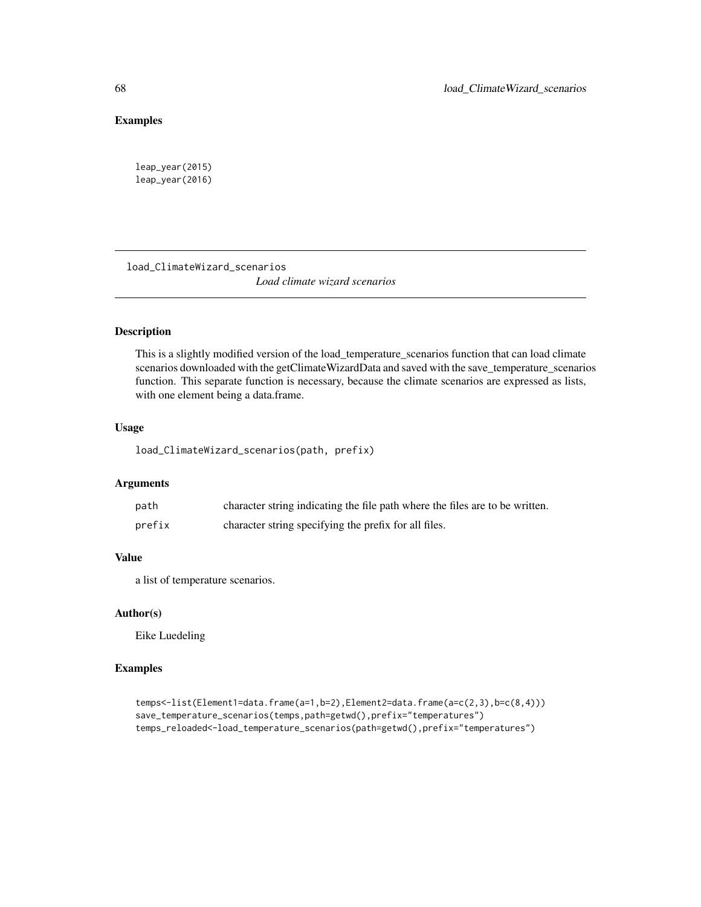### Examples

```
leap_year(2015)
leap_year(2016)
```

---

## load_ClimateWizard_scenarios

*Load climate wizard scenarios*

---

### Description

This is a slightly modified version of the load_temperature_scenarios function that can load climate scenarios downloaded with the getClimateWizardData and saved with the save_temperature_scenarios function. This separate function is necessary, because the climate scenarios are expressed as lists, with one element being a data.frame.

### Usage

```
load_ClimateWizard_scenarios(path, prefix)
```

### Arguments

| | |
|---|---|
| path | character string indicating the file path where the files are to be written. |
| prefix | character string specifying the prefix for all files. |

### Value

a list of temperature scenarios.

### Author(s)

Eike Luedeling

### Examples

```
temps<-list(Element1=data.frame(a=1,b=2),Element2=data.frame(a=c(2,3),b=c(8,4)))
save_temperature_scenarios(temps,path=getwd(),prefix="temperatures")
temps_reloaded<-load_temperature_scenarios(path=getwd(),prefix="temperatures")
```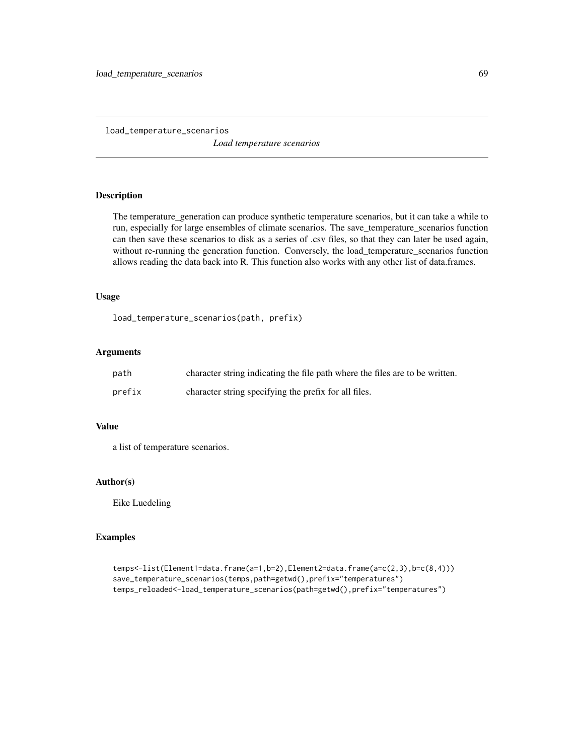load_temperature_scenarios

*Load temperature scenarios*

## Description

The temperature_generation can produce synthetic temperature scenarios, but it can take a while to run, especially for large ensembles of climate scenarios. The save_temperature_scenarios function can then save these scenarios to disk as a series of .csv files, so that they can later be used again, without re-running the generation function. Conversely, the load_temperature_scenarios function allows reading the data back into R. This function also works with any other list of data.frames.

## Usage

```
load_temperature_scenarios(path, prefix)
```

## Arguments

| | |
|---|---|
| path | character string indicating the file path where the files are to be written. |
| prefix | character string specifying the prefix for all files. |

## Value

a list of temperature scenarios.

## Author(s)

Eike Luedeling

## Examples

```
temps<-list(Element1=data.frame(a=1,b=2),Element2=data.frame(a=c(2,3),b=c(8,4)))
save_temperature_scenarios(temps,path=getwd(),prefix="temperatures")
temps_reloaded<-load_temperature_scenarios(path=getwd(),prefix="temperatures")
```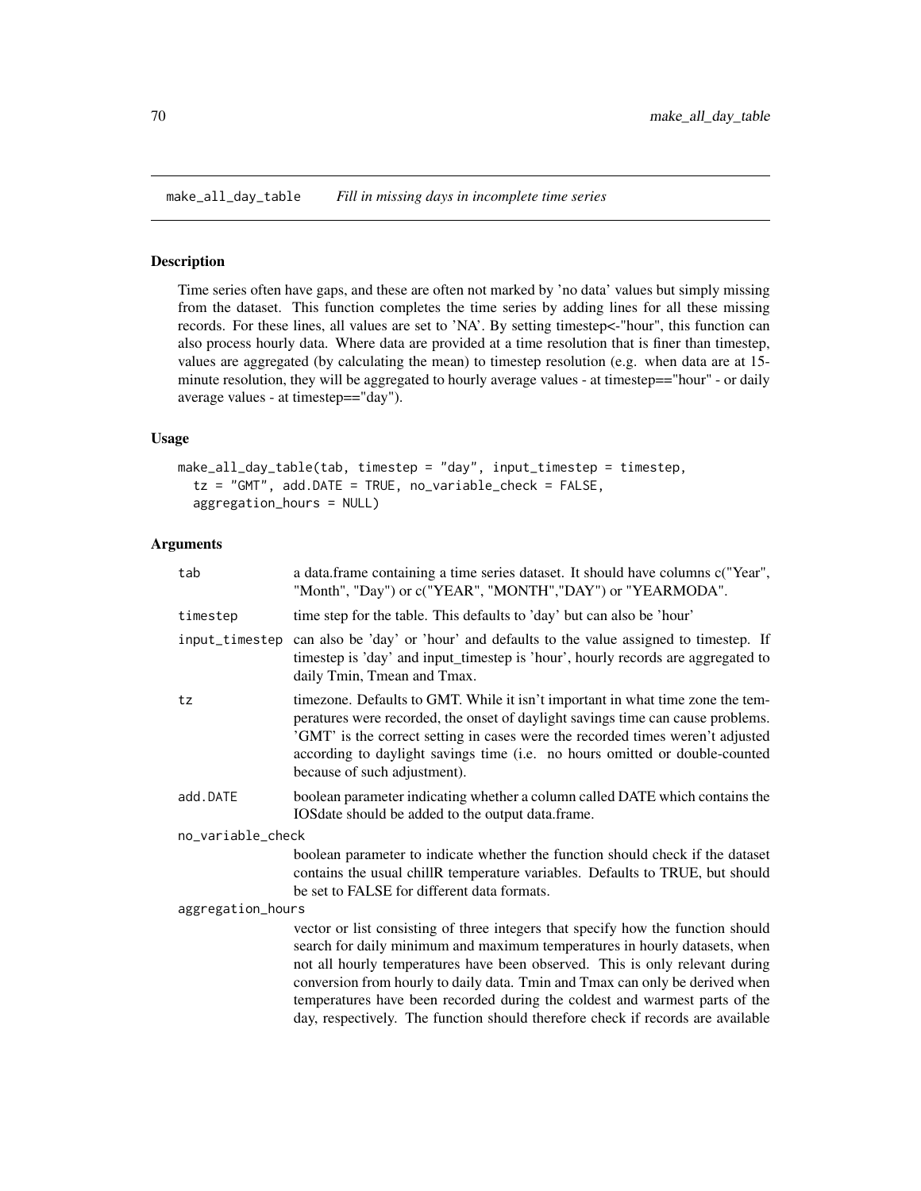## make_all_day_table *Fill in missing days in incomplete time series*

### Description

Time series often have gaps, and these are often not marked by 'no data' values but simply missing from the dataset. This function completes the time series by adding lines for all these missing records. For these lines, all values are set to 'NA'. By setting timestep<-"hour", this function can also process hourly data. Where data are provided at a time resolution that is finer than timestep, values are aggregated (by calculating the mean) to timestep resolution (e.g. when data are at 15-minute resolution, they will be aggregated to hourly average values - at timestep=="hour" - or daily average values - at timestep=="day").

### Usage

```
make_all_day_table(tab, timestep = "day", input_timestep = timestep,
  tz = "GMT", add.DATE = TRUE, no_variable_check = FALSE,
  aggregation_hours = NULL)
```

### Arguments

| | |
|---|---|
| tab | a data.frame containing a time series dataset. It should have columns c("Year", "Month", "Day") or c("YEAR", "MONTH","DAY") or "YEARMODA". |
| timestep | time step for the table. This defaults to 'day' but can also be 'hour' |
| input_timestep | can also be 'day' or 'hour' and defaults to the value assigned to timestep. If timestep is 'day' and input_timestep is 'hour', hourly records are aggregated to daily Tmin, Tmean and Tmax. |
| tz | timezone. Defaults to GMT. While it isn't important in what time zone the temperatures were recorded, the onset of daylight savings time can cause problems. 'GMT' is the correct setting in cases were the recorded times weren't adjusted according to daylight savings time (i.e. no hours omitted or double-counted because of such adjustment). |
| add.DATE | boolean parameter indicating whether a column called DATE which contains the IOSdate should be added to the output data.frame. |
| no_variable_check | boolean parameter to indicate whether the function should check if the dataset contains the usual chillR temperature variables. Defaults to TRUE, but should be set to FALSE for different data formats. |
| aggregation_hours | vector or list consisting of three integers that specify how the function should search for daily minimum and maximum temperatures in hourly datasets, when not all hourly temperatures have been observed. This is only relevant during conversion from hourly to daily data. Tmin and Tmax can only be derived when temperatures have been recorded during the coldest and warmest parts of the day, respectively. The function should therefore check if records are available |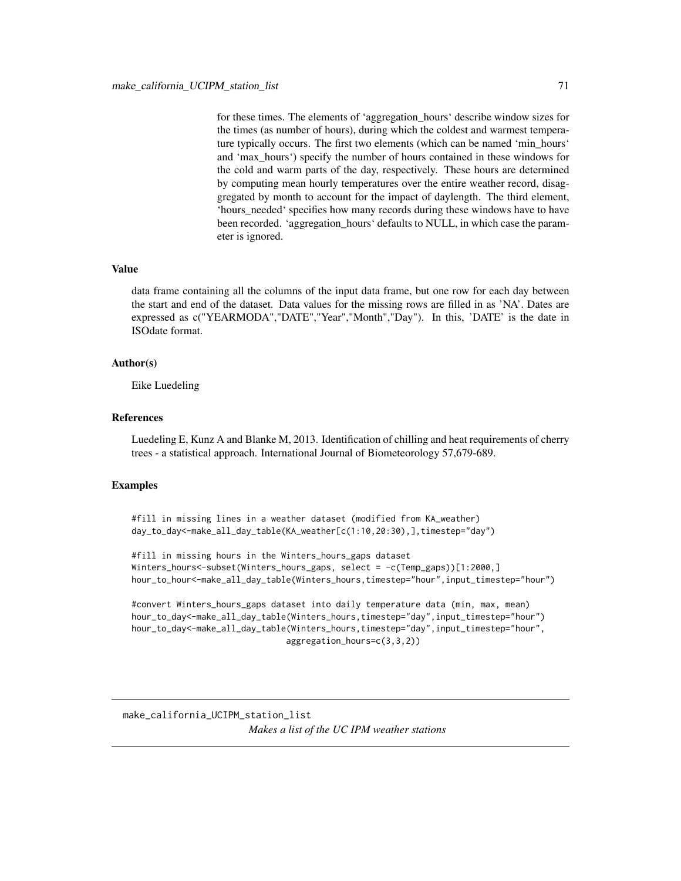for these times. The elements of 'aggregation_hours' describe window sizes for the times (as number of hours), during which the coldest and warmest temperature typically occurs. The first two elements (which can be named 'min_hours' and 'max_hours') specify the number of hours contained in these windows for the cold and warm parts of the day, respectively. These hours are determined by computing mean hourly temperatures over the entire weather record, disaggregated by month to account for the impact of daylength. The third element, 'hours_needed' specifies how many records during these windows have to have been recorded. 'aggregation_hours' defaults to NULL, in which case the parameter is ignored.

### Value

data frame containing all the columns of the input data frame, but one row for each day between the start and end of the dataset. Data values for the missing rows are filled in as 'NA'. Dates are expressed as c("YEARMODA","DATE","Year","Month","Day"). In this, 'DATE' is the date in ISOdate format.

### Author(s)

Eike Luedeling

### References

Luedeling E, Kunz A and Blanke M, 2013. Identification of chilling and heat requirements of cherry trees - a statistical approach. International Journal of Biometeorology 57,679-689.

### Examples

```
#fill in missing lines in a weather dataset (modified from KA_weather)
day_to_day<-make_all_day_table(KA_weather[c(1:10,20:30),],timestep="day")

#fill in missing hours in the Winters_hours_gaps dataset
Winters_hours<-subset(Winters_hours_gaps, select = -c(Temp_gaps))[1:2000,]
hour_to_hour<-make_all_day_table(Winters_hours,timestep="hour",input_timestep="hour")

#convert Winters_hours_gaps dataset into daily temperature data (min, max, mean)
hour_to_day<-make_all_day_table(Winters_hours,timestep="day",input_timestep="hour")
hour_to_day<-make_all_day_table(Winters_hours,timestep="day",input_timestep="hour",
                                aggregation_hours=c(3,3,2))
```

---

## make_california_UCIPM_station_list

*Makes a list of the UC IPM weather stations*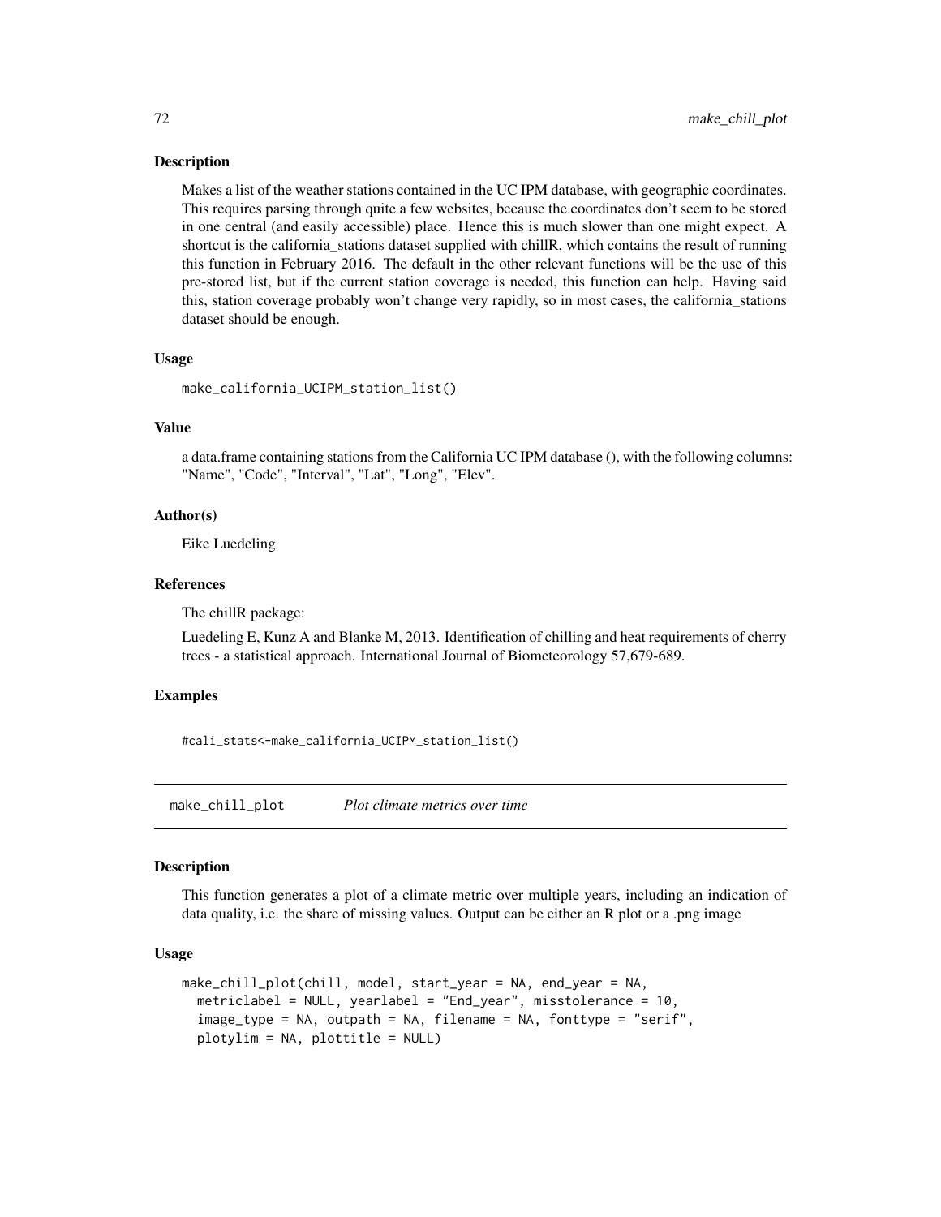### Description

Makes a list of the weather stations contained in the UC IPM database, with geographic coordinates. This requires parsing through quite a few websites, because the coordinates don't seem to be stored in one central (and easily accessible) place. Hence this is much slower than one might expect. A shortcut is the california_stations dataset supplied with chillR, which contains the result of running this function in February 2016. The default in the other relevant functions will be the use of this pre-stored list, but if the current station coverage is needed, this function can help. Having said this, station coverage probably won't change very rapidly, so in most cases, the california_stations dataset should be enough.

### Usage

```
make_california_UCIPM_station_list()
```

### Value

a data.frame containing stations from the California UC IPM database (), with the following columns: "Name", "Code", "Interval", "Lat", "Long", "Elev".

### Author(s)

Eike Luedeling

### References

The chillR package:

Luedeling E, Kunz A and Blanke M, 2013. Identification of chilling and heat requirements of cherry trees - a statistical approach. International Journal of Biometeorology 57,679-689.

### Examples

```
#cali_stats<-make_california_UCIPM_station_list()
```

---

## make_chill_plot *Plot climate metrics over time*

### Description

This function generates a plot of a climate metric over multiple years, including an indication of data quality, i.e. the share of missing values. Output can be either an R plot or a .png image

### Usage

```
make_chill_plot(chill, model, start_year = NA, end_year = NA,
  metriclabel = NULL, yearlabel = "End_year", misstolerance = 10,
  image_type = NA, outpath = NA, filename = NA, fonttype = "serif",
  plotylim = NA, plottitle = NULL)
```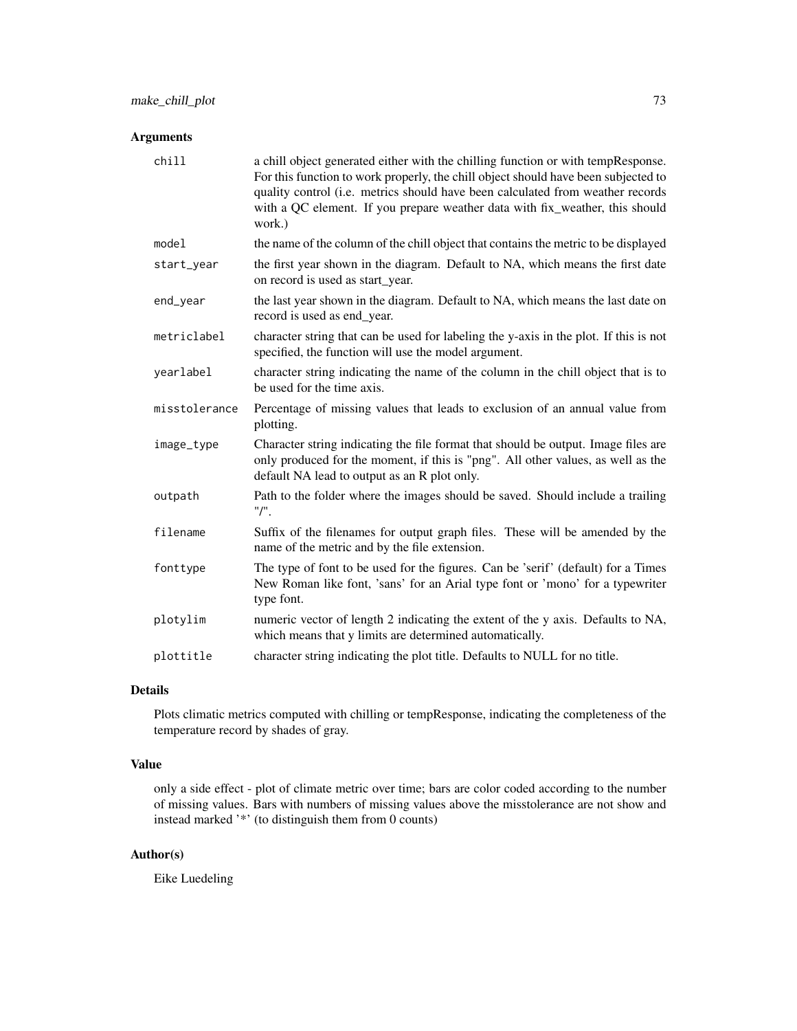## Arguments

| | |
|---|---|
| chill | a chill object generated either with the chilling function or with tempResponse. For this function to work properly, the chill object should have been subjected to quality control (i.e. metrics should have been calculated from weather records with a QC element. If you prepare weather data with fix_weather, this should work.) |
| model | the name of the column of the chill object that contains the metric to be displayed |
| start_year | the first year shown in the diagram. Default to NA, which means the first date on record is used as start_year. |
| end_year | the last year shown in the diagram. Default to NA, which means the last date on record is used as end_year. |
| metriclabel | character string that can be used for labeling the y-axis in the plot. If this is not specified, the function will use the model argument. |
| yearlabel | character string indicating the name of the column in the chill object that is to be used for the time axis. |
| misstolerance | Percentage of missing values that leads to exclusion of an annual value from plotting. |
| image_type | Character string indicating the file format that should be output. Image files are only produced for the moment, if this is "png". All other values, as well as the default NA lead to output as an R plot only. |
| outpath | Path to the folder where the images should be saved. Should include a trailing "/". |
| filename | Suffix of the filenames for output graph files. These will be amended by the name of the metric and by the file extension. |
| fonttype | The type of font to be used for the figures. Can be 'serif' (default) for a Times New Roman like font, 'sans' for an Arial type font or 'mono' for a typewriter type font. |
| plotylim | numeric vector of length 2 indicating the extent of the y axis. Defaults to NA, which means that y limits are determined automatically. |
| plottitle | character string indicating the plot title. Defaults to NULL for no title. |

## Details

Plots climatic metrics computed with chilling or tempResponse, indicating the completeness of the temperature record by shades of gray.

## Value

only a side effect - plot of climate metric over time; bars are color coded according to the number of missing values. Bars with numbers of missing values above the misstolerance are not show and instead marked '*' (to distinguish them from 0 counts)

## Author(s)

Eike Luedeling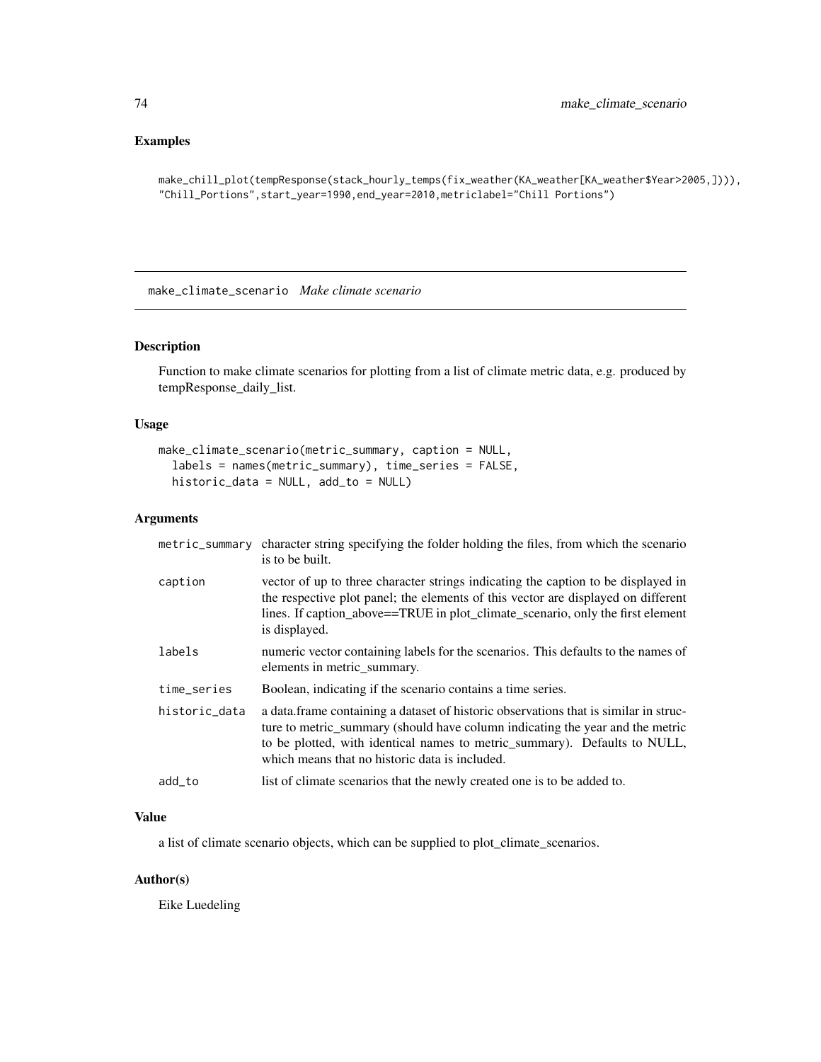## Examples

```
make_chill_plot(tempResponse(stack_hourly_temps(fix_weather(KA_weather[KA_weather$Year>2005,]))),
"Chill_Portions",start_year=1990,end_year=2010,metriclabel="Chill Portions")
```

---

# make_climate_scenario *Make climate scenario*

## Description

Function to make climate scenarios for plotting from a list of climate metric data, e.g. produced by tempResponse_daily_list.

## Usage

```
make_climate_scenario(metric_summary, caption = NULL,
  labels = names(metric_summary), time_series = FALSE,
  historic_data = NULL, add_to = NULL)
```

## Arguments

| | |
|---|---|
| metric_summary | character string specifying the folder holding the files, from which the scenario is to be built. |
| caption | vector of up to three character strings indicating the caption to be displayed in the respective plot panel; the elements of this vector are displayed on different lines. If caption_above==TRUE in plot_climate_scenario, only the first element is displayed. |
| labels | numeric vector containing labels for the scenarios. This defaults to the names of elements in metric_summary. |
| time_series | Boolean, indicating if the scenario contains a time series. |
| historic_data | a data.frame containing a dataset of historic observations that is similar in structure to metric_summary (should have column indicating the year and the metric to be plotted, with identical names to metric_summary). Defaults to NULL, which means that no historic data is included. |
| add_to | list of climate scenarios that the newly created one is to be added to. |

## Value

a list of climate scenario objects, which can be supplied to plot_climate_scenarios.

## Author(s)

Eike Luedeling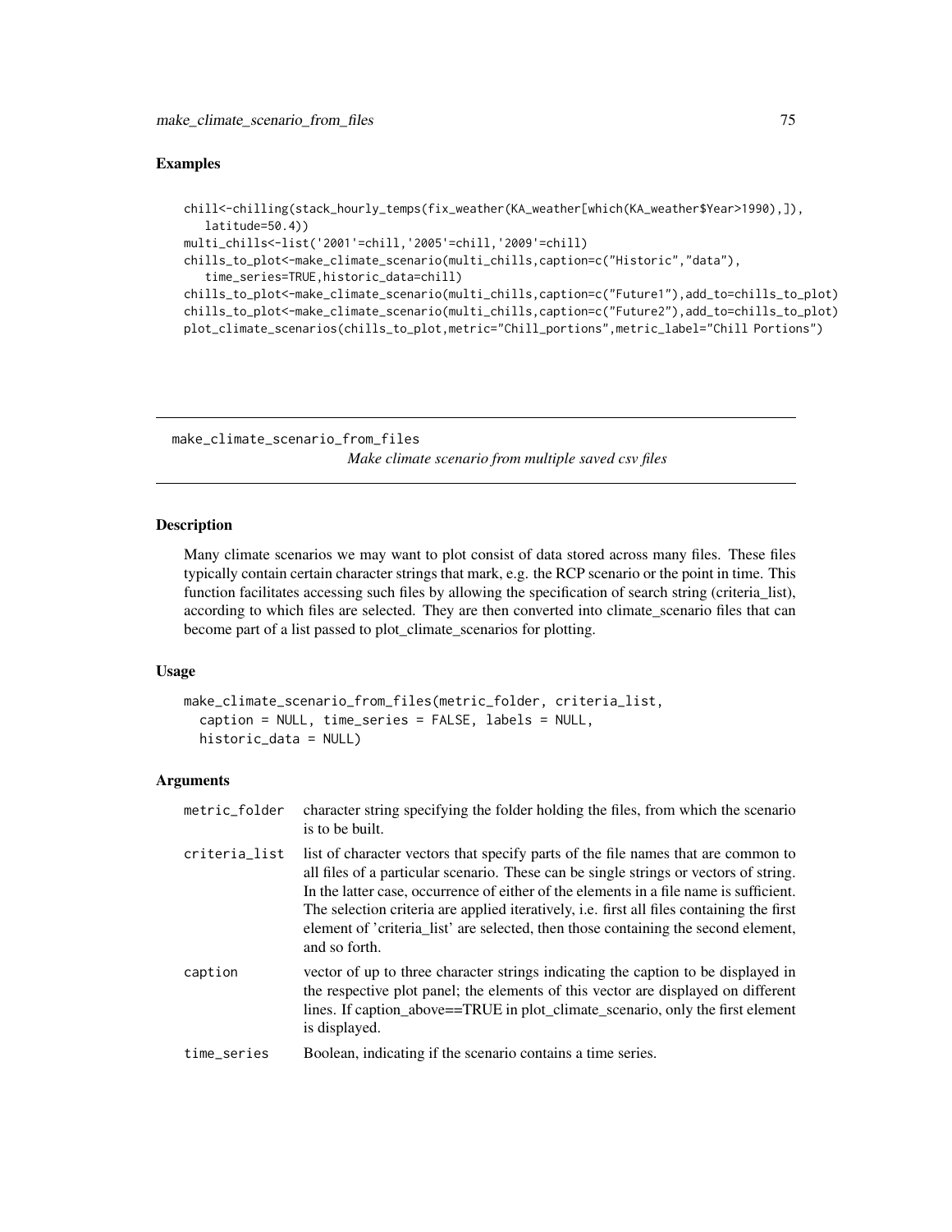## Examples

```
chill<-chilling(stack_hourly_temps(fix_weather(KA_weather[which(KA_weather$Year>1990),]),
   latitude=50.4))
multi_chills<-list('2001'=chill,'2005'=chill,'2009'=chill)
chills_to_plot<-make_climate_scenario(multi_chills,caption=c("Historic","data"),
   time_series=TRUE,historic_data=chill)
chills_to_plot<-make_climate_scenario(multi_chills,caption=c("Future1"),add_to=chills_to_plot)
chills_to_plot<-make_climate_scenario(multi_chills,caption=c("Future2"),add_to=chills_to_plot)
plot_climate_scenarios(chills_to_plot,metric="Chill_portions",metric_label="Chill Portions")
```

---

# make_climate_scenario_from_files

*Make climate scenario from multiple saved csv files*

---

## Description

Many climate scenarios we may want to plot consist of data stored across many files. These files typically contain certain character strings that mark, e.g. the RCP scenario or the point in time. This function facilitates accessing such files by allowing the specification of search string (criteria_list), according to which files are selected. They are then converted into climate_scenario files that can become part of a list passed to plot_climate_scenarios for plotting.

## Usage

```
make_climate_scenario_from_files(metric_folder, criteria_list,
  caption = NULL, time_series = FALSE, labels = NULL,
  historic_data = NULL)
```

## Arguments

| | |
|---|---|
| `metric_folder` | character string specifying the folder holding the files, from which the scenario is to be built. |
| `criteria_list` | list of character vectors that specify parts of the file names that are common to all files of a particular scenario. These can be single strings or vectors of string. In the latter case, occurrence of either of the elements in a file name is sufficient. The selection criteria are applied iteratively, i.e. first all files containing the first element of 'criteria_list' are selected, then those containing the second element, and so forth. |
| `caption` | vector of up to three character strings indicating the caption to be displayed in the respective plot panel; the elements of this vector are displayed on different lines. If caption_above==TRUE in plot_climate_scenario, only the first element is displayed. |
| `time_series` | Boolean, indicating if the scenario contains a time series. |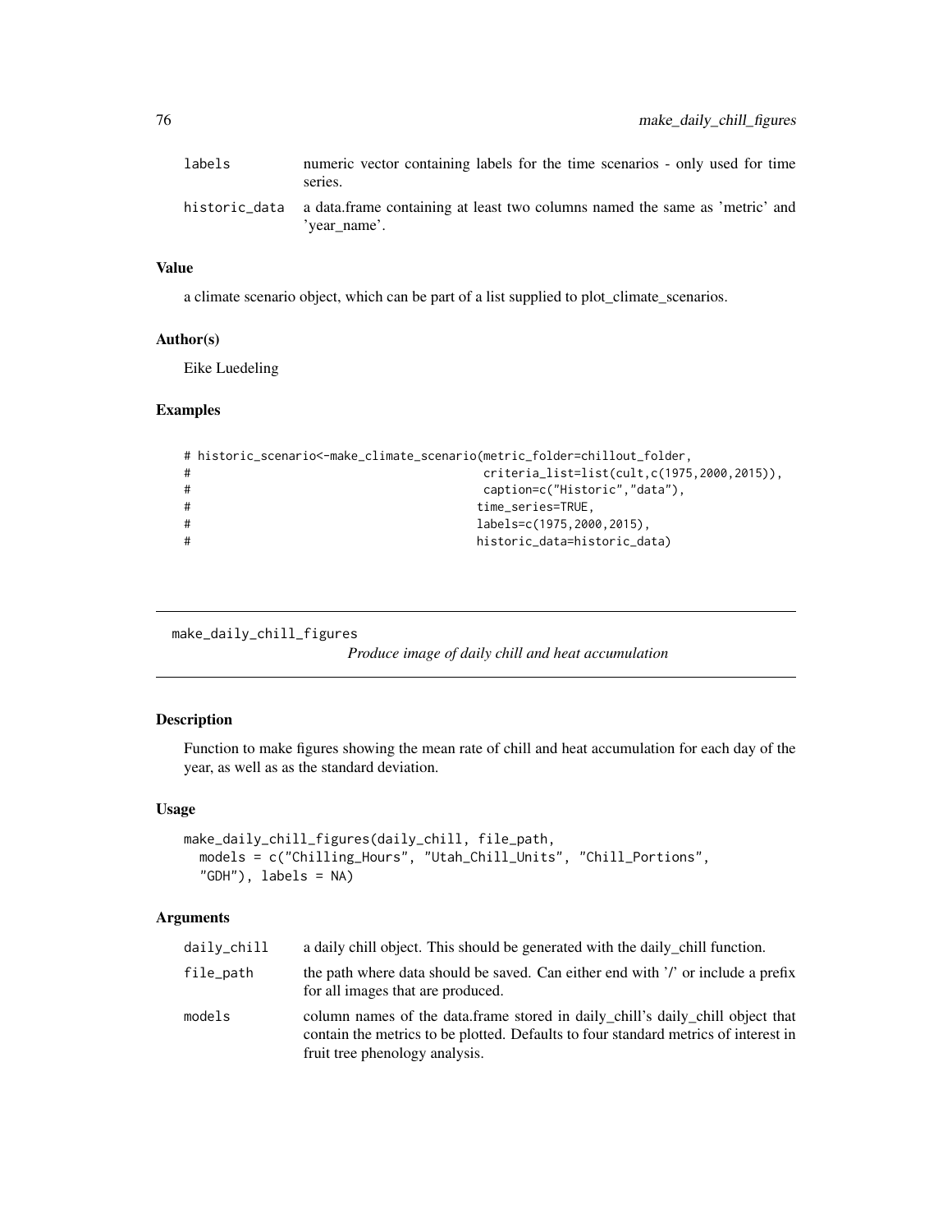| | |
|---|---|
| labels | numeric vector containing labels for the time scenarios - only used for time series. |
| historic_data | a data.frame containing at least two columns named the same as 'metric' and 'year_name'. |

### Value

a climate scenario object, which can be part of a list supplied to plot_climate_scenarios.

### Author(s)

Eike Luedeling

### Examples

```
# historic_scenario<-make_climate_scenario(metric_folder=chillout_folder,
#                                          criteria_list=list(cult,c(1975,2000,2015)),
#                                          caption=c("Historic","data"),
#                                         time_series=TRUE,
#                                         labels=c(1975,2000,2015),
#                                         historic_data=historic_data)
```

---

## make_daily_chill_figures

*Produce image of daily chill and heat accumulation*

### Description

Function to make figures showing the mean rate of chill and heat accumulation for each day of the year, as well as as the standard deviation.

### Usage

```
make_daily_chill_figures(daily_chill, file_path,
  models = c("Chilling_Hours", "Utah_Chill_Units", "Chill_Portions",
  "GDH"), labels = NA)
```

### Arguments

| | |
|---|---|
| daily_chill | a daily chill object. This should be generated with the daily_chill function. |
| file_path | the path where data should be saved. Can either end with '/' or include a prefix for all images that are produced. |
| models | column names of the data.frame stored in daily_chill's daily_chill object that contain the metrics to be plotted. Defaults to four standard metrics of interest in fruit tree phenology analysis. |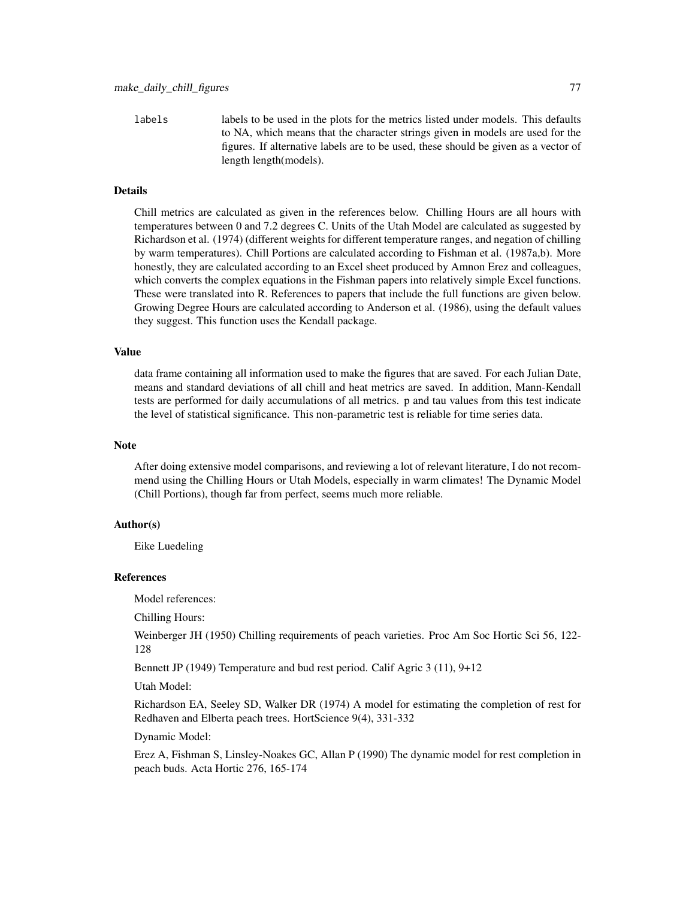labels — labels to be used in the plots for the metrics listed under models. This defaults to NA, which means that the character strings given in models are used for the figures. If alternative labels are to be used, these should be given as a vector of length length(models).

## Details

Chill metrics are calculated as given in the references below. Chilling Hours are all hours with temperatures between 0 and 7.2 degrees C. Units of the Utah Model are calculated as suggested by Richardson et al. (1974) (different weights for different temperature ranges, and negation of chilling by warm temperatures). Chill Portions are calculated according to Fishman et al. (1987a,b). More honestly, they are calculated according to an Excel sheet produced by Amnon Erez and colleagues, which converts the complex equations in the Fishman papers into relatively simple Excel functions. These were translated into R. References to papers that include the full functions are given below. Growing Degree Hours are calculated according to Anderson et al. (1986), using the default values they suggest. This function uses the Kendall package.

## Value

data frame containing all information used to make the figures that are saved. For each Julian Date, means and standard deviations of all chill and heat metrics are saved. In addition, Mann-Kendall tests are performed for daily accumulations of all metrics. p and tau values from this test indicate the level of statistical significance. This non-parametric test is reliable for time series data.

## Note

After doing extensive model comparisons, and reviewing a lot of relevant literature, I do not recommend using the Chilling Hours or Utah Models, especially in warm climates! The Dynamic Model (Chill Portions), though far from perfect, seems much more reliable.

## Author(s)

Eike Luedeling

## References

Model references:

Chilling Hours:

Weinberger JH (1950) Chilling requirements of peach varieties. Proc Am Soc Hortic Sci 56, 122-128

Bennett JP (1949) Temperature and bud rest period. Calif Agric 3 (11), 9+12

Utah Model:

Richardson EA, Seeley SD, Walker DR (1974) A model for estimating the completion of rest for Redhaven and Elberta peach trees. HortScience 9(4), 331-332

Dynamic Model:

Erez A, Fishman S, Linsley-Noakes GC, Allan P (1990) The dynamic model for rest completion in peach buds. Acta Hortic 276, 165-174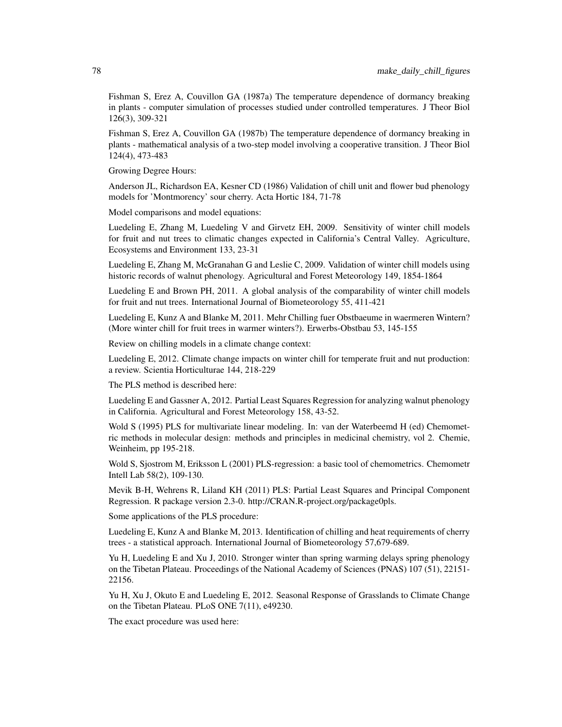Fishman S, Erez A, Couvillon GA (1987a) The temperature dependence of dormancy breaking in plants - computer simulation of processes studied under controlled temperatures. J Theor Biol 126(3), 309-321

Fishman S, Erez A, Couvillon GA (1987b) The temperature dependence of dormancy breaking in plants - mathematical analysis of a two-step model involving a cooperative transition. J Theor Biol 124(4), 473-483

Growing Degree Hours:

Anderson JL, Richardson EA, Kesner CD (1986) Validation of chill unit and flower bud phenology models for 'Montmorency' sour cherry. Acta Hortic 184, 71-78

Model comparisons and model equations:

Luedeling E, Zhang M, Luedeling V and Girvetz EH, 2009. Sensitivity of winter chill models for fruit and nut trees to climatic changes expected in California's Central Valley. Agriculture, Ecosystems and Environment 133, 23-31

Luedeling E, Zhang M, McGranahan G and Leslie C, 2009. Validation of winter chill models using historic records of walnut phenology. Agricultural and Forest Meteorology 149, 1854-1864

Luedeling E and Brown PH, 2011. A global analysis of the comparability of winter chill models for fruit and nut trees. International Journal of Biometeorology 55, 411-421

Luedeling E, Kunz A and Blanke M, 2011. Mehr Chilling fuer Obstbaeume in waermeren Wintern? (More winter chill for fruit trees in warmer winters?). Erwerbs-Obstbau 53, 145-155

Review on chilling models in a climate change context:

Luedeling E, 2012. Climate change impacts on winter chill for temperate fruit and nut production: a review. Scientia Horticulturae 144, 218-229

The PLS method is described here:

Luedeling E and Gassner A, 2012. Partial Least Squares Regression for analyzing walnut phenology in California. Agricultural and Forest Meteorology 158, 43-52.

Wold S (1995) PLS for multivariate linear modeling. In: van der Waterbeemd H (ed) Chemometric methods in molecular design: methods and principles in medicinal chemistry, vol 2. Chemie, Weinheim, pp 195-218.

Wold S, Sjostrom M, Eriksson L (2001) PLS-regression: a basic tool of chemometrics. Chemometr Intell Lab 58(2), 109-130.

Mevik B-H, Wehrens R, Liland KH (2011) PLS: Partial Least Squares and Principal Component Regression. R package version 2.3-0. http://CRAN.R-project.org/package0pls.

Some applications of the PLS procedure:

Luedeling E, Kunz A and Blanke M, 2013. Identification of chilling and heat requirements of cherry trees - a statistical approach. International Journal of Biometeorology 57,679-689.

Yu H, Luedeling E and Xu J, 2010. Stronger winter than spring warming delays spring phenology on the Tibetan Plateau. Proceedings of the National Academy of Sciences (PNAS) 107 (51), 22151-22156.

Yu H, Xu J, Okuto E and Luedeling E, 2012. Seasonal Response of Grasslands to Climate Change on the Tibetan Plateau. PLoS ONE 7(11), e49230.

The exact procedure was used here: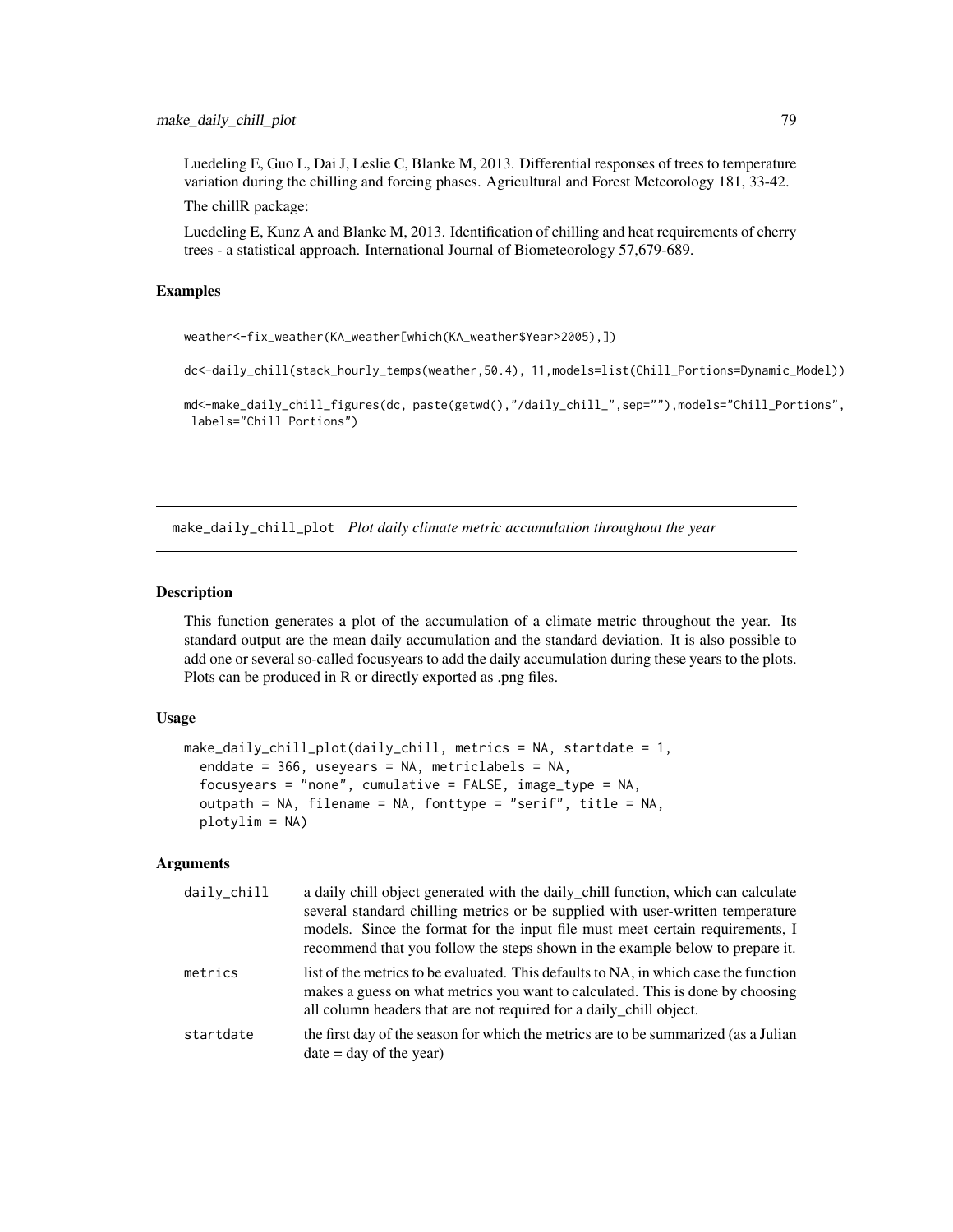Luedeling E, Guo L, Dai J, Leslie C, Blanke M, 2013. Differential responses of trees to temperature variation during the chilling and forcing phases. Agricultural and Forest Meteorology 181, 33-42.

The chillR package:

Luedeling E, Kunz A and Blanke M, 2013. Identification of chilling and heat requirements of cherry trees - a statistical approach. International Journal of Biometeorology 57,679-689.

### Examples

```
weather<-fix_weather(KA_weather[which(KA_weather$Year>2005),])

dc<-daily_chill(stack_hourly_temps(weather,50.4), 11,models=list(Chill_Portions=Dynamic_Model))

md<-make_daily_chill_figures(dc, paste(getwd(),"/daily_chill_",sep=""),models="Chill_Portions",
 labels="Chill Portions")
```

---

## make_daily_chill_plot *Plot daily climate metric accumulation throughout the year*

### Description

This function generates a plot of the accumulation of a climate metric throughout the year. Its standard output are the mean daily accumulation and the standard deviation. It is also possible to add one or several so-called focusyears to add the daily accumulation during these years to the plots. Plots can be produced in R or directly exported as .png files.

### Usage

```
make_daily_chill_plot(daily_chill, metrics = NA, startdate = 1,
  enddate = 366, useyears = NA, metriclabels = NA,
  focusyears = "none", cumulative = FALSE, image_type = NA,
  outpath = NA, filename = NA, fonttype = "serif", title = NA,
  plotylim = NA)
```

### Arguments

| | |
|---|---|
| daily_chill | a daily chill object generated with the daily_chill function, which can calculate several standard chilling metrics or be supplied with user-written temperature models. Since the format for the input file must meet certain requirements, I recommend that you follow the steps shown in the example below to prepare it. |
| metrics | list of the metrics to be evaluated. This defaults to NA, in which case the function makes a guess on what metrics you want to calculated. This is done by choosing all column headers that are not required for a daily_chill object. |
| startdate | the first day of the season for which the metrics are to be summarized (as a Julian date = day of the year) |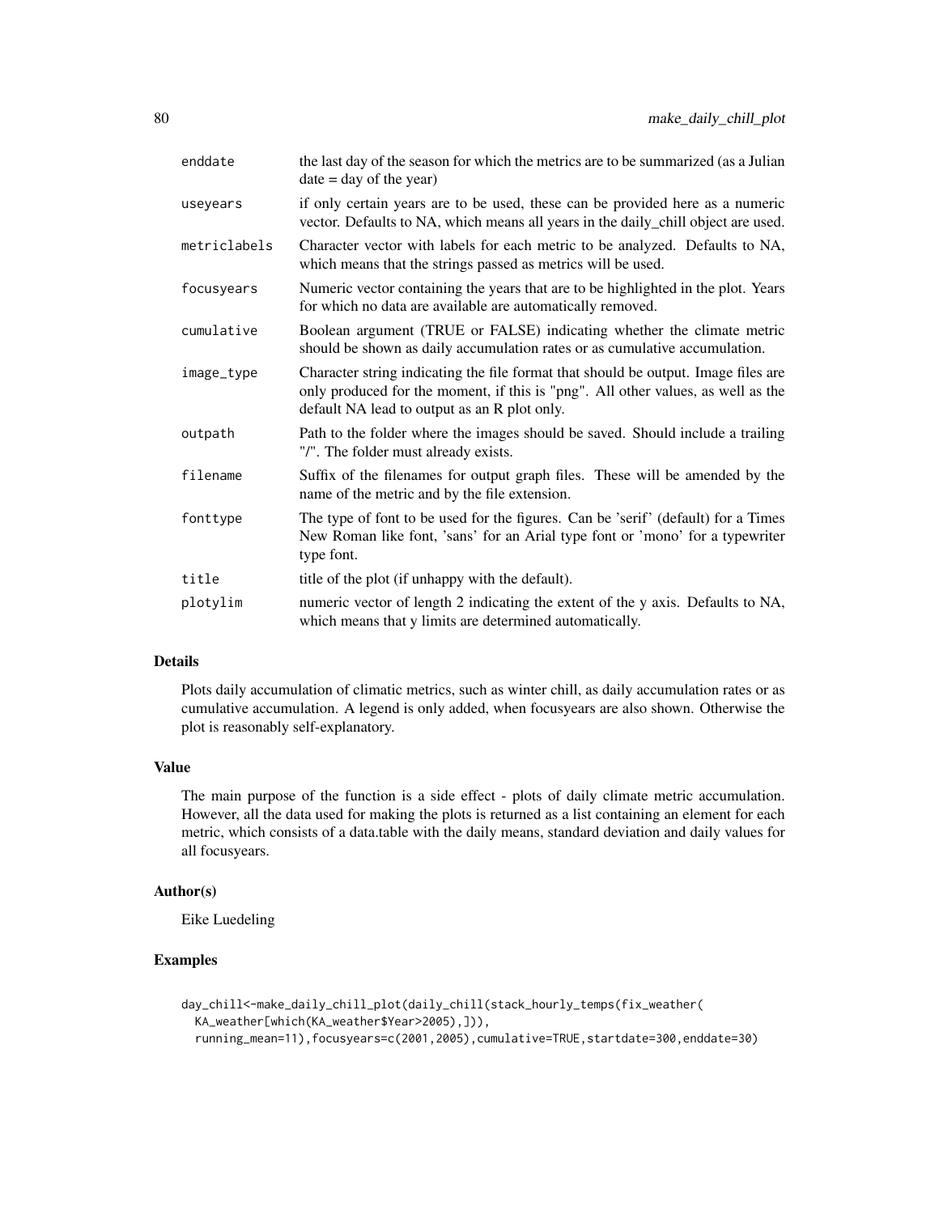| | |
|---|---|
| enddate | the last day of the season for which the metrics are to be summarized (as a Julian date = day of the year) |
| useyears | if only certain years are to be used, these can be provided here as a numeric vector. Defaults to NA, which means all years in the daily_chill object are used. |
| metriclabels | Character vector with labels for each metric to be analyzed. Defaults to NA, which means that the strings passed as metrics will be used. |
| focusyears | Numeric vector containing the years that are to be highlighted in the plot. Years for which no data are available are automatically removed. |
| cumulative | Boolean argument (TRUE or FALSE) indicating whether the climate metric should be shown as daily accumulation rates or as cumulative accumulation. |
| image_type | Character string indicating the file format that should be output. Image files are only produced for the moment, if this is "png". All other values, as well as the default NA lead to output as an R plot only. |
| outpath | Path to the folder where the images should be saved. Should include a trailing "/". The folder must already exists. |
| filename | Suffix of the filenames for output graph files. These will be amended by the name of the metric and by the file extension. |
| fonttype | The type of font to be used for the figures. Can be 'serif' (default) for a Times New Roman like font, 'sans' for an Arial type font or 'mono' for a typewriter type font. |
| title | title of the plot (if unhappy with the default). |
| plotylim | numeric vector of length 2 indicating the extent of the y axis. Defaults to NA, which means that y limits are determined automatically. |

## Details

Plots daily accumulation of climatic metrics, such as winter chill, as daily accumulation rates or as cumulative accumulation. A legend is only added, when focusyears are also shown. Otherwise the plot is reasonably self-explanatory.

## Value

The main purpose of the function is a side effect - plots of daily climate metric accumulation. However, all the data used for making the plots is returned as a list containing an element for each metric, which consists of a data.table with the daily means, standard deviation and daily values for all focusyears.

## Author(s)

Eike Luedeling

## Examples

```
day_chill<-make_daily_chill_plot(daily_chill(stack_hourly_temps(fix_weather(
  KA_weather[which(KA_weather$Year>2005),])),
  running_mean=11),focusyears=c(2001,2005),cumulative=TRUE,startdate=300,enddate=30)
```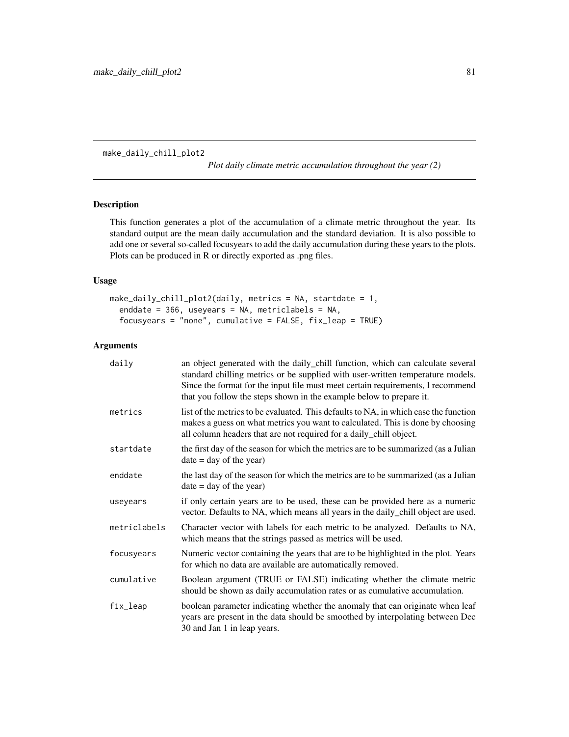# make_daily_chill_plot2

*Plot daily climate metric accumulation throughout the year (2)*

## Description

This function generates a plot of the accumulation of a climate metric throughout the year. Its standard output are the mean daily accumulation and the standard deviation. It is also possible to add one or several so-called focusyears to add the daily accumulation during these years to the plots. Plots can be produced in R or directly exported as .png files.

## Usage

```
make_daily_chill_plot2(daily, metrics = NA, startdate = 1,
  enddate = 366, useyears = NA, metriclabels = NA,
  focusyears = "none", cumulative = FALSE, fix_leap = TRUE)
```

## Arguments

| Argument | Description |
|---|---|
| daily | an object generated with the daily_chill function, which can calculate several standard chilling metrics or be supplied with user-written temperature models. Since the format for the input file must meet certain requirements, I recommend that you follow the steps shown in the example below to prepare it. |
| metrics | list of the metrics to be evaluated. This defaults to NA, in which case the function makes a guess on what metrics you want to calculated. This is done by choosing all column headers that are not required for a daily_chill object. |
| startdate | the first day of the season for which the metrics are to be summarized (as a Julian date = day of the year) |
| enddate | the last day of the season for which the metrics are to be summarized (as a Julian date = day of the year) |
| useyears | if only certain years are to be used, these can be provided here as a numeric vector. Defaults to NA, which means all years in the daily_chill object are used. |
| metriclabels | Character vector with labels for each metric to be analyzed. Defaults to NA, which means that the strings passed as metrics will be used. |
| focusyears | Numeric vector containing the years that are to be highlighted in the plot. Years for which no data are available are automatically removed. |
| cumulative | Boolean argument (TRUE or FALSE) indicating whether the climate metric should be shown as daily accumulation rates or as cumulative accumulation. |
| fix_leap | boolean parameter indicating whether the anomaly that can originate when leaf years are present in the data should be smoothed by interpolating between Dec 30 and Jan 1 in leap years. |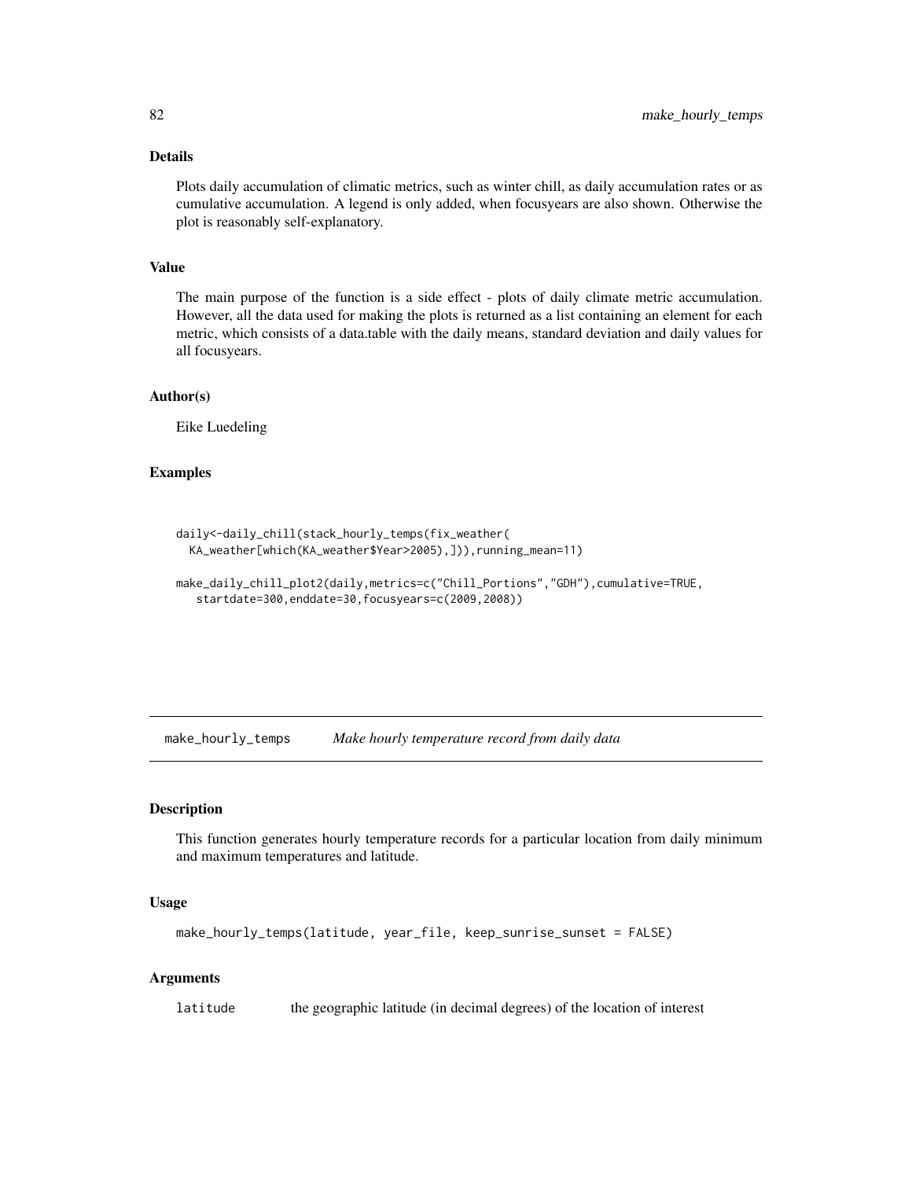### Details

Plots daily accumulation of climatic metrics, such as winter chill, as daily accumulation rates or as cumulative accumulation. A legend is only added, when focusyears are also shown. Otherwise the plot is reasonably self-explanatory.

### Value

The main purpose of the function is a side effect - plots of daily climate metric accumulation. However, all the data used for making the plots is returned as a list containing an element for each metric, which consists of a data.table with the daily means, standard deviation and daily values for all focusyears.

### Author(s)

Eike Luedeling

### Examples

```
daily<-daily_chill(stack_hourly_temps(fix_weather(
  KA_weather[which(KA_weather$Year>2005),])),running_mean=11)

make_daily_chill_plot2(daily,metrics=c("Chill_Portions","GDH"),cumulative=TRUE,
   startdate=300,enddate=30,focusyears=c(2009,2008))
```

## make_hourly_temps *Make hourly temperature record from daily data*

### Description

This function generates hourly temperature records for a particular location from daily minimum and maximum temperatures and latitude.

### Usage

```
make_hourly_temps(latitude, year_file, keep_sunrise_sunset = FALSE)
```

### Arguments

| | |
|---|---|
| latitude | the geographic latitude (in decimal degrees) of the location of interest |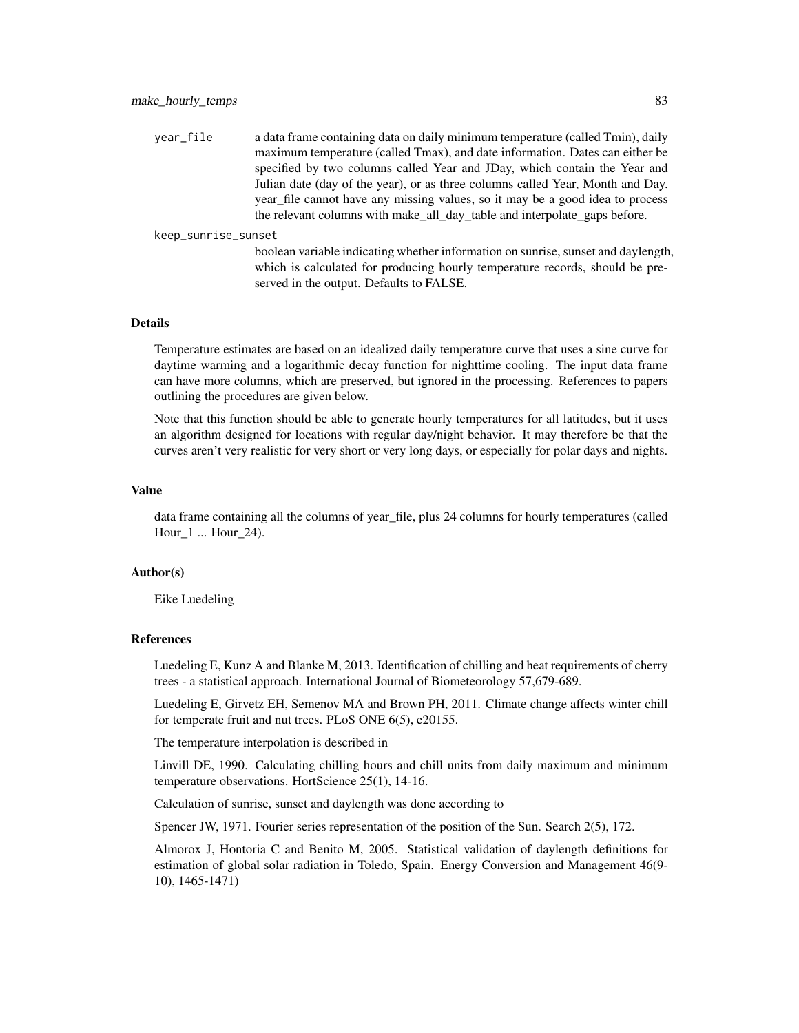year_file
: a data frame containing data on daily minimum temperature (called Tmin), daily maximum temperature (called Tmax), and date information. Dates can either be specified by two columns called Year and JDay, which contain the Year and Julian date (day of the year), or as three columns called Year, Month and Day. year_file cannot have any missing values, so it may be a good idea to process the relevant columns with make_all_day_table and interpolate_gaps before.

keep_sunrise_sunset
: boolean variable indicating whether information on sunrise, sunset and daylength, which is calculated for producing hourly temperature records, should be preserved in the output. Defaults to FALSE.

### Details

Temperature estimates are based on an idealized daily temperature curve that uses a sine curve for daytime warming and a logarithmic decay function for nighttime cooling. The input data frame can have more columns, which are preserved, but ignored in the processing. References to papers outlining the procedures are given below.

Note that this function should be able to generate hourly temperatures for all latitudes, but it uses an algorithm designed for locations with regular day/night behavior. It may therefore be that the curves aren't very realistic for very short or very long days, or especially for polar days and nights.

### Value

data frame containing all the columns of year_file, plus 24 columns for hourly temperatures (called Hour_1 ... Hour_24).

### Author(s)

Eike Luedeling

### References

Luedeling E, Kunz A and Blanke M, 2013. Identification of chilling and heat requirements of cherry trees - a statistical approach. International Journal of Biometeorology 57,679-689.

Luedeling E, Girvetz EH, Semenov MA and Brown PH, 2011. Climate change affects winter chill for temperate fruit and nut trees. PLoS ONE 6(5), e20155.

The temperature interpolation is described in

Linvill DE, 1990. Calculating chilling hours and chill units from daily maximum and minimum temperature observations. HortScience 25(1), 14-16.

Calculation of sunrise, sunset and daylength was done according to

Spencer JW, 1971. Fourier series representation of the position of the Sun. Search 2(5), 172.

Almorox J, Hontoria C and Benito M, 2005. Statistical validation of daylength definitions for estimation of global solar radiation in Toledo, Spain. Energy Conversion and Management 46(9-10), 1465-1471)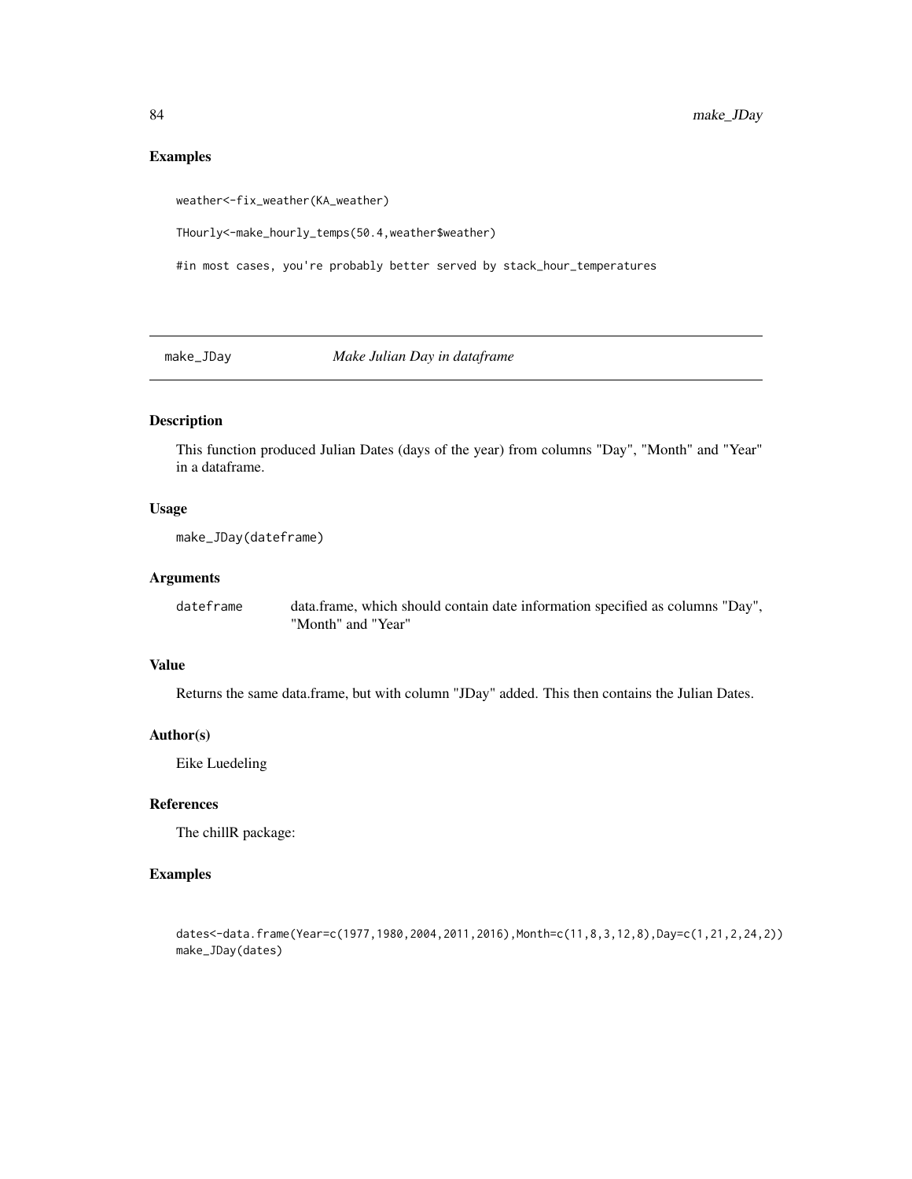## Examples

```
weather<-fix_weather(KA_weather)

THourly<-make_hourly_temps(50.4,weather$weather)

#in most cases, you're probably better served by stack_hour_temperatures
```

---

`make_JDay` *Make Julian Day in dataframe*

---

### Description

This function produced Julian Dates (days of the year) from columns "Day", "Month" and "Year" in a dataframe.

### Usage

```
make_JDay(dateframe)
```

### Arguments

| | |
|---|---|
| `dateframe` | data.frame, which should contain date information specified as columns "Day", "Month" and "Year" |

### Value

Returns the same data.frame, but with column "JDay" added. This then contains the Julian Dates.

### Author(s)

Eike Luedeling

### References

The chillR package:

### Examples

```
dates<-data.frame(Year=c(1977,1980,2004,2011,2016),Month=c(11,8,3,12,8),Day=c(1,21,2,24,2))
make_JDay(dates)
```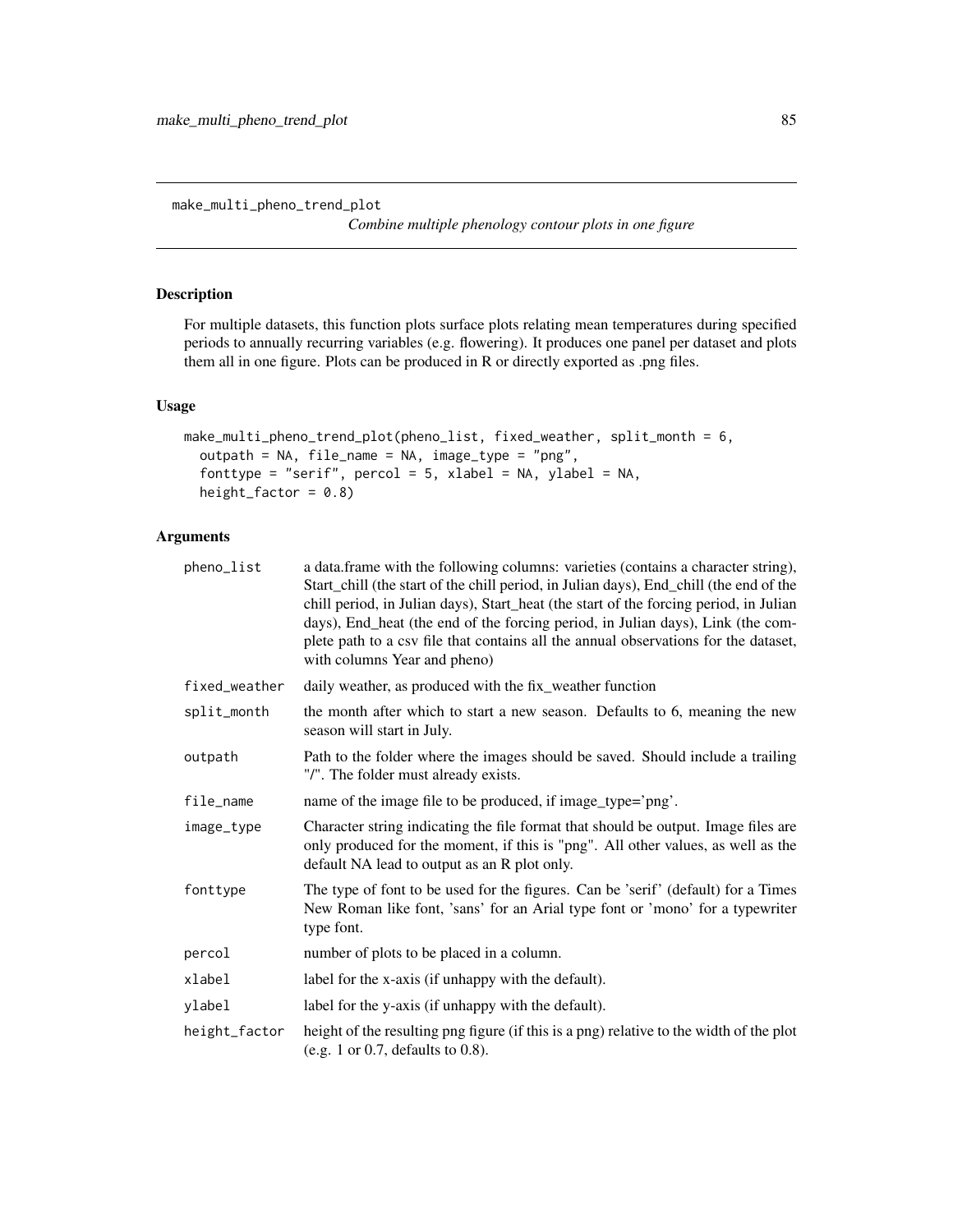make_multi_pheno_trend_plot

*Combine multiple phenology contour plots in one figure*

## Description

For multiple datasets, this function plots surface plots relating mean temperatures during specified periods to annually recurring variables (e.g. flowering). It produces one panel per dataset and plots them all in one figure. Plots can be produced in R or directly exported as .png files.

## Usage

```
make_multi_pheno_trend_plot(pheno_list, fixed_weather, split_month = 6,
  outpath = NA, file_name = NA, image_type = "png",
  fonttype = "serif", percol = 5, xlabel = NA, ylabel = NA,
  height_factor = 0.8)
```

## Arguments

| | |
|---|---|
| pheno_list | a data.frame with the following columns: varieties (contains a character string), Start_chill (the start of the chill period, in Julian days), End_chill (the end of the chill period, in Julian days), Start_heat (the start of the forcing period, in Julian days), End_heat (the end of the forcing period, in Julian days), Link (the complete path to a csv file that contains all the annual observations for the dataset, with columns Year and pheno) |
| fixed_weather | daily weather, as produced with the fix_weather function |
| split_month | the month after which to start a new season. Defaults to 6, meaning the new season will start in July. |
| outpath | Path to the folder where the images should be saved. Should include a trailing "/". The folder must already exists. |
| file_name | name of the image file to be produced, if image_type='png'. |
| image_type | Character string indicating the file format that should be output. Image files are only produced for the moment, if this is "png". All other values, as well as the default NA lead to output as an R plot only. |
| fonttype | The type of font to be used for the figures. Can be 'serif' (default) for a Times New Roman like font, 'sans' for an Arial type font or 'mono' for a typewriter type font. |
| percol | number of plots to be placed in a column. |
| xlabel | label for the x-axis (if unhappy with the default). |
| ylabel | label for the y-axis (if unhappy with the default). |
| height_factor | height of the resulting png figure (if this is a png) relative to the width of the plot (e.g. 1 or 0.7, defaults to 0.8). |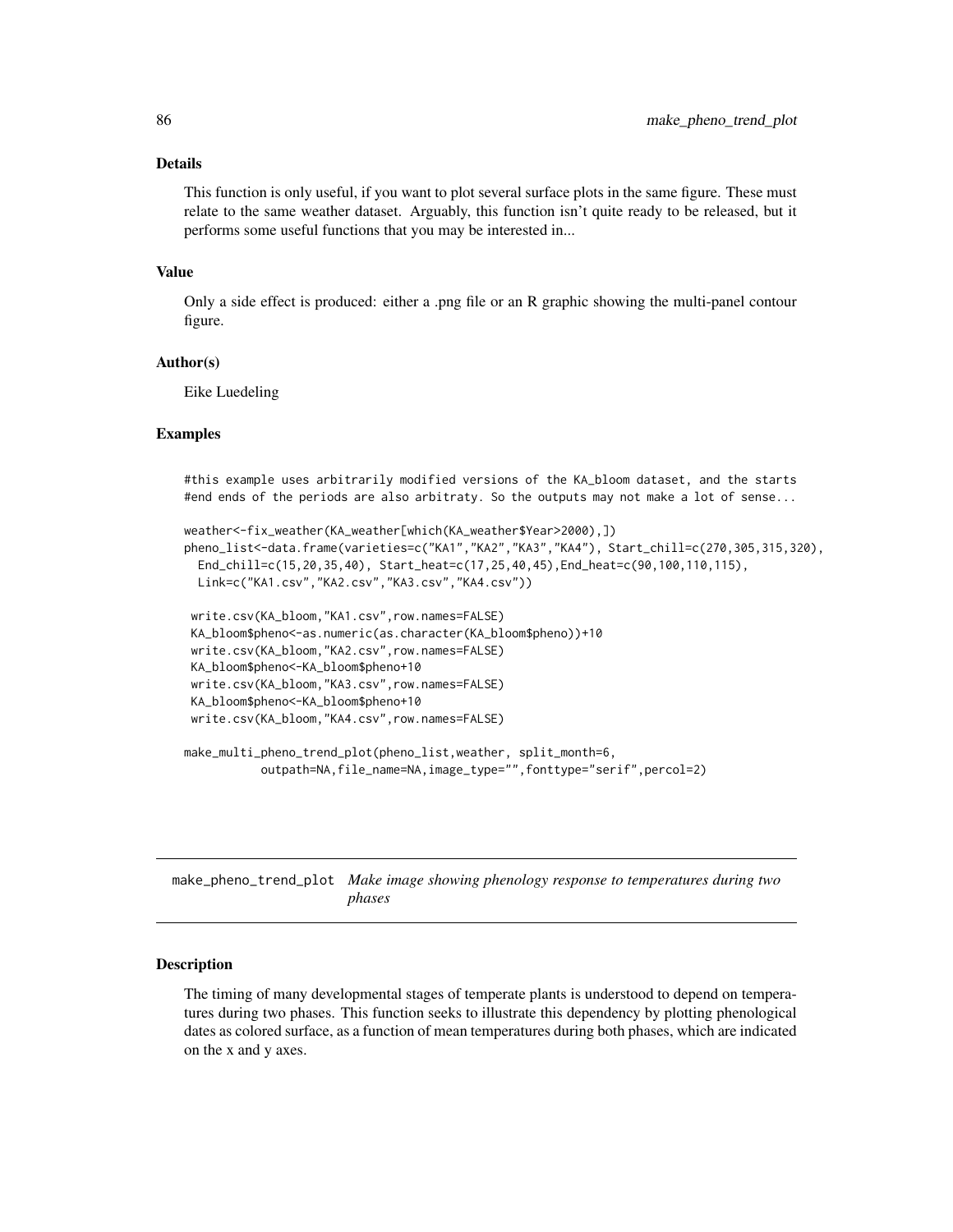### Details

This function is only useful, if you want to plot several surface plots in the same figure. These must relate to the same weather dataset. Arguably, this function isn't quite ready to be released, but it performs some useful functions that you may be interested in...

### Value

Only a side effect is produced: either a .png file or an R graphic showing the multi-panel contour figure.

### Author(s)

Eike Luedeling

### Examples

```
#this example uses arbitrarily modified versions of the KA_bloom dataset, and the starts
#end ends of the periods are also arbitraty. So the outputs may not make a lot of sense...

weather<-fix_weather(KA_weather[which(KA_weather$Year>2000),])
pheno_list<-data.frame(varieties=c("KA1","KA2","KA3","KA4"), Start_chill=c(270,305,315,320),
  End_chill=c(15,20,35,40), Start_heat=c(17,25,40,45),End_heat=c(90,100,110,115),
  Link=c("KA1.csv","KA2.csv","KA3.csv","KA4.csv"))

 write.csv(KA_bloom,"KA1.csv",row.names=FALSE)
 KA_bloom$pheno<-as.numeric(as.character(KA_bloom$pheno))+10
 write.csv(KA_bloom,"KA2.csv",row.names=FALSE)
 KA_bloom$pheno<-KA_bloom$pheno+10
 write.csv(KA_bloom,"KA3.csv",row.names=FALSE)
 KA_bloom$pheno<-KA_bloom$pheno+10
 write.csv(KA_bloom,"KA4.csv",row.names=FALSE)

make_multi_pheno_trend_plot(pheno_list,weather, split_month=6,
          outpath=NA,file_name=NA,image_type="",fonttype="serif",percol=2)
```

---

## make_pheno_trend_plot *Make image showing phenology response to temperatures during two phases*

### Description

The timing of many developmental stages of temperate plants is understood to depend on temperatures during two phases. This function seeks to illustrate this dependency by plotting phenological dates as colored surface, as a function of mean temperatures during both phases, which are indicated on the x and y axes.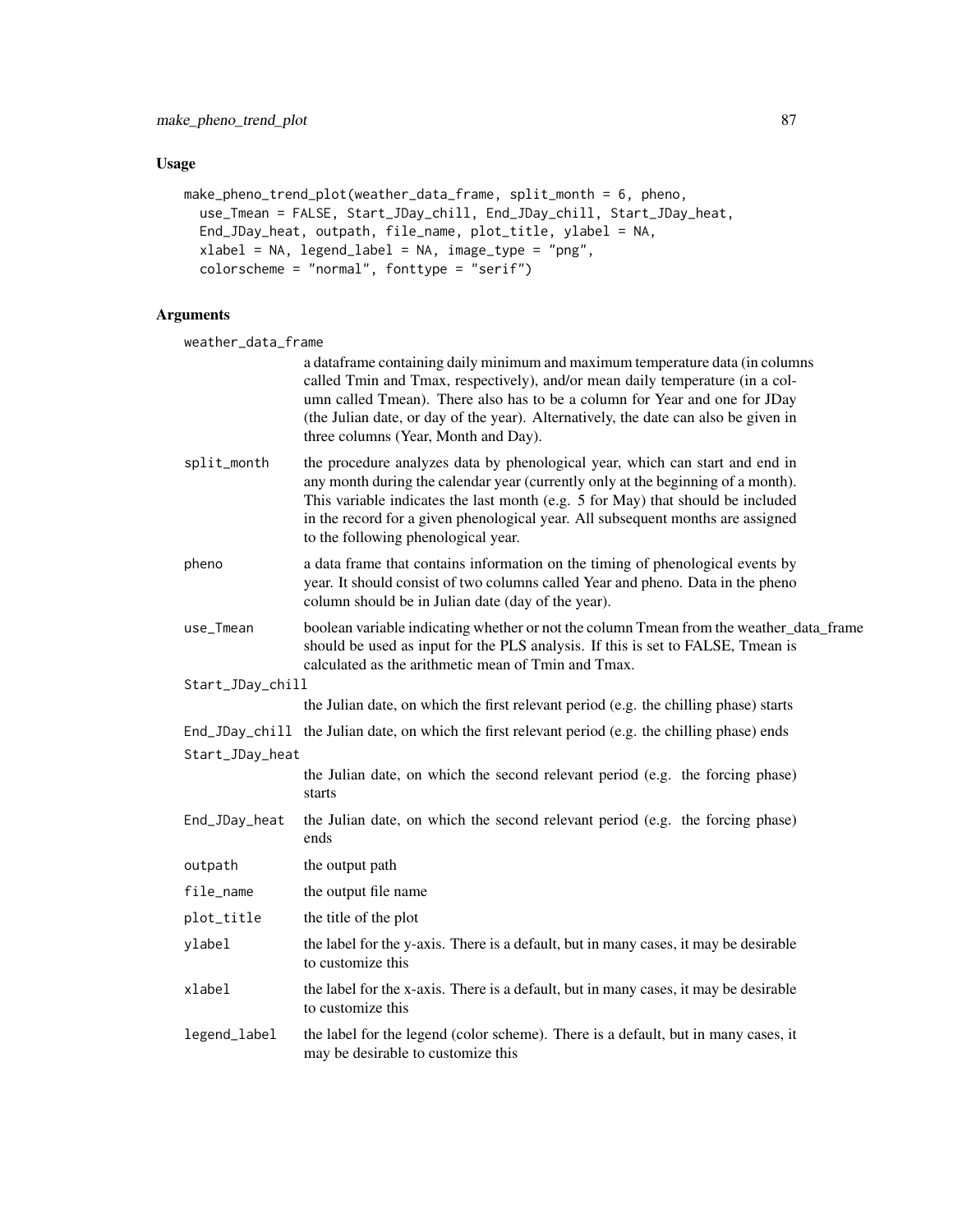## Usage

```
make_pheno_trend_plot(weather_data_frame, split_month = 6, pheno,
  use_Tmean = FALSE, Start_JDay_chill, End_JDay_chill, Start_JDay_heat,
  End_JDay_heat, outpath, file_name, plot_title, ylabel = NA,
  xlabel = NA, legend_label = NA, image_type = "png",
  colorscheme = "normal", fonttype = "serif")
```

## Arguments

| Argument | Description |
|---|---|
| weather_data_frame | a dataframe containing daily minimum and maximum temperature data (in columns called Tmin and Tmax, respectively), and/or mean daily temperature (in a column called Tmean). There also has to be a column for Year and one for JDay (the Julian date, or day of the year). Alternatively, the date can also be given in three columns (Year, Month and Day). |
| split_month | the procedure analyzes data by phenological year, which can start and end in any month during the calendar year (currently only at the beginning of a month). This variable indicates the last month (e.g. 5 for May) that should be included in the record for a given phenological year. All subsequent months are assigned to the following phenological year. |
| pheno | a data frame that contains information on the timing of phenological events by year. It should consist of two columns called Year and pheno. Data in the pheno column should be in Julian date (day of the year). |
| use_Tmean | boolean variable indicating whether or not the column Tmean from the weather_data_frame should be used as input for the PLS analysis. If this is set to FALSE, Tmean is calculated as the arithmetic mean of Tmin and Tmax. |
| Start_JDay_chill | the Julian date, on which the first relevant period (e.g. the chilling phase) starts |
| End_JDay_chill | the Julian date, on which the first relevant period (e.g. the chilling phase) ends |
| Start_JDay_heat | the Julian date, on which the second relevant period (e.g. the forcing phase) starts |
| End_JDay_heat | the Julian date, on which the second relevant period (e.g. the forcing phase) ends |
| outpath | the output path |
| file_name | the output file name |
| plot_title | the title of the plot |
| ylabel | the label for the y-axis. There is a default, but in many cases, it may be desirable to customize this |
| xlabel | the label for the x-axis. There is a default, but in many cases, it may be desirable to customize this |
| legend_label | the label for the legend (color scheme). There is a default, but in many cases, it may be desirable to customize this |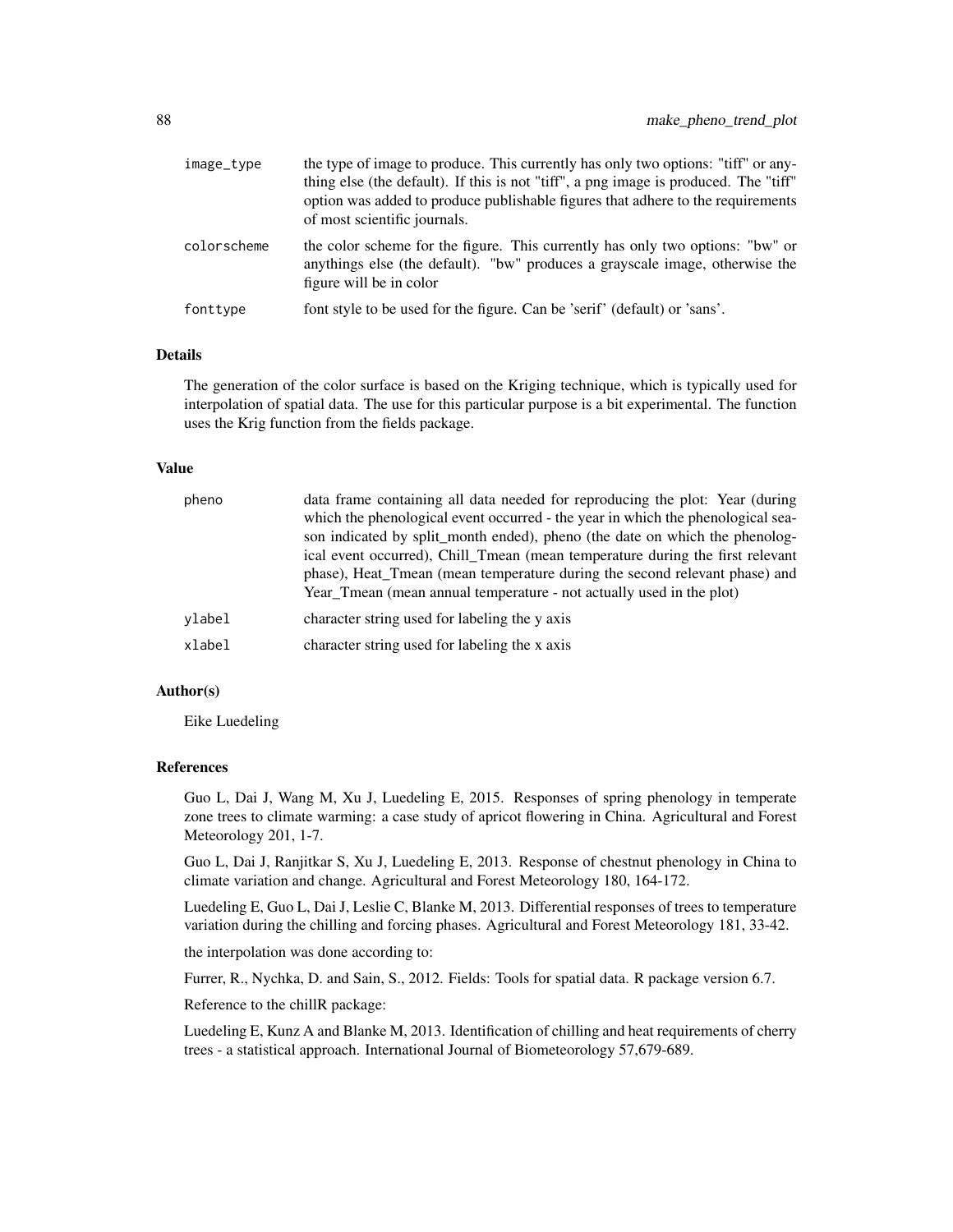| | |
|---|---|
| image_type | the type of image to produce. This currently has only two options: "tiff" or anything else (the default). If this is not "tiff", a png image is produced. The "tiff" option was added to produce publishable figures that adhere to the requirements of most scientific journals. |
| colorscheme | the color scheme for the figure. This currently has only two options: "bw" or anythings else (the default). "bw" produces a grayscale image, otherwise the figure will be in color |
| fonttype | font style to be used for the figure. Can be 'serif' (default) or 'sans'. |

## Details

The generation of the color surface is based on the Kriging technique, which is typically used for interpolation of spatial data. The use for this particular purpose is a bit experimental. The function uses the Krig function from the fields package.

## Value

| | |
|---|---|
| pheno | data frame containing all data needed for reproducing the plot: Year (during which the phenological event occurred - the year in which the phenological season indicated by split_month ended), pheno (the date on which the phenological event occurred), Chill_Tmean (mean temperature during the first relevant phase), Heat_Tmean (mean temperature during the second relevant phase) and Year_Tmean (mean annual temperature - not actually used in the plot) |
| ylabel | character string used for labeling the y axis |
| xlabel | character string used for labeling the x axis |

## Author(s)

Eike Luedeling

## References

Guo L, Dai J, Wang M, Xu J, Luedeling E, 2015. Responses of spring phenology in temperate zone trees to climate warming: a case study of apricot flowering in China. Agricultural and Forest Meteorology 201, 1-7.

Guo L, Dai J, Ranjitkar S, Xu J, Luedeling E, 2013. Response of chestnut phenology in China to climate variation and change. Agricultural and Forest Meteorology 180, 164-172.

Luedeling E, Guo L, Dai J, Leslie C, Blanke M, 2013. Differential responses of trees to temperature variation during the chilling and forcing phases. Agricultural and Forest Meteorology 181, 33-42.

the interpolation was done according to:

Furrer, R., Nychka, D. and Sain, S., 2012. Fields: Tools for spatial data. R package version 6.7.

Reference to the chillR package:

Luedeling E, Kunz A and Blanke M, 2013. Identification of chilling and heat requirements of cherry trees - a statistical approach. International Journal of Biometeorology 57,679-689.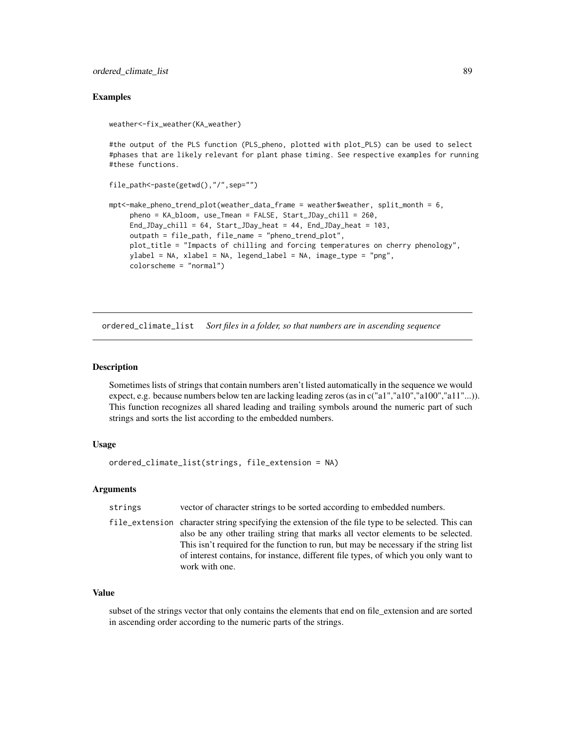## Examples

```
weather<-fix_weather(KA_weather)

#the output of the PLS function (PLS_pheno, plotted with plot_PLS) can be used to select
#phases that are likely relevant for plant phase timing. See respective examples for running
#these functions.

file_path<-paste(getwd(),"/",sep="")

mpt<-make_pheno_trend_plot(weather_data_frame = weather$weather, split_month = 6,
     pheno = KA_bloom, use_Tmean = FALSE, Start_JDay_chill = 260,
     End_JDay_chill = 64, Start_JDay_heat = 44, End_JDay_heat = 103,
     outpath = file_path, file_name = "pheno_trend_plot",
     plot_title = "Impacts of chilling and forcing temperatures on cherry phenology",
     ylabel = NA, xlabel = NA, legend_label = NA, image_type = "png",
     colorscheme = "normal")
```

---

# ordered_climate_list *Sort files in a folder, so that numbers are in ascending sequence*

---

## Description

Sometimes lists of strings that contain numbers aren't listed automatically in the sequence we would expect, e.g. because numbers below ten are lacking leading zeros (as in c("a1","a10","a100","a11"...)). This function recognizes all shared leading and trailing symbols around the numeric part of such strings and sorts the list according to the embedded numbers.

## Usage

```
ordered_climate_list(strings, file_extension = NA)
```

## Arguments

| | |
|---|---|
| strings | vector of character strings to be sorted according to embedded numbers. |
| file_extension | character string specifying the extension of the file type to be selected. This can also be any other trailing string that marks all vector elements to be selected. This isn't required for the function to run, but may be necessary if the string list of interest contains, for instance, different file types, of which you only want to work with one. |

## Value

subset of the strings vector that only contains the elements that end on file_extension and are sorted in ascending order according to the numeric parts of the strings.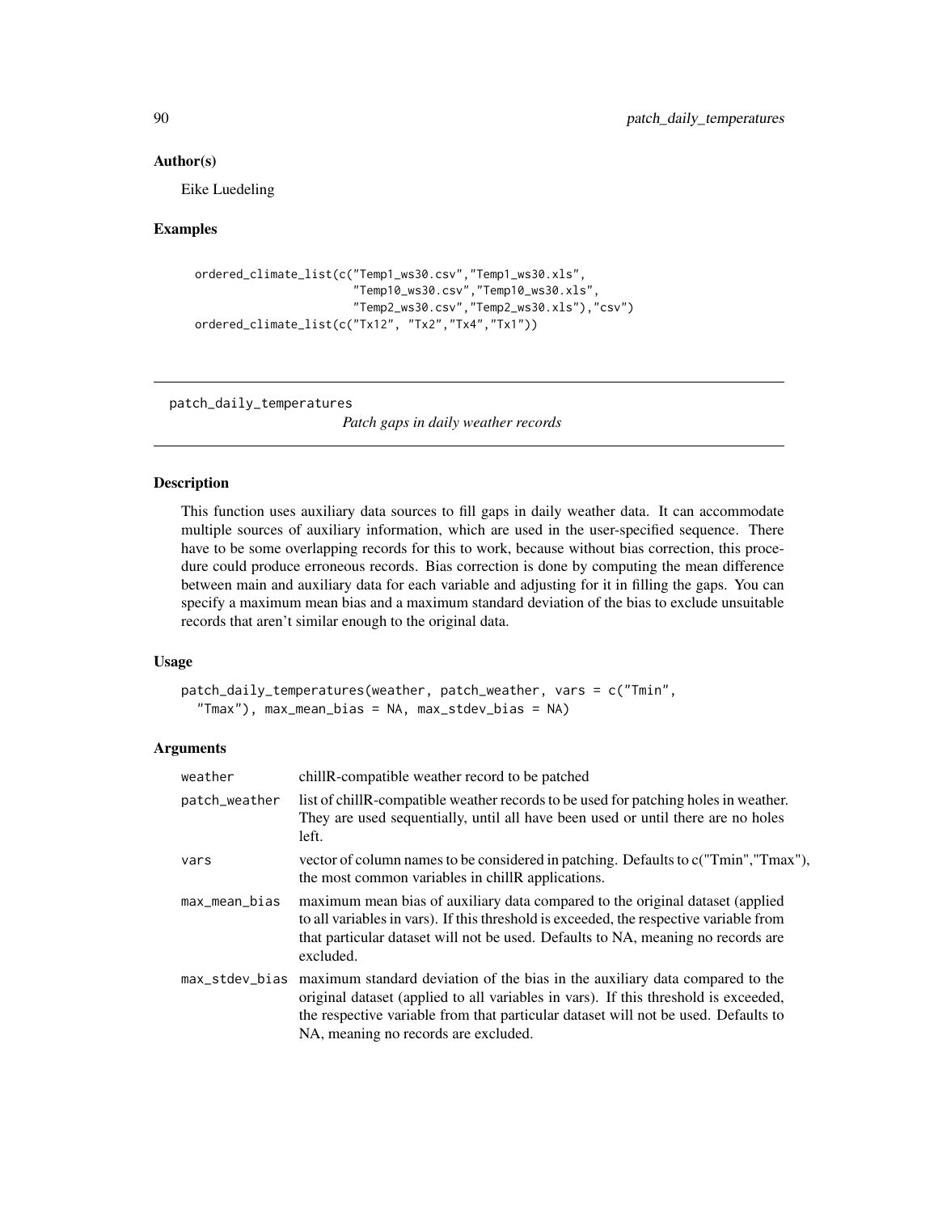### Author(s)

Eike Luedeling

### Examples

```
ordered_climate_list(c("Temp1_ws30.csv","Temp1_ws30.xls",
                       "Temp10_ws30.csv","Temp10_ws30.xls",
                       "Temp2_ws30.csv","Temp2_ws30.xls"),"csv")
ordered_climate_list(c("Tx12", "Tx2","Tx4","Tx1"))
```

---

## patch_daily_temperatures

*Patch gaps in daily weather records*

---

### Description

This function uses auxiliary data sources to fill gaps in daily weather data. It can accommodate multiple sources of auxiliary information, which are used in the user-specified sequence. There have to be some overlapping records for this to work, because without bias correction, this procedure could produce erroneous records. Bias correction is done by computing the mean difference between main and auxiliary data for each variable and adjusting for it in filling the gaps. You can specify a maximum mean bias and a maximum standard deviation of the bias to exclude unsuitable records that aren't similar enough to the original data.

### Usage

```
patch_daily_temperatures(weather, patch_weather, vars = c("Tmin",
  "Tmax"), max_mean_bias = NA, max_stdev_bias = NA)
```

### Arguments

| | |
|---|---|
| weather | chillR-compatible weather record to be patched |
| patch_weather | list of chillR-compatible weather records to be used for patching holes in weather. They are used sequentially, until all have been used or until there are no holes left. |
| vars | vector of column names to be considered in patching. Defaults to c("Tmin","Tmax"), the most common variables in chillR applications. |
| max_mean_bias | maximum mean bias of auxiliary data compared to the original dataset (applied to all variables in vars). If this threshold is exceeded, the respective variable from that particular dataset will not be used. Defaults to NA, meaning no records are excluded. |
| max_stdev_bias | maximum standard deviation of the bias in the auxiliary data compared to the original dataset (applied to all variables in vars). If this threshold is exceeded, the respective variable from that particular dataset will not be used. Defaults to NA, meaning no records are excluded. |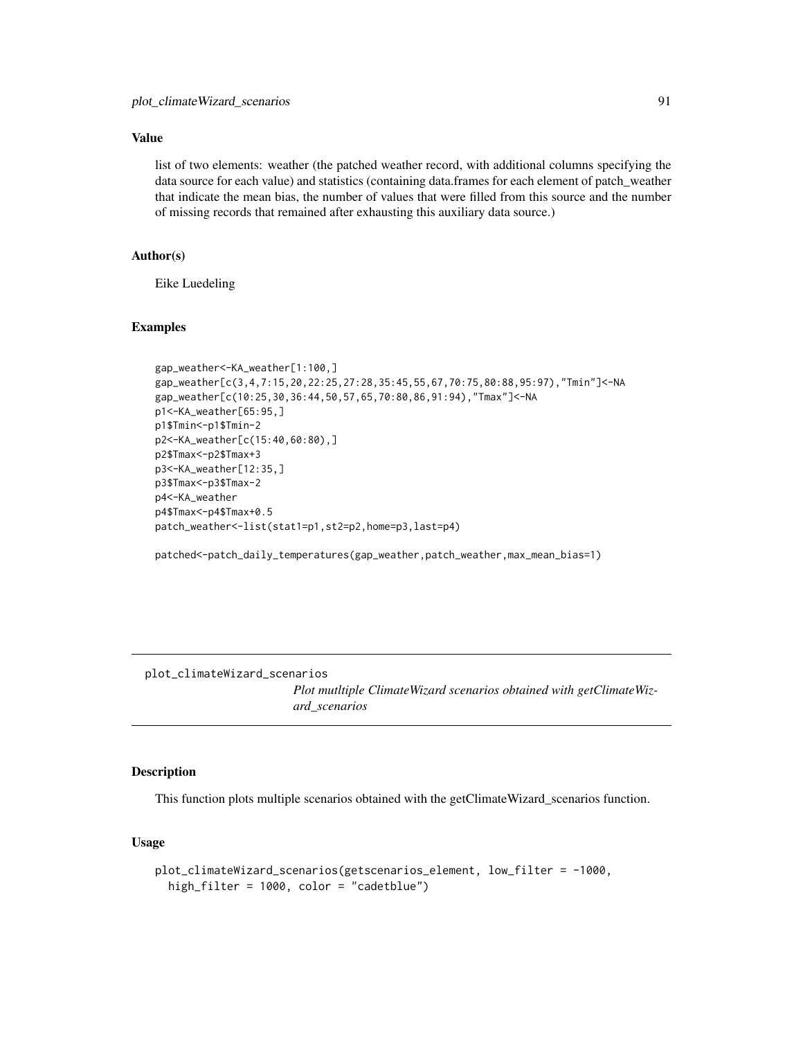### Value

list of two elements: weather (the patched weather record, with additional columns specifying the data source for each value) and statistics (containing data.frames for each element of patch_weather that indicate the mean bias, the number of values that were filled from this source and the number of missing records that remained after exhausting this auxiliary data source.)

### Author(s)

Eike Luedeling

### Examples

```
gap_weather<-KA_weather[1:100,]
gap_weather[c(3,4,7:15,20,22:25,27:28,35:45,55,67,70:75,80:88,95:97),"Tmin"]<-NA
gap_weather[c(10:25,30,36:44,50,57,65,70:80,86,91:94),"Tmax"]<-NA
p1<-KA_weather[65:95,]
p1$Tmin<-p1$Tmin-2
p2<-KA_weather[c(15:40,60:80),]
p2$Tmax<-p2$Tmax+3
p3<-KA_weather[12:35,]
p3$Tmax<-p3$Tmax-2
p4<-KA_weather
p4$Tmax<-p4$Tmax+0.5
patch_weather<-list(stat1=p1,st2=p2,home=p3,last=p4)

patched<-patch_daily_temperatures(gap_weather,patch_weather,max_mean_bias=1)
```

---

## plot_climateWizard_scenarios

*Plot mutltiple ClimateWizard scenarios obtained with getClimateWizard_scenarios*

### Description

This function plots multiple scenarios obtained with the getClimateWizard_scenarios function.

### Usage

```
plot_climateWizard_scenarios(getscenarios_element, low_filter = -1000,
  high_filter = 1000, color = "cadetblue")
```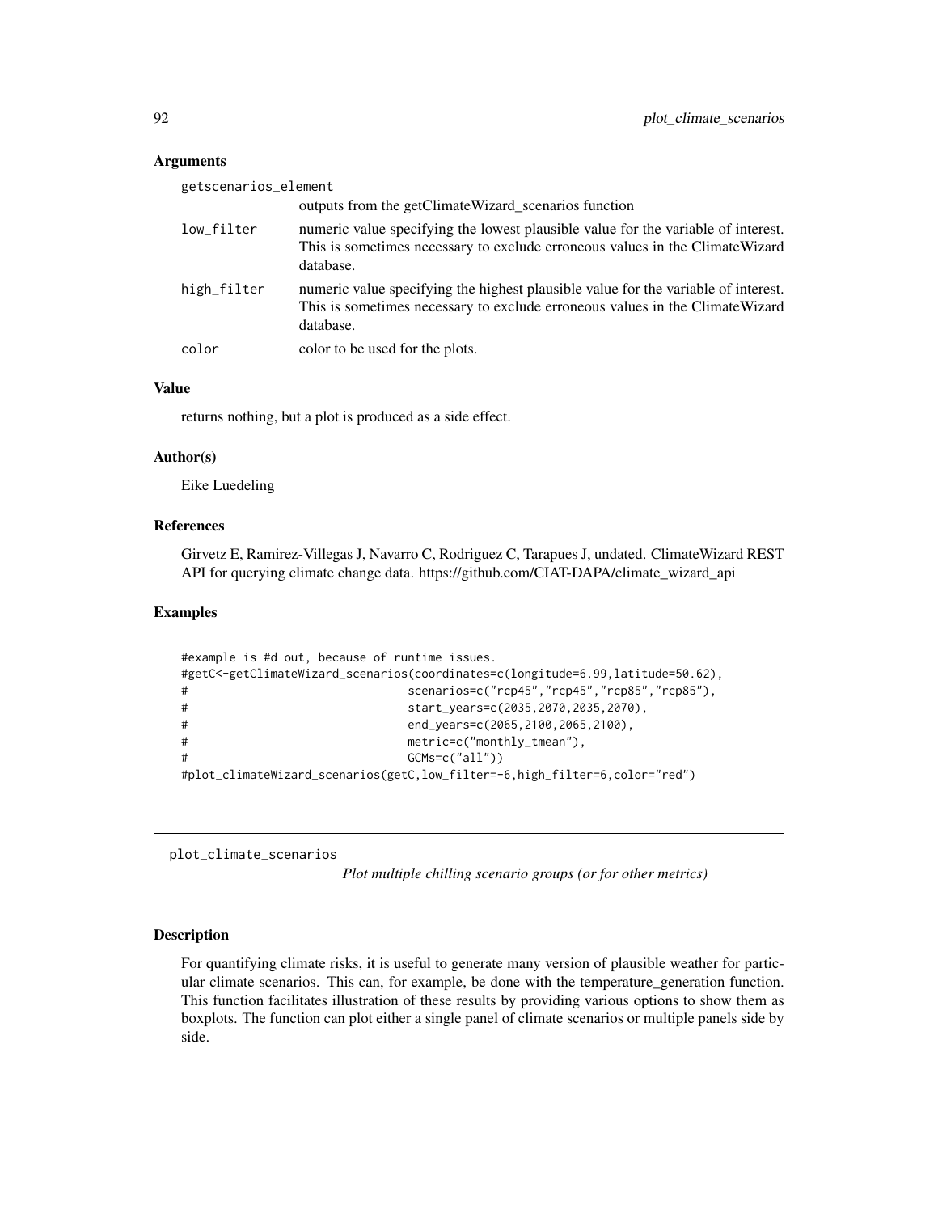### Arguments

getscenarios_element
: outputs from the getClimateWizard_scenarios function

low_filter
: numeric value specifying the lowest plausible value for the variable of interest. This is sometimes necessary to exclude erroneous values in the ClimateWizard database.

high_filter
: numeric value specifying the highest plausible value for the variable of interest. This is sometimes necessary to exclude erroneous values in the ClimateWizard database.

color
: color to be used for the plots.

### Value

returns nothing, but a plot is produced as a side effect.

### Author(s)

Eike Luedeling

### References

Girvetz E, Ramirez-Villegas J, Navarro C, Rodriguez C, Tarapues J, undated. ClimateWizard REST API for querying climate change data. https://github.com/CIAT-DAPA/climate_wizard_api

### Examples

```
#example is #d out, because of runtime issues.
#getC<-getClimateWizard_scenarios(coordinates=c(longitude=6.99,latitude=50.62),
#                                 scenarios=c("rcp45","rcp45","rcp85","rcp85"),
#                                 start_years=c(2035,2070,2035,2070),
#                                 end_years=c(2065,2100,2065,2100),
#                                 metric=c("monthly_tmean"),
#                                 GCMs=c("all"))
#plot_climateWizard_scenarios(getC,low_filter=-6,high_filter=6,color="red")
```

---

## plot_climate_scenarios

*Plot multiple chilling scenario groups (or for other metrics)*

### Description

For quantifying climate risks, it is useful to generate many version of plausible weather for particular climate scenarios. This can, for example, be done with the temperature_generation function. This function facilitates illustration of these results by providing various options to show them as boxplots. The function can plot either a single panel of climate scenarios or multiple panels side by side.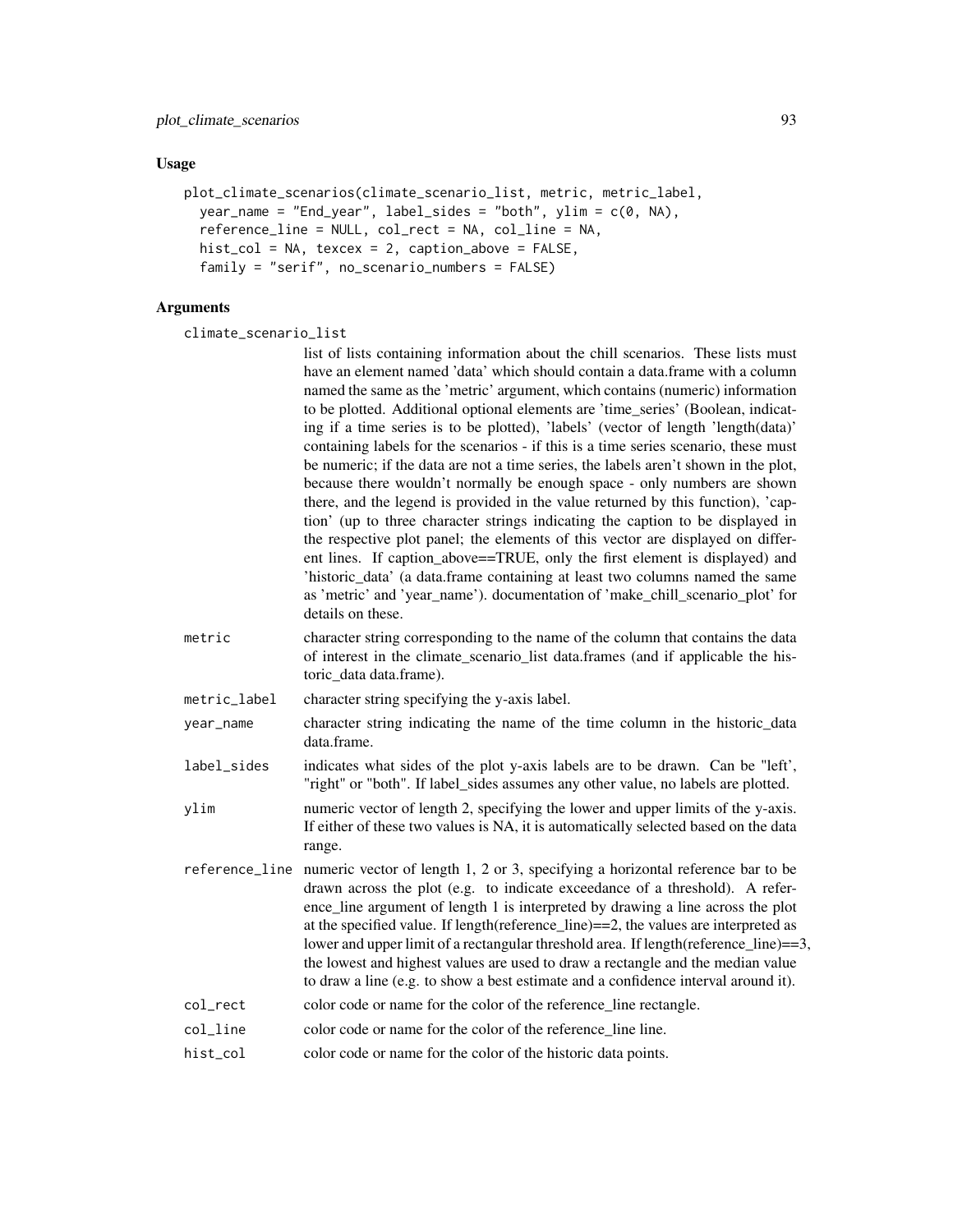## Usage

```
plot_climate_scenarios(climate_scenario_list, metric, metric_label,
  year_name = "End_year", label_sides = "both", ylim = c(0, NA),
  reference_line = NULL, col_rect = NA, col_line = NA,
  hist_col = NA, texcex = 2, caption_above = FALSE,
  family = "serif", no_scenario_numbers = FALSE)
```

## Arguments

`climate_scenario_list`
: list of lists containing information about the chill scenarios. These lists must have an element named 'data' which should contain a data.frame with a column named the same as the 'metric' argument, which contains (numeric) information to be plotted. Additional optional elements are 'time_series' (Boolean, indicating if a time series is to be plotted), 'labels' (vector of length 'length(data)' containing labels for the scenarios - if this is a time series scenario, these must be numeric; if the data are not a time series, the labels aren't shown in the plot, because there wouldn't normally be enough space - only numbers are shown there, and the legend is provided in the value returned by this function), 'caption' (up to three character strings indicating the caption to be displayed in the respective plot panel; the elements of this vector are displayed on different lines. If caption_above==TRUE, only the first element is displayed) and 'historic_data' (a data.frame containing at least two columns named the same as 'metric' and 'year_name'). documentation of 'make_chill_scenario_plot' for details on these.

`metric`
: character string corresponding to the name of the column that contains the data of interest in the climate_scenario_list data.frames (and if applicable the historic_data data.frame).

`metric_label`
: character string specifying the y-axis label.

`year_name`
: character string indicating the name of the time column in the historic_data data.frame.

`label_sides`
: indicates what sides of the plot y-axis labels are to be drawn. Can be "left', "right" or "both". If label_sides assumes any other value, no labels are plotted.

`ylim`
: numeric vector of length 2, specifying the lower and upper limits of the y-axis. If either of these two values is NA, it is automatically selected based on the data range.

`reference_line`
: numeric vector of length 1, 2 or 3, specifying a horizontal reference bar to be drawn across the plot (e.g. to indicate exceedance of a threshold). A reference_line argument of length 1 is interpreted by drawing a line across the plot at the specified value. If length(reference_line)==2, the values are interpreted as lower and upper limit of a rectangular threshold area. If length(reference_line)==3, the lowest and highest values are used to draw a rectangle and the median value to draw a line (e.g. to show a best estimate and a confidence interval around it).

`col_rect`
: color code or name for the color of the reference_line rectangle.

`col_line`
: color code or name for the color of the reference_line line.

`hist_col`
: color code or name for the color of the historic data points.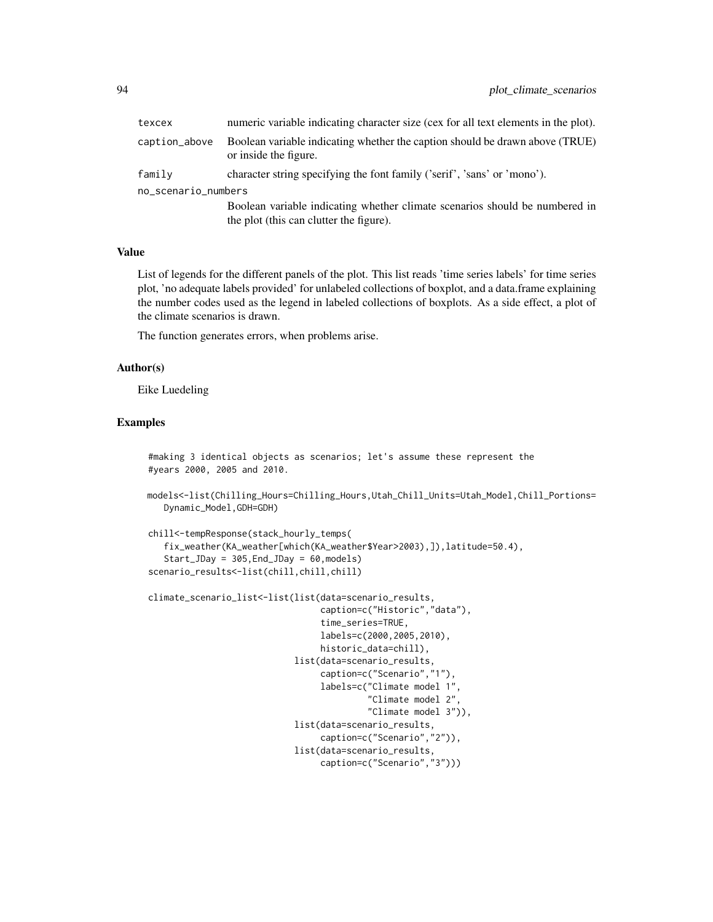| | |
|---|---|
| texcex | numeric variable indicating character size (cex for all text elements in the plot). |
| caption_above | Boolean variable indicating whether the caption should be drawn above (TRUE) or inside the figure. |
| family | character string specifying the font family ('serif', 'sans' or 'mono'). |
| no_scenario_numbers | Boolean variable indicating whether climate scenarios should be numbered in the plot (this can clutter the figure). |

## Value

List of legends for the different panels of the plot. This list reads 'time series labels' for time series plot, 'no adequate labels provided' for unlabeled collections of boxplot, and a data.frame explaining the number codes used as the legend in labeled collections of boxplots. As a side effect, a plot of the climate scenarios is drawn.

The function generates errors, when problems arise.

## Author(s)

Eike Luedeling

## Examples

```
#making 3 identical objects as scenarios; let's assume these represent the
#years 2000, 2005 and 2010.

models<-list(Chilling_Hours=Chilling_Hours,Utah_Chill_Units=Utah_Model,Chill_Portions=
   Dynamic_Model,GDH=GDH)

chill<-tempResponse(stack_hourly_temps(
   fix_weather(KA_weather[which(KA_weather$Year>2003),]),latitude=50.4),
   Start_JDay = 305,End_JDay = 60,models)
scenario_results<-list(chill,chill,chill)

climate_scenario_list<-list(list(data=scenario_results,
                                 caption=c("Historic","data"),
                                 time_series=TRUE,
                                 labels=c(2000,2005,2010),
                                 historic_data=chill),
                            list(data=scenario_results,
                                 caption=c("Scenario","1"),
                                 labels=c("Climate model 1",
                                          "Climate model 2",
                                          "Climate model 3")),
                            list(data=scenario_results,
                                 caption=c("Scenario","2")),
                            list(data=scenario_results,
                                 caption=c("Scenario","3")))
```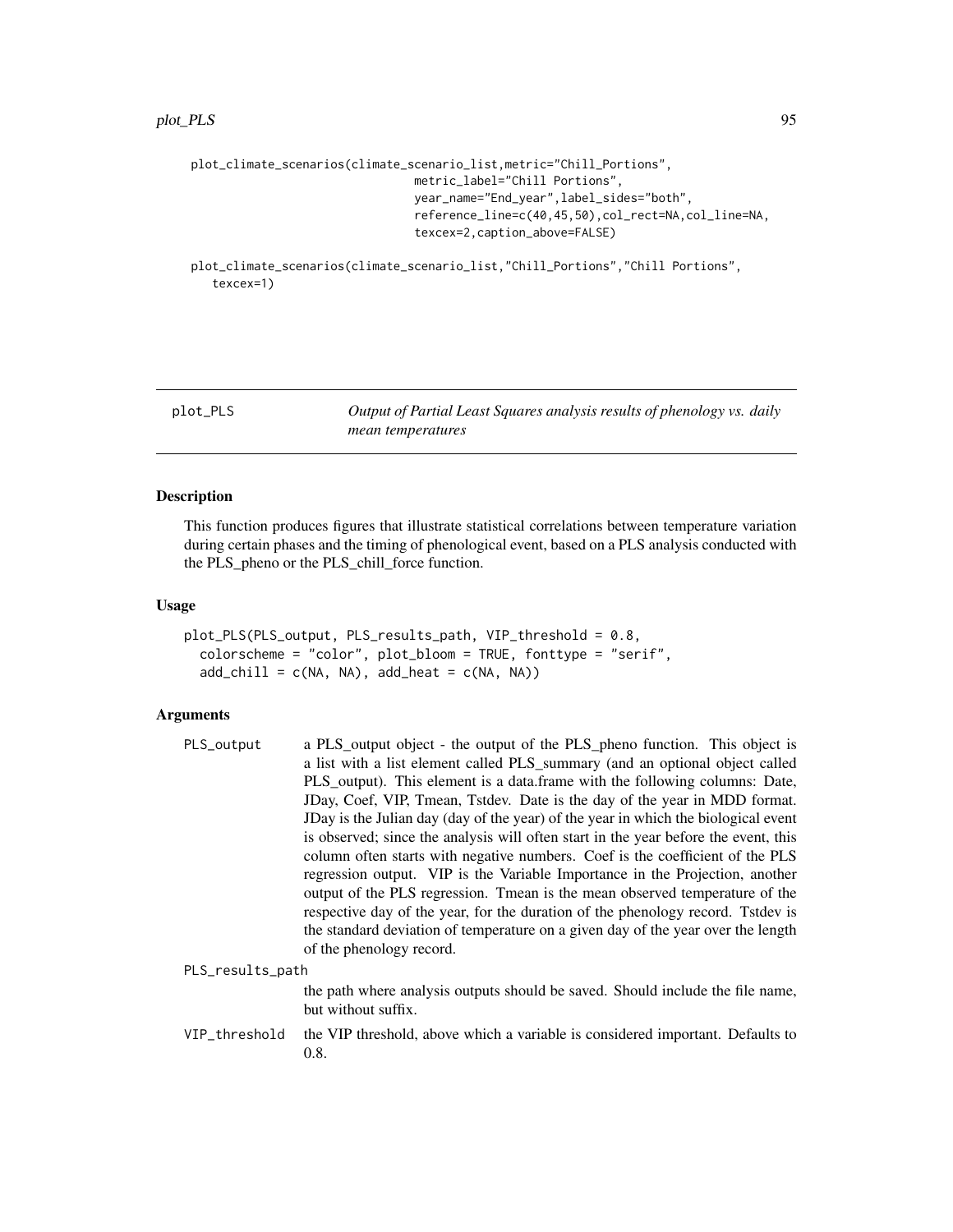```
plot_climate_scenarios(climate_scenario_list,metric="Chill_Portions",
                              metric_label="Chill Portions",
                              year_name="End_year",label_sides="both",
                              reference_line=c(40,45,50),col_rect=NA,col_line=NA,
                              texcex=2,caption_above=FALSE)

plot_climate_scenarios(climate_scenario_list,"Chill_Portions","Chill Portions",
   texcex=1)
```

## plot_PLS — *Output of Partial Least Squares analysis results of phenology vs. daily mean temperatures*

### Description

This function produces figures that illustrate statistical correlations between temperature variation during certain phases and the timing of phenological event, based on a PLS analysis conducted with the PLS_pheno or the PLS_chill_force function.

### Usage

```
plot_PLS(PLS_output, PLS_results_path, VIP_threshold = 0.8,
  colorscheme = "color", plot_bloom = TRUE, fonttype = "serif",
  add_chill = c(NA, NA), add_heat = c(NA, NA))
```

### Arguments

`PLS_output`
: a PLS_output object - the output of the PLS_pheno function. This object is a list with a list element called PLS_summary (and an optional object called PLS_output). This element is a data.frame with the following columns: Date, JDay, Coef, VIP, Tmean, Tstdev. Date is the day of the year in MDD format. JDay is the Julian day (day of the year) of the year in which the biological event is observed; since the analysis will often start in the year before the event, this column often starts with negative numbers. Coef is the coefficient of the PLS regression output. VIP is the Variable Importance in the Projection, another output of the PLS regression. Tmean is the mean observed temperature of the respective day of the year, for the duration of the phenology record. Tstdev is the standard deviation of temperature on a given day of the year over the length of the phenology record.

`PLS_results_path`
: the path where analysis outputs should be saved. Should include the file name, but without suffix.

`VIP_threshold`
: the VIP threshold, above which a variable is considered important. Defaults to 0.8.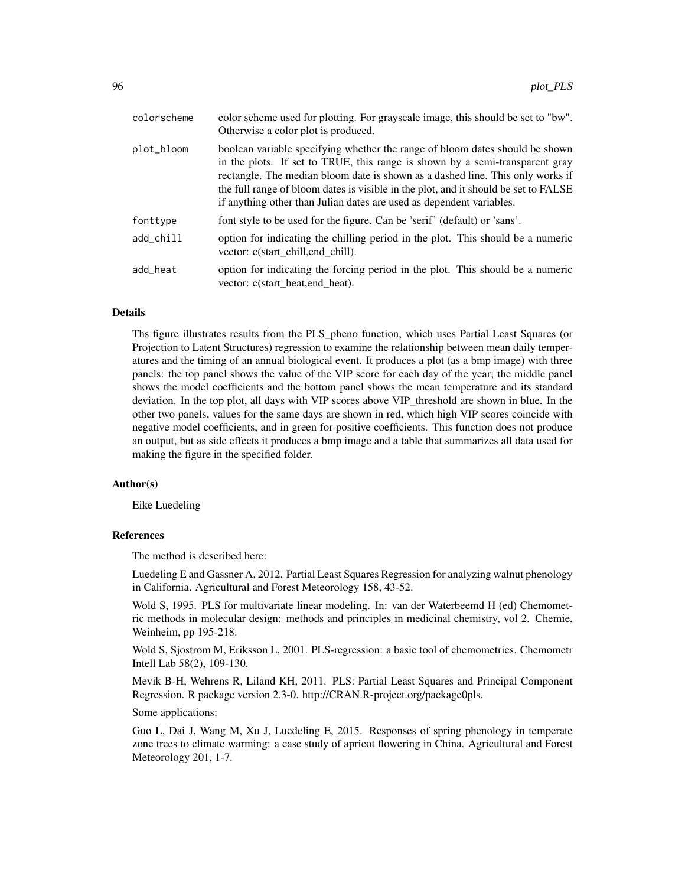| | |
|---|---|
| colorscheme | color scheme used for plotting. For grayscale image, this should be set to "bw". Otherwise a color plot is produced. |
| plot_bloom | boolean variable specifying whether the range of bloom dates should be shown in the plots. If set to TRUE, this range is shown by a semi-transparent gray rectangle. The median bloom date is shown as a dashed line. This only works if the full range of bloom dates is visible in the plot, and it should be set to FALSE if anything other than Julian dates are used as dependent variables. |
| fonttype | font style to be used for the figure. Can be 'serif' (default) or 'sans'. |
| add_chill | option for indicating the chilling period in the plot. This should be a numeric vector: c(start_chill,end_chill). |
| add_heat | option for indicating the forcing period in the plot. This should be a numeric vector: c(start_heat,end_heat). |

## Details

Ths figure illustrates results from the PLS_pheno function, which uses Partial Least Squares (or Projection to Latent Structures) regression to examine the relationship between mean daily temperatures and the timing of an annual biological event. It produces a plot (as a bmp image) with three panels: the top panel shows the value of the VIP score for each day of the year; the middle panel shows the model coefficients and the bottom panel shows the mean temperature and its standard deviation. In the top plot, all days with VIP scores above VIP_threshold are shown in blue. In the other two panels, values for the same days are shown in red, which high VIP scores coincide with negative model coefficients, and in green for positive coefficients. This function does not produce an output, but as side effects it produces a bmp image and a table that summarizes all data used for making the figure in the specified folder.

## Author(s)

Eike Luedeling

## References

The method is described here:

Luedeling E and Gassner A, 2012. Partial Least Squares Regression for analyzing walnut phenology in California. Agricultural and Forest Meteorology 158, 43-52.

Wold S, 1995. PLS for multivariate linear modeling. In: van der Waterbeemd H (ed) Chemometric methods in molecular design: methods and principles in medicinal chemistry, vol 2. Chemie, Weinheim, pp 195-218.

Wold S, Sjostrom M, Eriksson L, 2001. PLS-regression: a basic tool of chemometrics. Chemometr Intell Lab 58(2), 109-130.

Mevik B-H, Wehrens R, Liland KH, 2011. PLS: Partial Least Squares and Principal Component Regression. R package version 2.3-0. http://CRAN.R-project.org/package0pls.

Some applications:

Guo L, Dai J, Wang M, Xu J, Luedeling E, 2015. Responses of spring phenology in temperate zone trees to climate warming: a case study of apricot flowering in China. Agricultural and Forest Meteorology 201, 1-7.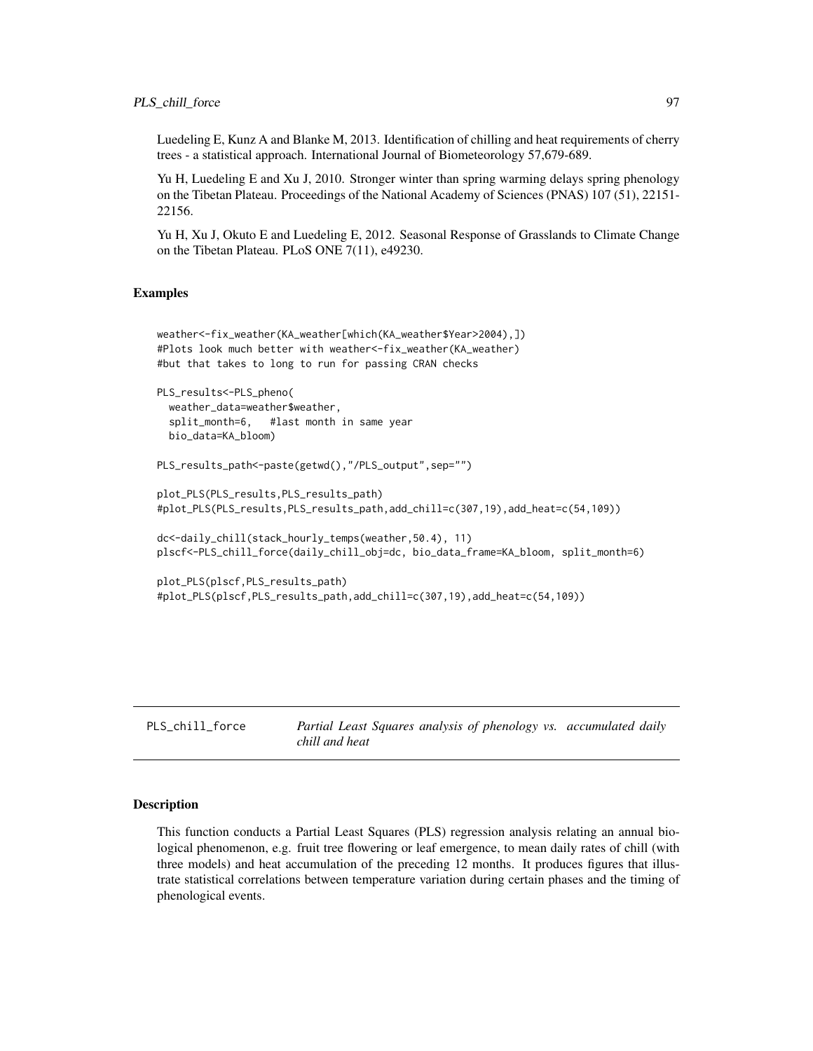Luedeling E, Kunz A and Blanke M, 2013. Identification of chilling and heat requirements of cherry trees - a statistical approach. International Journal of Biometeorology 57,679-689.

Yu H, Luedeling E and Xu J, 2010. Stronger winter than spring warming delays spring phenology on the Tibetan Plateau. Proceedings of the National Academy of Sciences (PNAS) 107 (51), 22151-22156.

Yu H, Xu J, Okuto E and Luedeling E, 2012. Seasonal Response of Grasslands to Climate Change on the Tibetan Plateau. PLoS ONE 7(11), e49230.

## Examples

```
weather<-fix_weather(KA_weather[which(KA_weather$Year>2004),])
#Plots look much better with weather<-fix_weather(KA_weather)
#but that takes to long to run for passing CRAN checks

PLS_results<-PLS_pheno(
  weather_data=weather$weather,
  split_month=6,   #last month in same year
  bio_data=KA_bloom)

PLS_results_path<-paste(getwd(),"/PLS_output",sep="")

plot_PLS(PLS_results,PLS_results_path)
#plot_PLS(PLS_results,PLS_results_path,add_chill=c(307,19),add_heat=c(54,109))

dc<-daily_chill(stack_hourly_temps(weather,50.4), 11)
plscf<-PLS_chill_force(daily_chill_obj=dc, bio_data_frame=KA_bloom, split_month=6)

plot_PLS(plscf,PLS_results_path)
#plot_PLS(plscf,PLS_results_path,add_chill=c(307,19),add_heat=c(54,109))
```

---

# PLS_chill_force    *Partial Least Squares analysis of phenology vs. accumulated daily chill and heat*

## Description

This function conducts a Partial Least Squares (PLS) regression analysis relating an annual biological phenomenon, e.g. fruit tree flowering or leaf emergence, to mean daily rates of chill (with three models) and heat accumulation of the preceding 12 months. It produces figures that illustrate statistical correlations between temperature variation during certain phases and the timing of phenological events.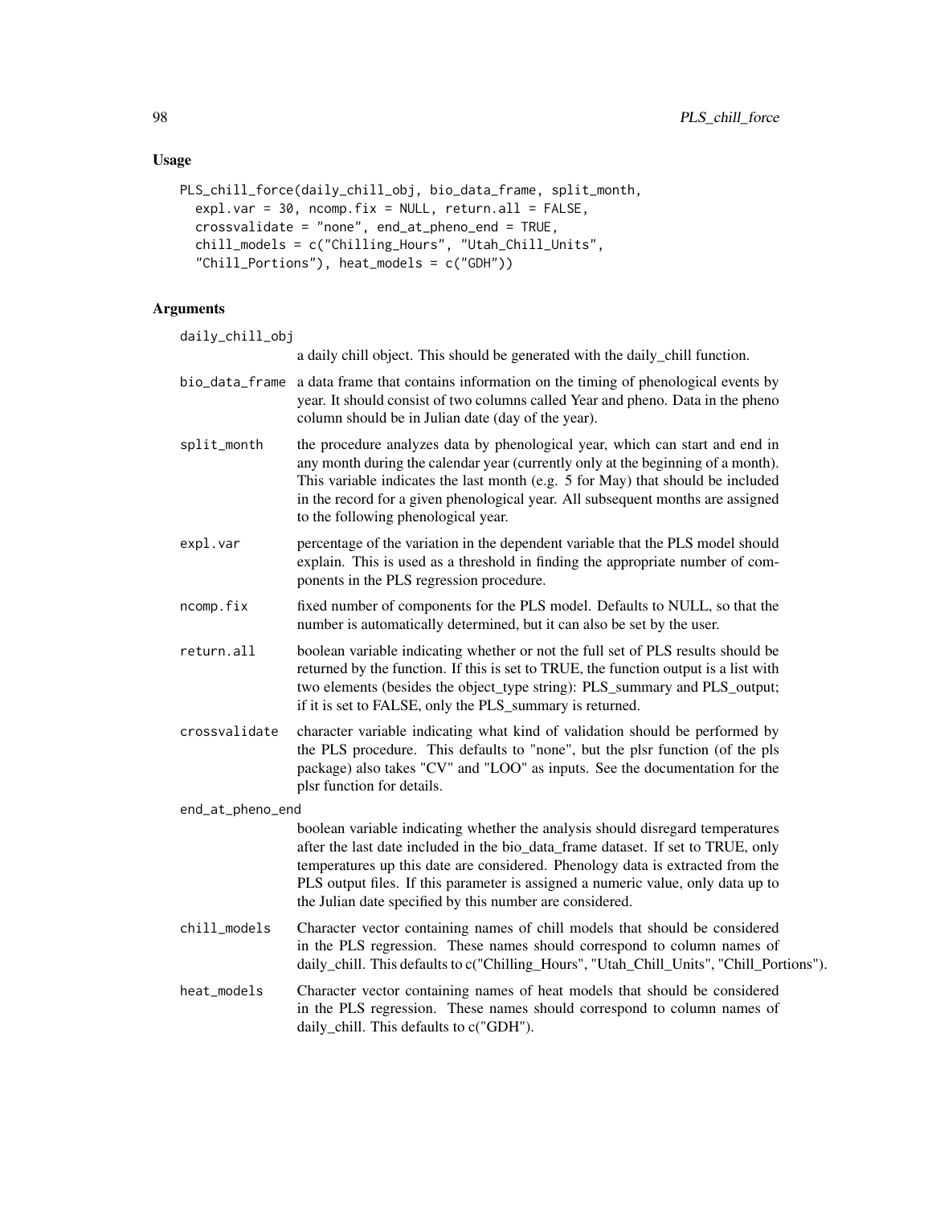## Usage

```
PLS_chill_force(daily_chill_obj, bio_data_frame, split_month,
  expl.var = 30, ncomp.fix = NULL, return.all = FALSE,
  crossvalidate = "none", end_at_pheno_end = TRUE,
  chill_models = c("Chilling_Hours", "Utah_Chill_Units",
  "Chill_Portions"), heat_models = c("GDH"))
```

## Arguments

daily_chill_obj
: a daily chill object. This should be generated with the daily_chill function.

bio_data_frame
: a data frame that contains information on the timing of phenological events by year. It should consist of two columns called Year and pheno. Data in the pheno column should be in Julian date (day of the year).

split_month
: the procedure analyzes data by phenological year, which can start and end in any month during the calendar year (currently only at the beginning of a month). This variable indicates the last month (e.g. 5 for May) that should be included in the record for a given phenological year. All subsequent months are assigned to the following phenological year.

expl.var
: percentage of the variation in the dependent variable that the PLS model should explain. This is used as a threshold in finding the appropriate number of components in the PLS regression procedure.

ncomp.fix
: fixed number of components for the PLS model. Defaults to NULL, so that the number is automatically determined, but it can also be set by the user.

return.all
: boolean variable indicating whether or not the full set of PLS results should be returned by the function. If this is set to TRUE, the function output is a list with two elements (besides the object_type string): PLS_summary and PLS_output; if it is set to FALSE, only the PLS_summary is returned.

crossvalidate
: character variable indicating what kind of validation should be performed by the PLS procedure. This defaults to "none", but the plsr function (of the pls package) also takes "CV" and "LOO" as inputs. See the documentation for the plsr function for details.

end_at_pheno_end
: boolean variable indicating whether the analysis should disregard temperatures after the last date included in the bio_data_frame dataset. If set to TRUE, only temperatures up this date are considered. Phenology data is extracted from the PLS output files. If this parameter is assigned a numeric value, only data up to the Julian date specified by this number are considered.

chill_models
: Character vector containing names of chill models that should be considered in the PLS regression. These names should correspond to column names of daily_chill. This defaults to c("Chilling_Hours", "Utah_Chill_Units", "Chill_Portions").

heat_models
: Character vector containing names of heat models that should be considered in the PLS regression. These names should correspond to column names of daily_chill. This defaults to c("GDH").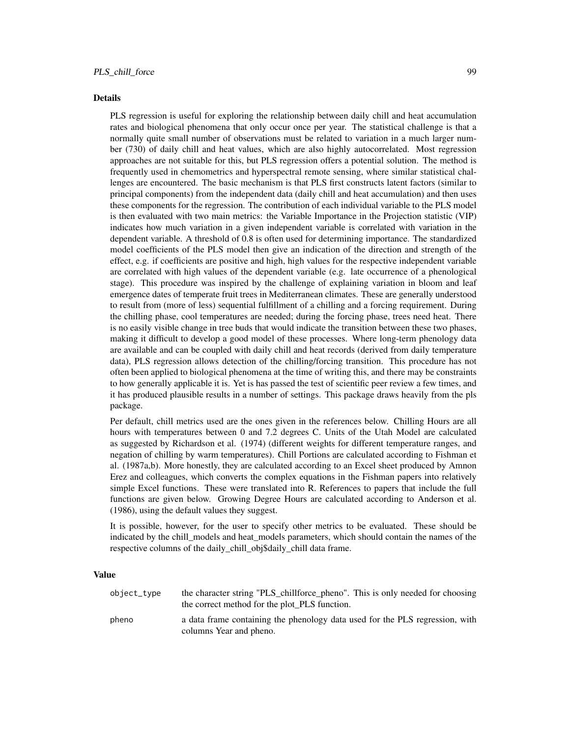## Details

PLS regression is useful for exploring the relationship between daily chill and heat accumulation rates and biological phenomena that only occur once per year. The statistical challenge is that a normally quite small number of observations must be related to variation in a much larger number (730) of daily chill and heat values, which are also highly autocorrelated. Most regression approaches are not suitable for this, but PLS regression offers a potential solution. The method is frequently used in chemometrics and hyperspectral remote sensing, where similar statistical challenges are encountered. The basic mechanism is that PLS first constructs latent factors (similar to principal components) from the independent data (daily chill and heat accumulation) and then uses these components for the regression. The contribution of each individual variable to the PLS model is then evaluated with two main metrics: the Variable Importance in the Projection statistic (VIP) indicates how much variation in a given independent variable is correlated with variation in the dependent variable. A threshold of 0.8 is often used for determining importance. The standardized model coefficients of the PLS model then give an indication of the direction and strength of the effect, e.g. if coefficients are positive and high, high values for the respective independent variable are correlated with high values of the dependent variable (e.g. late occurrence of a phenological stage). This procedure was inspired by the challenge of explaining variation in bloom and leaf emergence dates of temperate fruit trees in Mediterranean climates. These are generally understood to result from (more of less) sequential fulfillment of a chilling and a forcing requirement. During the chilling phase, cool temperatures are needed; during the forcing phase, trees need heat. There is no easily visible change in tree buds that would indicate the transition between these two phases, making it difficult to develop a good model of these processes. Where long-term phenology data are available and can be coupled with daily chill and heat records (derived from daily temperature data), PLS regression allows detection of the chilling/forcing transition. This procedure has not often been applied to biological phenomena at the time of writing this, and there may be constraints to how generally applicable it is. Yet is has passed the test of scientific peer review a few times, and it has produced plausible results in a number of settings. This package draws heavily from the pls package.

Per default, chill metrics used are the ones given in the references below. Chilling Hours are all hours with temperatures between 0 and 7.2 degrees C. Units of the Utah Model are calculated as suggested by Richardson et al. (1974) (different weights for different temperature ranges, and negation of chilling by warm temperatures). Chill Portions are calculated according to Fishman et al. (1987a,b). More honestly, they are calculated according to an Excel sheet produced by Amnon Erez and colleagues, which converts the complex equations in the Fishman papers into relatively simple Excel functions. These were translated into R. References to papers that include the full functions are given below. Growing Degree Hours are calculated according to Anderson et al. (1986), using the default values they suggest.

It is possible, however, for the user to specify other metrics to be evaluated. These should be indicated by the chill_models and heat_models parameters, which should contain the names of the respective columns of the daily_chill_obj$daily_chill data frame.

## Value

| | |
|---|---|
| `object_type` | the character string "PLS_chillforce_pheno". This is only needed for choosing the correct method for the plot_PLS function. |
| `pheno` | a data frame containing the phenology data used for the PLS regression, with columns Year and pheno. |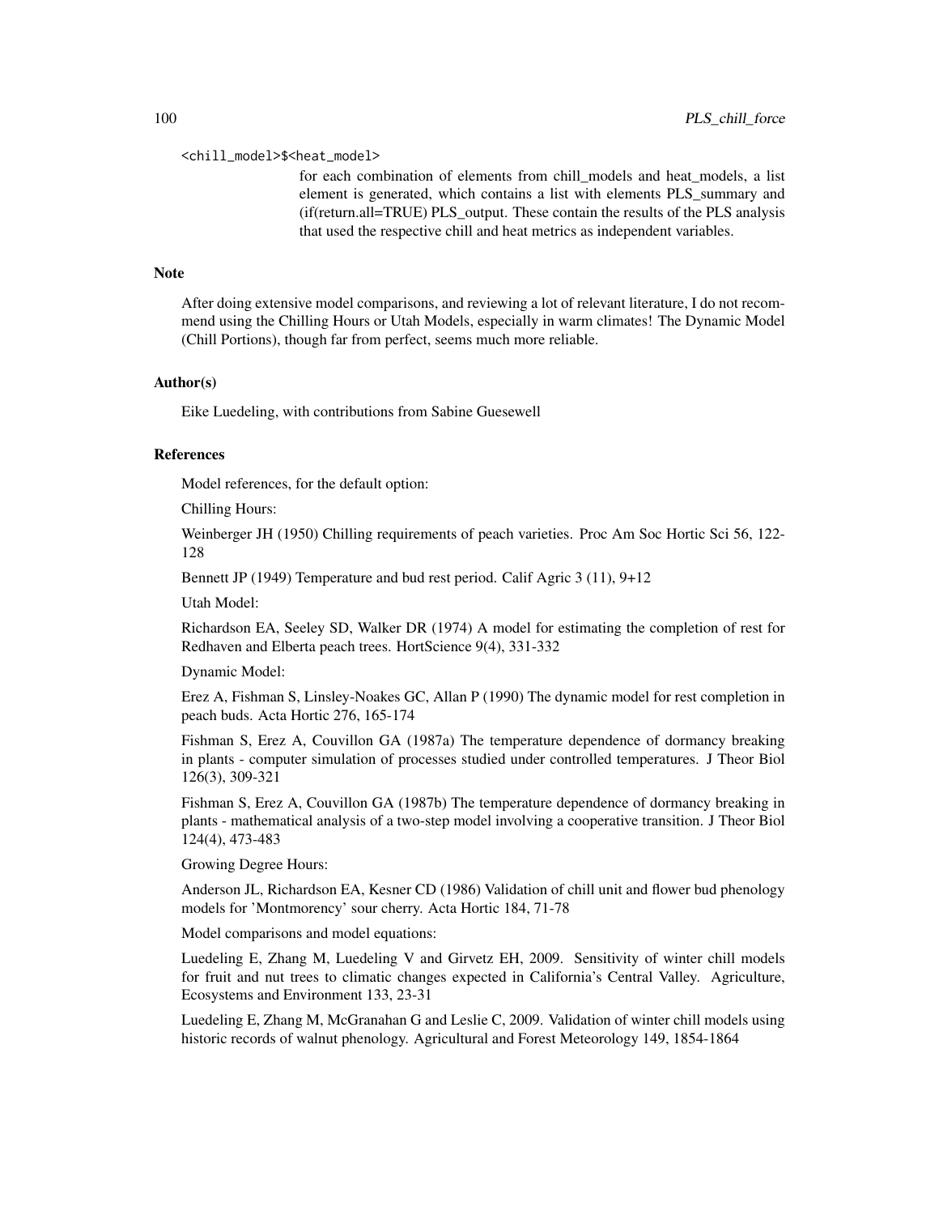`<chill_model>$<heat_model>`

for each combination of elements from chill_models and heat_models, a list element is generated, which contains a list with elements PLS_summary and (if(return.all=TRUE) PLS_output. These contain the results of the PLS analysis that used the respective chill and heat metrics as independent variables.

## Note

After doing extensive model comparisons, and reviewing a lot of relevant literature, I do not recommend using the Chilling Hours or Utah Models, especially in warm climates! The Dynamic Model (Chill Portions), though far from perfect, seems much more reliable.

## Author(s)

Eike Luedeling, with contributions from Sabine Guesewell

## References

Model references, for the default option:

Chilling Hours:

Weinberger JH (1950) Chilling requirements of peach varieties. Proc Am Soc Hortic Sci 56, 122-128

Bennett JP (1949) Temperature and bud rest period. Calif Agric 3 (11), 9+12

Utah Model:

Richardson EA, Seeley SD, Walker DR (1974) A model for estimating the completion of rest for Redhaven and Elberta peach trees. HortScience 9(4), 331-332

Dynamic Model:

Erez A, Fishman S, Linsley-Noakes GC, Allan P (1990) The dynamic model for rest completion in peach buds. Acta Hortic 276, 165-174

Fishman S, Erez A, Couvillon GA (1987a) The temperature dependence of dormancy breaking in plants - computer simulation of processes studied under controlled temperatures. J Theor Biol 126(3), 309-321

Fishman S, Erez A, Couvillon GA (1987b) The temperature dependence of dormancy breaking in plants - mathematical analysis of a two-step model involving a cooperative transition. J Theor Biol 124(4), 473-483

Growing Degree Hours:

Anderson JL, Richardson EA, Kesner CD (1986) Validation of chill unit and flower bud phenology models for 'Montmorency' sour cherry. Acta Hortic 184, 71-78

Model comparisons and model equations:

Luedeling E, Zhang M, Luedeling V and Girvetz EH, 2009. Sensitivity of winter chill models for fruit and nut trees to climatic changes expected in California's Central Valley. Agriculture, Ecosystems and Environment 133, 23-31

Luedeling E, Zhang M, McGranahan G and Leslie C, 2009. Validation of winter chill models using historic records of walnut phenology. Agricultural and Forest Meteorology 149, 1854-1864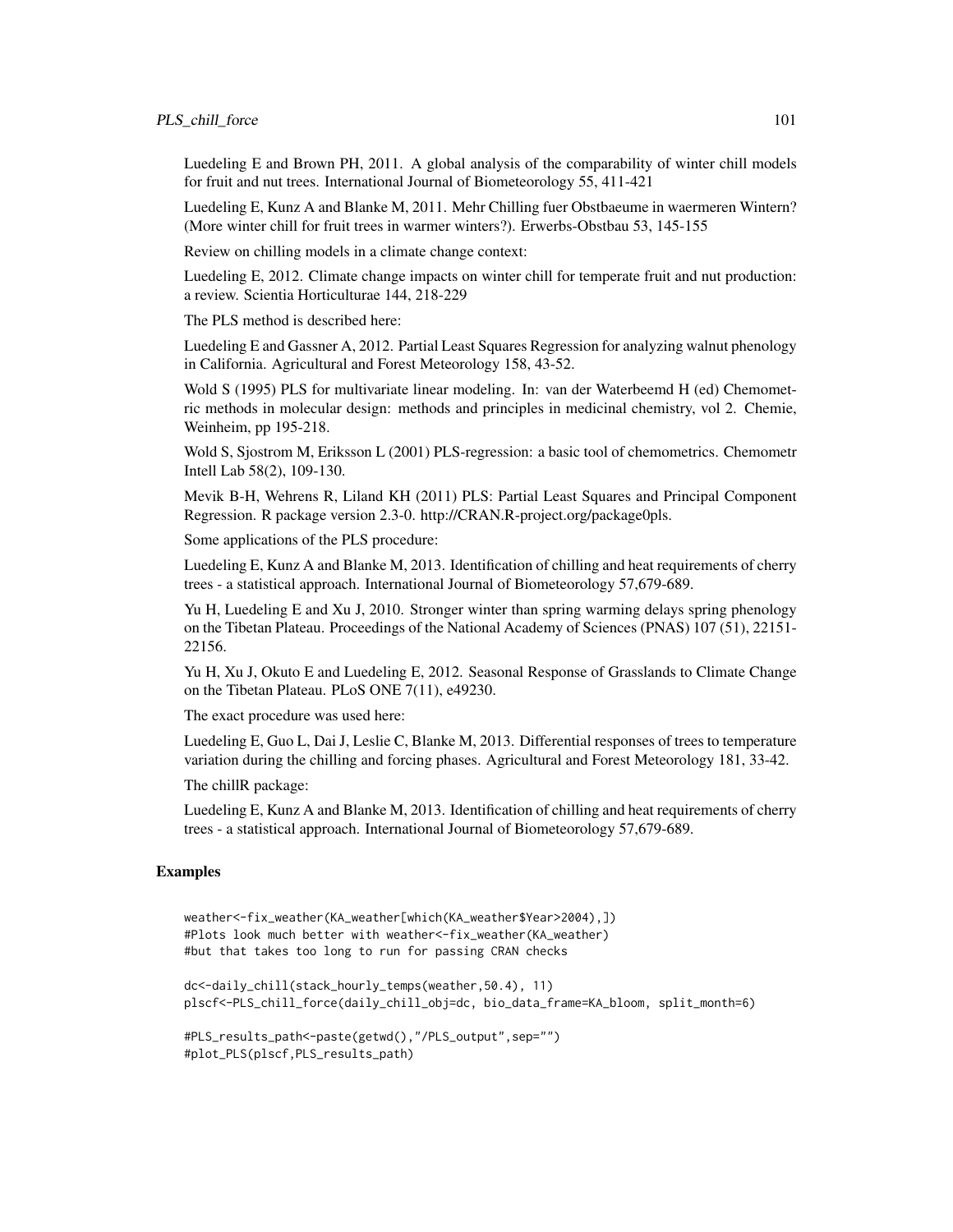Luedeling E and Brown PH, 2011. A global analysis of the comparability of winter chill models for fruit and nut trees. International Journal of Biometeorology 55, 411-421

Luedeling E, Kunz A and Blanke M, 2011. Mehr Chilling fuer Obstbaeume in waermeren Wintern? (More winter chill for fruit trees in warmer winters?). Erwerbs-Obstbau 53, 145-155

Review on chilling models in a climate change context:

Luedeling E, 2012. Climate change impacts on winter chill for temperate fruit and nut production: a review. Scientia Horticulturae 144, 218-229

The PLS method is described here:

Luedeling E and Gassner A, 2012. Partial Least Squares Regression for analyzing walnut phenology in California. Agricultural and Forest Meteorology 158, 43-52.

Wold S (1995) PLS for multivariate linear modeling. In: van der Waterbeemd H (ed) Chemometric methods in molecular design: methods and principles in medicinal chemistry, vol 2. Chemie, Weinheim, pp 195-218.

Wold S, Sjostrom M, Eriksson L (2001) PLS-regression: a basic tool of chemometrics. Chemometr Intell Lab 58(2), 109-130.

Mevik B-H, Wehrens R, Liland KH (2011) PLS: Partial Least Squares and Principal Component Regression. R package version 2.3-0. http://CRAN.R-project.org/package0pls.

Some applications of the PLS procedure:

Luedeling E, Kunz A and Blanke M, 2013. Identification of chilling and heat requirements of cherry trees - a statistical approach. International Journal of Biometeorology 57,679-689.

Yu H, Luedeling E and Xu J, 2010. Stronger winter than spring warming delays spring phenology on the Tibetan Plateau. Proceedings of the National Academy of Sciences (PNAS) 107 (51), 22151-22156.

Yu H, Xu J, Okuto E and Luedeling E, 2012. Seasonal Response of Grasslands to Climate Change on the Tibetan Plateau. PLoS ONE 7(11), e49230.

The exact procedure was used here:

Luedeling E, Guo L, Dai J, Leslie C, Blanke M, 2013. Differential responses of trees to temperature variation during the chilling and forcing phases. Agricultural and Forest Meteorology 181, 33-42.

The chillR package:

Luedeling E, Kunz A and Blanke M, 2013. Identification of chilling and heat requirements of cherry trees - a statistical approach. International Journal of Biometeorology 57,679-689.

## Examples

```
weather<-fix_weather(KA_weather[which(KA_weather$Year>2004),])
#Plots look much better with weather<-fix_weather(KA_weather)
#but that takes too long to run for passing CRAN checks

dc<-daily_chill(stack_hourly_temps(weather,50.4), 11)
plscf<-PLS_chill_force(daily_chill_obj=dc, bio_data_frame=KA_bloom, split_month=6)

#PLS_results_path<-paste(getwd(),"/PLS_output",sep="")
#plot_PLS(plscf,PLS_results_path)
```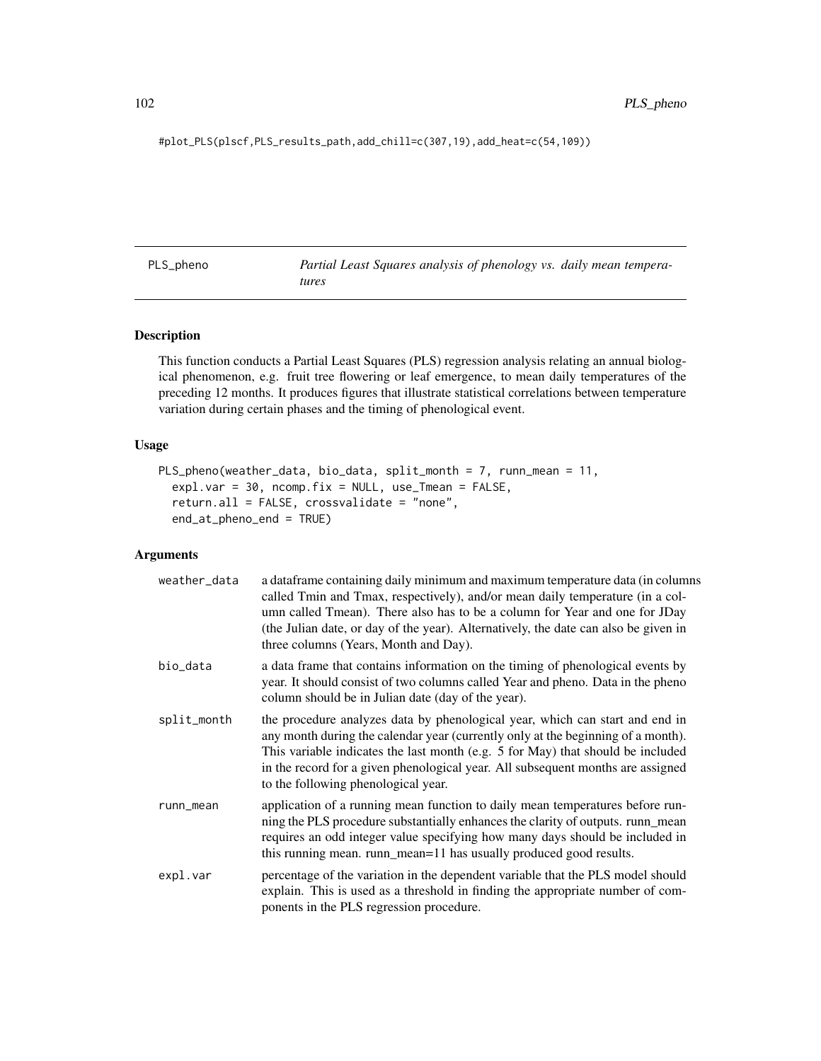```
#plot_PLS(plscf,PLS_results_path,add_chill=c(307,19),add_heat=c(54,109))
```

## PLS_pheno — *Partial Least Squares analysis of phenology vs. daily mean temperatures*

### Description

This function conducts a Partial Least Squares (PLS) regression analysis relating an annual biological phenomenon, e.g. fruit tree flowering or leaf emergence, to mean daily temperatures of the preceding 12 months. It produces figures that illustrate statistical correlations between temperature variation during certain phases and the timing of phenological event.

### Usage

```
PLS_pheno(weather_data, bio_data, split_month = 7, runn_mean = 11,
  expl.var = 30, ncomp.fix = NULL, use_Tmean = FALSE,
  return.all = FALSE, crossvalidate = "none",
  end_at_pheno_end = TRUE)
```

### Arguments

| | |
|---|---|
| weather_data | a dataframe containing daily minimum and maximum temperature data (in columns called Tmin and Tmax, respectively), and/or mean daily temperature (in a column called Tmean). There also has to be a column for Year and one for JDay (the Julian date, or day of the year). Alternatively, the date can also be given in three columns (Years, Month and Day). |
| bio_data | a data frame that contains information on the timing of phenological events by year. It should consist of two columns called Year and pheno. Data in the pheno column should be in Julian date (day of the year). |
| split_month | the procedure analyzes data by phenological year, which can start and end in any month during the calendar year (currently only at the beginning of a month). This variable indicates the last month (e.g. 5 for May) that should be included in the record for a given phenological year. All subsequent months are assigned to the following phenological year. |
| runn_mean | application of a running mean function to daily mean temperatures before running the PLS procedure substantially enhances the clarity of outputs. runn_mean requires an odd integer value specifying how many days should be included in this running mean. runn_mean=11 has usually produced good results. |
| expl.var | percentage of the variation in the dependent variable that the PLS model should explain. This is used as a threshold in finding the appropriate number of components in the PLS regression procedure. |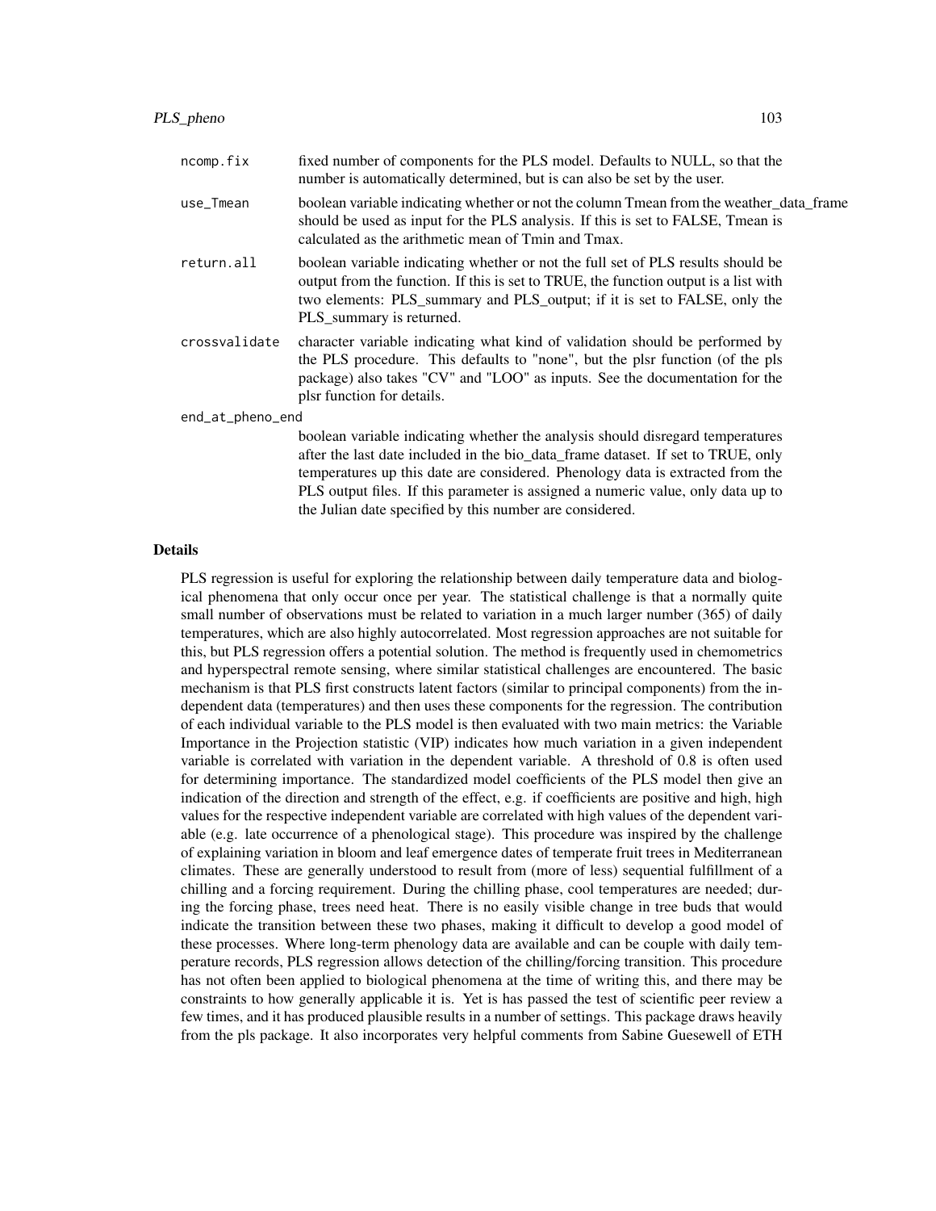| | |
|---|---|
| ncomp.fix | fixed number of components for the PLS model. Defaults to NULL, so that the number is automatically determined, but is can also be set by the user. |
| use_Tmean | boolean variable indicating whether or not the column Tmean from the weather_data_frame should be used as input for the PLS analysis. If this is set to FALSE, Tmean is calculated as the arithmetic mean of Tmin and Tmax. |
| return.all | boolean variable indicating whether or not the full set of PLS results should be output from the function. If this is set to TRUE, the function output is a list with two elements: PLS_summary and PLS_output; if it is set to FALSE, only the PLS_summary is returned. |
| crossvalidate | character variable indicating what kind of validation should be performed by the PLS procedure. This defaults to "none", but the plsr function (of the pls package) also takes "CV" and "LOO" as inputs. See the documentation for the plsr function for details. |
| end_at_pheno_end | boolean variable indicating whether the analysis should disregard temperatures after the last date included in the bio_data_frame dataset. If set to TRUE, only temperatures up this date are considered. Phenology data is extracted from the PLS output files. If this parameter is assigned a numeric value, only data up to the Julian date specified by this number are considered. |

## Details

PLS regression is useful for exploring the relationship between daily temperature data and biological phenomena that only occur once per year. The statistical challenge is that a normally quite small number of observations must be related to variation in a much larger number (365) of daily temperatures, which are also highly autocorrelated. Most regression approaches are not suitable for this, but PLS regression offers a potential solution. The method is frequently used in chemometrics and hyperspectral remote sensing, where similar statistical challenges are encountered. The basic mechanism is that PLS first constructs latent factors (similar to principal components) from the independent data (temperatures) and then uses these components for the regression. The contribution of each individual variable to the PLS model is then evaluated with two main metrics: the Variable Importance in the Projection statistic (VIP) indicates how much variation in a given independent variable is correlated with variation in the dependent variable. A threshold of 0.8 is often used for determining importance. The standardized model coefficients of the PLS model then give an indication of the direction and strength of the effect, e.g. if coefficients are positive and high, high values for the respective independent variable are correlated with high values of the dependent variable (e.g. late occurrence of a phenological stage). This procedure was inspired by the challenge of explaining variation in bloom and leaf emergence dates of temperate fruit trees in Mediterranean climates. These are generally understood to result from (more of less) sequential fulfillment of a chilling and a forcing requirement. During the chilling phase, cool temperatures are needed; during the forcing phase, trees need heat. There is no easily visible change in tree buds that would indicate the transition between these two phases, making it difficult to develop a good model of these processes. Where long-term phenology data are available and can be couple with daily temperature records, PLS regression allows detection of the chilling/forcing transition. This procedure has not often been applied to biological phenomena at the time of writing this, and there may be constraints to how generally applicable it is. Yet is has passed the test of scientific peer review a few times, and it has produced plausible results in a number of settings. This package draws heavily from the pls package. It also incorporates very helpful comments from Sabine Guesewell of ETH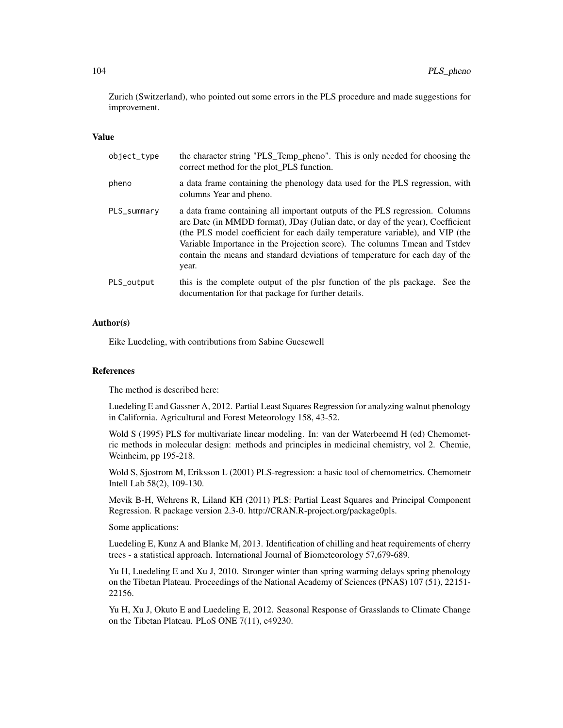Zurich (Switzerland), who pointed out some errors in the PLS procedure and made suggestions for improvement.

### Value

| | |
|---|---|
| object_type | the character string "PLS_Temp_pheno". This is only needed for choosing the correct method for the plot_PLS function. |
| pheno | a data frame containing the phenology data used for the PLS regression, with columns Year and pheno. |
| PLS_summary | a data frame containing all important outputs of the PLS regression. Columns are Date (in MMDD format), JDay (Julian date, or day of the year), Coefficient (the PLS model coefficient for each daily temperature variable), and VIP (the Variable Importance in the Projection score). The columns Tmean and Tstdev contain the means and standard deviations of temperature for each day of the year. |
| PLS_output | this is the complete output of the plsr function of the pls package. See the documentation for that package for further details. |

### Author(s)

Eike Luedeling, with contributions from Sabine Guesewell

### References

The method is described here:

Luedeling E and Gassner A, 2012. Partial Least Squares Regression for analyzing walnut phenology in California. Agricultural and Forest Meteorology 158, 43-52.

Wold S (1995) PLS for multivariate linear modeling. In: van der Waterbeemd H (ed) Chemometric methods in molecular design: methods and principles in medicinal chemistry, vol 2. Chemie, Weinheim, pp 195-218.

Wold S, Sjostrom M, Eriksson L (2001) PLS-regression: a basic tool of chemometrics. Chemometr Intell Lab 58(2), 109-130.

Mevik B-H, Wehrens R, Liland KH (2011) PLS: Partial Least Squares and Principal Component Regression. R package version 2.3-0. http://CRAN.R-project.org/package0pls.

Some applications:

Luedeling E, Kunz A and Blanke M, 2013. Identification of chilling and heat requirements of cherry trees - a statistical approach. International Journal of Biometeorology 57,679-689.

Yu H, Luedeling E and Xu J, 2010. Stronger winter than spring warming delays spring phenology on the Tibetan Plateau. Proceedings of the National Academy of Sciences (PNAS) 107 (51), 22151-22156.

Yu H, Xu J, Okuto E and Luedeling E, 2012. Seasonal Response of Grasslands to Climate Change on the Tibetan Plateau. PLoS ONE 7(11), e49230.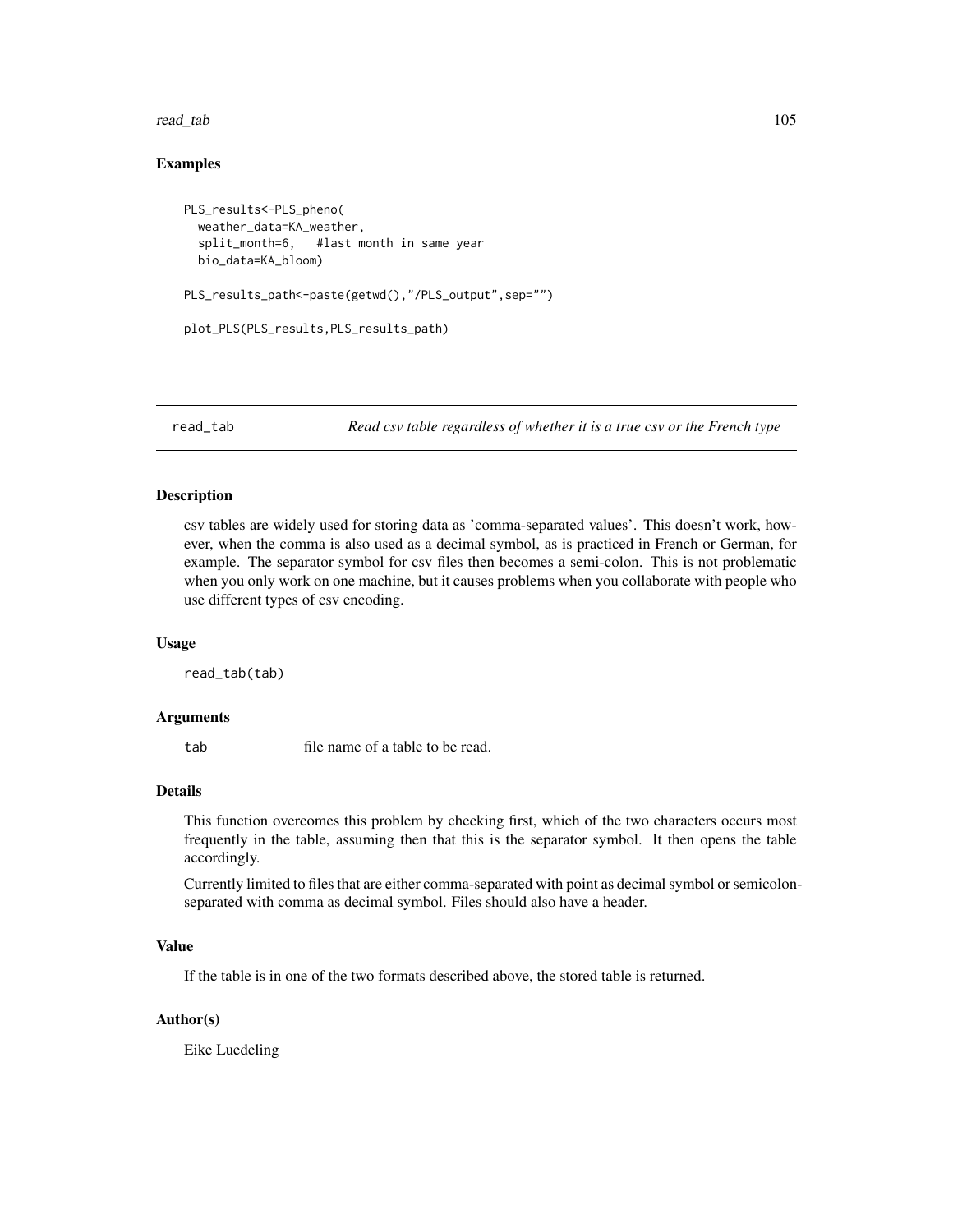## Examples

```
PLS_results<-PLS_pheno(
  weather_data=KA_weather,
  split_month=6,   #last month in same year
  bio_data=KA_bloom)

PLS_results_path<-paste(getwd(),"/PLS_output",sep="")

plot_PLS(PLS_results,PLS_results_path)
```

---

read_tab    *Read csv table regardless of whether it is a true csv or the French type*

---

### Description

csv tables are widely used for storing data as 'comma-separated values'. This doesn't work, however, when the comma is also used as a decimal symbol, as is practiced in French or German, for example. The separator symbol for csv files then becomes a semi-colon. This is not problematic when you only work on one machine, but it causes problems when you collaborate with people who use different types of csv encoding.

### Usage

```
read_tab(tab)
```

### Arguments

| | |
|---|---|
| tab | file name of a table to be read. |

### Details

This function overcomes this problem by checking first, which of the two characters occurs most frequently in the table, assuming then that this is the separator symbol. It then opens the table accordingly.

Currently limited to files that are either comma-separated with point as decimal symbol or semicolon-separated with comma as decimal symbol. Files should also have a header.

### Value

If the table is in one of the two formats described above, the stored table is returned.

### Author(s)

Eike Luedeling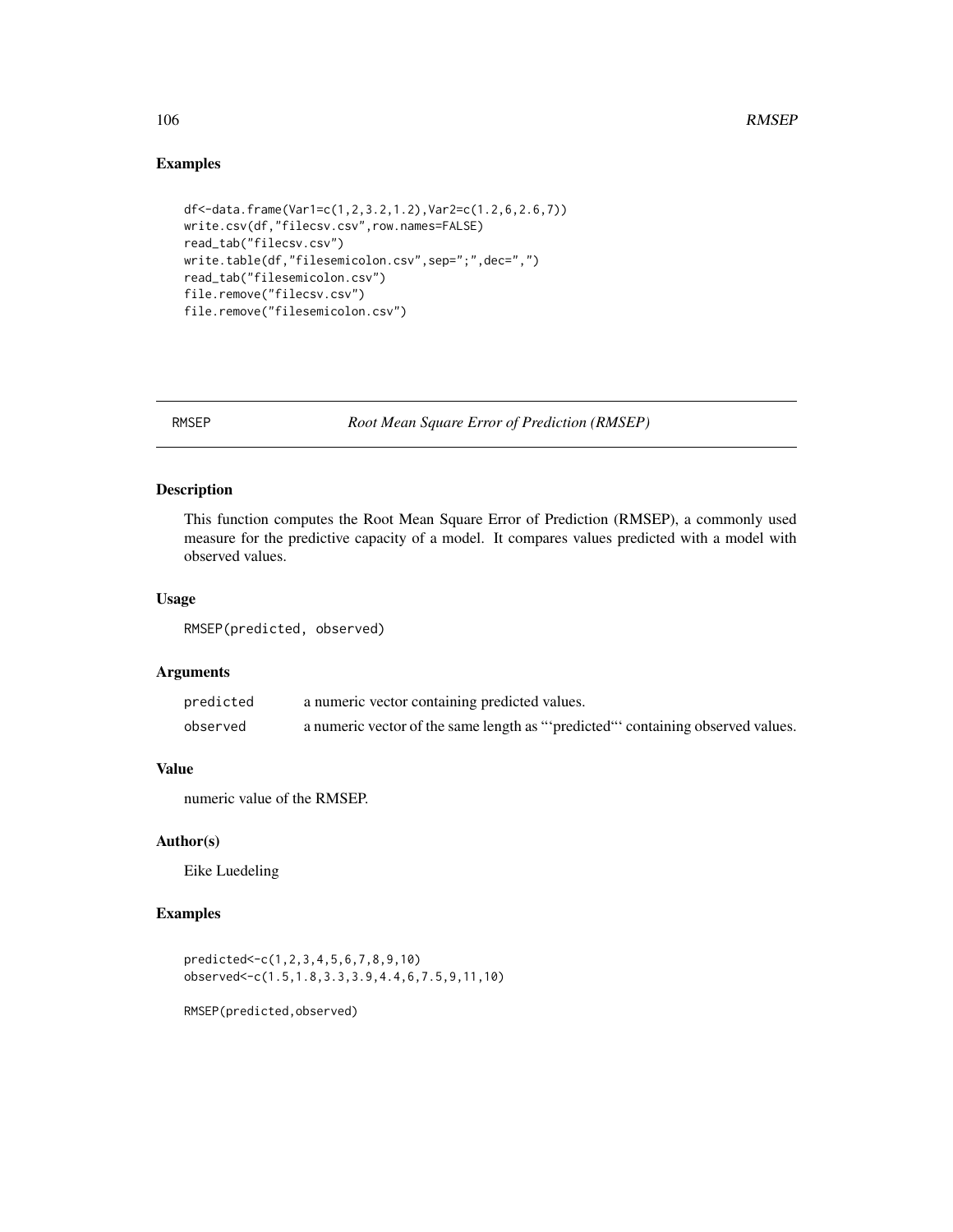## Examples

```
df<-data.frame(Var1=c(1,2,3.2,1.2),Var2=c(1.2,6,2.6,7))
write.csv(df,"filecsv.csv",row.names=FALSE)
read_tab("filecsv.csv")
write.table(df,"filesemicolon.csv",sep=";",dec=",")
read_tab("filesemicolon.csv")
file.remove("filecsv.csv")
file.remove("filesemicolon.csv")
```

---

# RMSEP *Root Mean Square Error of Prediction (RMSEP)*

---

## Description

This function computes the Root Mean Square Error of Prediction (RMSEP), a commonly used measure for the predictive capacity of a model. It compares values predicted with a model with observed values.

## Usage

```
RMSEP(predicted, observed)
```

## Arguments

| | |
|---|---|
| predicted | a numeric vector containing predicted values. |
| observed | a numeric vector of the same length as "'predicted"' containing observed values. |

## Value

numeric value of the RMSEP.

## Author(s)

Eike Luedeling

## Examples

```
predicted<-c(1,2,3,4,5,6,7,8,9,10)
observed<-c(1.5,1.8,3.3,3.9,4.4,6,7.5,9,11,10)

RMSEP(predicted,observed)
```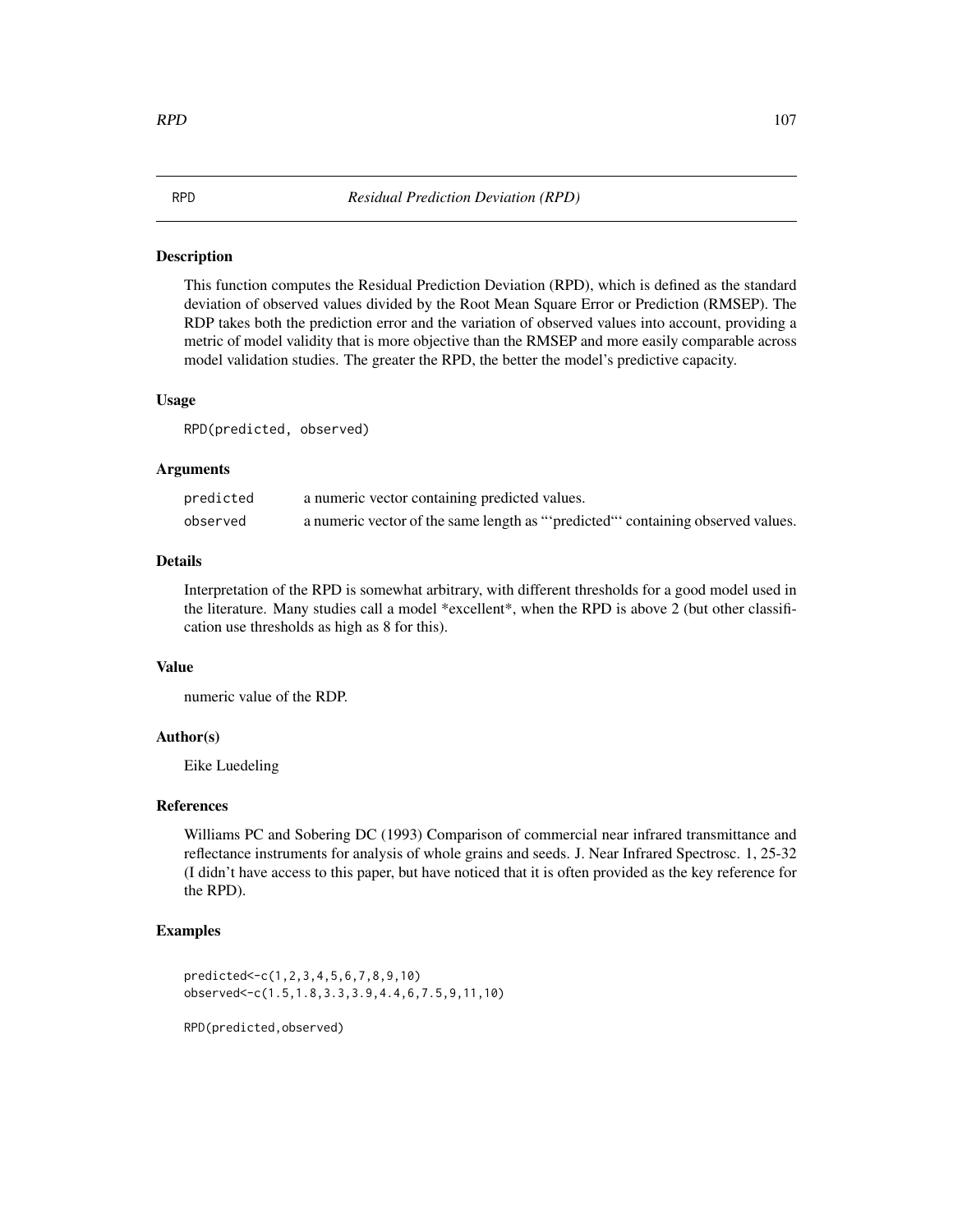## RPD — *Residual Prediction Deviation (RPD)*

### Description

This function computes the Residual Prediction Deviation (RPD), which is defined as the standard deviation of observed values divided by the Root Mean Square Error or Prediction (RMSEP). The RDP takes both the prediction error and the variation of observed values into account, providing a metric of model validity that is more objective than the RMSEP and more easily comparable across model validation studies. The greater the RPD, the better the model's predictive capacity.

### Usage

```
RPD(predicted, observed)
```

### Arguments

| | |
|---|---|
| predicted | a numeric vector containing predicted values. |
| observed | a numeric vector of the same length as "'predicted"' containing observed values. |

### Details

Interpretation of the RPD is somewhat arbitrary, with different thresholds for a good model used in the literature. Many studies call a model *excellent*, when the RPD is above 2 (but other classification use thresholds as high as 8 for this).

### Value

numeric value of the RDP.

### Author(s)

Eike Luedeling

### References

Williams PC and Sobering DC (1993) Comparison of commercial near infrared transmittance and reflectance instruments for analysis of whole grains and seeds. J. Near Infrared Spectrosc. 1, 25-32 (I didn't have access to this paper, but have noticed that it is often provided as the key reference for the RPD).

### Examples

```
predicted<-c(1,2,3,4,5,6,7,8,9,10)
observed<-c(1.5,1.8,3.3,3.9,4.4,6,7.5,9,11,10)

RPD(predicted,observed)
```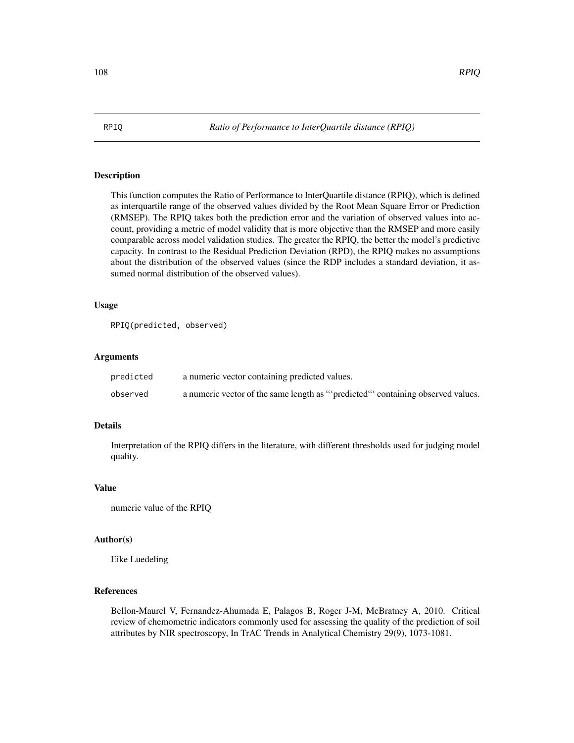RPIQ    *Ratio of Performance to InterQuartile distance (RPIQ)*

## Description

This function computes the Ratio of Performance to InterQuartile distance (RPIQ), which is defined as interquartile range of the observed values divided by the Root Mean Square Error or Prediction (RMSEP). The RPIQ takes both the prediction error and the variation of observed values into account, providing a metric of model validity that is more objective than the RMSEP and more easily comparable across model validation studies. The greater the RPIQ, the better the model's predictive capacity. In contrast to the Residual Prediction Deviation (RPD), the RPIQ makes no assumptions about the distribution of the observed values (since the RDP includes a standard deviation, it assumed normal distribution of the observed values).

## Usage

```
RPIQ(predicted, observed)
```

## Arguments

| | |
|---|---|
| predicted | a numeric vector containing predicted values. |
| observed | a numeric vector of the same length as "'predicted"' containing observed values. |

## Details

Interpretation of the RPIQ differs in the literature, with different thresholds used for judging model quality.

## Value

numeric value of the RPIQ

## Author(s)

Eike Luedeling

## References

Bellon-Maurel V, Fernandez-Ahumada E, Palagos B, Roger J-M, McBratney A, 2010. Critical review of chemometric indicators commonly used for assessing the quality of the prediction of soil attributes by NIR spectroscopy, In TrAC Trends in Analytical Chemistry 29(9), 1073-1081.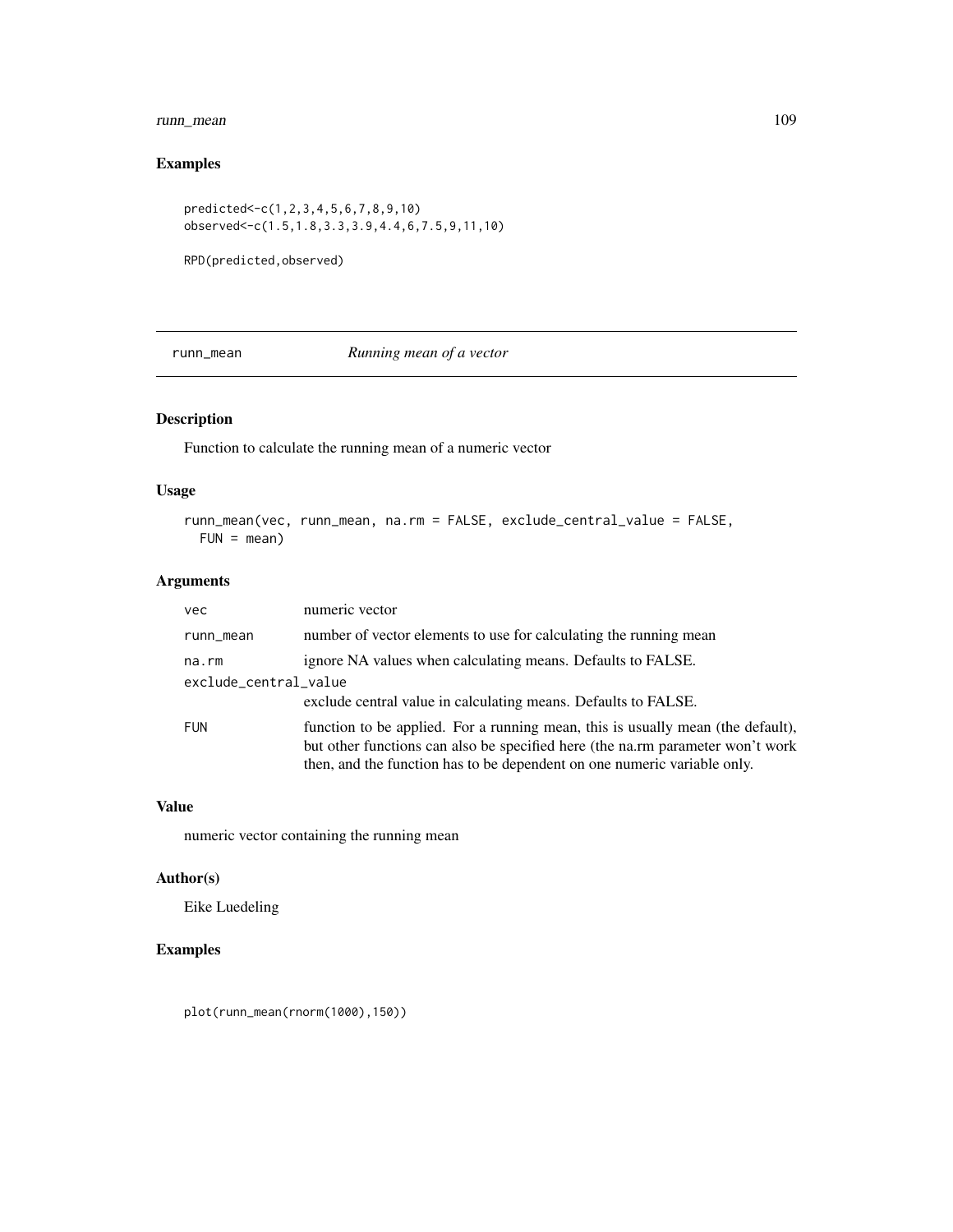## Examples

```
predicted<-c(1,2,3,4,5,6,7,8,9,10)
observed<-c(1.5,1.8,3.3,3.9,4.4,6,7.5,9,11,10)

RPD(predicted,observed)
```

---

# runn_mean *Running mean of a vector*

---

## Description

Function to calculate the running mean of a numeric vector

## Usage

```
runn_mean(vec, runn_mean, na.rm = FALSE, exclude_central_value = FALSE,
  FUN = mean)
```

## Arguments

| | |
|---|---|
| vec | numeric vector |
| runn_mean | number of vector elements to use for calculating the running mean |
| na.rm | ignore NA values when calculating means. Defaults to FALSE. |
| exclude_central_value | exclude central value in calculating means. Defaults to FALSE. |
| FUN | function to be applied. For a running mean, this is usually mean (the default), but other functions can also be specified here (the na.rm parameter won't work then, and the function has to be dependent on one numeric variable only. |

## Value

numeric vector containing the running mean

## Author(s)

Eike Luedeling

## Examples

```
plot(runn_mean(rnorm(1000),150))
```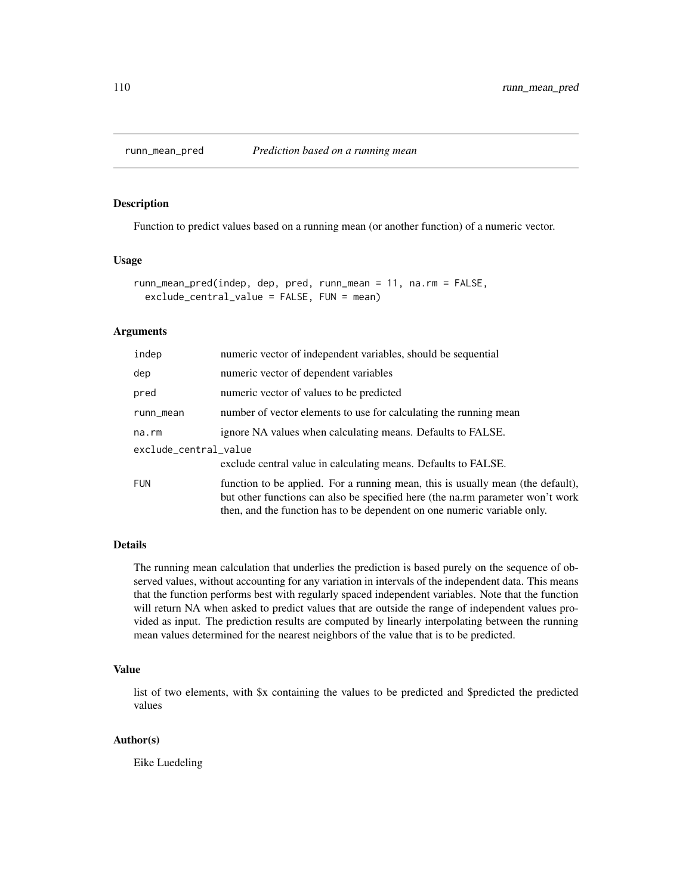## runn_mean_pred — *Prediction based on a running mean*

### Description

Function to predict values based on a running mean (or another function) of a numeric vector.

### Usage

```
runn_mean_pred(indep, dep, pred, runn_mean = 11, na.rm = FALSE,
  exclude_central_value = FALSE, FUN = mean)
```

### Arguments

| | |
|---|---|
| indep | numeric vector of independent variables, should be sequential |
| dep | numeric vector of dependent variables |
| pred | numeric vector of values to be predicted |
| runn_mean | number of vector elements to use for calculating the running mean |
| na.rm | ignore NA values when calculating means. Defaults to FALSE. |
| exclude_central_value | exclude central value in calculating means. Defaults to FALSE. |
| FUN | function to be applied. For a running mean, this is usually mean (the default), but other functions can also be specified here (the na.rm parameter won't work then, and the function has to be dependent on one numeric variable only. |

### Details

The running mean calculation that underlies the prediction is based purely on the sequence of observed values, without accounting for any variation in intervals of the independent data. This means that the function performs best with regularly spaced independent variables. Note that the function will return NA when asked to predict values that are outside the range of independent values provided as input. The prediction results are computed by linearly interpolating between the running mean values determined for the nearest neighbors of the value that is to be predicted.

### Value

list of two elements, with $x containing the values to be predicted and $predicted the predicted values

### Author(s)

Eike Luedeling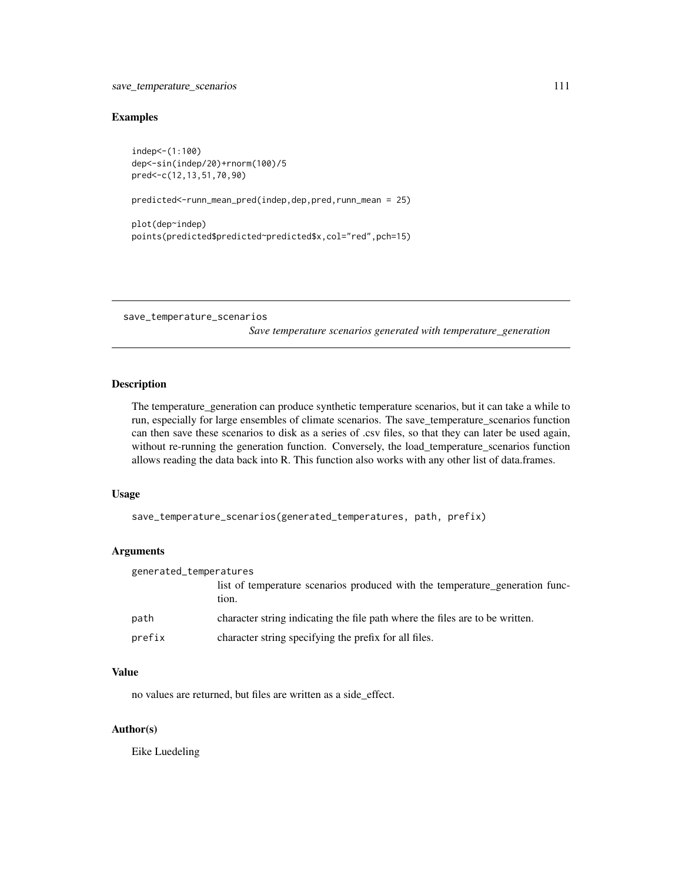## Examples

```
indep<-(1:100)
dep<-sin(indep/20)+rnorm(100)/5
pred<-c(12,13,51,70,90)

predicted<-runn_mean_pred(indep,dep,pred,runn_mean = 25)

plot(dep~indep)
points(predicted$predicted~predicted$x,col="red",pch=15)
```

---

# save_temperature_scenarios

*Save temperature scenarios generated with temperature_generation*

---

## Description

The temperature_generation can produce synthetic temperature scenarios, but it can take a while to run, especially for large ensembles of climate scenarios. The save_temperature_scenarios function can then save these scenarios to disk as a series of .csv files, so that they can later be used again, without re-running the generation function. Conversely, the load_temperature_scenarios function allows reading the data back into R. This function also works with any other list of data.frames.

## Usage

```
save_temperature_scenarios(generated_temperatures, path, prefix)
```

## Arguments

| | |
|---|---|
| generated_temperatures | list of temperature scenarios produced with the temperature_generation function. |
| path | character string indicating the file path where the files are to be written. |
| prefix | character string specifying the prefix for all files. |

## Value

no values are returned, but files are written as a side_effect.

## Author(s)

Eike Luedeling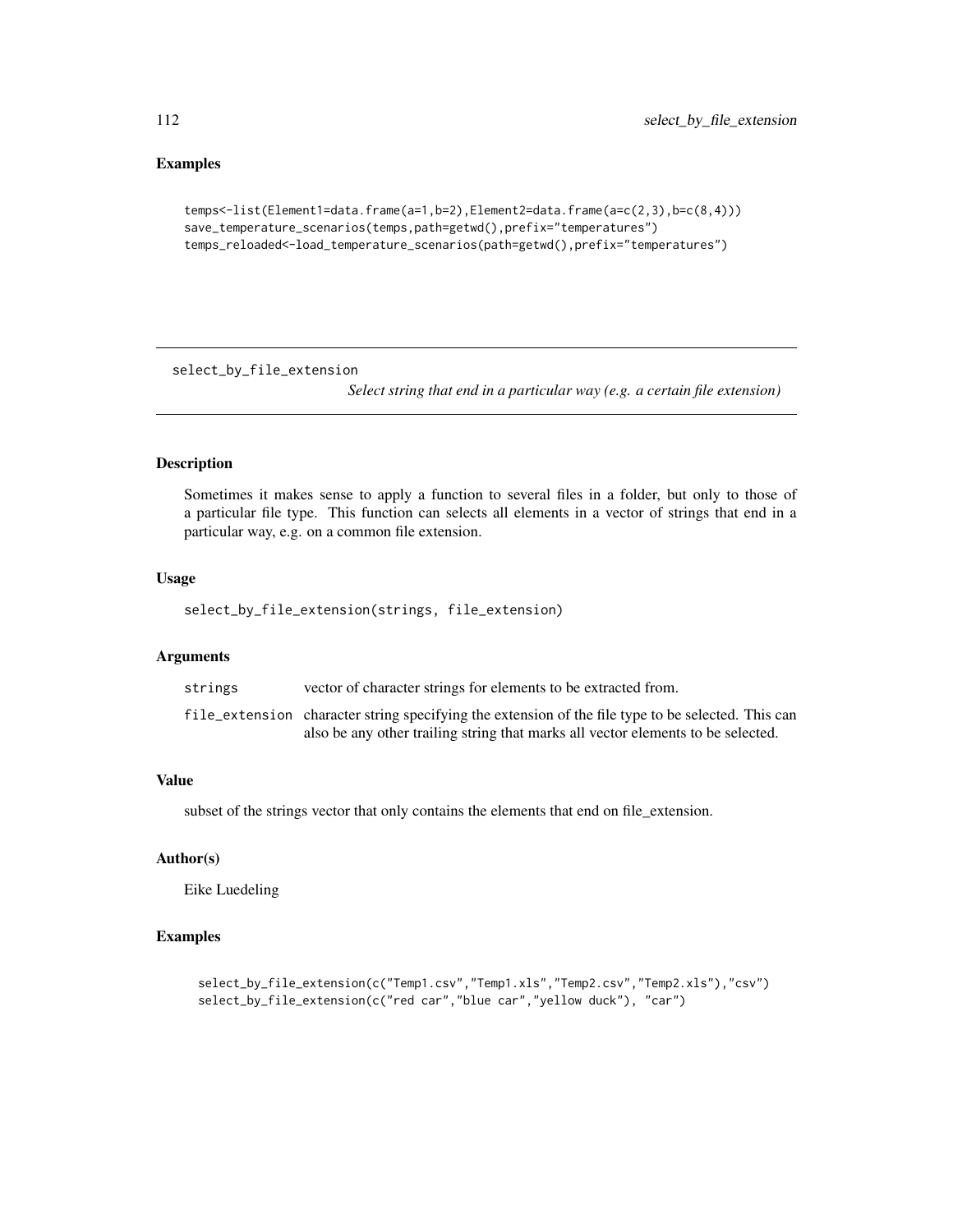## Examples

```
temps<-list(Element1=data.frame(a=1,b=2),Element2=data.frame(a=c(2,3),b=c(8,4)))
save_temperature_scenarios(temps,path=getwd(),prefix="temperatures")
temps_reloaded<-load_temperature_scenarios(path=getwd(),prefix="temperatures")
```

---

# select_by_file_extension

*Select string that end in a particular way (e.g. a certain file extension)*

---

## Description

Sometimes it makes sense to apply a function to several files in a folder, but only to those of a particular file type. This function can selects all elements in a vector of strings that end in a particular way, e.g. on a common file extension.

## Usage

```
select_by_file_extension(strings, file_extension)
```

## Arguments

| | |
|---|---|
| strings | vector of character strings for elements to be extracted from. |
| file_extension | character string specifying the extension of the file type to be selected. This can also be any other trailing string that marks all vector elements to be selected. |

## Value

subset of the strings vector that only contains the elements that end on file_extension.

## Author(s)

Eike Luedeling

## Examples

```
select_by_file_extension(c("Temp1.csv","Temp1.xls","Temp2.csv","Temp2.xls"),"csv")
select_by_file_extension(c("red car","blue car","yellow duck"), "car")
```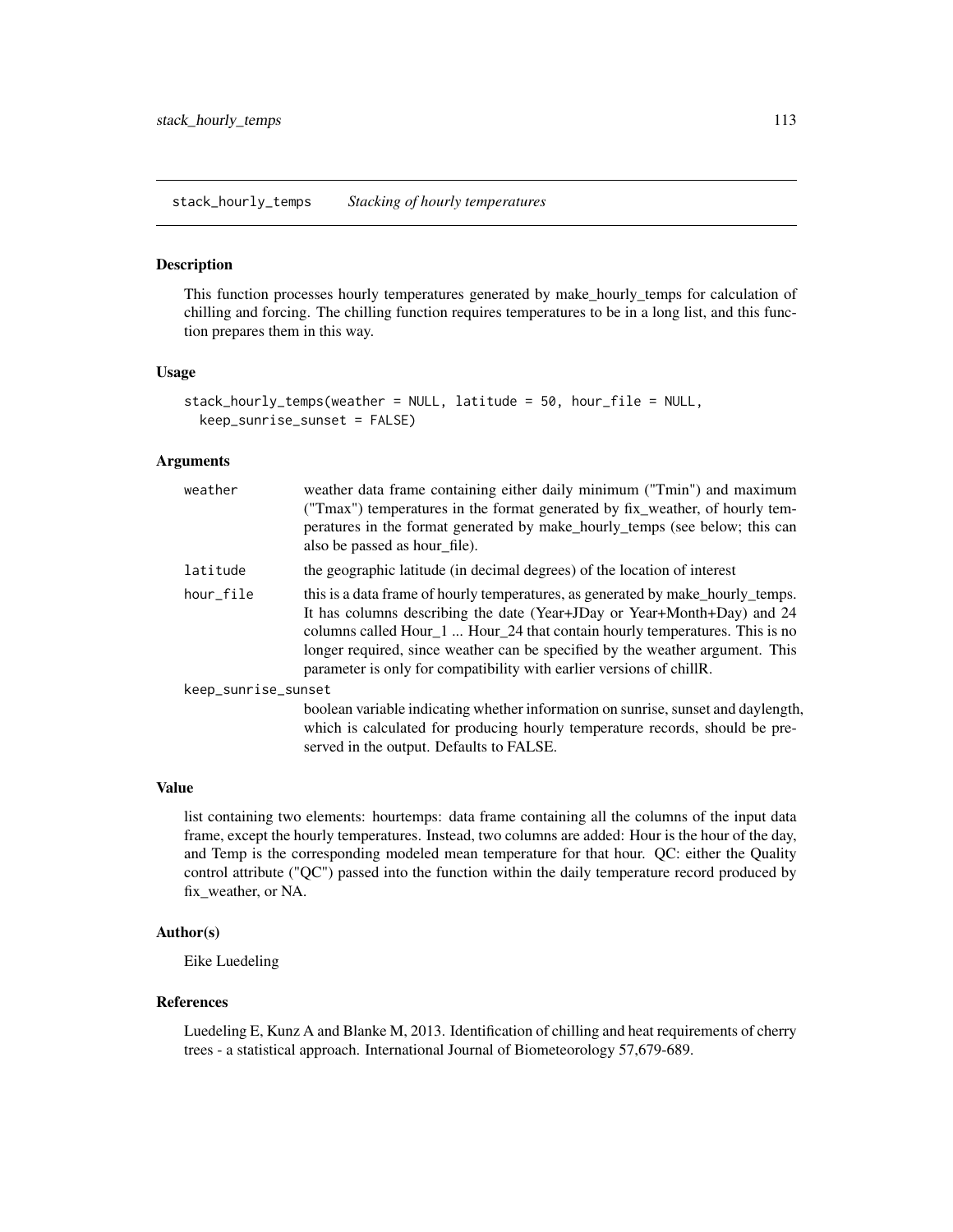## stack_hourly_temps *Stacking of hourly temperatures*

### Description

This function processes hourly temperatures generated by make_hourly_temps for calculation of chilling and forcing. The chilling function requires temperatures to be in a long list, and this function prepares them in this way.

### Usage

```
stack_hourly_temps(weather = NULL, latitude = 50, hour_file = NULL,
  keep_sunrise_sunset = FALSE)
```

### Arguments

| | |
|---|---|
| weather | weather data frame containing either daily minimum ("Tmin") and maximum ("Tmax") temperatures in the format generated by fix_weather, of hourly temperatures in the format generated by make_hourly_temps (see below; this can also be passed as hour_file). |
| latitude | the geographic latitude (in decimal degrees) of the location of interest |
| hour_file | this is a data frame of hourly temperatures, as generated by make_hourly_temps. It has columns describing the date (Year+JDay or Year+Month+Day) and 24 columns called Hour_1 ... Hour_24 that contain hourly temperatures. This is no longer required, since weather can be specified by the weather argument. This parameter is only for compatibility with earlier versions of chillR. |
| keep_sunrise_sunset | boolean variable indicating whether information on sunrise, sunset and daylength, which is calculated for producing hourly temperature records, should be preserved in the output. Defaults to FALSE. |

### Value

list containing two elements: hourtemps: data frame containing all the columns of the input data frame, except the hourly temperatures. Instead, two columns are added: Hour is the hour of the day, and Temp is the corresponding modeled mean temperature for that hour. QC: either the Quality control attribute ("QC") passed into the function within the daily temperature record produced by fix_weather, or NA.

### Author(s)

Eike Luedeling

### References

Luedeling E, Kunz A and Blanke M, 2013. Identification of chilling and heat requirements of cherry trees - a statistical approach. International Journal of Biometeorology 57,679-689.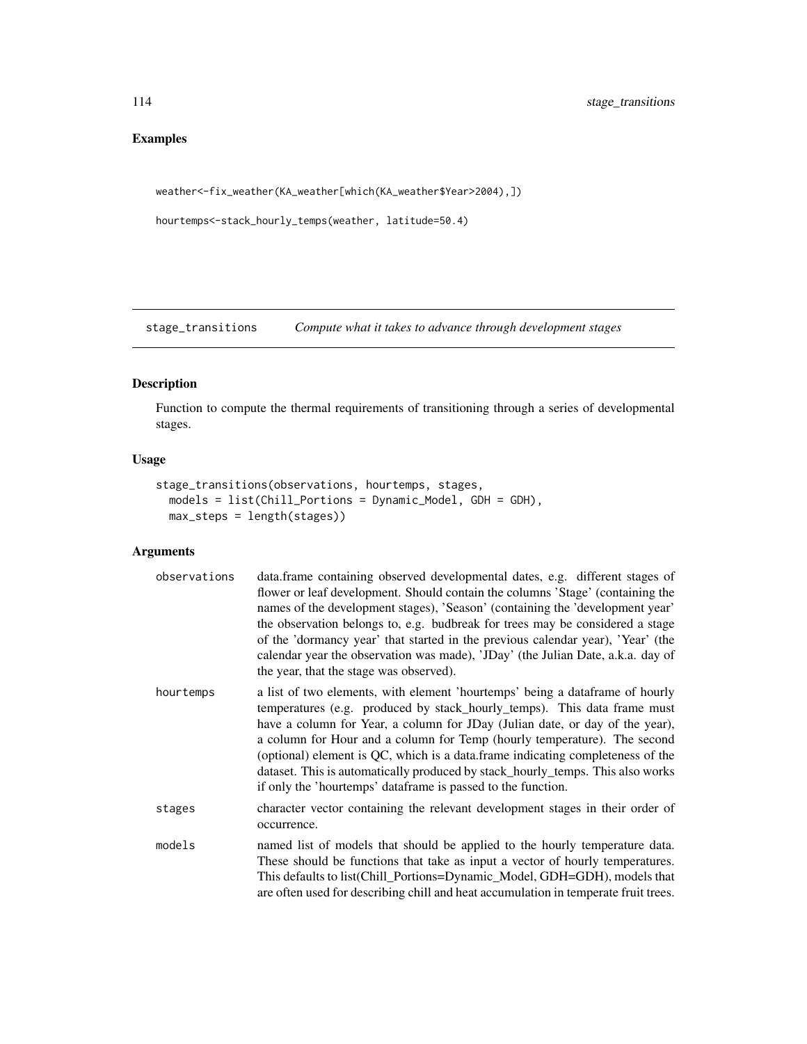## Examples

```
weather<-fix_weather(KA_weather[which(KA_weather$Year>2004),])

hourtemps<-stack_hourly_temps(weather, latitude=50.4)
```

---

## stage_transitions — *Compute what it takes to advance through development stages*

### Description

Function to compute the thermal requirements of transitioning through a series of developmental stages.

### Usage

```
stage_transitions(observations, hourtemps, stages,
  models = list(Chill_Portions = Dynamic_Model, GDH = GDH),
  max_steps = length(stages))
```

### Arguments

| | |
|---|---|
| observations | data.frame containing observed developmental dates, e.g. different stages of flower or leaf development. Should contain the columns 'Stage' (containing the names of the development stages), 'Season' (containing the 'development year' the observation belongs to, e.g. budbreak for trees may be considered a stage of the 'dormancy year' that started in the previous calendar year), 'Year' (the calendar year the observation was made), 'JDay' (the Julian Date, a.k.a. day of the year, that the stage was observed). |
| hourtemps | a list of two elements, with element 'hourtemps' being a dataframe of hourly temperatures (e.g. produced by stack_hourly_temps). This data frame must have a column for Year, a column for JDay (Julian date, or day of the year), a column for Hour and a column for Temp (hourly temperature). The second (optional) element is QC, which is a data.frame indicating completeness of the dataset. This is automatically produced by stack_hourly_temps. This also works if only the 'hourtemps' dataframe is passed to the function. |
| stages | character vector containing the relevant development stages in their order of occurrence. |
| models | named list of models that should be applied to the hourly temperature data. These should be functions that take as input a vector of hourly temperatures. This defaults to list(Chill_Portions=Dynamic_Model, GDH=GDH), models that are often used for describing chill and heat accumulation in temperate fruit trees. |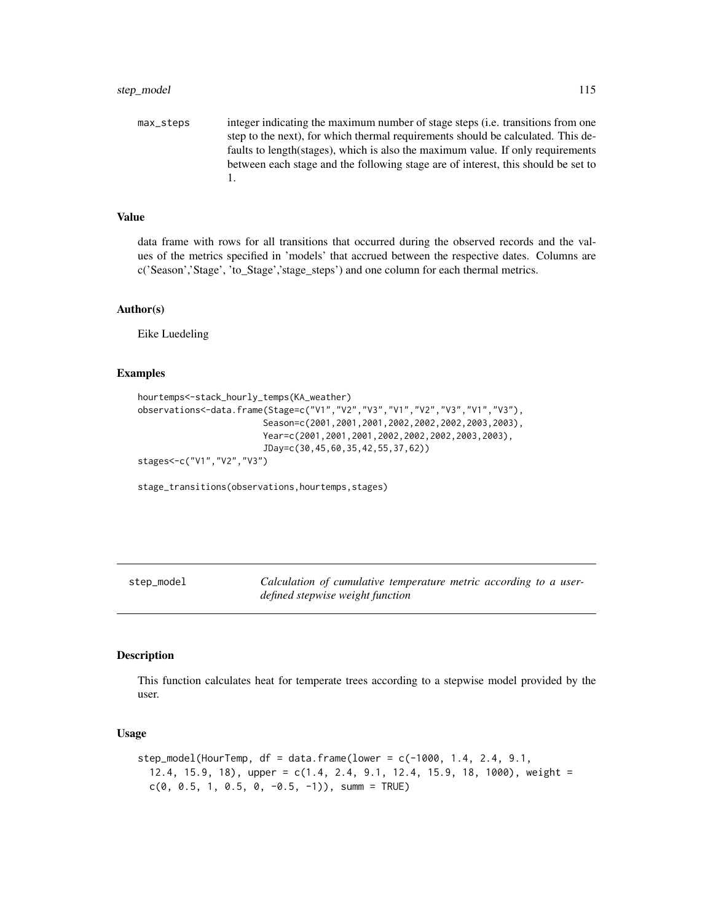max_steps	integer indicating the maximum number of stage steps (i.e. transitions from one step to the next), for which thermal requirements should be calculated. This defaults to length(stages), which is also the maximum value. If only requirements between each stage and the following stage are of interest, this should be set to 1.

## Value

data frame with rows for all transitions that occurred during the observed records and the values of the metrics specified in 'models' that accrued between the respective dates. Columns are c('Season','Stage', 'to_Stage','stage_steps') and one column for each thermal metrics.

## Author(s)

Eike Luedeling

## Examples

```
hourtemps<-stack_hourly_temps(KA_weather)
observations<-data.frame(Stage=c("V1","V2","V3","V1","V2","V3","V1","V3"),
                         Season=c(2001,2001,2001,2002,2002,2002,2003,2003),
                         Year=c(2001,2001,2001,2002,2002,2002,2003,2003),
                         JDay=c(30,45,60,35,42,55,37,62))
stages<-c("V1","V2","V3")

stage_transitions(observations,hourtemps,stages)
```

---

# step_model — *Calculation of cumulative temperature metric according to a user-defined stepwise weight function*

## Description

This function calculates heat for temperate trees according to a stepwise model provided by the user.

## Usage

```
step_model(HourTemp, df = data.frame(lower = c(-1000, 1.4, 2.4, 9.1,
  12.4, 15.9, 18), upper = c(1.4, 2.4, 9.1, 12.4, 15.9, 18, 1000), weight =
  c(0, 0.5, 1, 0.5, 0, -0.5, -1)), summ = TRUE)
```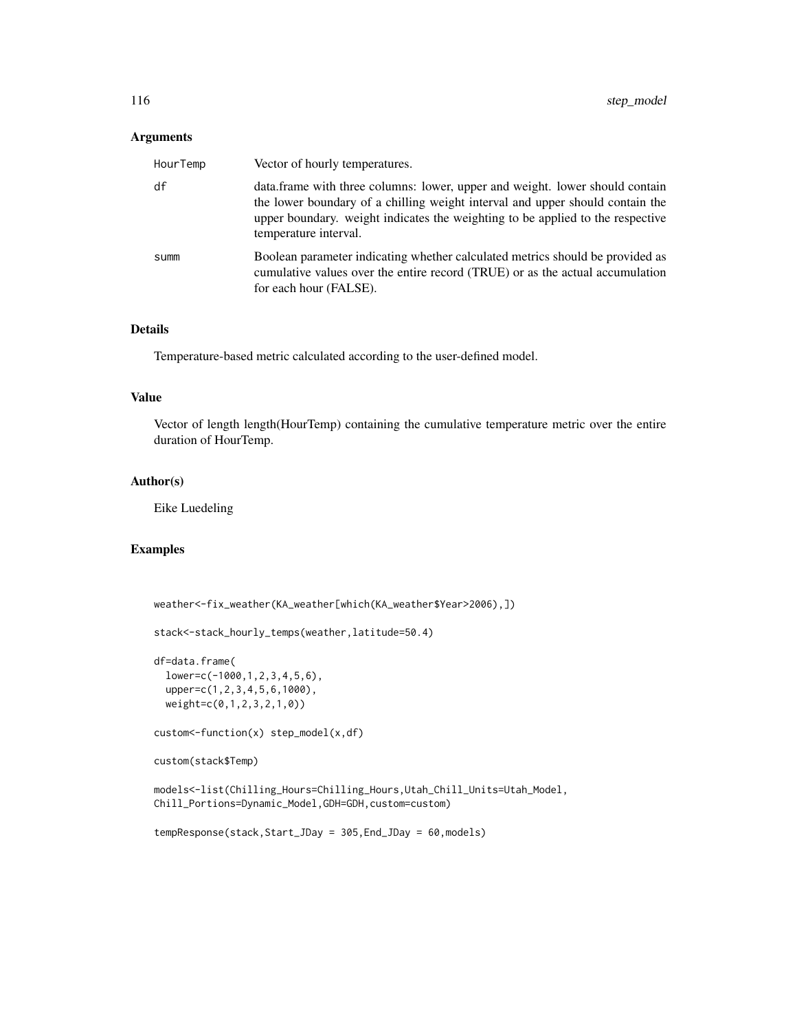## Arguments

| | |
|---|---|
| HourTemp | Vector of hourly temperatures. |
| df | data.frame with three columns: lower, upper and weight. lower should contain the lower boundary of a chilling weight interval and upper should contain the upper boundary. weight indicates the weighting to be applied to the respective temperature interval. |
| summ | Boolean parameter indicating whether calculated metrics should be provided as cumulative values over the entire record (TRUE) or as the actual accumulation for each hour (FALSE). |

## Details

Temperature-based metric calculated according to the user-defined model.

## Value

Vector of length length(HourTemp) containing the cumulative temperature metric over the entire duration of HourTemp.

## Author(s)

Eike Luedeling

## Examples

```
weather<-fix_weather(KA_weather[which(KA_weather$Year>2006),])

stack<-stack_hourly_temps(weather,latitude=50.4)

df=data.frame(
  lower=c(-1000,1,2,3,4,5,6),
  upper=c(1,2,3,4,5,6,1000),
  weight=c(0,1,2,3,2,1,0))

custom<-function(x) step_model(x,df)

custom(stack$Temp)

models<-list(Chilling_Hours=Chilling_Hours,Utah_Chill_Units=Utah_Model,
Chill_Portions=Dynamic_Model,GDH=GDH,custom=custom)

tempResponse(stack,Start_JDay = 305,End_JDay = 60,models)
```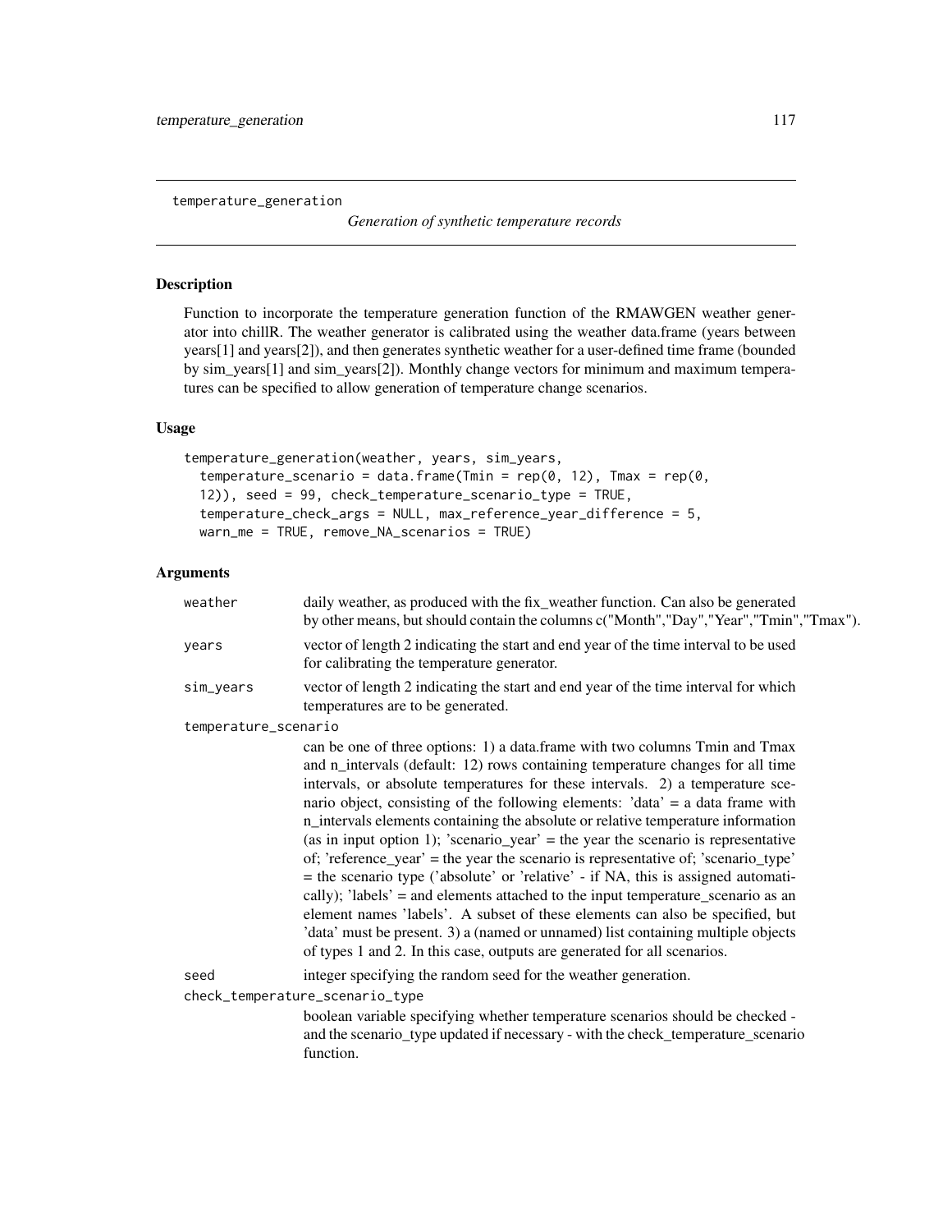temperature_generation

*Generation of synthetic temperature records*

## Description

Function to incorporate the temperature generation function of the RMAWGEN weather generator into chillR. The weather generator is calibrated using the weather data.frame (years between years[1] and years[2]), and then generates synthetic weather for a user-defined time frame (bounded by sim_years[1] and sim_years[2]). Monthly change vectors for minimum and maximum temperatures can be specified to allow generation of temperature change scenarios.

## Usage

```
temperature_generation(weather, years, sim_years,
  temperature_scenario = data.frame(Tmin = rep(0, 12), Tmax = rep(0,
  12)), seed = 99, check_temperature_scenario_type = TRUE,
  temperature_check_args = NULL, max_reference_year_difference = 5,
  warn_me = TRUE, remove_NA_scenarios = TRUE)
```

## Arguments

`weather` daily weather, as produced with the fix_weather function. Can also be generated by other means, but should contain the columns c("Month","Day","Year","Tmin","Tmax").

`years` vector of length 2 indicating the start and end year of the time interval to be used for calibrating the temperature generator.

`sim_years` vector of length 2 indicating the start and end year of the time interval for which temperatures are to be generated.

`temperature_scenario` can be one of three options: 1) a data.frame with two columns Tmin and Tmax and n_intervals (default: 12) rows containing temperature changes for all time intervals, or absolute temperatures for these intervals. 2) a temperature scenario object, consisting of the following elements: 'data' = a data frame with n_intervals elements containing the absolute or relative temperature information (as in input option 1); 'scenario_year' = the year the scenario is representative of; 'reference_year' = the year the scenario is representative of; 'scenario_type' = the scenario type ('absolute' or 'relative' - if NA, this is assigned automatically); 'labels' = and elements attached to the input temperature_scenario as an element names 'labels'. A subset of these elements can also be specified, but 'data' must be present. 3) a (named or unnamed) list containing multiple objects of types 1 and 2. In this case, outputs are generated for all scenarios.

`seed` integer specifying the random seed for the weather generation.

`check_temperature_scenario_type` boolean variable specifying whether temperature scenarios should be checked - and the scenario_type updated if necessary - with the check_temperature_scenario function.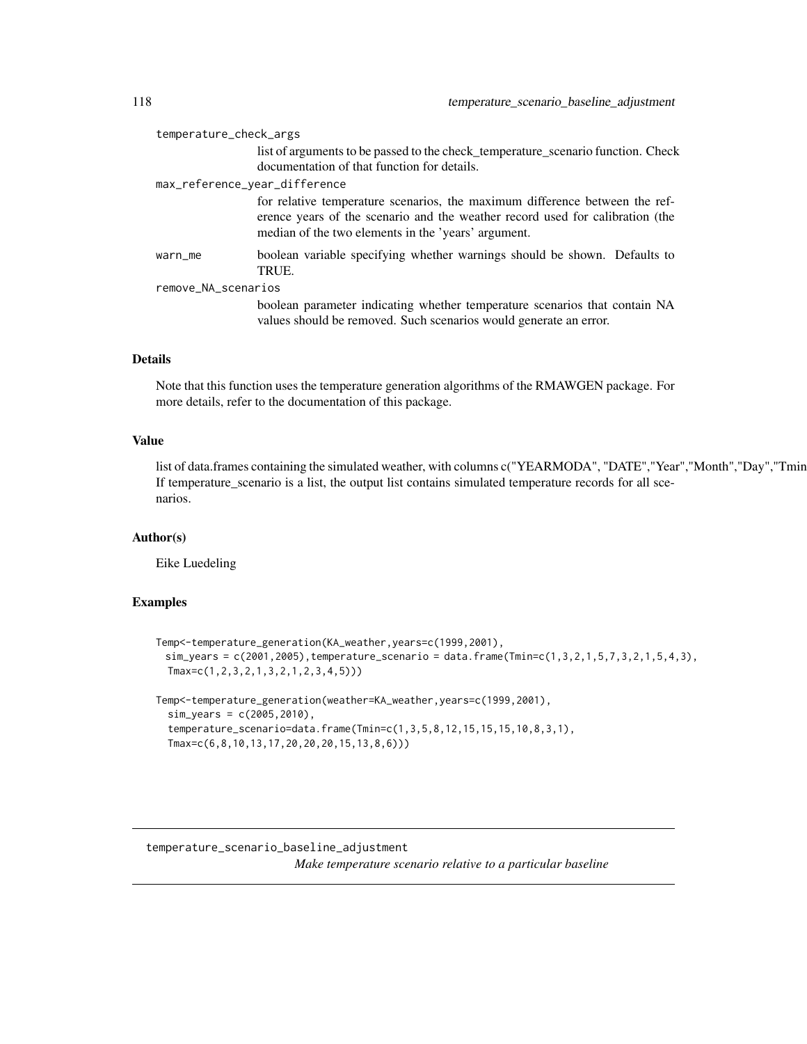temperature_check_args
: list of arguments to be passed to the check_temperature_scenario function. Check documentation of that function for details.

max_reference_year_difference
: for relative temperature scenarios, the maximum difference between the reference years of the scenario and the weather record used for calibration (the median of the two elements in the 'years' argument.

warn_me
: boolean variable specifying whether warnings should be shown. Defaults to TRUE.

remove_NA_scenarios
: boolean parameter indicating whether temperature scenarios that contain NA values should be removed. Such scenarios would generate an error.

### Details

Note that this function uses the temperature generation algorithms of the RMAWGEN package. For more details, refer to the documentation of this package.

### Value

list of data.frames containing the simulated weather, with columns c("YEARMODA", "DATE","Year","Month","Day","Tmin If temperature_scenario is a list, the output list contains simulated temperature records for all scenarios.

### Author(s)

Eike Luedeling

### Examples

```
Temp<-temperature_generation(KA_weather,years=c(1999,2001),
  sim_years = c(2001,2005),temperature_scenario = data.frame(Tmin=c(1,3,2,1,5,7,3,2,1,5,4,3),
   Tmax=c(1,2,3,2,1,3,2,1,2,3,4,5)))

Temp<-temperature_generation(weather=KA_weather,years=c(1999,2001),
   sim_years = c(2005,2010),
   temperature_scenario=data.frame(Tmin=c(1,3,5,8,12,15,15,15,10,8,3,1),
   Tmax=c(6,8,10,13,17,20,20,20,15,13,8,6)))
```

---

## temperature_scenario_baseline_adjustment

*Make temperature scenario relative to a particular baseline*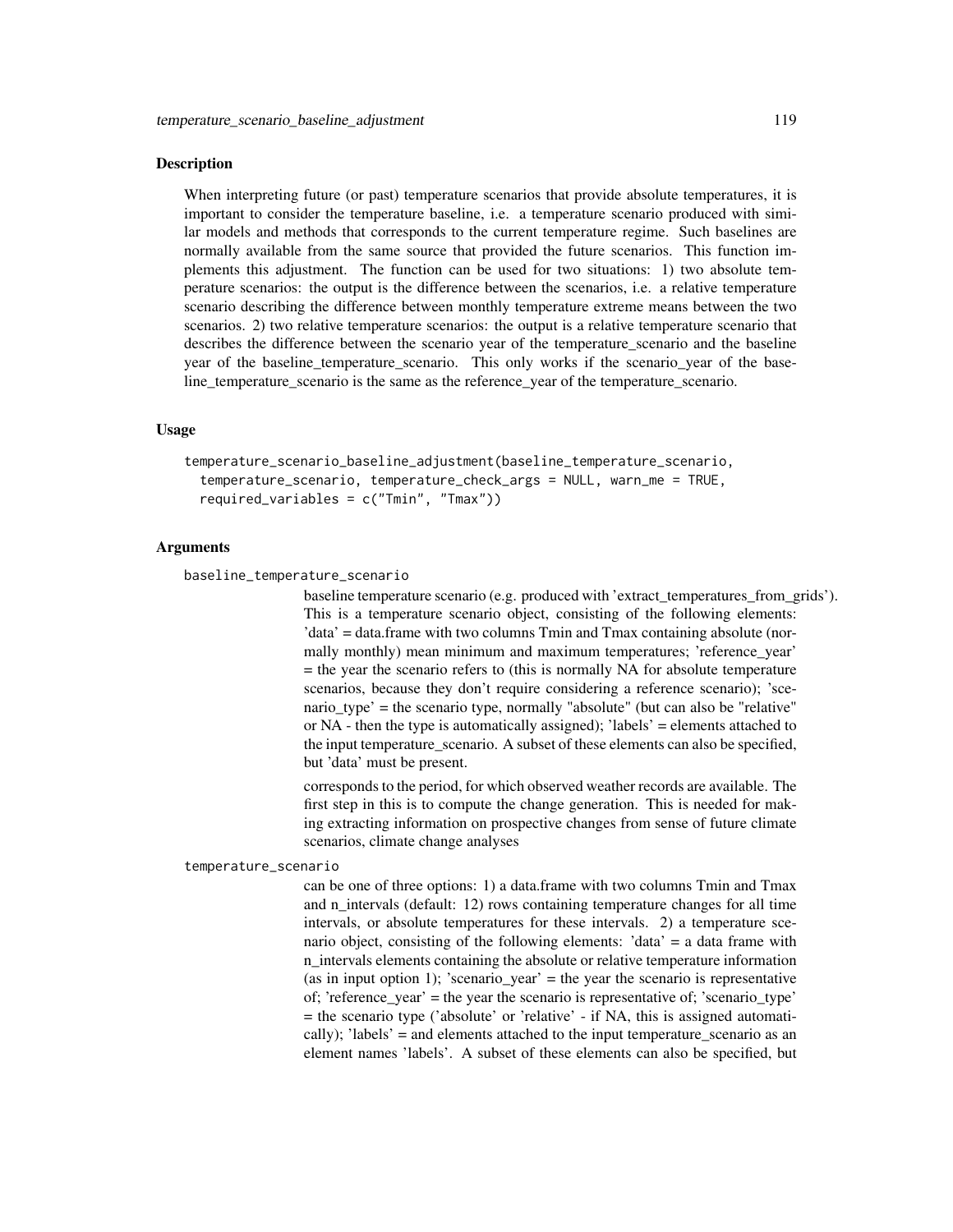### Description

When interpreting future (or past) temperature scenarios that provide absolute temperatures, it is important to consider the temperature baseline, i.e. a temperature scenario produced with similar models and methods that corresponds to the current temperature regime. Such baselines are normally available from the same source that provided the future scenarios. This function implements this adjustment. The function can be used for two situations: 1) two absolute temperature scenarios: the output is the difference between the scenarios, i.e. a relative temperature scenario describing the difference between monthly temperature extreme means between the two scenarios. 2) two relative temperature scenarios: the output is a relative temperature scenario that describes the difference between the scenario year of the temperature_scenario and the baseline year of the baseline_temperature_scenario. This only works if the scenario_year of the baseline_temperature_scenario is the same as the reference_year of the temperature_scenario.

### Usage

```
temperature_scenario_baseline_adjustment(baseline_temperature_scenario,
  temperature_scenario, temperature_check_args = NULL, warn_me = TRUE,
  required_variables = c("Tmin", "Tmax"))
```

### Arguments

`baseline_temperature_scenario`

baseline temperature scenario (e.g. produced with 'extract_temperatures_from_grids'). This is a temperature scenario object, consisting of the following elements: 'data' = data.frame with two columns Tmin and Tmax containing absolute (normally monthly) mean minimum and maximum temperatures; 'reference_year' = the year the scenario refers to (this is normally NA for absolute temperature scenarios, because they don't require considering a reference scenario); 'scenario_type' = the scenario type, normally "absolute" (but can also be "relative" or NA - then the type is automatically assigned); 'labels' = elements attached to the input temperature_scenario. A subset of these elements can also be specified, but 'data' must be present.

corresponds to the period, for which observed weather records are available. The first step in this is to compute the change generation. This is needed for making extracting information on prospective changes from sense of future climate scenarios, climate change analyses

`temperature_scenario`

can be one of three options: 1) a data.frame with two columns Tmin and Tmax and n_intervals (default: 12) rows containing temperature changes for all time intervals, or absolute temperatures for these intervals. 2) a temperature scenario object, consisting of the following elements: 'data' = a data frame with n_intervals elements containing the absolute or relative temperature information (as in input option 1); 'scenario_year' = the year the scenario is representative of; 'reference_year' = the year the scenario is representative of; 'scenario_type' = the scenario type ('absolute' or 'relative' - if NA, this is assigned automatically); 'labels' = and elements attached to the input temperature_scenario as an element names 'labels'. A subset of these elements can also be specified, but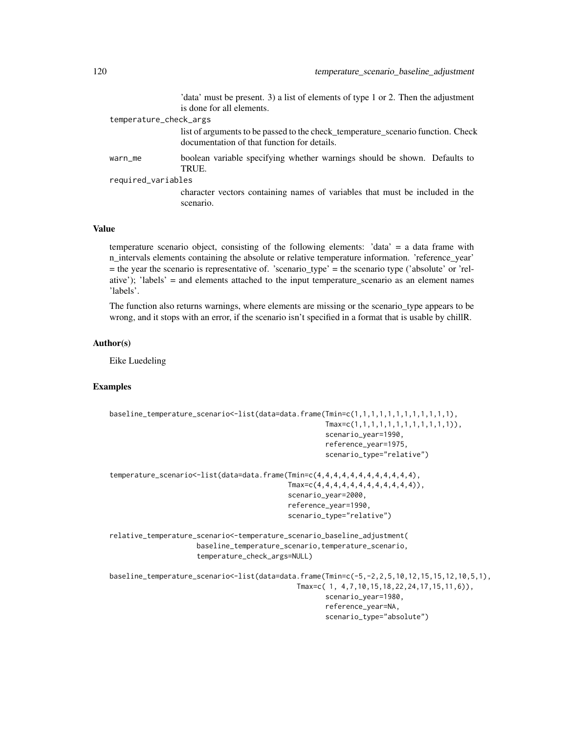'data' must be present. 3) a list of elements of type 1 or 2. Then the adjustment is done for all elements.

temperature_check_args
: list of arguments to be passed to the check_temperature_scenario function. Check documentation of that function for details.

warn_me
: boolean variable specifying whether warnings should be shown. Defaults to TRUE.

required_variables
: character vectors containing names of variables that must be included in the scenario.

### Value

temperature scenario object, consisting of the following elements: 'data' = a data frame with n_intervals elements containing the absolute or relative temperature information. 'reference_year' = the year the scenario is representative of. 'scenario_type' = the scenario type ('absolute' or 'relative'); 'labels' = and elements attached to the input temperature_scenario as an element names 'labels'.

The function also returns warnings, where elements are missing or the scenario_type appears to be wrong, and it stops with an error, if the scenario isn't specified in a format that is usable by chillR.

### Author(s)

Eike Luedeling

### Examples

```
baseline_temperature_scenario<-list(data=data.frame(Tmin=c(1,1,1,1,1,1,1,1,1,1,1,1),
                                                    Tmax=c(1,1,1,1,1,1,1,1,1,1,1,1)),
                                                    scenario_year=1990,
                                                    reference_year=1975,
                                                    scenario_type="relative")

temperature_scenario<-list(data=data.frame(Tmin=c(4,4,4,4,4,4,4,4,4,4,4,4),
                                           Tmax=c(4,4,4,4,4,4,4,4,4,4,4,4)),
                                           scenario_year=2000,
                                           reference_year=1990,
                                           scenario_type="relative")

relative_temperature_scenario<-temperature_scenario_baseline_adjustment(
                    baseline_temperature_scenario,temperature_scenario,
                    temperature_check_args=NULL)

baseline_temperature_scenario<-list(data=data.frame(Tmin=c(-5,-2,2,5,10,12,15,15,12,10,5,1),
                                              Tmax=c( 1, 4,7,10,15,18,22,24,17,15,11,6)),
                                                    scenario_year=1980,
                                                    reference_year=NA,
                                                    scenario_type="absolute")
```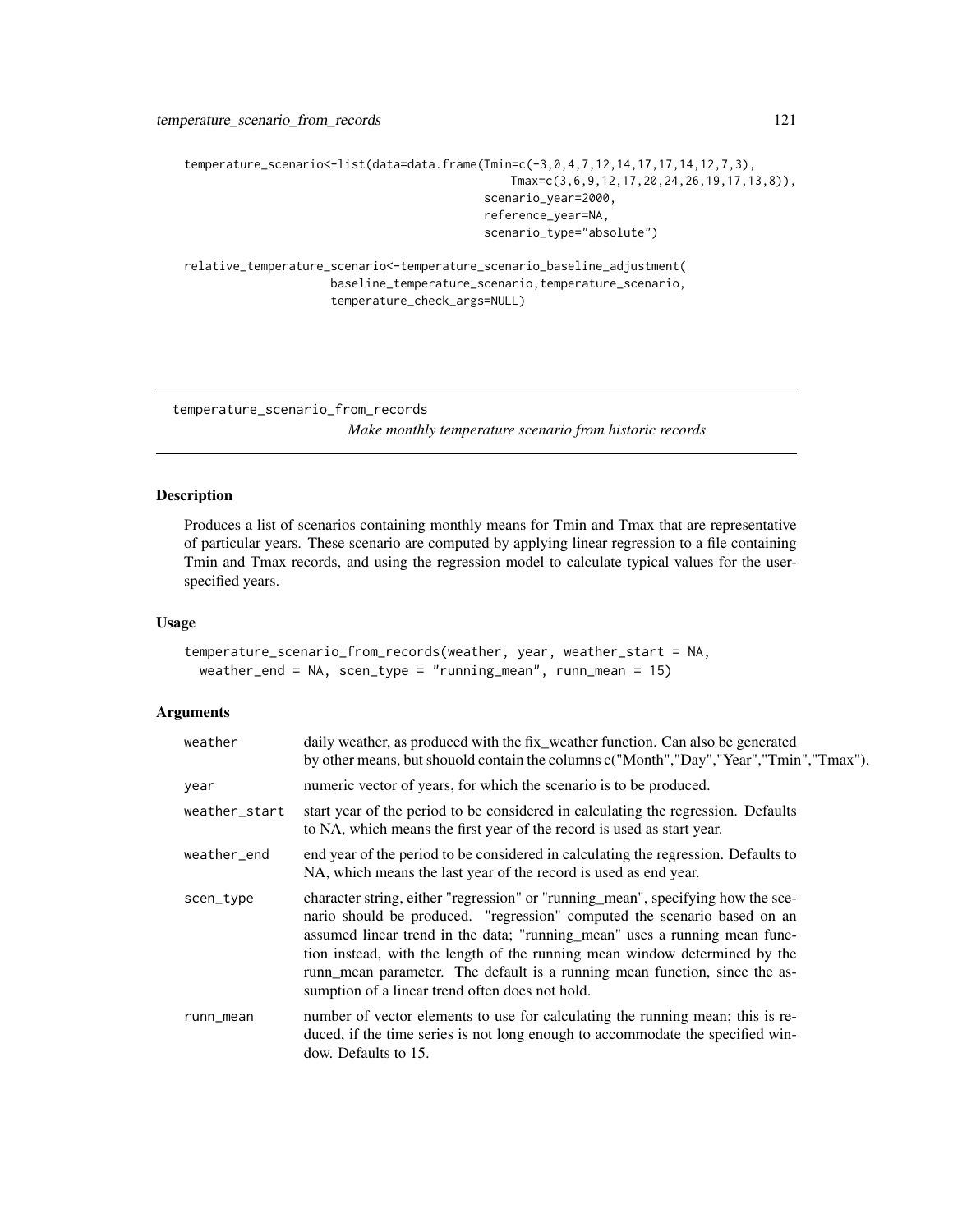```
temperature_scenario<-list(data=data.frame(Tmin=c(-3,0,4,7,12,14,17,17,14,12,7,3),
                                            Tmax=c(3,6,9,12,17,20,24,26,19,17,13,8)),
                                       scenario_year=2000,
                                       reference_year=NA,
                                       scenario_type="absolute")

relative_temperature_scenario<-temperature_scenario_baseline_adjustment(
                     baseline_temperature_scenario,temperature_scenario,
                     temperature_check_args=NULL)
```

## temperature_scenario_from_records

*Make monthly temperature scenario from historic records*

### Description

Produces a list of scenarios containing monthly means for Tmin and Tmax that are representative of particular years. These scenario are computed by applying linear regression to a file containing Tmin and Tmax records, and using the regression model to calculate typical values for the user-specified years.

### Usage

```
temperature_scenario_from_records(weather, year, weather_start = NA,
  weather_end = NA, scen_type = "running_mean", runn_mean = 15)
```

### Arguments

| | |
|---|---|
| weather | daily weather, as produced with the fix_weather function. Can also be generated by other means, but shouold contain the columns c("Month","Day","Year","Tmin","Tmax"). |
| year | numeric vector of years, for which the scenario is to be produced. |
| weather_start | start year of the period to be considered in calculating the regression. Defaults to NA, which means the first year of the record is used as start year. |
| weather_end | end year of the period to be considered in calculating the regression. Defaults to NA, which means the last year of the record is used as end year. |
| scen_type | character string, either "regression" or "running_mean", specifying how the scenario should be produced. "regression" computed the scenario based on an assumed linear trend in the data; "running_mean" uses a running mean function instead, with the length of the running mean window determined by the runn_mean parameter. The default is a running mean function, since the assumption of a linear trend often does not hold. |
| runn_mean | number of vector elements to use for calculating the running mean; this is reduced, if the time series is not long enough to accommodate the specified window. Defaults to 15. |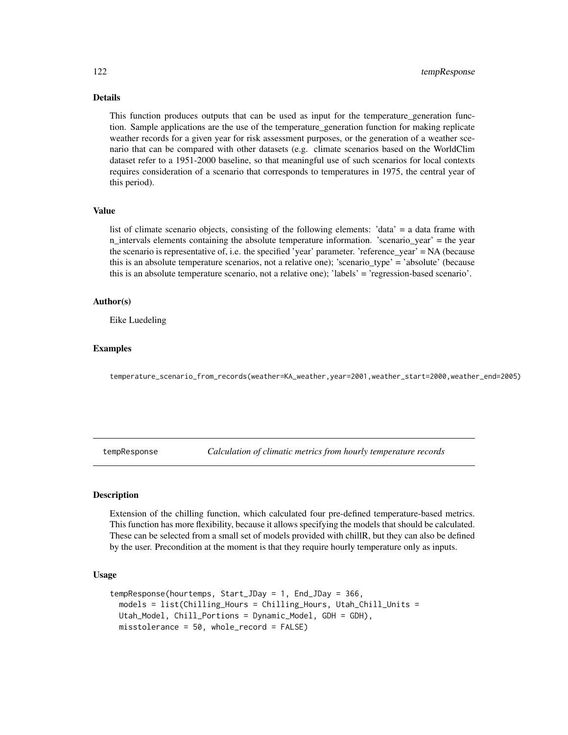### Details

This function produces outputs that can be used as input for the temperature_generation function. Sample applications are the use of the temperature_generation function for making replicate weather records for a given year for risk assessment purposes, or the generation of a weather scenario that can be compared with other datasets (e.g. climate scenarios based on the WorldClim dataset refer to a 1951-2000 baseline, so that meaningful use of such scenarios for local contexts requires consideration of a scenario that corresponds to temperatures in 1975, the central year of this period).

### Value

list of climate scenario objects, consisting of the following elements: 'data' = a data frame with n_intervals elements containing the absolute temperature information. 'scenario_year' = the year the scenario is representative of, i.e. the specified 'year' parameter. 'reference_year' = NA (because this is an absolute temperature scenarios, not a relative one); 'scenario_type' = 'absolute' (because this is an absolute temperature scenario, not a relative one); 'labels' = 'regression-based scenario'.

### Author(s)

Eike Luedeling

### Examples

```
temperature_scenario_from_records(weather=KA_weather,year=2001,weather_start=2000,weather_end=2005)
```

## tempResponse — *Calculation of climatic metrics from hourly temperature records*

### Description

Extension of the chilling function, which calculated four pre-defined temperature-based metrics. This function has more flexibility, because it allows specifying the models that should be calculated. These can be selected from a small set of models provided with chillR, but they can also be defined by the user. Precondition at the moment is that they require hourly temperature only as inputs.

### Usage

```
tempResponse(hourtemps, Start_JDay = 1, End_JDay = 366,
  models = list(Chilling_Hours = Chilling_Hours, Utah_Chill_Units =
  Utah_Model, Chill_Portions = Dynamic_Model, GDH = GDH),
  misstolerance = 50, whole_record = FALSE)
```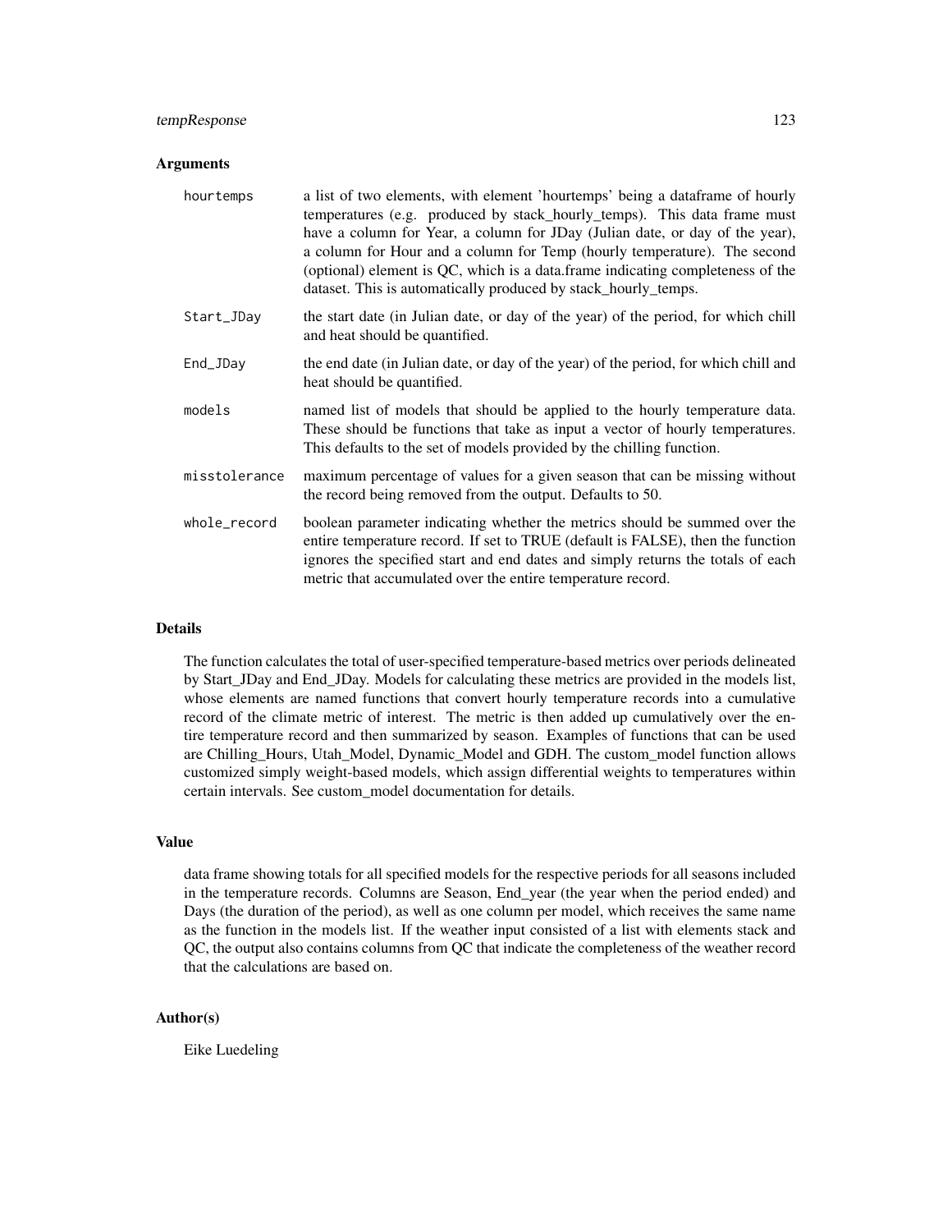### Arguments

| | |
|---|---|
| `hourtemps` | a list of two elements, with element 'hourtemps' being a dataframe of hourly temperatures (e.g. produced by stack_hourly_temps). This data frame must have a column for Year, a column for JDay (Julian date, or day of the year), a column for Hour and a column for Temp (hourly temperature). The second (optional) element is QC, which is a data.frame indicating completeness of the dataset. This is automatically produced by stack_hourly_temps. |
| `Start_JDay` | the start date (in Julian date, or day of the year) of the period, for which chill and heat should be quantified. |
| `End_JDay` | the end date (in Julian date, or day of the year) of the period, for which chill and heat should be quantified. |
| `models` | named list of models that should be applied to the hourly temperature data. These should be functions that take as input a vector of hourly temperatures. This defaults to the set of models provided by the chilling function. |
| `misstolerance` | maximum percentage of values for a given season that can be missing without the record being removed from the output. Defaults to 50. |
| `whole_record` | boolean parameter indicating whether the metrics should be summed over the entire temperature record. If set to TRUE (default is FALSE), then the function ignores the specified start and end dates and simply returns the totals of each metric that accumulated over the entire temperature record. |

### Details

The function calculates the total of user-specified temperature-based metrics over periods delineated by Start_JDay and End_JDay. Models for calculating these metrics are provided in the models list, whose elements are named functions that convert hourly temperature records into a cumulative record of the climate metric of interest. The metric is then added up cumulatively over the entire temperature record and then summarized by season. Examples of functions that can be used are Chilling_Hours, Utah_Model, Dynamic_Model and GDH. The custom_model function allows customized simply weight-based models, which assign differential weights to temperatures within certain intervals. See custom_model documentation for details.

### Value

data frame showing totals for all specified models for the respective periods for all seasons included in the temperature records. Columns are Season, End_year (the year when the period ended) and Days (the duration of the period), as well as one column per model, which receives the same name as the function in the models list. If the weather input consisted of a list with elements stack and QC, the output also contains columns from QC that indicate the completeness of the weather record that the calculations are based on.

### Author(s)

Eike Luedeling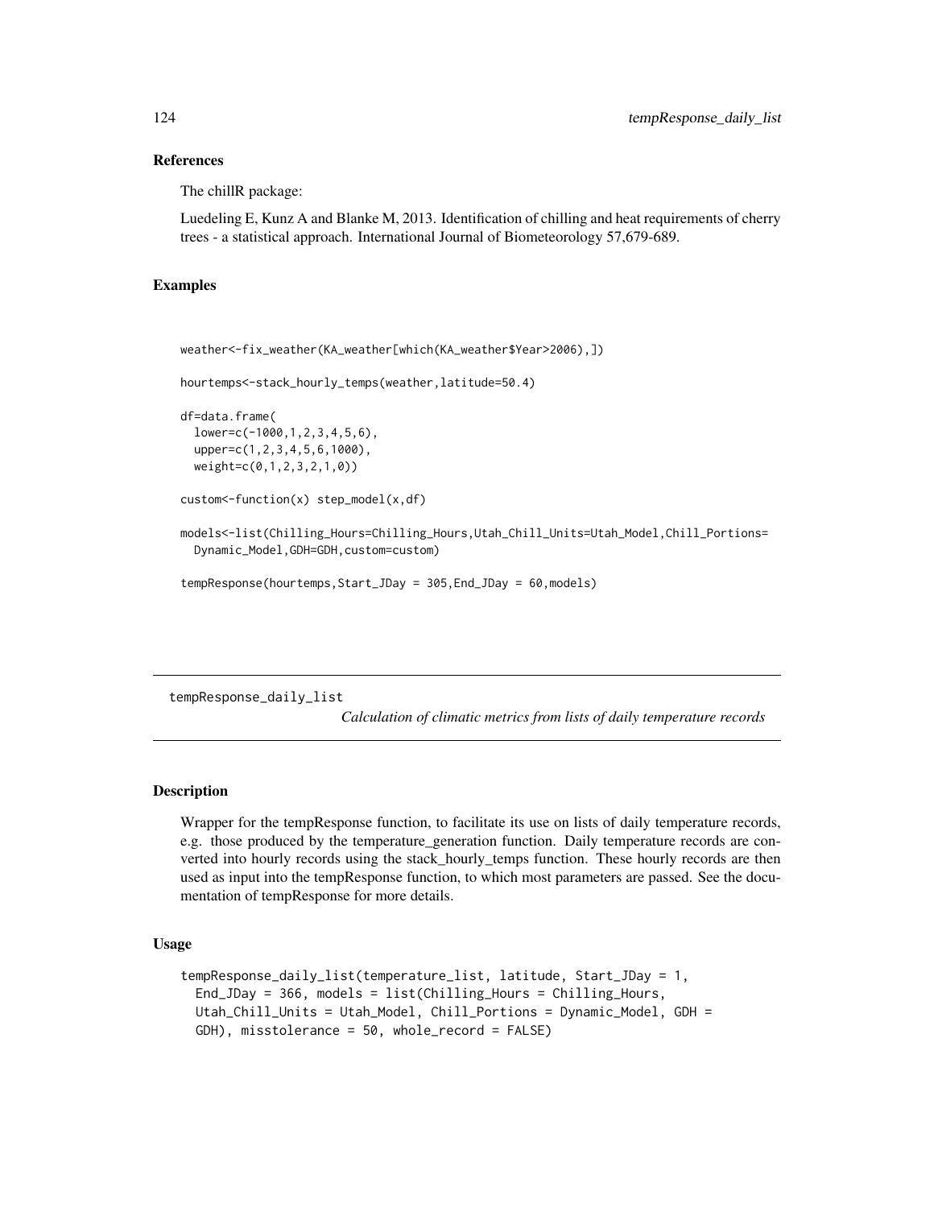### References

The chillR package:

Luedeling E, Kunz A and Blanke M, 2013. Identification of chilling and heat requirements of cherry trees - a statistical approach. International Journal of Biometeorology 57,679-689.

### Examples

```
weather<-fix_weather(KA_weather[which(KA_weather$Year>2006),])

hourtemps<-stack_hourly_temps(weather,latitude=50.4)

df=data.frame(
  lower=c(-1000,1,2,3,4,5,6),
  upper=c(1,2,3,4,5,6,1000),
  weight=c(0,1,2,3,2,1,0))

custom<-function(x) step_model(x,df)

models<-list(Chilling_Hours=Chilling_Hours,Utah_Chill_Units=Utah_Model,Chill_Portions=
  Dynamic_Model,GDH=GDH,custom=custom)

tempResponse(hourtemps,Start_JDay = 305,End_JDay = 60,models)
```

---

## tempResponse_daily_list

*Calculation of climatic metrics from lists of daily temperature records*

---

### Description

Wrapper for the tempResponse function, to facilitate its use on lists of daily temperature records, e.g. those produced by the temperature_generation function. Daily temperature records are converted into hourly records using the stack_hourly_temps function. These hourly records are then used as input into the tempResponse function, to which most parameters are passed. See the documentation of tempResponse for more details.

### Usage

```
tempResponse_daily_list(temperature_list, latitude, Start_JDay = 1,
  End_JDay = 366, models = list(Chilling_Hours = Chilling_Hours,
  Utah_Chill_Units = Utah_Model, Chill_Portions = Dynamic_Model, GDH =
  GDH), misstolerance = 50, whole_record = FALSE)
```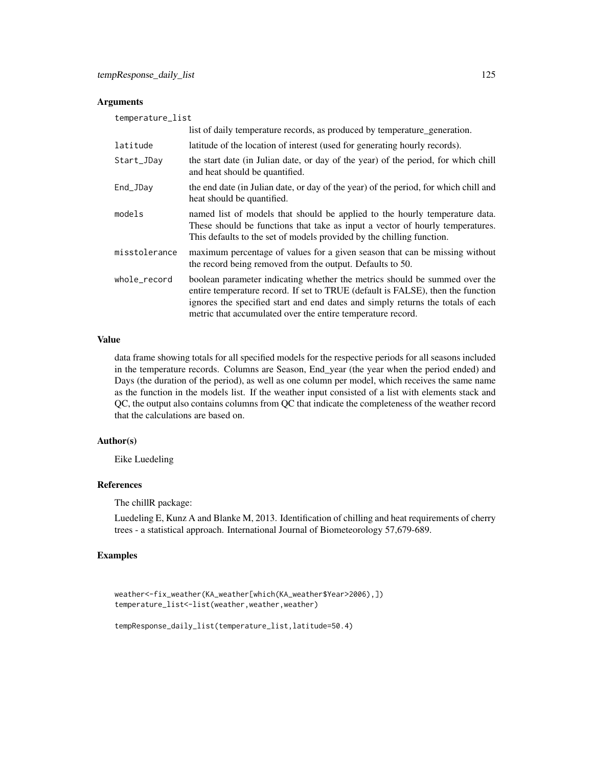### Arguments

| | |
|---|---|
| `temperature_list` | list of daily temperature records, as produced by temperature_generation. |
| `latitude` | latitude of the location of interest (used for generating hourly records). |
| `Start_JDay` | the start date (in Julian date, or day of the year) of the period, for which chill and heat should be quantified. |
| `End_JDay` | the end date (in Julian date, or day of the year) of the period, for which chill and heat should be quantified. |
| `models` | named list of models that should be applied to the hourly temperature data. These should be functions that take as input a vector of hourly temperatures. This defaults to the set of models provided by the chilling function. |
| `misstolerance` | maximum percentage of values for a given season that can be missing without the record being removed from the output. Defaults to 50. |
| `whole_record` | boolean parameter indicating whether the metrics should be summed over the entire temperature record. If set to TRUE (default is FALSE), then the function ignores the specified start and end dates and simply returns the totals of each metric that accumulated over the entire temperature record. |

### Value

data frame showing totals for all specified models for the respective periods for all seasons included in the temperature records. Columns are Season, End_year (the year when the period ended) and Days (the duration of the period), as well as one column per model, which receives the same name as the function in the models list. If the weather input consisted of a list with elements stack and QC, the output also contains columns from QC that indicate the completeness of the weather record that the calculations are based on.

### Author(s)

Eike Luedeling

### References

The chillR package:

Luedeling E, Kunz A and Blanke M, 2013. Identification of chilling and heat requirements of cherry trees - a statistical approach. International Journal of Biometeorology 57,679-689.

### Examples

```
weather<-fix_weather(KA_weather[which(KA_weather$Year>2006),])
temperature_list<-list(weather,weather,weather)

tempResponse_daily_list(temperature_list,latitude=50.4)
```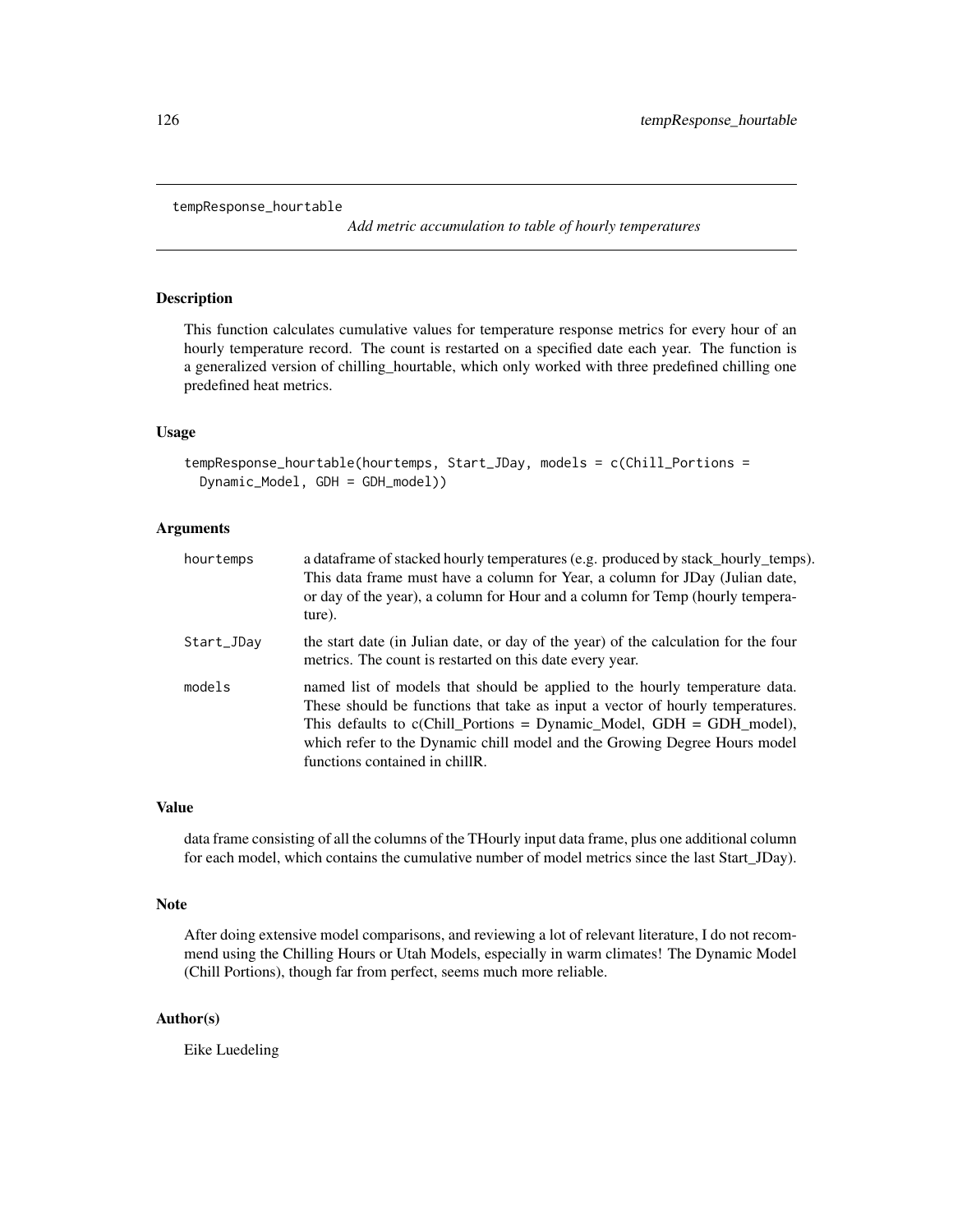```
tempResponse_hourtable
```

*Add metric accumulation to table of hourly temperatures*

## Description

This function calculates cumulative values for temperature response metrics for every hour of an hourly temperature record. The count is restarted on a specified date each year. The function is a generalized version of chilling_hourtable, which only worked with three predefined chilling one predefined heat metrics.

## Usage

```
tempResponse_hourtable(hourtemps, Start_JDay, models = c(Chill_Portions =
  Dynamic_Model, GDH = GDH_model))
```

## Arguments

| | |
|---|---|
| `hourtemps` | a dataframe of stacked hourly temperatures (e.g. produced by stack_hourly_temps). This data frame must have a column for Year, a column for JDay (Julian date, or day of the year), a column for Hour and a column for Temp (hourly temperature). |
| `Start_JDay` | the start date (in Julian date, or day of the year) of the calculation for the four metrics. The count is restarted on this date every year. |
| `models` | named list of models that should be applied to the hourly temperature data. These should be functions that take as input a vector of hourly temperatures. This defaults to c(Chill_Portions = Dynamic_Model, GDH = GDH_model), which refer to the Dynamic chill model and the Growing Degree Hours model functions contained in chillR. |

## Value

data frame consisting of all the columns of the THourly input data frame, plus one additional column for each model, which contains the cumulative number of model metrics since the last Start_JDay).

## Note

After doing extensive model comparisons, and reviewing a lot of relevant literature, I do not recommend using the Chilling Hours or Utah Models, especially in warm climates! The Dynamic Model (Chill Portions), though far from perfect, seems much more reliable.

## Author(s)

Eike Luedeling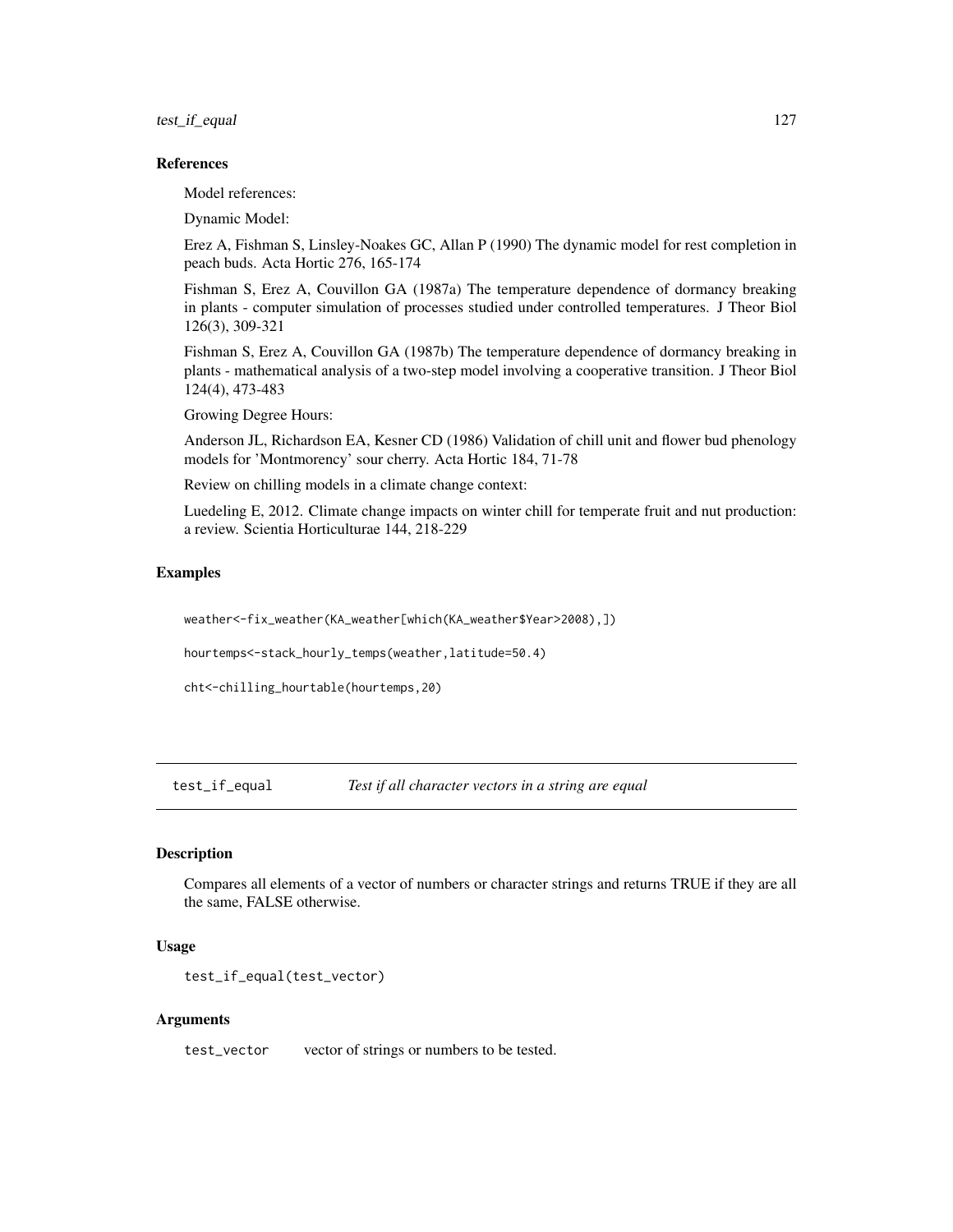### References

Model references:

Dynamic Model:

Erez A, Fishman S, Linsley-Noakes GC, Allan P (1990) The dynamic model for rest completion in peach buds. Acta Hortic 276, 165-174

Fishman S, Erez A, Couvillon GA (1987a) The temperature dependence of dormancy breaking in plants - computer simulation of processes studied under controlled temperatures. J Theor Biol 126(3), 309-321

Fishman S, Erez A, Couvillon GA (1987b) The temperature dependence of dormancy breaking in plants - mathematical analysis of a two-step model involving a cooperative transition. J Theor Biol 124(4), 473-483

Growing Degree Hours:

Anderson JL, Richardson EA, Kesner CD (1986) Validation of chill unit and flower bud phenology models for 'Montmorency' sour cherry. Acta Hortic 184, 71-78

Review on chilling models in a climate change context:

Luedeling E, 2012. Climate change impacts on winter chill for temperate fruit and nut production: a review. Scientia Horticulturae 144, 218-229

### Examples

```
weather<-fix_weather(KA_weather[which(KA_weather$Year>2008),])

hourtemps<-stack_hourly_temps(weather,latitude=50.4)

cht<-chilling_hourtable(hourtemps,20)
```

---

## test_if_equal    *Test if all character vectors in a string are equal*

### Description

Compares all elements of a vector of numbers or character strings and returns TRUE if they are all the same, FALSE otherwise.

### Usage

```
test_if_equal(test_vector)
```

### Arguments

test_vector    vector of strings or numbers to be tested.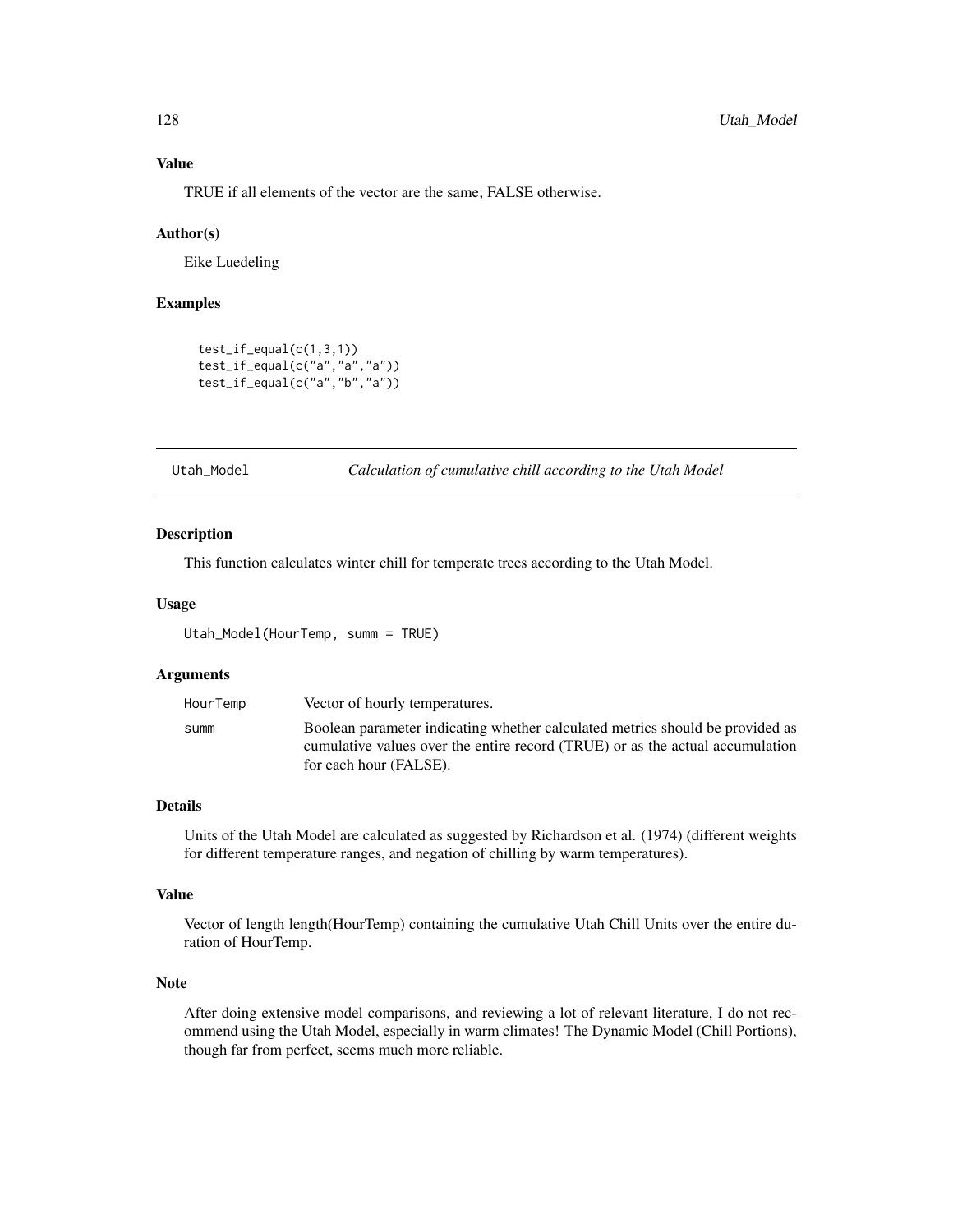### Value

TRUE if all elements of the vector are the same; FALSE otherwise.

### Author(s)

Eike Luedeling

### Examples

```
test_if_equal(c(1,3,1))
test_if_equal(c("a","a","a"))
test_if_equal(c("a","b","a"))
```

---

## Utah_Model — *Calculation of cumulative chill according to the Utah Model*

---

### Description

This function calculates winter chill for temperate trees according to the Utah Model.

### Usage

```
Utah_Model(HourTemp, summ = TRUE)
```

### Arguments

| | |
|---|---|
| `HourTemp` | Vector of hourly temperatures. |
| `summ` | Boolean parameter indicating whether calculated metrics should be provided as cumulative values over the entire record (TRUE) or as the actual accumulation for each hour (FALSE). |

### Details

Units of the Utah Model are calculated as suggested by Richardson et al. (1974) (different weights for different temperature ranges, and negation of chilling by warm temperatures).

### Value

Vector of length length(HourTemp) containing the cumulative Utah Chill Units over the entire duration of HourTemp.

### Note

After doing extensive model comparisons, and reviewing a lot of relevant literature, I do not recommend using the Utah Model, especially in warm climates! The Dynamic Model (Chill Portions), though far from perfect, seems much more reliable.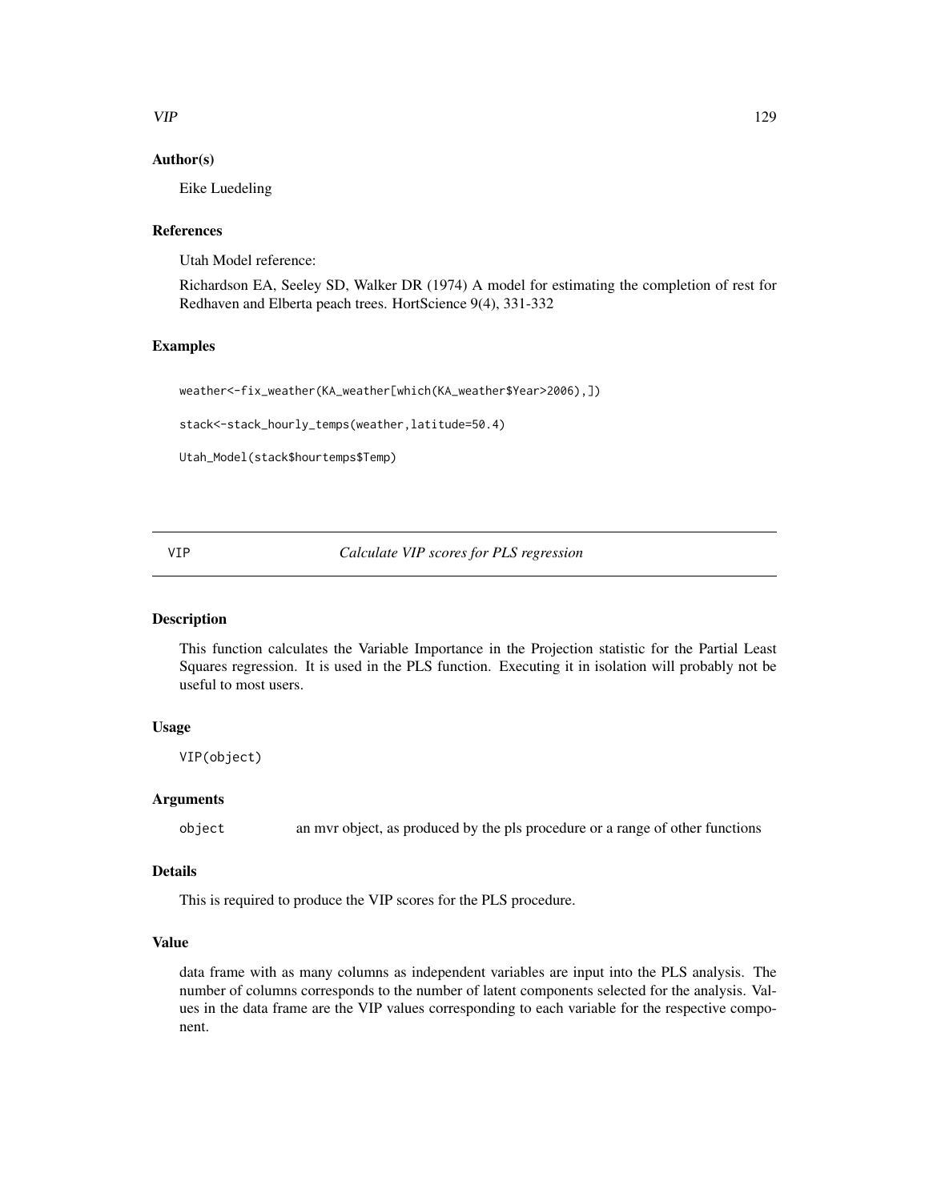### Author(s)

Eike Luedeling

### References

Utah Model reference:

Richardson EA, Seeley SD, Walker DR (1974) A model for estimating the completion of rest for Redhaven and Elberta peach trees. HortScience 9(4), 331-332

### Examples

```
weather<-fix_weather(KA_weather[which(KA_weather$Year>2006),])

stack<-stack_hourly_temps(weather,latitude=50.4)

Utah_Model(stack$hourtemps$Temp)
```

---

## VIP — *Calculate VIP scores for PLS regression*

---

### Description

This function calculates the Variable Importance in the Projection statistic for the Partial Least Squares regression. It is used in the PLS function. Executing it in isolation will probably not be useful to most users.

### Usage

```
VIP(object)
```

### Arguments

`object` an mvr object, as produced by the pls procedure or a range of other functions

### Details

This is required to produce the VIP scores for the PLS procedure.

### Value

data frame with as many columns as independent variables are input into the PLS analysis. The number of columns corresponds to the number of latent components selected for the analysis. Values in the data frame are the VIP values corresponding to each variable for the respective component.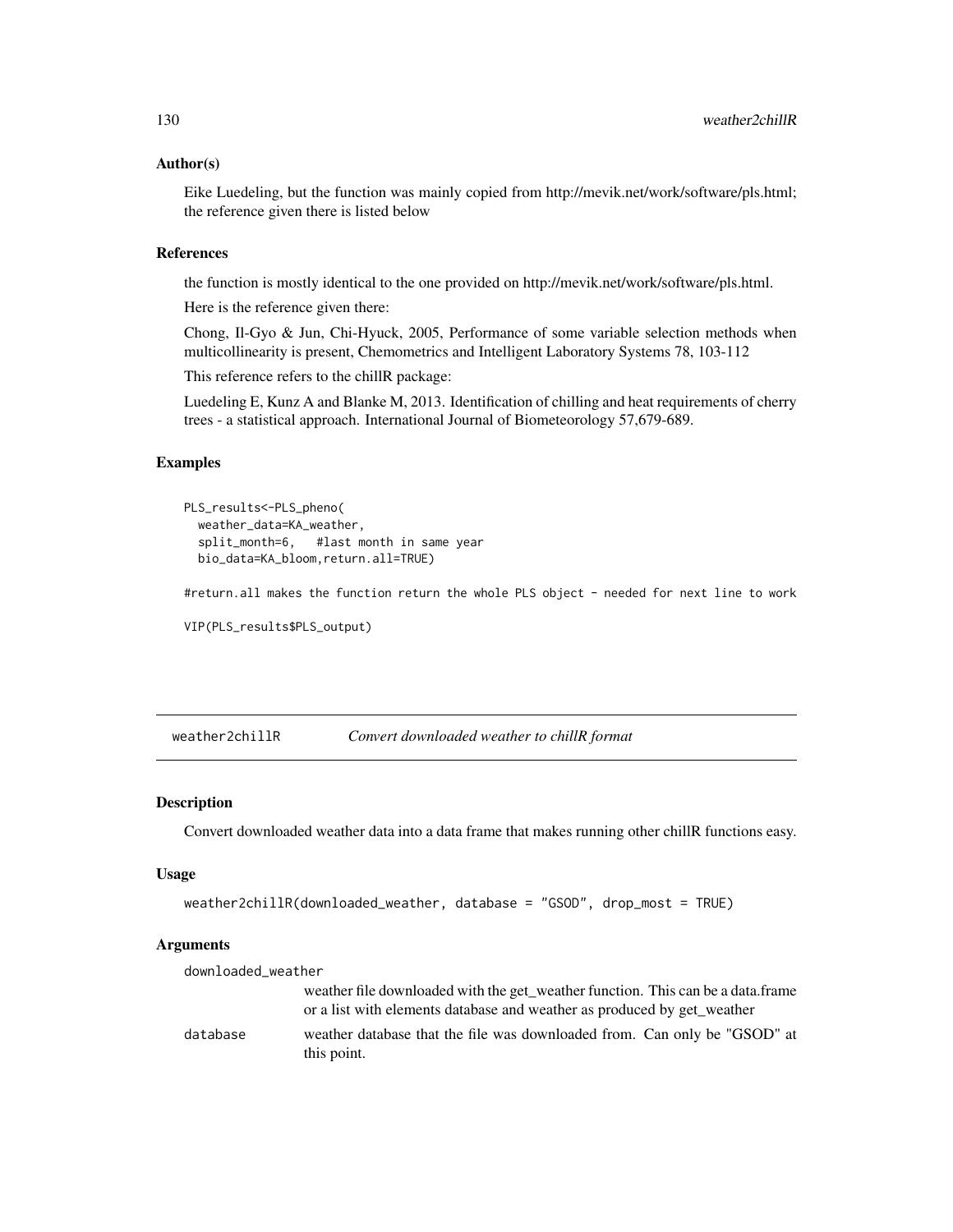### Author(s)

Eike Luedeling, but the function was mainly copied from http://mevik.net/work/software/pls.html; the reference given there is listed below

### References

the function is mostly identical to the one provided on http://mevik.net/work/software/pls.html.

Here is the reference given there:

Chong, Il-Gyo & Jun, Chi-Hyuck, 2005, Performance of some variable selection methods when multicollinearity is present, Chemometrics and Intelligent Laboratory Systems 78, 103-112

This reference refers to the chillR package:

Luedeling E, Kunz A and Blanke M, 2013. Identification of chilling and heat requirements of cherry trees - a statistical approach. International Journal of Biometeorology 57,679-689.

### Examples

```
PLS_results<-PLS_pheno(
  weather_data=KA_weather,
  split_month=6,   #last month in same year
  bio_data=KA_bloom,return.all=TRUE)

#return.all makes the function return the whole PLS object - needed for next line to work

VIP(PLS_results$PLS_output)
```

---

## weather2chillR *Convert downloaded weather to chillR format*

### Description

Convert downloaded weather data into a data frame that makes running other chillR functions easy.

### Usage

```
weather2chillR(downloaded_weather, database = "GSOD", drop_most = TRUE)
```

### Arguments

| | |
|---|---|
| downloaded_weather | weather file downloaded with the get_weather function. This can be a data.frame or a list with elements database and weather as produced by get_weather |
| database | weather database that the file was downloaded from. Can only be "GSOD" at this point. |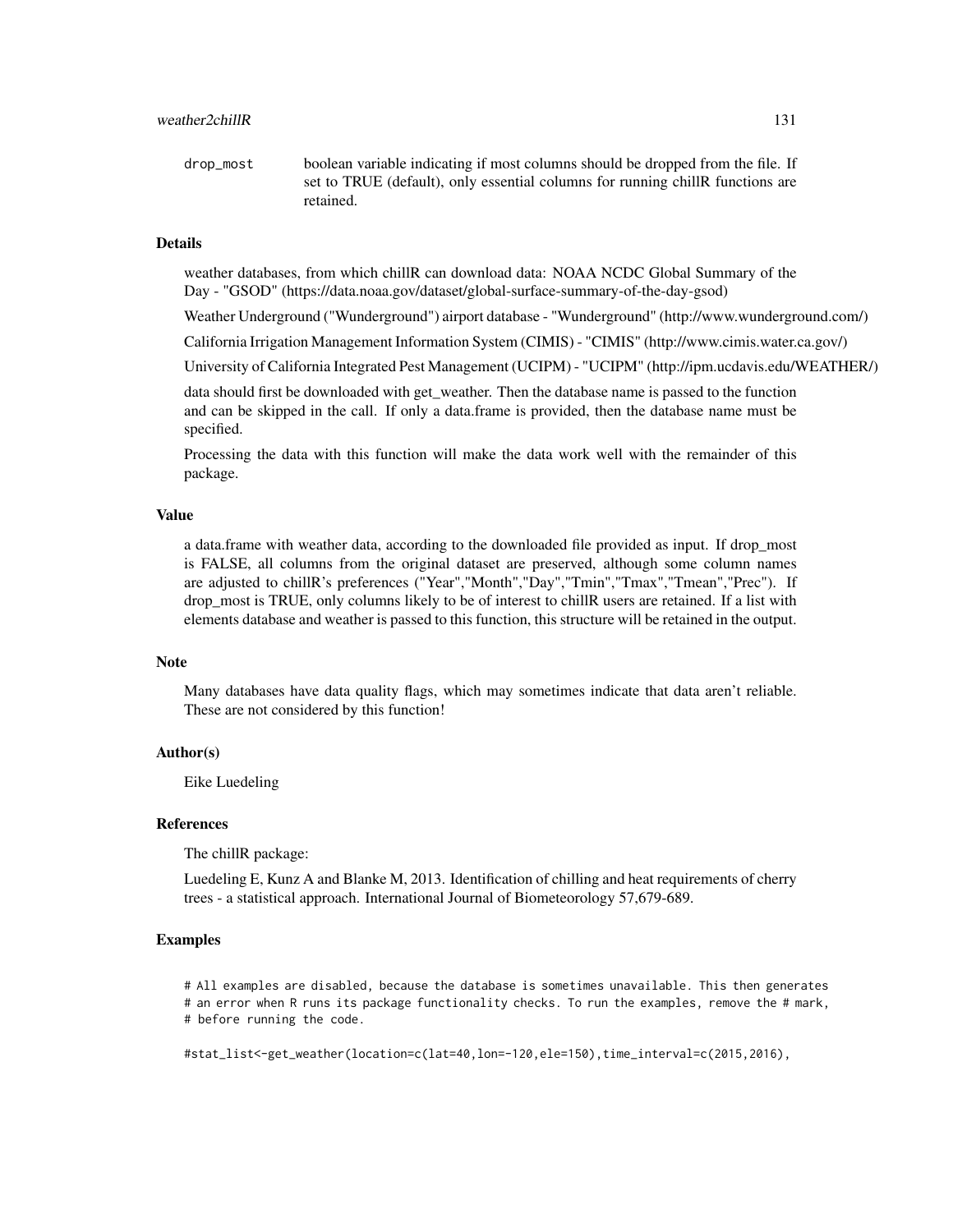drop_most boolean variable indicating if most columns should be dropped from the file. If set to TRUE (default), only essential columns for running chillR functions are retained.

### Details

weather databases, from which chillR can download data: NOAA NCDC Global Summary of the Day - "GSOD" (https://data.noaa.gov/dataset/global-surface-summary-of-the-day-gsod)

Weather Underground ("Wunderground") airport database - "Wunderground" (http://www.wunderground.com/)

California Irrigation Management Information System (CIMIS) - "CIMIS" (http://www.cimis.water.ca.gov/)

University of California Integrated Pest Management (UCIPM) - "UCIPM" (http://ipm.ucdavis.edu/WEATHER/)

data should first be downloaded with get_weather. Then the database name is passed to the function and can be skipped in the call. If only a data.frame is provided, then the database name must be specified.

Processing the data with this function will make the data work well with the remainder of this package.

### Value

a data.frame with weather data, according to the downloaded file provided as input. If drop_most is FALSE, all columns from the original dataset are preserved, although some column names are adjusted to chillR's preferences ("Year","Month","Day","Tmin","Tmax","Tmean","Prec"). If drop_most is TRUE, only columns likely to be of interest to chillR users are retained. If a list with elements database and weather is passed to this function, this structure will be retained in the output.

### Note

Many databases have data quality flags, which may sometimes indicate that data aren't reliable. These are not considered by this function!

### Author(s)

Eike Luedeling

### References

The chillR package:

Luedeling E, Kunz A and Blanke M, 2013. Identification of chilling and heat requirements of cherry trees - a statistical approach. International Journal of Biometeorology 57,679-689.

### Examples

```
# All examples are disabled, because the database is sometimes unavailable. This then generates
# an error when R runs its package functionality checks. To run the examples, remove the # mark,
# before running the code.

#stat_list<-get_weather(location=c(lat=40,lon=-120,ele=150),time_interval=c(2015,2016),
```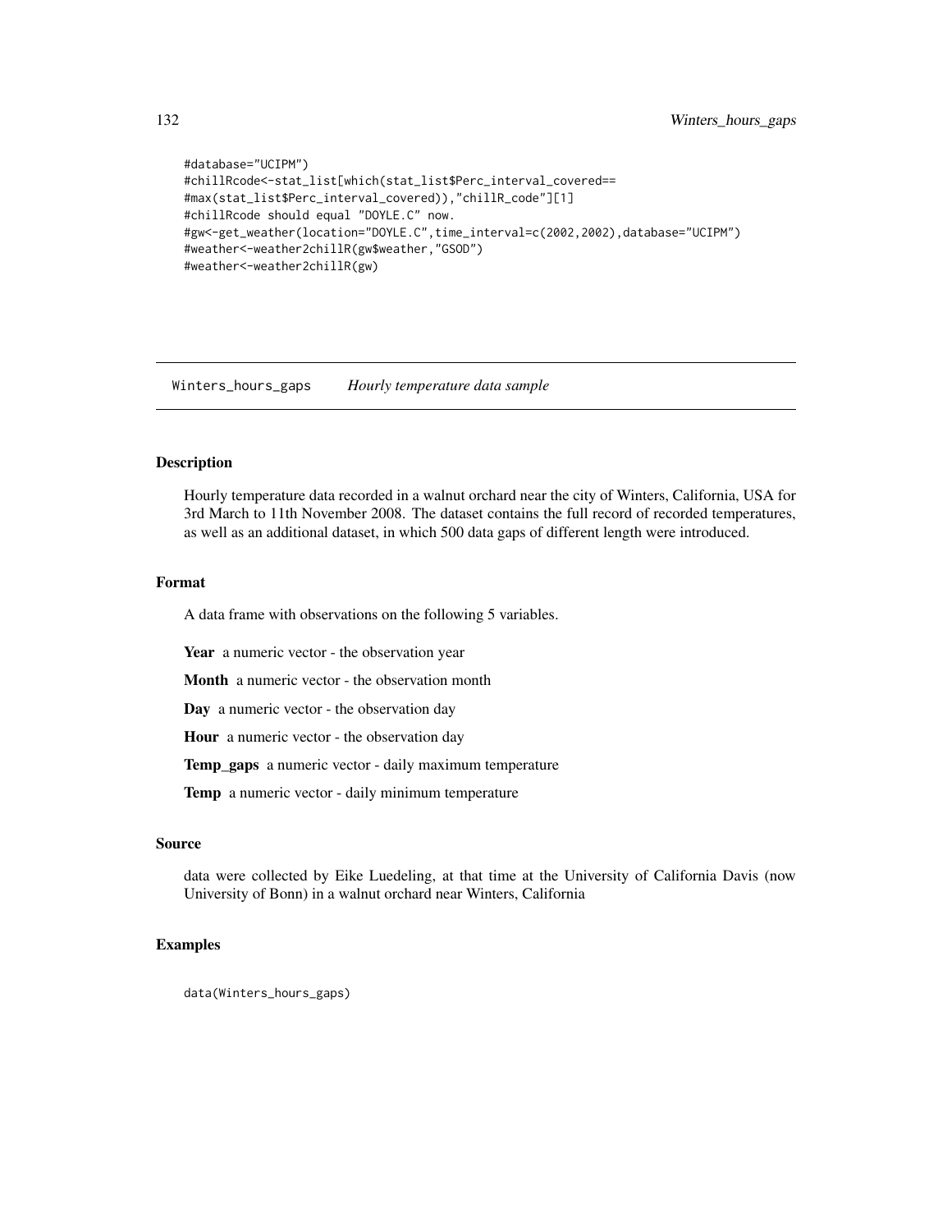```
#database="UCIPM")
#chillRcode<-stat_list[which(stat_list$Perc_interval_covered==
#max(stat_list$Perc_interval_covered)),"chillR_code"][1]
#chillRcode should equal "DOYLE.C" now.
#gw<-get_weather(location="DOYLE.C",time_interval=c(2002,2002),database="UCIPM")
#weather<-weather2chillR(gw$weather,"GSOD")
#weather<-weather2chillR(gw)
```

## Winters_hours_gaps *Hourly temperature data sample*

### Description

Hourly temperature data recorded in a walnut orchard near the city of Winters, California, USA for 3rd March to 11th November 2008. The dataset contains the full record of recorded temperatures, as well as an additional dataset, in which 500 data gaps of different length were introduced.

### Format

A data frame with observations on the following 5 variables.

**Year** a numeric vector - the observation year

**Month** a numeric vector - the observation month

**Day** a numeric vector - the observation day

**Hour** a numeric vector - the observation day

**Temp_gaps** a numeric vector - daily maximum temperature

**Temp** a numeric vector - daily minimum temperature

### Source

data were collected by Eike Luedeling, at that time at the University of California Davis (now University of Bonn) in a walnut orchard near Winters, California

### Examples

```
data(Winters_hours_gaps)
```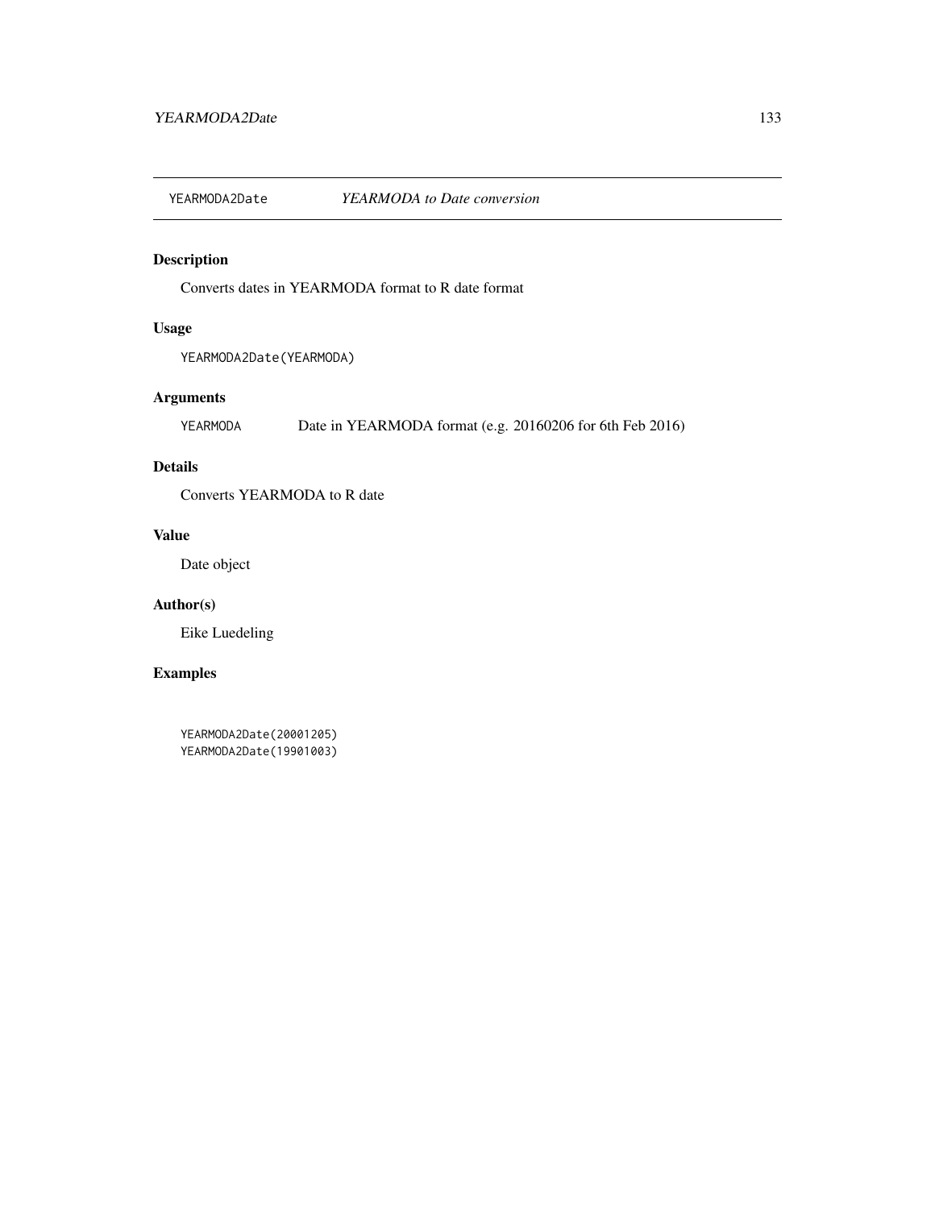## YEARMODA2Date — *YEARMODA to Date conversion*

### Description

Converts dates in YEARMODA format to R date format

### Usage

```
YEARMODA2Date(YEARMODA)
```

### Arguments

| | |
|---|---|
| YEARMODA | Date in YEARMODA format (e.g. 20160206 for 6th Feb 2016) |

### Details

Converts YEARMODA to R date

### Value

Date object

### Author(s)

Eike Luedeling

### Examples

```
YEARMODA2Date(20001205)
YEARMODA2Date(19901003)
```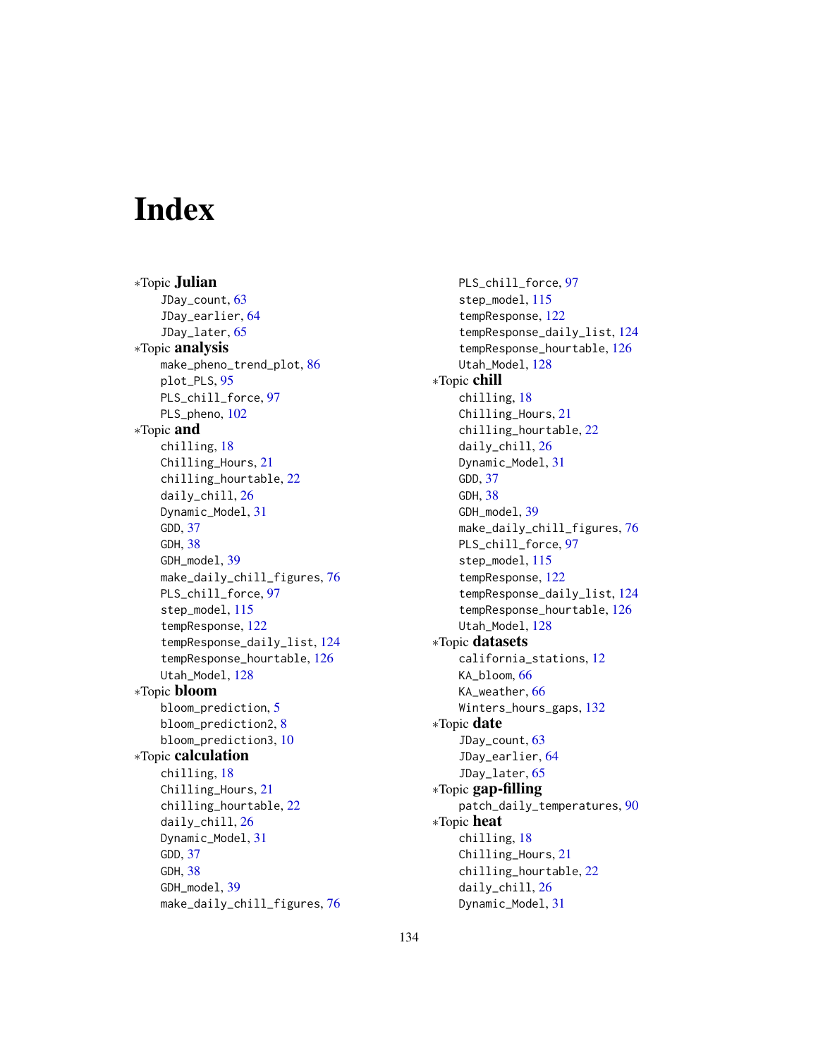# Index

*Topic **Julian**
- JDay_count, 63
- JDay_earlier, 64
- JDay_later, 65

*Topic **analysis**
- make_pheno_trend_plot, 86
- plot_PLS, 95
- PLS_chill_force, 97
- PLS_pheno, 102

*Topic **and**
- chilling, 18
- Chilling_Hours, 21
- chilling_hourtable, 22
- daily_chill, 26
- Dynamic_Model, 31
- GDD, 37
- GDH, 38
- GDH_model, 39
- make_daily_chill_figures, 76
- PLS_chill_force, 97
- step_model, 115
- tempResponse, 122
- tempResponse_daily_list, 124
- tempResponse_hourtable, 126
- Utah_Model, 128

*Topic **bloom**
- bloom_prediction, 5
- bloom_prediction2, 8
- bloom_prediction3, 10

*Topic **calculation**
- chilling, 18
- Chilling_Hours, 21
- chilling_hourtable, 22
- daily_chill, 26
- Dynamic_Model, 31
- GDD, 37
- GDH, 38
- GDH_model, 39
- make_daily_chill_figures, 76
- PLS_chill_force, 97
- step_model, 115
- tempResponse, 122
- tempResponse_daily_list, 124
- tempResponse_hourtable, 126
- Utah_Model, 128

*Topic **chill**
- chilling, 18
- Chilling_Hours, 21
- chilling_hourtable, 22
- daily_chill, 26
- Dynamic_Model, 31
- GDD, 37
- GDH, 38
- GDH_model, 39
- make_daily_chill_figures, 76
- PLS_chill_force, 97
- step_model, 115
- tempResponse, 122
- tempResponse_daily_list, 124
- tempResponse_hourtable, 126
- Utah_Model, 128

*Topic **datasets**
- california_stations, 12
- KA_bloom, 66
- KA_weather, 66
- Winters_hours_gaps, 132

*Topic **date**
- JDay_count, 63
- JDay_earlier, 64
- JDay_later, 65

*Topic **gap-filling**
- patch_daily_temperatures, 90

*Topic **heat**
- chilling, 18
- Chilling_Hours, 21
- chilling_hourtable, 22
- daily_chill, 26
- Dynamic_Model, 31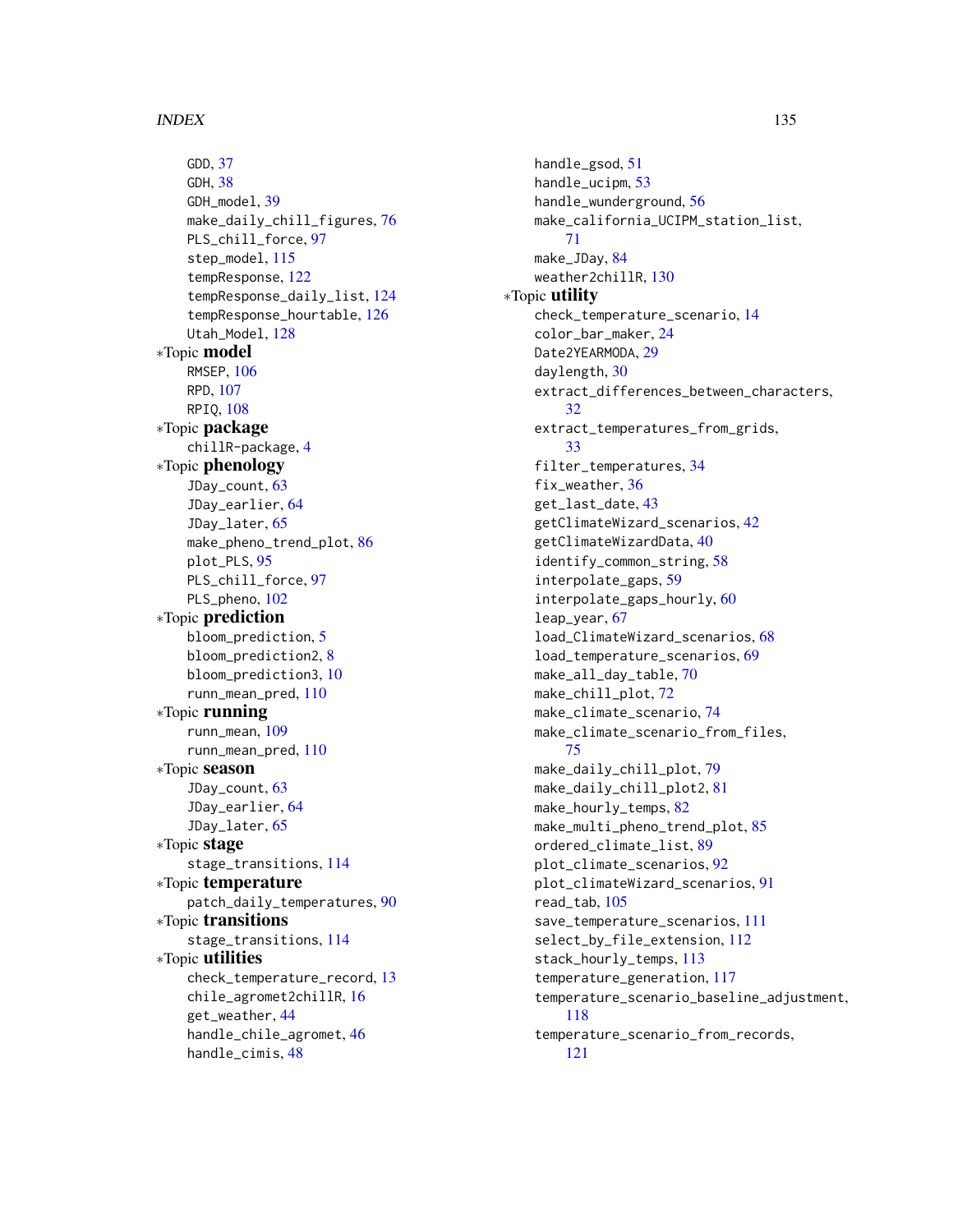GDD, 37
GDH, 38
GDH_model, 39
make_daily_chill_figures, 76
PLS_chill_force, 97
step_model, 115
tempResponse, 122
tempResponse_daily_list, 124
tempResponse_hourtable, 126
Utah_Model, 128

∗Topic **model**
RMSEP, 106
RPD, 107
RPIQ, 108

∗Topic **package**
chillR-package, 4

∗Topic **phenology**
JDay_count, 63
JDay_earlier, 64
JDay_later, 65
make_pheno_trend_plot, 86
plot_PLS, 95
PLS_chill_force, 97
PLS_pheno, 102

∗Topic **prediction**
bloom_prediction, 5
bloom_prediction2, 8
bloom_prediction3, 10
runn_mean_pred, 110

∗Topic **running**
runn_mean, 109
runn_mean_pred, 110

∗Topic **season**
JDay_count, 63
JDay_earlier, 64
JDay_later, 65

∗Topic **stage**
stage_transitions, 114

∗Topic **temperature**
patch_daily_temperatures, 90

∗Topic **transitions**
stage_transitions, 114

∗Topic **utilities**
check_temperature_record, 13
chile_agromet2chillR, 16
get_weather, 44
handle_chile_agromet, 46
handle_cimis, 48
handle_gsod, 51
handle_ucipm, 53
handle_wunderground, 56
make_california_UCIPM_station_list, 71
make_JDay, 84
weather2chillR, 130

∗Topic **utility**
check_temperature_scenario, 14
color_bar_maker, 24
Date2YEARMODA, 29
daylength, 30
extract_differences_between_characters, 32
extract_temperatures_from_grids, 33
filter_temperatures, 34
fix_weather, 36
get_last_date, 43
getClimateWizard_scenarios, 42
getClimateWizardData, 40
identify_common_string, 58
interpolate_gaps, 59
interpolate_gaps_hourly, 60
leap_year, 67
load_ClimateWizard_scenarios, 68
load_temperature_scenarios, 69
make_all_day_table, 70
make_chill_plot, 72
make_climate_scenario, 74
make_climate_scenario_from_files, 75
make_daily_chill_plot, 79
make_daily_chill_plot2, 81
make_hourly_temps, 82
make_multi_pheno_trend_plot, 85
ordered_climate_list, 89
plot_climate_scenarios, 92
plot_climateWizard_scenarios, 91
read_tab, 105
save_temperature_scenarios, 111
select_by_file_extension, 112
stack_hourly_temps, 113
temperature_generation, 117
temperature_scenario_baseline_adjustment, 118
temperature_scenario_from_records, 121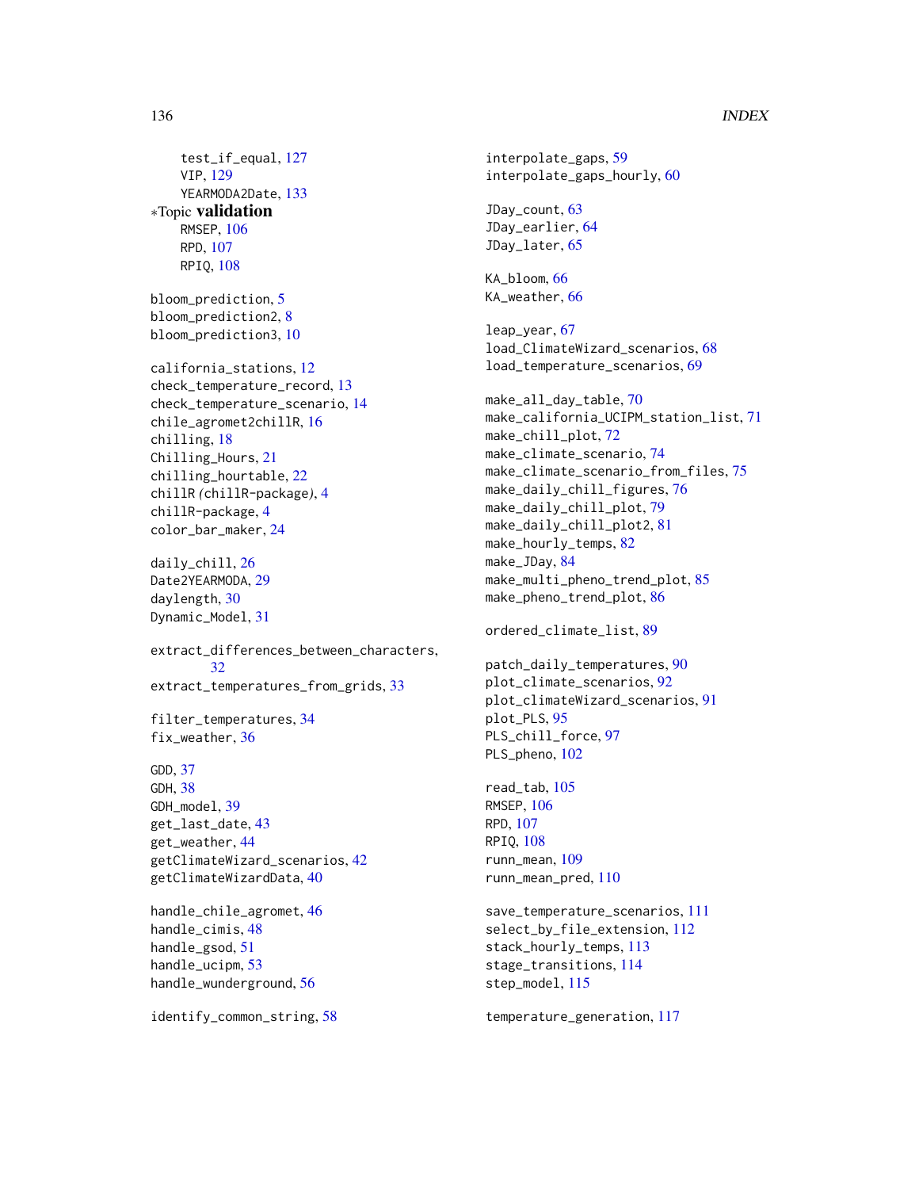test_if_equal, 127
VIP, 129
YEARMODA2Date, 133

*Topic **validation**

RMSEP, 106
RPD, 107
RPIQ, 108

bloom_prediction, 5
bloom_prediction2, 8
bloom_prediction3, 10

california_stations, 12
check_temperature_record, 13
check_temperature_scenario, 14
chile_agromet2chillR, 16
chilling, 18
Chilling_Hours, 21
chilling_hourtable, 22
chillR (chillR-package), 4
chillR-package, 4
color_bar_maker, 24

daily_chill, 26
Date2YEARMODA, 29
daylength, 30
Dynamic_Model, 31

extract_differences_between_characters, 32
extract_temperatures_from_grids, 33

filter_temperatures, 34
fix_weather, 36

GDD, 37
GDH, 38
GDH_model, 39
get_last_date, 43
get_weather, 44
getClimateWizard_scenarios, 42
getClimateWizardData, 40

handle_chile_agromet, 46
handle_cimis, 48
handle_gsod, 51
handle_ucipm, 53
handle_wunderground, 56

identify_common_string, 58
interpolate_gaps, 59
interpolate_gaps_hourly, 60

JDay_count, 63
JDay_earlier, 64
JDay_later, 65

KA_bloom, 66
KA_weather, 66

leap_year, 67
load_ClimateWizard_scenarios, 68
load_temperature_scenarios, 69

make_all_day_table, 70
make_california_UCIPM_station_list, 71
make_chill_plot, 72
make_climate_scenario, 74
make_climate_scenario_from_files, 75
make_daily_chill_figures, 76
make_daily_chill_plot, 79
make_daily_chill_plot2, 81
make_hourly_temps, 82
make_JDay, 84
make_multi_pheno_trend_plot, 85
make_pheno_trend_plot, 86

ordered_climate_list, 89

patch_daily_temperatures, 90
plot_climate_scenarios, 92
plot_climateWizard_scenarios, 91
plot_PLS, 95
PLS_chill_force, 97
PLS_pheno, 102

read_tab, 105
RMSEP, 106
RPD, 107
RPIQ, 108
runn_mean, 109
runn_mean_pred, 110

save_temperature_scenarios, 111
select_by_file_extension, 112
stack_hourly_temps, 113
stage_transitions, 114
step_model, 115

temperature_generation, 117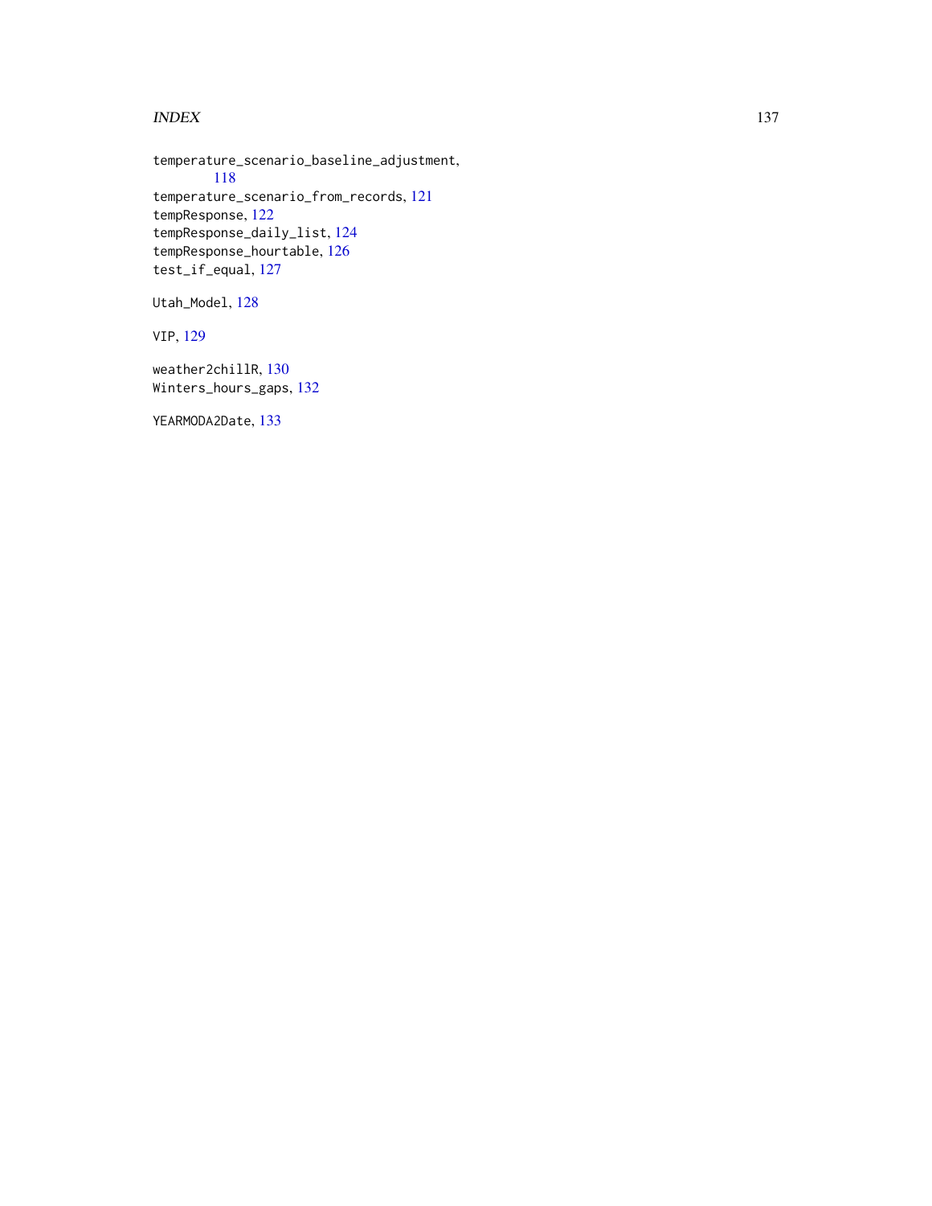temperature_scenario_baseline_adjustment, 118
temperature_scenario_from_records, 121
tempResponse, 122
tempResponse_daily_list, 124
tempResponse_hourtable, 126
test_if_equal, 127

Utah_Model, 128

VIP, 129

weather2chillR, 130
Winters_hours_gaps, 132

YEARMODA2Date, 133